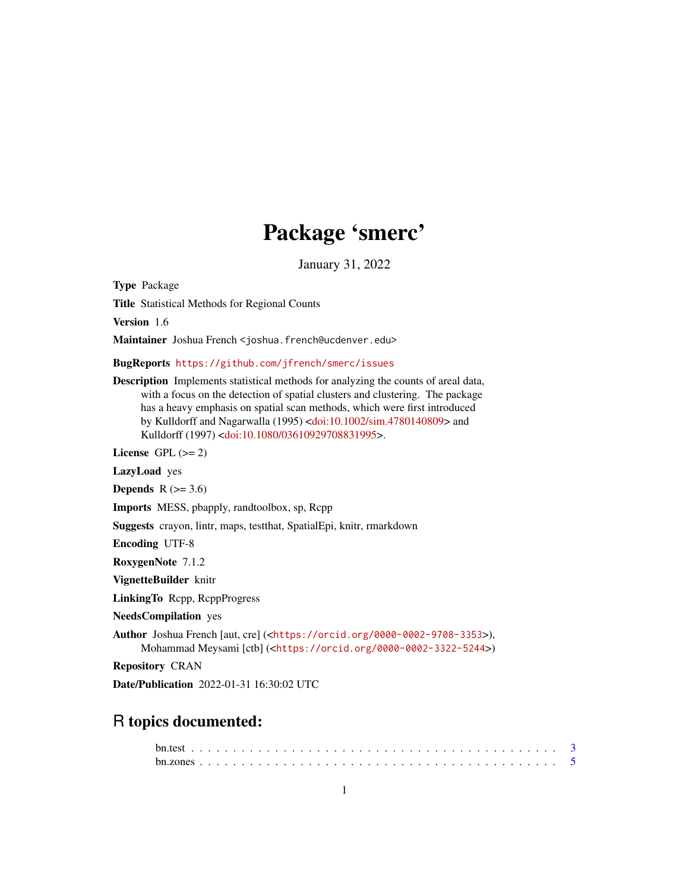# Package 'smerc'

January 31, 2022

**Type** Package

**Title** Statistical Methods for Regional Counts

**Version** 1.6

**Maintainer** Joshua French <joshua.french@ucdenver.edu>

**BugReports** https://github.com/jfrench/smerc/issues

**Description** Implements statistical methods for analyzing the counts of areal data, with a focus on the detection of spatial clusters and clustering. The package has a heavy emphasis on spatial scan methods, which were first introduced by Kulldorff and Nagarwalla (1995) <doi:10.1002/sim.4780140809> and Kulldorff (1997) <doi:10.1080/03610929708831995>.

**License** GPL (>= 2)

**LazyLoad** yes

**Depends** R (>= 3.6)

**Imports** MESS, pbapply, randtoolbox, sp, Rcpp

**Suggests** crayon, lintr, maps, testthat, SpatialEpi, knitr, rmarkdown

**Encoding** UTF-8

**RoxygenNote** 7.1.2

**VignetteBuilder** knitr

**LinkingTo** Rcpp, RcppProgress

**NeedsCompilation** yes

**Author** Joshua French [aut, cre] (<https://orcid.org/0000-0002-9708-3353>), Mohammad Meysami [ctb] (<https://orcid.org/0000-0002-3322-5244>)

**Repository** CRAN

**Date/Publication** 2022-01-31 16:30:02 UTC

## R topics documented:

bn.test . . . . . . . . . . . . . . . . . . . . . . . . . . . . . . . . . . . . . . . . . . 3
bn.zones . . . . . . . . . . . . . . . . . . . . . . . . . . . . . . . . . . . . . . . . . 5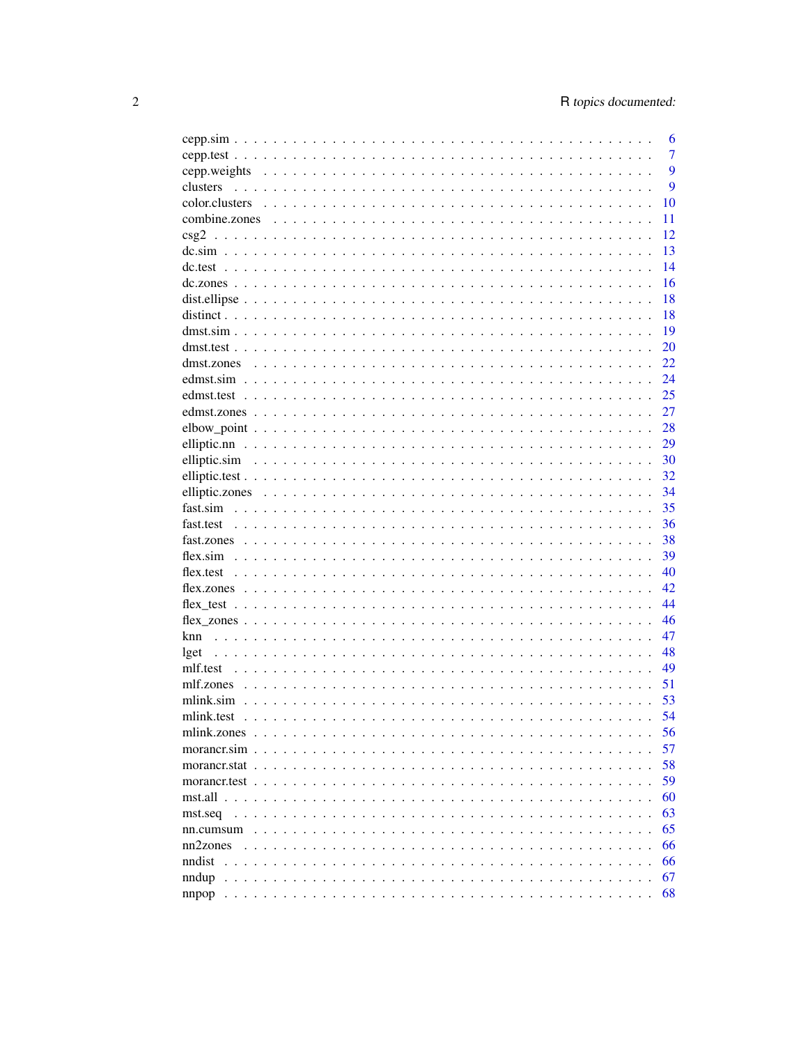cepp.sim . . . . . . . . . . . . . . . . . . . . . . . . . . . . . . . . . . . . . . . . 6
cepp.test . . . . . . . . . . . . . . . . . . . . . . . . . . . . . . . . . . . . . . . . 7
cepp.weights . . . . . . . . . . . . . . . . . . . . . . . . . . . . . . . . . . . . . . 9
clusters . . . . . . . . . . . . . . . . . . . . . . . . . . . . . . . . . . . . . . . . 9
color.clusters . . . . . . . . . . . . . . . . . . . . . . . . . . . . . . . . . . . . . 10
combine.zones . . . . . . . . . . . . . . . . . . . . . . . . . . . . . . . . . . . . . 11
csg2 . . . . . . . . . . . . . . . . . . . . . . . . . . . . . . . . . . . . . . . . . . 12
dc.sim . . . . . . . . . . . . . . . . . . . . . . . . . . . . . . . . . . . . . . . . . 13
dc.test . . . . . . . . . . . . . . . . . . . . . . . . . . . . . . . . . . . . . . . . . 14
dc.zones . . . . . . . . . . . . . . . . . . . . . . . . . . . . . . . . . . . . . . . . 16
dist.ellipse . . . . . . . . . . . . . . . . . . . . . . . . . . . . . . . . . . . . . . . 18
distinct . . . . . . . . . . . . . . . . . . . . . . . . . . . . . . . . . . . . . . . . 18
dmst.sim . . . . . . . . . . . . . . . . . . . . . . . . . . . . . . . . . . . . . . . . 19
dmst.test . . . . . . . . . . . . . . . . . . . . . . . . . . . . . . . . . . . . . . . . 20
dmst.zones . . . . . . . . . . . . . . . . . . . . . . . . . . . . . . . . . . . . . . . 22
edmst.sim . . . . . . . . . . . . . . . . . . . . . . . . . . . . . . . . . . . . . . . . 24
edmst.test . . . . . . . . . . . . . . . . . . . . . . . . . . . . . . . . . . . . . . . 25
edmst.zones . . . . . . . . . . . . . . . . . . . . . . . . . . . . . . . . . . . . . . 27
elbow_point . . . . . . . . . . . . . . . . . . . . . . . . . . . . . . . . . . . . . . 28
elliptic.nn . . . . . . . . . . . . . . . . . . . . . . . . . . . . . . . . . . . . . . . 29
elliptic.sim . . . . . . . . . . . . . . . . . . . . . . . . . . . . . . . . . . . . . . 30
elliptic.test . . . . . . . . . . . . . . . . . . . . . . . . . . . . . . . . . . . . . . 32
elliptic.zones . . . . . . . . . . . . . . . . . . . . . . . . . . . . . . . . . . . . . 34
fast.sim . . . . . . . . . . . . . . . . . . . . . . . . . . . . . . . . . . . . . . . . 35
fast.test . . . . . . . . . . . . . . . . . . . . . . . . . . . . . . . . . . . . . . . . 36
fast.zones . . . . . . . . . . . . . . . . . . . . . . . . . . . . . . . . . . . . . . . 38
flex.sim . . . . . . . . . . . . . . . . . . . . . . . . . . . . . . . . . . . . . . . . 39
flex.test . . . . . . . . . . . . . . . . . . . . . . . . . . . . . . . . . . . . . . . . 40
flex.zones . . . . . . . . . . . . . . . . . . . . . . . . . . . . . . . . . . . . . . . 42
flex_test . . . . . . . . . . . . . . . . . . . . . . . . . . . . . . . . . . . . . . . . 44
flex_zones . . . . . . . . . . . . . . . . . . . . . . . . . . . . . . . . . . . . . . . 46
knn . . . . . . . . . . . . . . . . . . . . . . . . . . . . . . . . . . . . . . . . . . . 47
lget . . . . . . . . . . . . . . . . . . . . . . . . . . . . . . . . . . . . . . . . . . 48
mlf.test . . . . . . . . . . . . . . . . . . . . . . . . . . . . . . . . . . . . . . . . 49
mlf.zones . . . . . . . . . . . . . . . . . . . . . . . . . . . . . . . . . . . . . . . 51
mlink.sim . . . . . . . . . . . . . . . . . . . . . . . . . . . . . . . . . . . . . . . . 53
mlink.test . . . . . . . . . . . . . . . . . . . . . . . . . . . . . . . . . . . . . . . 54
mlink.zones . . . . . . . . . . . . . . . . . . . . . . . . . . . . . . . . . . . . . . 56
morancr.sim . . . . . . . . . . . . . . . . . . . . . . . . . . . . . . . . . . . . . . 57
morancr.stat . . . . . . . . . . . . . . . . . . . . . . . . . . . . . . . . . . . . . . 58
morancr.test . . . . . . . . . . . . . . . . . . . . . . . . . . . . . . . . . . . . . . 59
mst.all . . . . . . . . . . . . . . . . . . . . . . . . . . . . . . . . . . . . . . . . . 60
mst.seq . . . . . . . . . . . . . . . . . . . . . . . . . . . . . . . . . . . . . . . . . 63
nn.cumsum . . . . . . . . . . . . . . . . . . . . . . . . . . . . . . . . . . . . . . . 65
nn2zones . . . . . . . . . . . . . . . . . . . . . . . . . . . . . . . . . . . . . . . . 66
nndist . . . . . . . . . . . . . . . . . . . . . . . . . . . . . . . . . . . . . . . . . 66
nndup . . . . . . . . . . . . . . . . . . . . . . . . . . . . . . . . . . . . . . . . . . 67
nnpop . . . . . . . . . . . . . . . . . . . . . . . . . . . . . . . . . . . . . . . . . . 68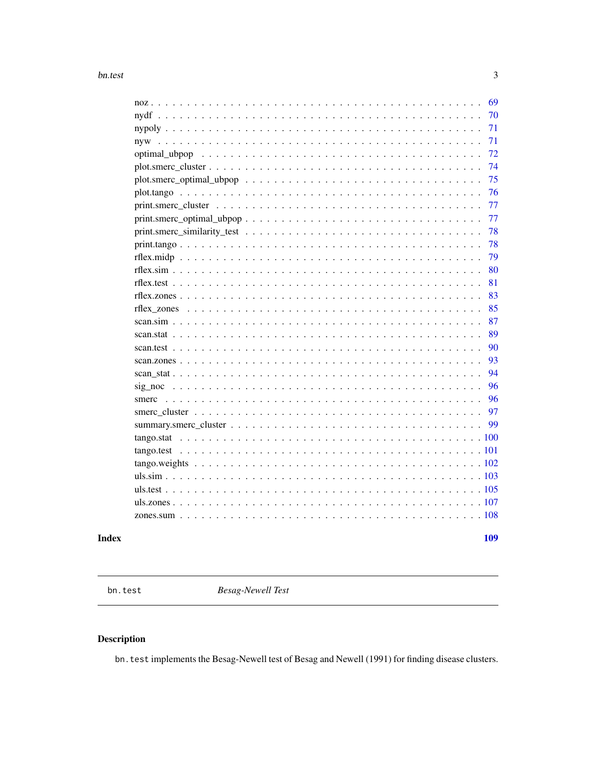noz . . . . . . . . . . . . . . . . . . . . . . . . . . . . . . . . . . . . . . . . . . . 69
nydf . . . . . . . . . . . . . . . . . . . . . . . . . . . . . . . . . . . . . . . . . . . 70
nypoly . . . . . . . . . . . . . . . . . . . . . . . . . . . . . . . . . . . . . . . . . . 71
nyw . . . . . . . . . . . . . . . . . . . . . . . . . . . . . . . . . . . . . . . . . . . 71
optimal_ubpop . . . . . . . . . . . . . . . . . . . . . . . . . . . . . . . . . . . . . 72
plot.smerc_cluster . . . . . . . . . . . . . . . . . . . . . . . . . . . . . . . . . . 74
plot.smerc_optimal_ubpop . . . . . . . . . . . . . . . . . . . . . . . . . . . . . . 75
plot.tango . . . . . . . . . . . . . . . . . . . . . . . . . . . . . . . . . . . . . . . 76
print.smerc_cluster . . . . . . . . . . . . . . . . . . . . . . . . . . . . . . . . . 77
print.smerc_optimal_ubpop . . . . . . . . . . . . . . . . . . . . . . . . . . . . . 77
print.smerc_similarity_test . . . . . . . . . . . . . . . . . . . . . . . . . . . . 78
print.tango . . . . . . . . . . . . . . . . . . . . . . . . . . . . . . . . . . . . . . 78
rflex.midp . . . . . . . . . . . . . . . . . . . . . . . . . . . . . . . . . . . . . . 79
rflex.sim . . . . . . . . . . . . . . . . . . . . . . . . . . . . . . . . . . . . . . . 80
rflex.test . . . . . . . . . . . . . . . . . . . . . . . . . . . . . . . . . . . . . . . 81
rflex.zones . . . . . . . . . . . . . . . . . . . . . . . . . . . . . . . . . . . . . . 83
rflex_zones . . . . . . . . . . . . . . . . . . . . . . . . . . . . . . . . . . . . . . 85
scan.sim . . . . . . . . . . . . . . . . . . . . . . . . . . . . . . . . . . . . . . . . 87
scan.stat . . . . . . . . . . . . . . . . . . . . . . . . . . . . . . . . . . . . . . . 89
scan.test . . . . . . . . . . . . . . . . . . . . . . . . . . . . . . . . . . . . . . . 90
scan.zones . . . . . . . . . . . . . . . . . . . . . . . . . . . . . . . . . . . . . . 93
scan_stat . . . . . . . . . . . . . . . . . . . . . . . . . . . . . . . . . . . . . . . 94
sig_noc . . . . . . . . . . . . . . . . . . . . . . . . . . . . . . . . . . . . . . . . 96
smerc . . . . . . . . . . . . . . . . . . . . . . . . . . . . . . . . . . . . . . . . . 96
smerc_cluster . . . . . . . . . . . . . . . . . . . . . . . . . . . . . . . . . . . . . 97
summary.smerc_cluster . . . . . . . . . . . . . . . . . . . . . . . . . . . . . . . . 99
tango.stat . . . . . . . . . . . . . . . . . . . . . . . . . . . . . . . . . . . . . . 100
tango.test . . . . . . . . . . . . . . . . . . . . . . . . . . . . . . . . . . . . . . 101
tango.weights . . . . . . . . . . . . . . . . . . . . . . . . . . . . . . . . . . . . . 102
uls.sim . . . . . . . . . . . . . . . . . . . . . . . . . . . . . . . . . . . . . . . . 103
uls.test . . . . . . . . . . . . . . . . . . . . . . . . . . . . . . . . . . . . . . . . 105
uls.zones . . . . . . . . . . . . . . . . . . . . . . . . . . . . . . . . . . . . . . . 107
zones.sum . . . . . . . . . . . . . . . . . . . . . . . . . . . . . . . . . . . . . . . 108

**Index** **109**

---

`bn.test` *Besag-Newell Test*

---

## Description

`bn.test` implements the Besag-Newell test of Besag and Newell (1991) for finding disease clusters.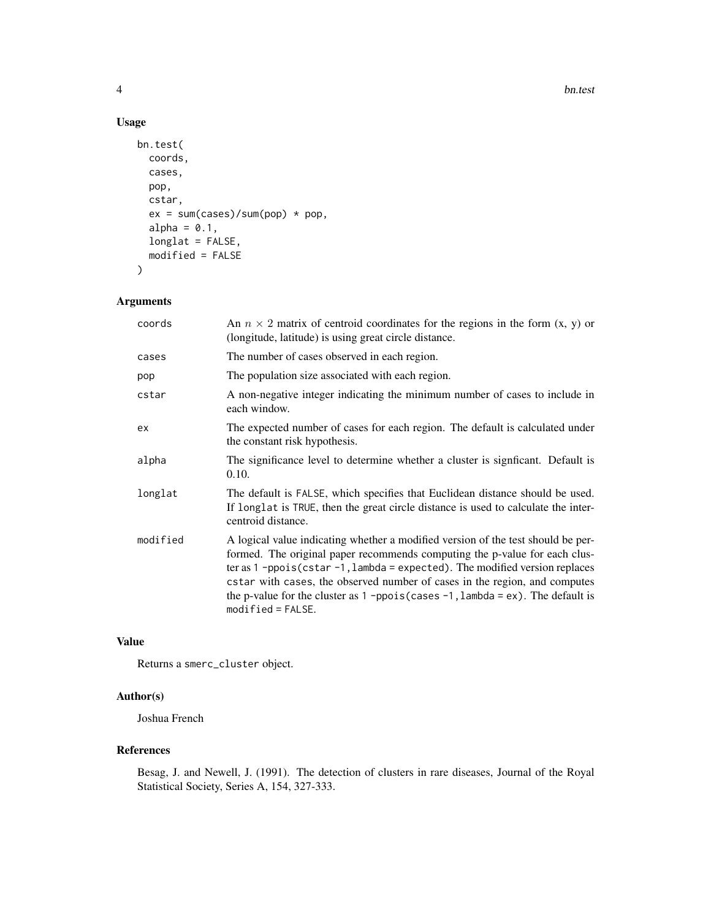## Usage

```
bn.test(
  coords,
  cases,
  pop,
  cstar,
  ex = sum(cases)/sum(pop) * pop,
  alpha = 0.1,
  longlat = FALSE,
  modified = FALSE
)
```

## Arguments

| Argument | Description |
| --- | --- |
| coords | An $n \times 2$ matrix of centroid coordinates for the regions in the form (x, y) or (longitude, latitude) is using great circle distance. |
| cases | The number of cases observed in each region. |
| pop | The population size associated with each region. |
| cstar | A non-negative integer indicating the minimum number of cases to include in each window. |
| ex | The expected number of cases for each region. The default is calculated under the constant risk hypothesis. |
| alpha | The significance level to determine whether a cluster is signficant. Default is 0.10. |
| longlat | The default is `FALSE`, which specifies that Euclidean distance should be used. If `longlat` is `TRUE`, then the great circle distance is used to calculate the intercentroid distance. |
| modified | A logical value indicating whether a modified version of the test should be performed. The original paper recommends computing the p-value for each cluster as `1 -ppois(cstar -1, lambda = expected)`. The modified version replaces `cstar` with `cases`, the observed number of cases in the region, and computes the p-value for the cluster as `1 -ppois(cases -1, lambda = ex)`. The default is `modified = FALSE`. |

## Value

Returns a `smerc_cluster` object.

## Author(s)

Joshua French

## References

Besag, J. and Newell, J. (1991). The detection of clusters in rare diseases, Journal of the Royal Statistical Society, Series A, 154, 327-333.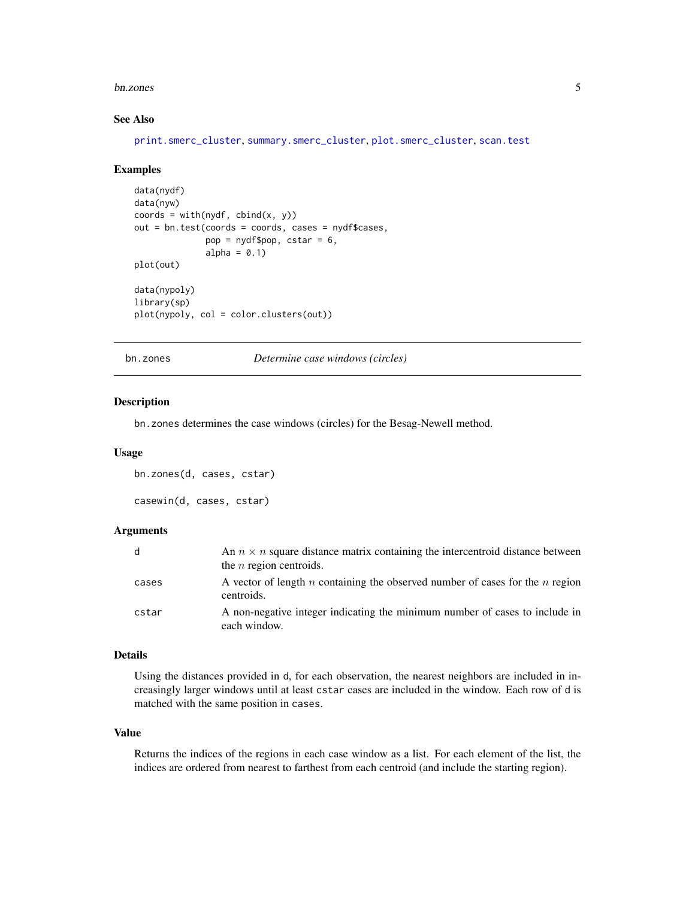### See Also

print.smerc_cluster, summary.smerc_cluster, plot.smerc_cluster, scan.test

### Examples

```
data(nydf)
data(nyw)
coords = with(nydf, cbind(x, y))
out = bn.test(coords = coords, cases = nydf$cases,
              pop = nydf$pop, cstar = 6,
              alpha = 0.1)
plot(out)

data(nypoly)
library(sp)
plot(nypoly, col = color.clusters(out))
```

---

## bn.zones — *Determine case windows (circles)*

### Description

bn.zones determines the case windows (circles) for the Besag-Newell method.

### Usage

```
bn.zones(d, cases, cstar)

casewin(d, cases, cstar)
```

### Arguments

| | |
|---|---|
| d | An $n \times n$ square distance matrix containing the intercentroid distance between the $n$ region centroids. |
| cases | A vector of length $n$ containing the observed number of cases for the $n$ region centroids. |
| cstar | A non-negative integer indicating the minimum number of cases to include in each window. |

### Details

Using the distances provided in d, for each observation, the nearest neighbors are included in increasingly larger windows until at least cstar cases are included in the window. Each row of d is matched with the same position in cases.

### Value

Returns the indices of the regions in each case window as a list. For each element of the list, the indices are ordered from nearest to farthest from each centroid (and include the starting region).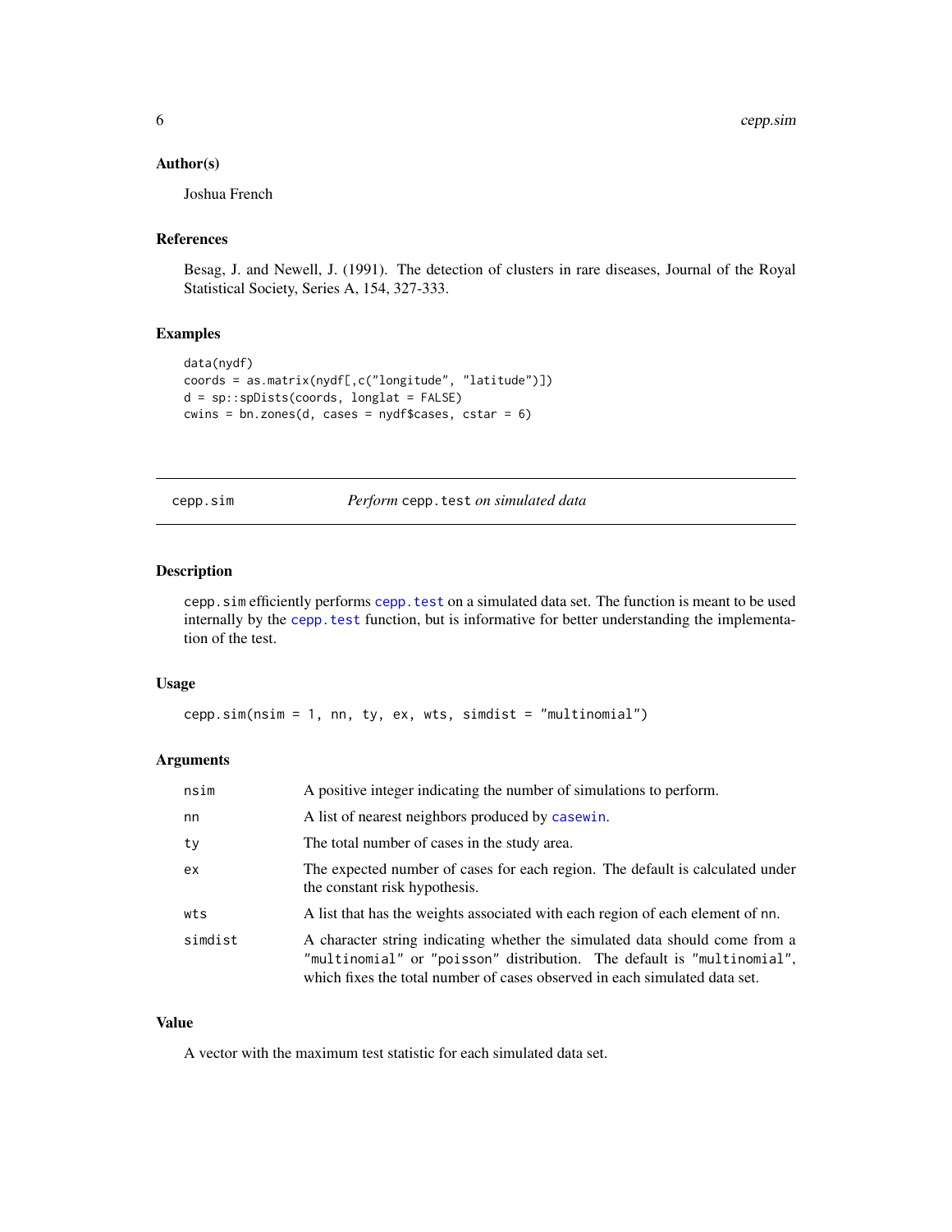### Author(s)

Joshua French

### References

Besag, J. and Newell, J. (1991). The detection of clusters in rare diseases, Journal of the Royal Statistical Society, Series A, 154, 327-333.

### Examples

```
data(nydf)
coords = as.matrix(nydf[,c("longitude", "latitude")])
d = sp::spDists(coords, longlat = FALSE)
cwins = bn.zones(d, cases = nydf$cases, cstar = 6)
```

---

## cepp.sim — *Perform* `cepp.test` *on simulated data*

---

### Description

`cepp.sim` efficiently performs `cepp.test` on a simulated data set. The function is meant to be used internally by the `cepp.test` function, but is informative for better understanding the implementation of the test.

### Usage

```
cepp.sim(nsim = 1, nn, ty, ex, wts, simdist = "multinomial")
```

### Arguments

| | |
|---|---|
| `nsim` | A positive integer indicating the number of simulations to perform. |
| `nn` | A list of nearest neighbors produced by `casewin`. |
| `ty` | The total number of cases in the study area. |
| `ex` | The expected number of cases for each region. The default is calculated under the constant risk hypothesis. |
| `wts` | A list that has the weights associated with each region of each element of `nn`. |
| `simdist` | A character string indicating whether the simulated data should come from a `"multinomial"` or `"poisson"` distribution. The default is `"multinomial"`, which fixes the total number of cases observed in each simulated data set. |

### Value

A vector with the maximum test statistic for each simulated data set.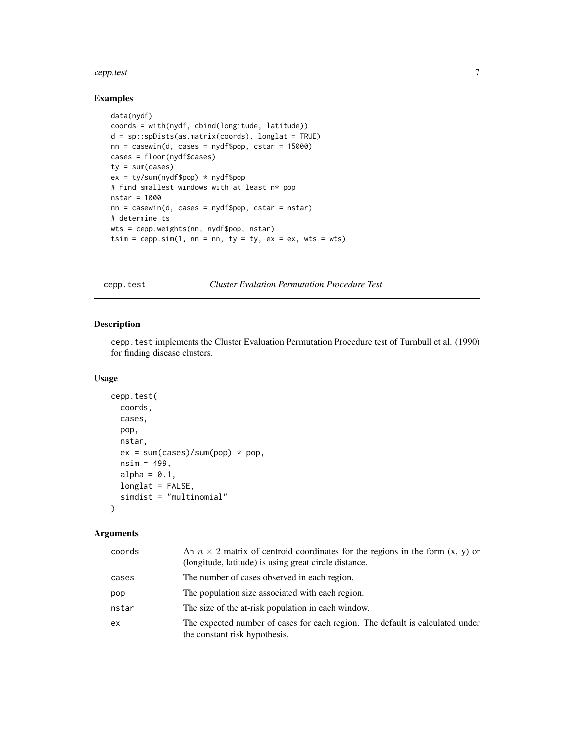### Examples

```
data(nydf)
coords = with(nydf, cbind(longitude, latitude))
d = sp::spDists(as.matrix(coords), longlat = TRUE)
nn = casewin(d, cases = nydf$pop, cstar = 15000)
cases = floor(nydf$cases)
ty = sum(cases)
ex = ty/sum(nydf$pop) * nydf$pop
# find smallest windows with at least n* pop
nstar = 1000
nn = casewin(d, cases = nydf$pop, cstar = nstar)
# determine ts
wts = cepp.weights(nn, nydf$pop, nstar)
tsim = cepp.sim(1, nn = nn, ty = ty, ex = ex, wts = wts)
```

---

## cepp.test — *Cluster Evalation Permutation Procedure Test*

### Description

`cepp.test` implements the Cluster Evaluation Permutation Procedure test of Turnbull et al. (1990) for finding disease clusters.

### Usage

```
cepp.test(
  coords,
  cases,
  pop,
  nstar,
  ex = sum(cases)/sum(pop) * pop,
  nsim = 499,
  alpha = 0.1,
  longlat = FALSE,
  simdist = "multinomial"
)
```

### Arguments

| | |
|---|---|
| `coords` | An $n \times 2$ matrix of centroid coordinates for the regions in the form (x, y) or (longitude, latitude) is using great circle distance. |
| `cases` | The number of cases observed in each region. |
| `pop` | The population size associated with each region. |
| `nstar` | The size of the at-risk population in each window. |
| `ex` | The expected number of cases for each region. The default is calculated under the constant risk hypothesis. |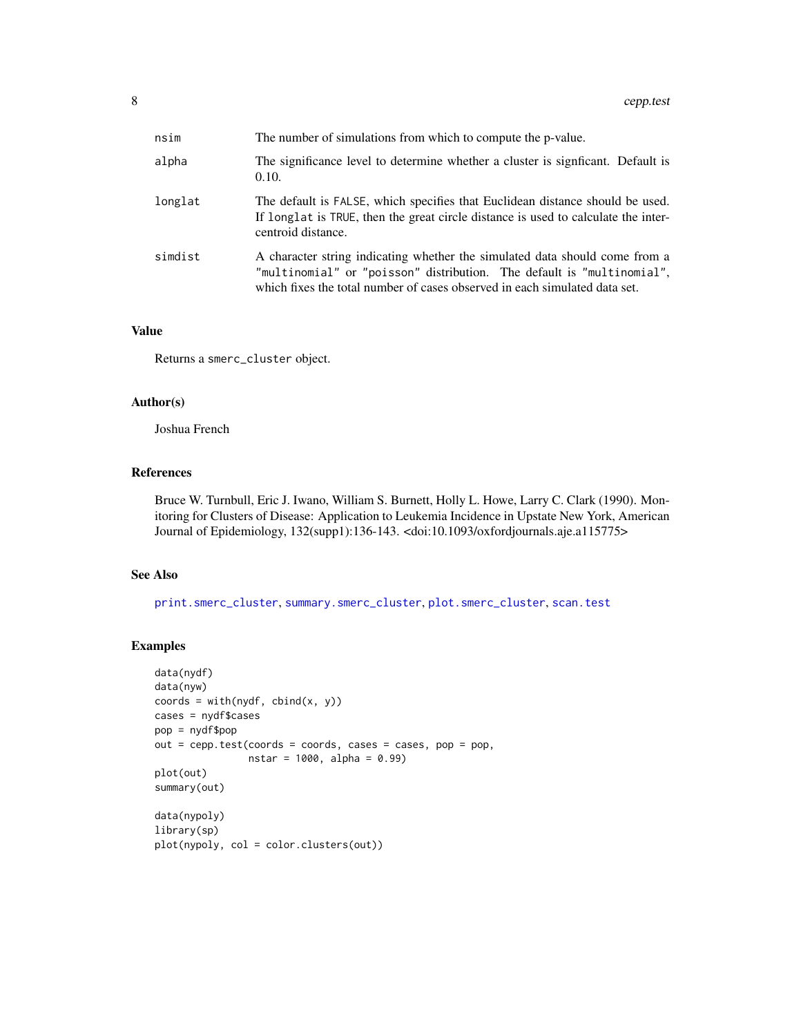| | |
|---|---|
| nsim | The number of simulations from which to compute the p-value. |
| alpha | The significance level to determine whether a cluster is signficant. Default is 0.10. |
| longlat | The default is FALSE, which specifies that Euclidean distance should be used. If longlat is TRUE, then the great circle distance is used to calculate the inter-centroid distance. |
| simdist | A character string indicating whether the simulated data should come from a "multinomial" or "poisson" distribution. The default is "multinomial", which fixes the total number of cases observed in each simulated data set. |

## Value

Returns a smerc_cluster object.

## Author(s)

Joshua French

## References

Bruce W. Turnbull, Eric J. Iwano, William S. Burnett, Holly L. Howe, Larry C. Clark (1990). Monitoring for Clusters of Disease: Application to Leukemia Incidence in Upstate New York, American Journal of Epidemiology, 132(supp1):136-143. <doi:10.1093/oxfordjournals.aje.a115775>

## See Also

print.smerc_cluster, summary.smerc_cluster, plot.smerc_cluster, scan.test

## Examples

```
data(nydf)
data(nyw)
coords = with(nydf, cbind(x, y))
cases = nydf$cases
pop = nydf$pop
out = cepp.test(coords = coords, cases = cases, pop = pop,
                nstar = 1000, alpha = 0.99)
plot(out)
summary(out)

data(nypoly)
library(sp)
plot(nypoly, col = color.clusters(out))
```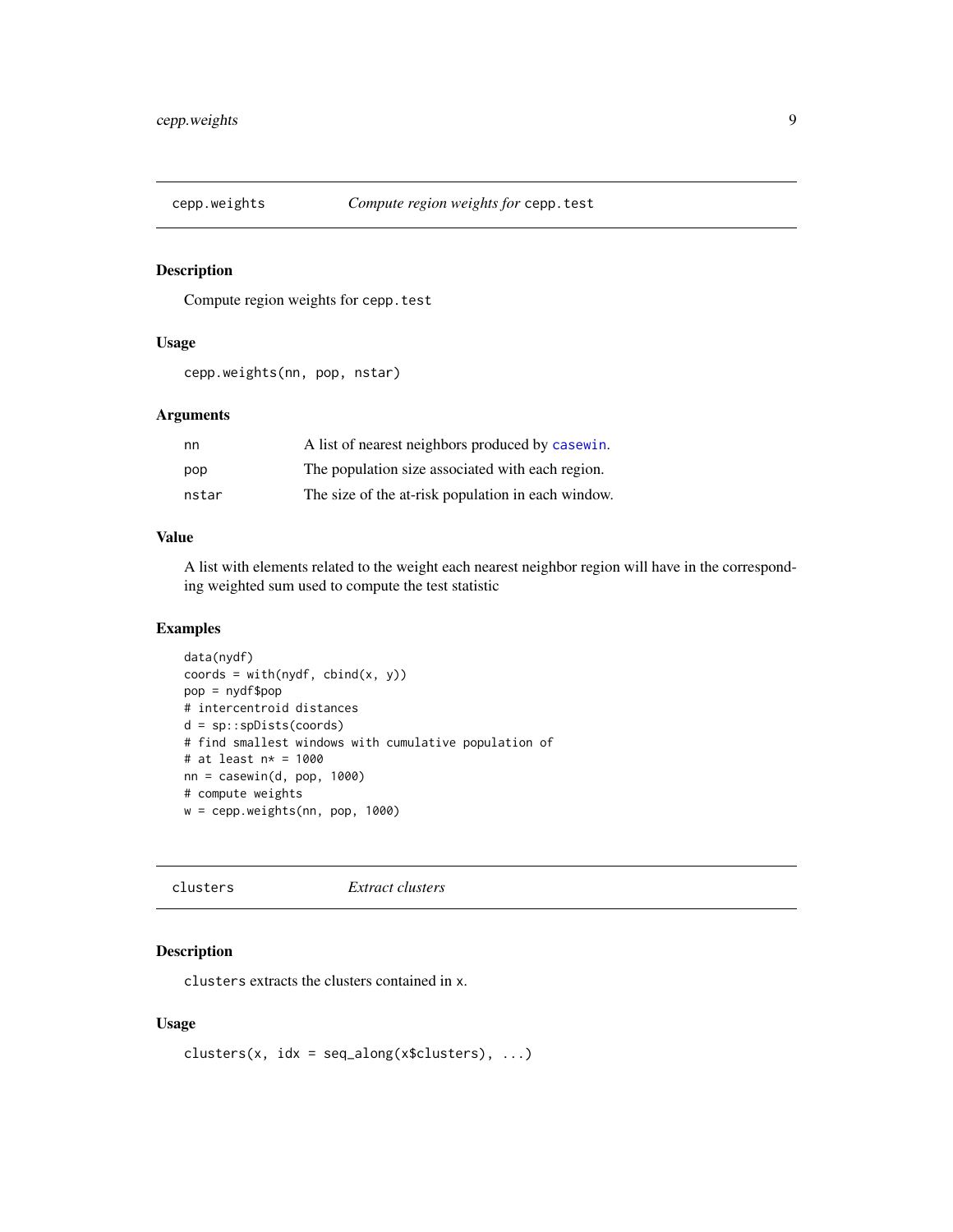## cepp.weights — *Compute region weights for* `cepp.test`

### Description

Compute region weights for `cepp.test`

### Usage

```
cepp.weights(nn, pop, nstar)
```

### Arguments

| | |
|---|---|
| `nn` | A list of nearest neighbors produced by `casewin`. |
| `pop` | The population size associated with each region. |
| `nstar` | The size of the at-risk population in each window. |

### Value

A list with elements related to the weight each nearest neighbor region will have in the corresponding weighted sum used to compute the test statistic

### Examples

```
data(nydf)
coords = with(nydf, cbind(x, y))
pop = nydf$pop
# intercentroid distances
d = sp::spDists(coords)
# find smallest windows with cumulative population of
# at least n* = 1000
nn = casewin(d, pop, 1000)
# compute weights
w = cepp.weights(nn, pop, 1000)
```

## clusters — *Extract clusters*

### Description

`clusters` extracts the clusters contained in `x`.

### Usage

```
clusters(x, idx = seq_along(x$clusters), ...)
```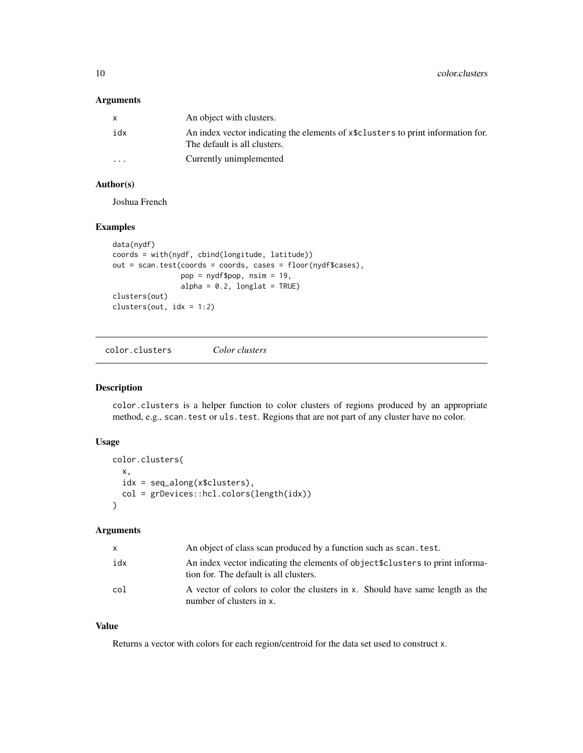## Arguments

| | |
|---|---|
| x | An object with clusters. |
| idx | An index vector indicating the elements of x$clusters to print information for. The default is all clusters. |
| ... | Currently unimplemented |

## Author(s)

Joshua French

## Examples

```
data(nydf)
coords = with(nydf, cbind(longitude, latitude))
out = scan.test(coords = coords, cases = floor(nydf$cases),
                pop = nydf$pop, nsim = 19,
                alpha = 0.2, longlat = TRUE)
clusters(out)
clusters(out, idx = 1:2)
```

---

# color.clusters *Color clusters*

## Description

color.clusters is a helper function to color clusters of regions produced by an appropriate method, e.g., scan.test or uls.test. Regions that are not part of any cluster have no color.

## Usage

```
color.clusters(
  x,
  idx = seq_along(x$clusters),
  col = grDevices::hcl.colors(length(idx))
)
```

## Arguments

| | |
|---|---|
| x | An object of class scan produced by a function such as scan.test. |
| idx | An index vector indicating the elements of object$clusters to print information for. The default is all clusters. |
| col | A vector of colors to color the clusters in x. Should have same length as the number of clusters in x. |

## Value

Returns a vector with colors for each region/centroid for the data set used to construct x.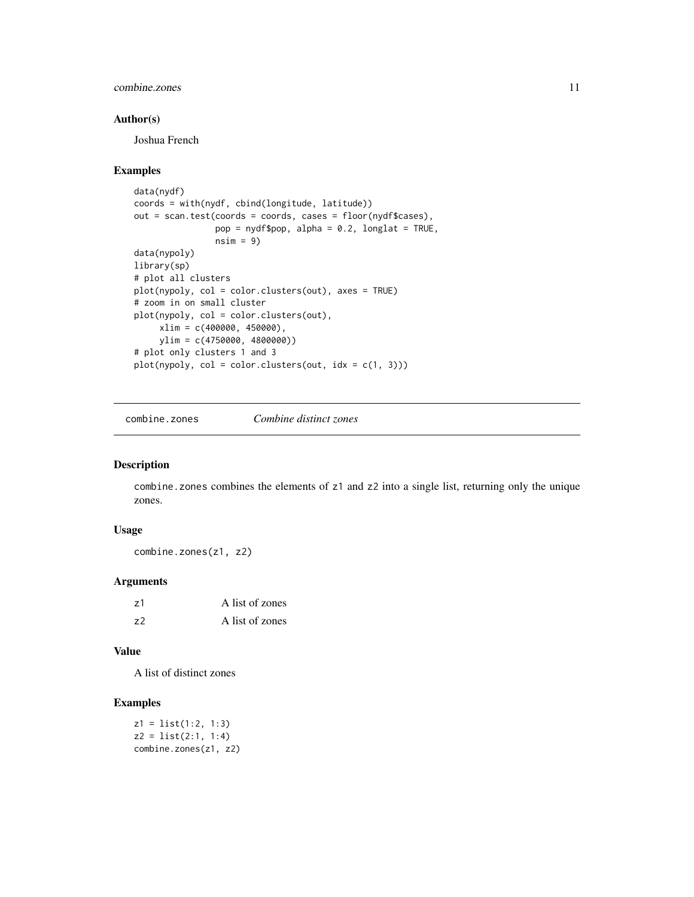## Author(s)

Joshua French

## Examples

```
data(nydf)
coords = with(nydf, cbind(longitude, latitude))
out = scan.test(coords = coords, cases = floor(nydf$cases),
                pop = nydf$pop, alpha = 0.2, longlat = TRUE,
                nsim = 9)
data(nypoly)
library(sp)
# plot all clusters
plot(nypoly, col = color.clusters(out), axes = TRUE)
# zoom in on small cluster
plot(nypoly, col = color.clusters(out),
     xlim = c(400000, 450000),
     ylim = c(4750000, 4800000))
# plot only clusters 1 and 3
plot(nypoly, col = color.clusters(out, idx = c(1, 3)))
```

---

# combine.zones *Combine distinct zones*

## Description

combine.zones combines the elements of z1 and z2 into a single list, returning only the unique zones.

## Usage

```
combine.zones(z1, z2)
```

## Arguments

| | |
|---|---|
| z1 | A list of zones |
| z2 | A list of zones |

## Value

A list of distinct zones

## Examples

```
z1 = list(1:2, 1:3)
z2 = list(2:1, 1:4)
combine.zones(z1, z2)
```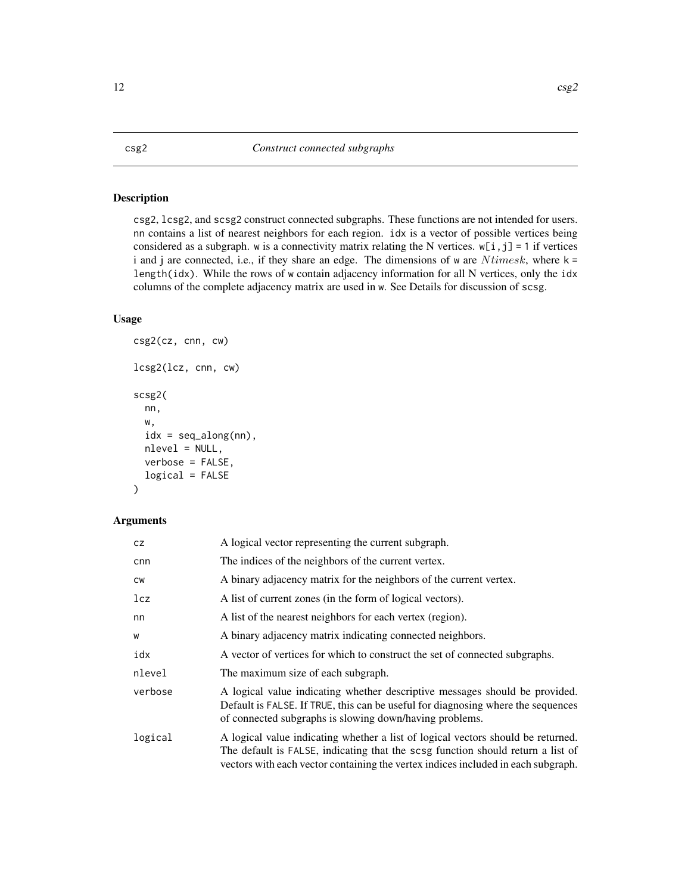# csg2 *Construct connected subgraphs*

## Description

csg2, lcsg2, and scsg2 construct connected subgraphs. These functions are not intended for users. nn contains a list of nearest neighbors for each region. idx is a vector of possible vertices being considered as a subgraph. w is a connectivity matrix relating the N vertices. w[i,j] = 1 if vertices i and j are connected, i.e., if they share an edge. The dimensions of w are $N times k$, where k = length(idx). While the rows of w contain adjacency information for all N vertices, only the idx columns of the complete adjacency matrix are used in w. See Details for discussion of scsg.

## Usage

```
csg2(cz, cnn, cw)

lcsg2(lcz, cnn, cw)

scsg2(
  nn,
  w,
  idx = seq_along(nn),
  nlevel = NULL,
  verbose = FALSE,
  logical = FALSE
)
```

## Arguments

| | |
|---|---|
| cz | A logical vector representing the current subgraph. |
| cnn | The indices of the neighbors of the current vertex. |
| cw | A binary adjacency matrix for the neighbors of the current vertex. |
| lcz | A list of current zones (in the form of logical vectors). |
| nn | A list of the nearest neighbors for each vertex (region). |
| w | A binary adjacency matrix indicating connected neighbors. |
| idx | A vector of vertices for which to construct the set of connected subgraphs. |
| nlevel | The maximum size of each subgraph. |
| verbose | A logical value indicating whether descriptive messages should be provided. Default is FALSE. If TRUE, this can be useful for diagnosing where the sequences of connected subgraphs is slowing down/having problems. |
| logical | A logical value indicating whether a list of logical vectors should be returned. The default is FALSE, indicating that the scsg function should return a list of vectors with each vector containing the vertex indices included in each subgraph. |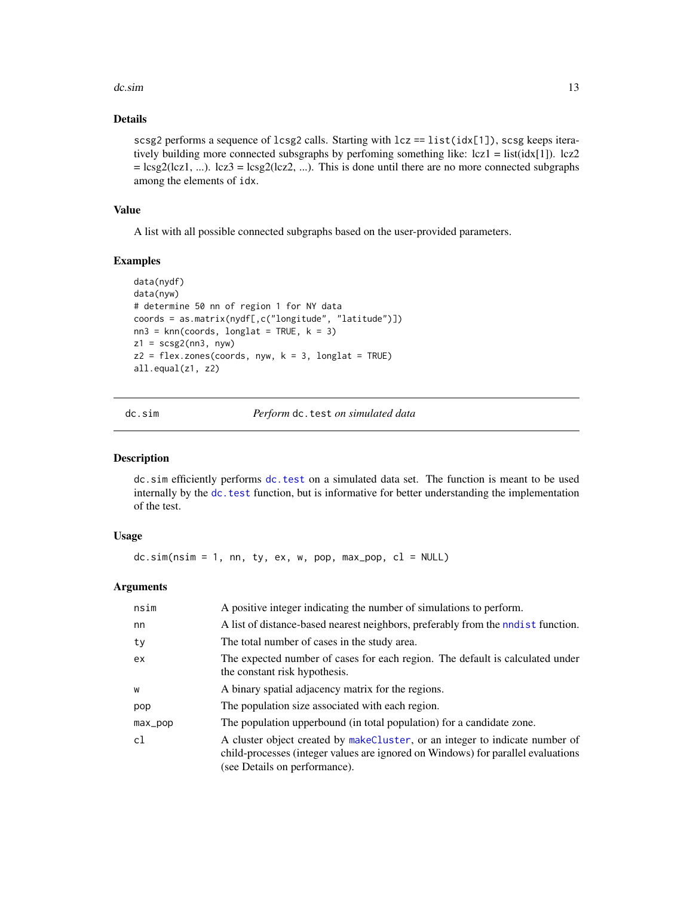### Details

scsg2 performs a sequence of lcsg2 calls. Starting with lcz == list(idx[1]), scsg keeps iteratively building more connected subsgraphs by perfoming something like: lcz1 = list(idx[1]). lcz2 = lcsg2(lcz1, ...). lcz3 = lcsg2(lcz2, ...). This is done until there are no more connected subgraphs among the elements of idx.

### Value

A list with all possible connected subgraphs based on the user-provided parameters.

### Examples

```
data(nydf)
data(nyw)
# determine 50 nn of region 1 for NY data
coords = as.matrix(nydf[,c("longitude", "latitude")])
nn3 = knn(coords, longlat = TRUE, k = 3)
z1 = scsg2(nn3, nyw)
z2 = flex.zones(coords, nyw, k = 3, longlat = TRUE)
all.equal(z1, z2)
```

---

## dc.sim — *Perform* dc.test *on simulated data*

### Description

dc.sim efficiently performs dc.test on a simulated data set. The function is meant to be used internally by the dc.test function, but is informative for better understanding the implementation of the test.

### Usage

```
dc.sim(nsim = 1, nn, ty, ex, w, pop, max_pop, cl = NULL)
```

### Arguments

| Argument | Description |
|---|---|
| nsim | A positive integer indicating the number of simulations to perform. |
| nn | A list of distance-based nearest neighbors, preferably from the nndist function. |
| ty | The total number of cases in the study area. |
| ex | The expected number of cases for each region. The default is calculated under the constant risk hypothesis. |
| w | A binary spatial adjacency matrix for the regions. |
| pop | The population size associated with each region. |
| max_pop | The population upperbound (in total population) for a candidate zone. |
| cl | A cluster object created by makeCluster, or an integer to indicate number of child-processes (integer values are ignored on Windows) for parallel evaluations (see Details on performance). |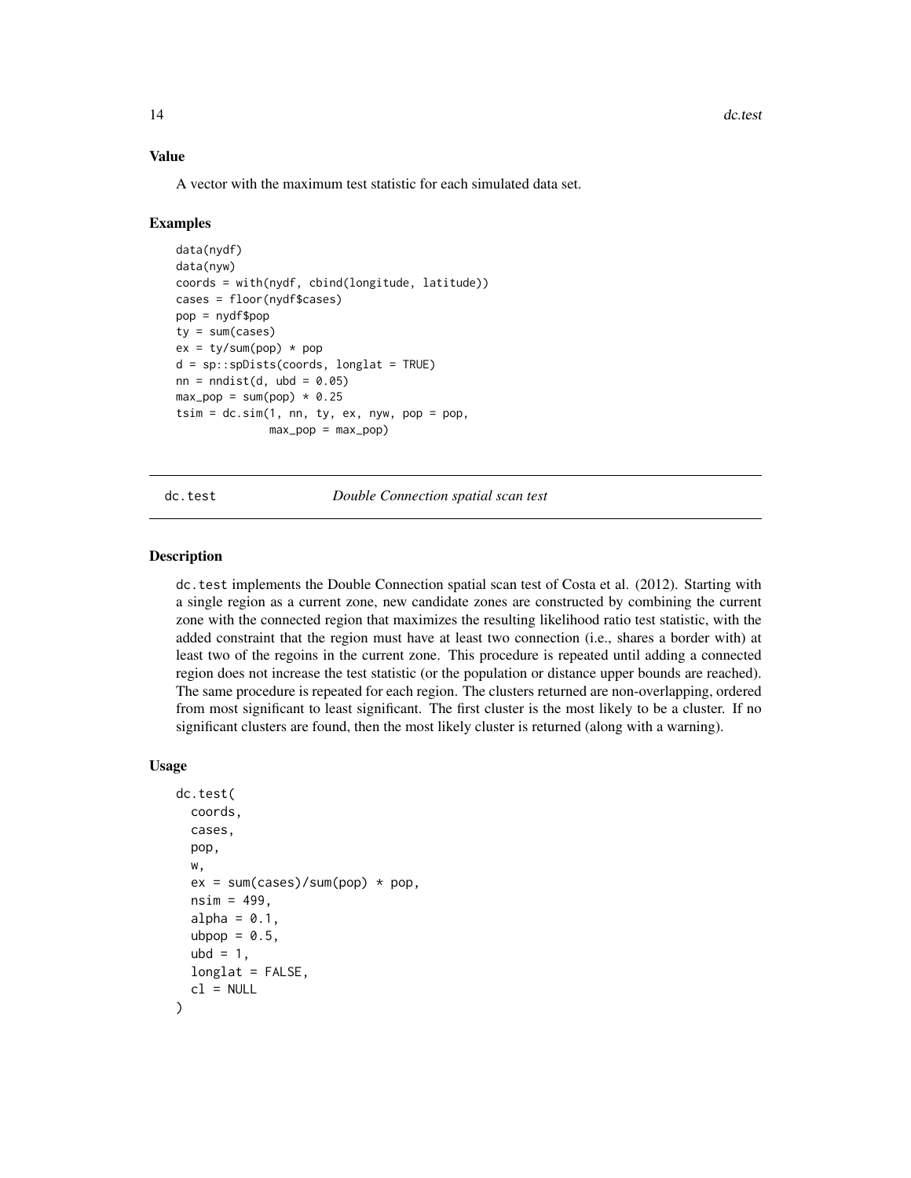### Value

A vector with the maximum test statistic for each simulated data set.

### Examples

```
data(nydf)
data(nyw)
coords = with(nydf, cbind(longitude, latitude))
cases = floor(nydf$cases)
pop = nydf$pop
ty = sum(cases)
ex = ty/sum(pop) * pop
d = sp::spDists(coords, longlat = TRUE)
nn = nndist(d, ubd = 0.05)
max_pop = sum(pop) * 0.25
tsim = dc.sim(1, nn, ty, ex, nyw, pop = pop,
              max_pop = max_pop)
```

---

## dc.test — *Double Connection spatial scan test*

### Description

dc.test implements the Double Connection spatial scan test of Costa et al. (2012). Starting with a single region as a current zone, new candidate zones are constructed by combining the current zone with the connected region that maximizes the resulting likelihood ratio test statistic, with the added constraint that the region must have at least two connection (i.e., shares a border with) at least two of the regoins in the current zone. This procedure is repeated until adding a connected region does not increase the test statistic (or the population or distance upper bounds are reached). The same procedure is repeated for each region. The clusters returned are non-overlapping, ordered from most significant to least significant. The first cluster is the most likely to be a cluster. If no significant clusters are found, then the most likely cluster is returned (along with a warning).

### Usage

```
dc.test(
  coords,
  cases,
  pop,
  w,
  ex = sum(cases)/sum(pop) * pop,
  nsim = 499,
  alpha = 0.1,
  ubpop = 0.5,
  ubd = 1,
  longlat = FALSE,
  cl = NULL
)
```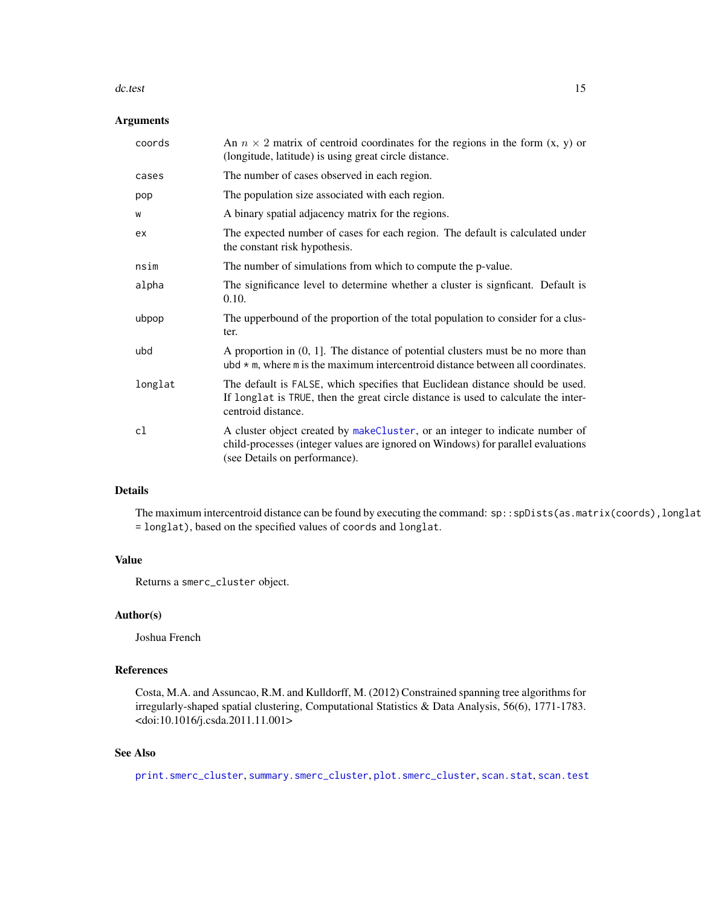### Arguments

| | |
|---|---|
| `coords` | An $n \times 2$ matrix of centroid coordinates for the regions in the form (x, y) or (longitude, latitude) is using great circle distance. |
| `cases` | The number of cases observed in each region. |
| `pop` | The population size associated with each region. |
| `w` | A binary spatial adjacency matrix for the regions. |
| `ex` | The expected number of cases for each region. The default is calculated under the constant risk hypothesis. |
| `nsim` | The number of simulations from which to compute the p-value. |
| `alpha` | The significance level to determine whether a cluster is signficant. Default is 0.10. |
| `ubpop` | The upperbound of the proportion of the total population to consider for a cluster. |
| `ubd` | A proportion in (0, 1]. The distance of potential clusters must be no more than `ubd * m`, where `m` is the maximum intercentroid distance between all coordinates. |
| `longlat` | The default is `FALSE`, which specifies that Euclidean distance should be used. If `longlat` is `TRUE`, then the great circle distance is used to calculate the intercentroid distance. |
| `cl` | A cluster object created by `makeCluster`, or an integer to indicate number of child-processes (integer values are ignored on Windows) for parallel evaluations (see Details on performance). |

### Details

The maximum intercentroid distance can be found by executing the command: `sp::spDists(as.matrix(coords),longlat = longlat)`, based on the specified values of `coords` and `longlat`.

### Value

Returns a `smerc_cluster` object.

### Author(s)

Joshua French

### References

Costa, M.A. and Assuncao, R.M. and Kulldorff, M. (2012) Constrained spanning tree algorithms for irregularly-shaped spatial clustering, Computational Statistics & Data Analysis, 56(6), 1771-1783. <doi:10.1016/j.csda.2011.11.001>

### See Also

`print.smerc_cluster`, `summary.smerc_cluster`, `plot.smerc_cluster`, `scan.stat`, `scan.test`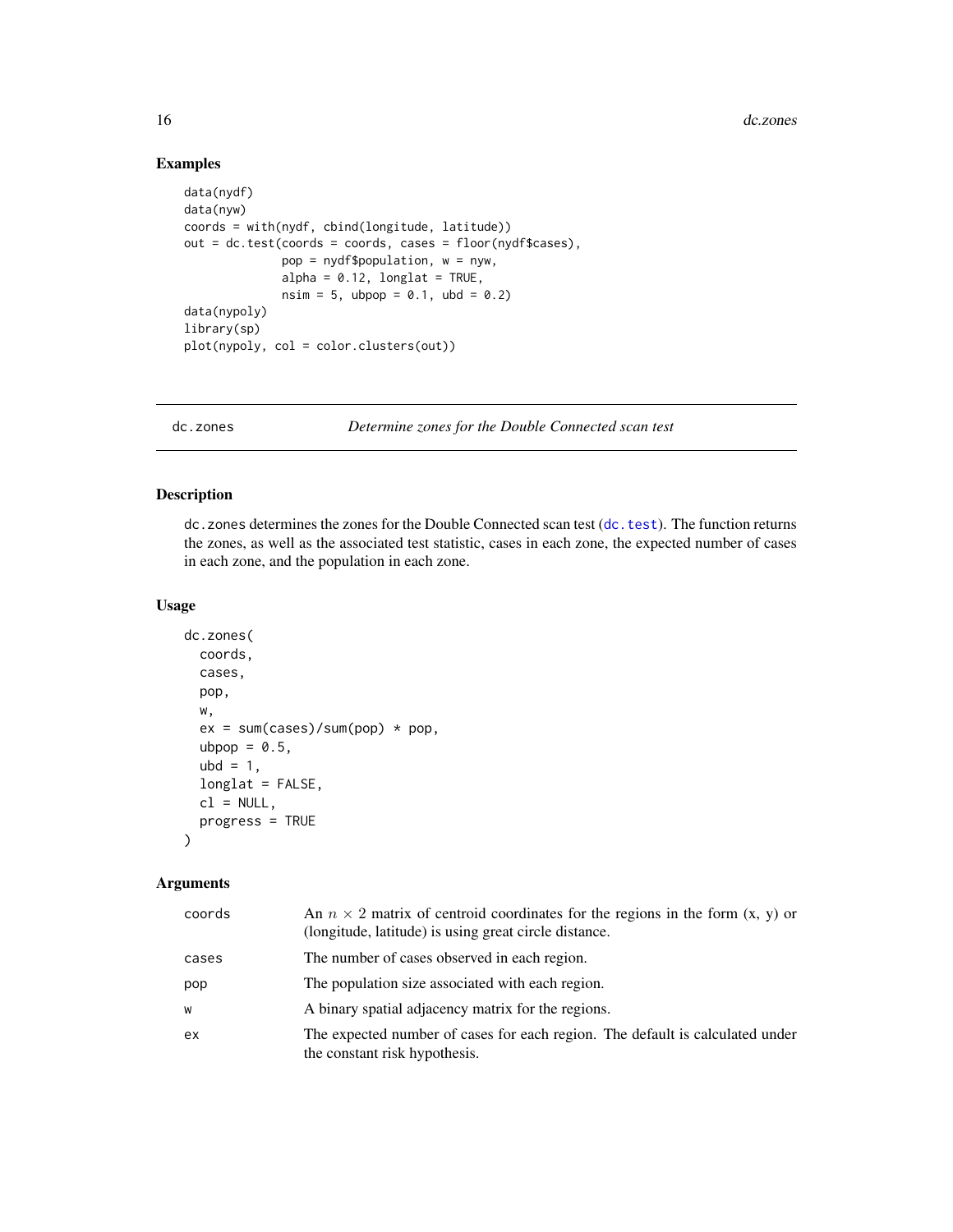## Examples

```
data(nydf)
data(nyw)
coords = with(nydf, cbind(longitude, latitude))
out = dc.test(coords = coords, cases = floor(nydf$cases),
              pop = nydf$population, w = nyw,
              alpha = 0.12, longlat = TRUE,
              nsim = 5, ubpop = 0.1, ubd = 0.2)
data(nypoly)
library(sp)
plot(nypoly, col = color.clusters(out))
```

---

# dc.zones — *Determine zones for the Double Connected scan test*

## Description

`dc.zones` determines the zones for the Double Connected scan test (`dc.test`). The function returns the zones, as well as the associated test statistic, cases in each zone, the expected number of cases in each zone, and the population in each zone.

## Usage

```
dc.zones(
  coords,
  cases,
  pop,
  w,
  ex = sum(cases)/sum(pop) * pop,
  ubpop = 0.5,
  ubd = 1,
  longlat = FALSE,
  cl = NULL,
  progress = TRUE
)
```

## Arguments

| Argument | Description |
|---|---|
| `coords` | An $n \times 2$ matrix of centroid coordinates for the regions in the form (x, y) or (longitude, latitude) is using great circle distance. |
| `cases` | The number of cases observed in each region. |
| `pop` | The population size associated with each region. |
| `w` | A binary spatial adjacency matrix for the regions. |
| `ex` | The expected number of cases for each region. The default is calculated under the constant risk hypothesis. |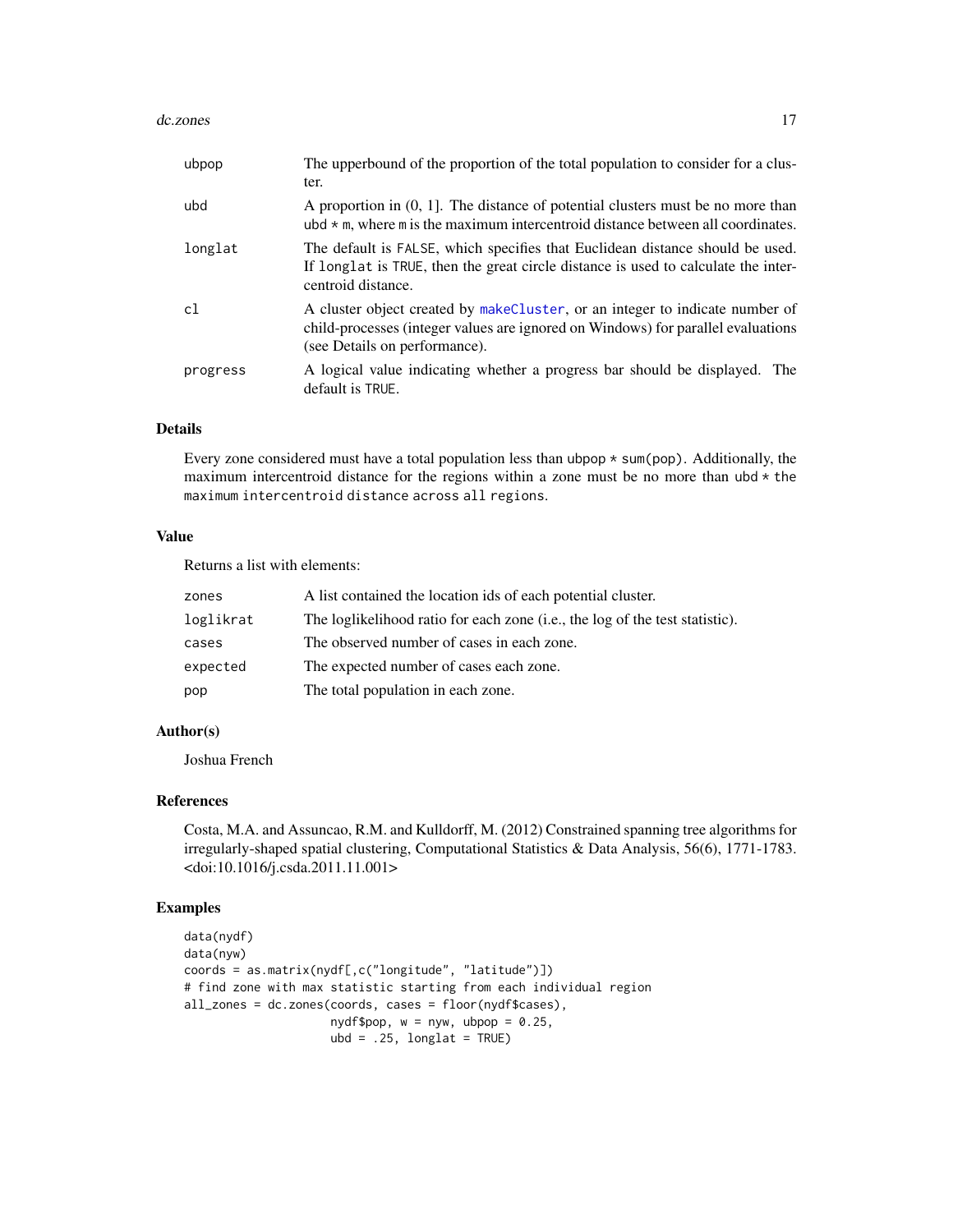| | |
|---|---|
| ubpop | The upperbound of the proportion of the total population to consider for a cluster. |
| ubd | A proportion in (0, 1]. The distance of potential clusters must be no more than ubd * m, where m is the maximum intercentroid distance between all coordinates. |
| longlat | The default is FALSE, which specifies that Euclidean distance should be used. If longlat is TRUE, then the great circle distance is used to calculate the intercentroid distance. |
| cl | A cluster object created by makeCluster, or an integer to indicate number of child-processes (integer values are ignored on Windows) for parallel evaluations (see Details on performance). |
| progress | A logical value indicating whether a progress bar should be displayed. The default is TRUE. |

### Details

Every zone considered must have a total population less than ubpop * sum(pop). Additionally, the maximum intercentroid distance for the regions within a zone must be no more than ubd * the maximum intercentroid distance across all regions.

### Value

Returns a list with elements:

| | |
|---|---|
| zones | A list contained the location ids of each potential cluster. |
| loglikrat | The loglikelihood ratio for each zone (i.e., the log of the test statistic). |
| cases | The observed number of cases in each zone. |
| expected | The expected number of cases each zone. |
| pop | The total population in each zone. |

### Author(s)

Joshua French

### References

Costa, M.A. and Assuncao, R.M. and Kulldorff, M. (2012) Constrained spanning tree algorithms for irregularly-shaped spatial clustering, Computational Statistics & Data Analysis, 56(6), 1771-1783. <doi:10.1016/j.csda.2011.11.001>

### Examples

```
data(nydf)
data(nyw)
coords = as.matrix(nydf[,c("longitude", "latitude")])
# find zone with max statistic starting from each individual region
all_zones = dc.zones(coords, cases = floor(nydf$cases),
                     nydf$pop, w = nyw, ubpop = 0.25,
                     ubd = .25, longlat = TRUE)
```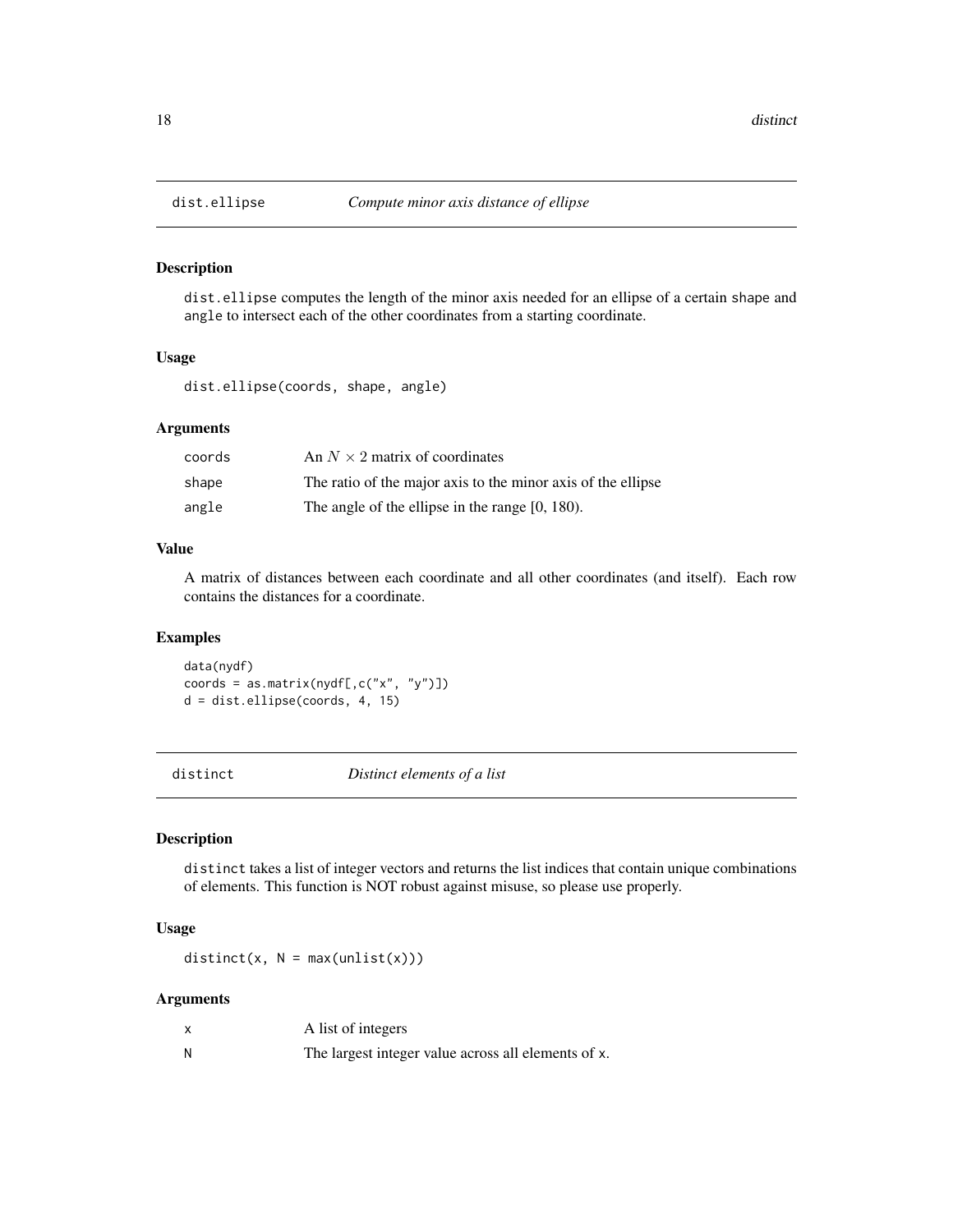## dist.ellipse *Compute minor axis distance of ellipse*

### Description

`dist.ellipse` computes the length of the minor axis needed for an ellipse of a certain `shape` and `angle` to intersect each of the other coordinates from a starting coordinate.

### Usage

```
dist.ellipse(coords, shape, angle)
```

### Arguments

| | |
|---|---|
| coords | An $N \times 2$ matrix of coordinates |
| shape | The ratio of the major axis to the minor axis of the ellipse |
| angle | The angle of the ellipse in the range [0, 180). |

### Value

A matrix of distances between each coordinate and all other coordinates (and itself). Each row contains the distances for a coordinate.

### Examples

```
data(nydf)
coords = as.matrix(nydf[,c("x", "y")])
d = dist.ellipse(coords, 4, 15)
```

## distinct *Distinct elements of a list*

### Description

`distinct` takes a list of integer vectors and returns the list indices that contain unique combinations of elements. This function is NOT robust against misuse, so please use properly.

### Usage

```
distinct(x, N = max(unlist(x)))
```

### Arguments

| | |
|---|---|
| x | A list of integers |
| N | The largest integer value across all elements of `x`. |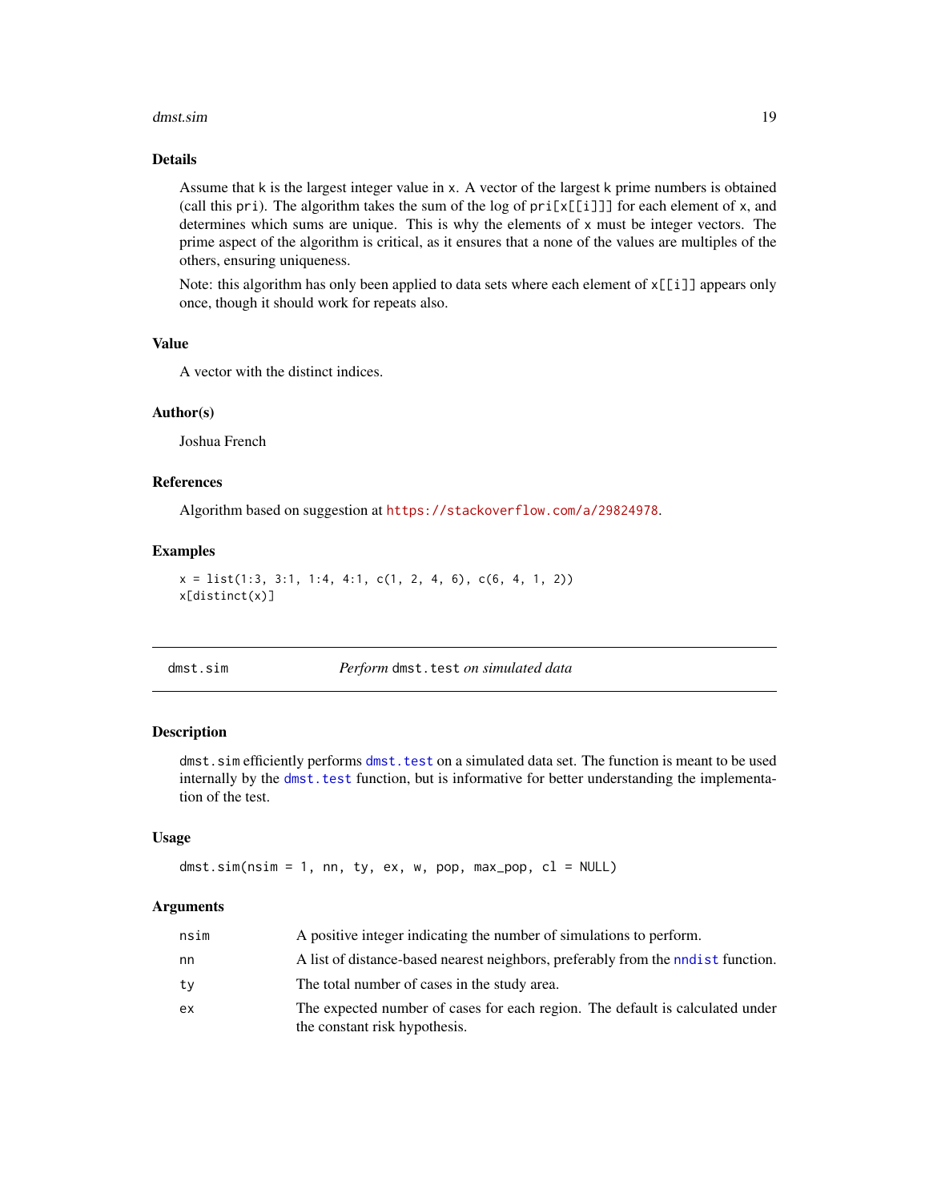### Details

Assume that k is the largest integer value in x. A vector of the largest k prime numbers is obtained (call this pri). The algorithm takes the sum of the log of pri[x[[i]]] for each element of x, and determines which sums are unique. This is why the elements of x must be integer vectors. The prime aspect of the algorithm is critical, as it ensures that a none of the values are multiples of the others, ensuring uniqueness.

Note: this algorithm has only been applied to data sets where each element of x[[i]] appears only once, though it should work for repeats also.

### Value

A vector with the distinct indices.

### Author(s)

Joshua French

### References

Algorithm based on suggestion at https://stackoverflow.com/a/29824978.

### Examples

```
x = list(1:3, 3:1, 1:4, 4:1, c(1, 2, 4, 6), c(6, 4, 1, 2))
x[distinct(x)]
```

---

## dmst.sim — *Perform* dmst.test *on simulated data*

### Description

dmst.sim efficiently performs dmst.test on a simulated data set. The function is meant to be used internally by the dmst.test function, but is informative for better understanding the implementation of the test.

### Usage

```
dmst.sim(nsim = 1, nn, ty, ex, w, pop, max_pop, cl = NULL)
```

### Arguments

| | |
|---|---|
| nsim | A positive integer indicating the number of simulations to perform. |
| nn | A list of distance-based nearest neighbors, preferably from the nndist function. |
| ty | The total number of cases in the study area. |
| ex | The expected number of cases for each region. The default is calculated under the constant risk hypothesis. |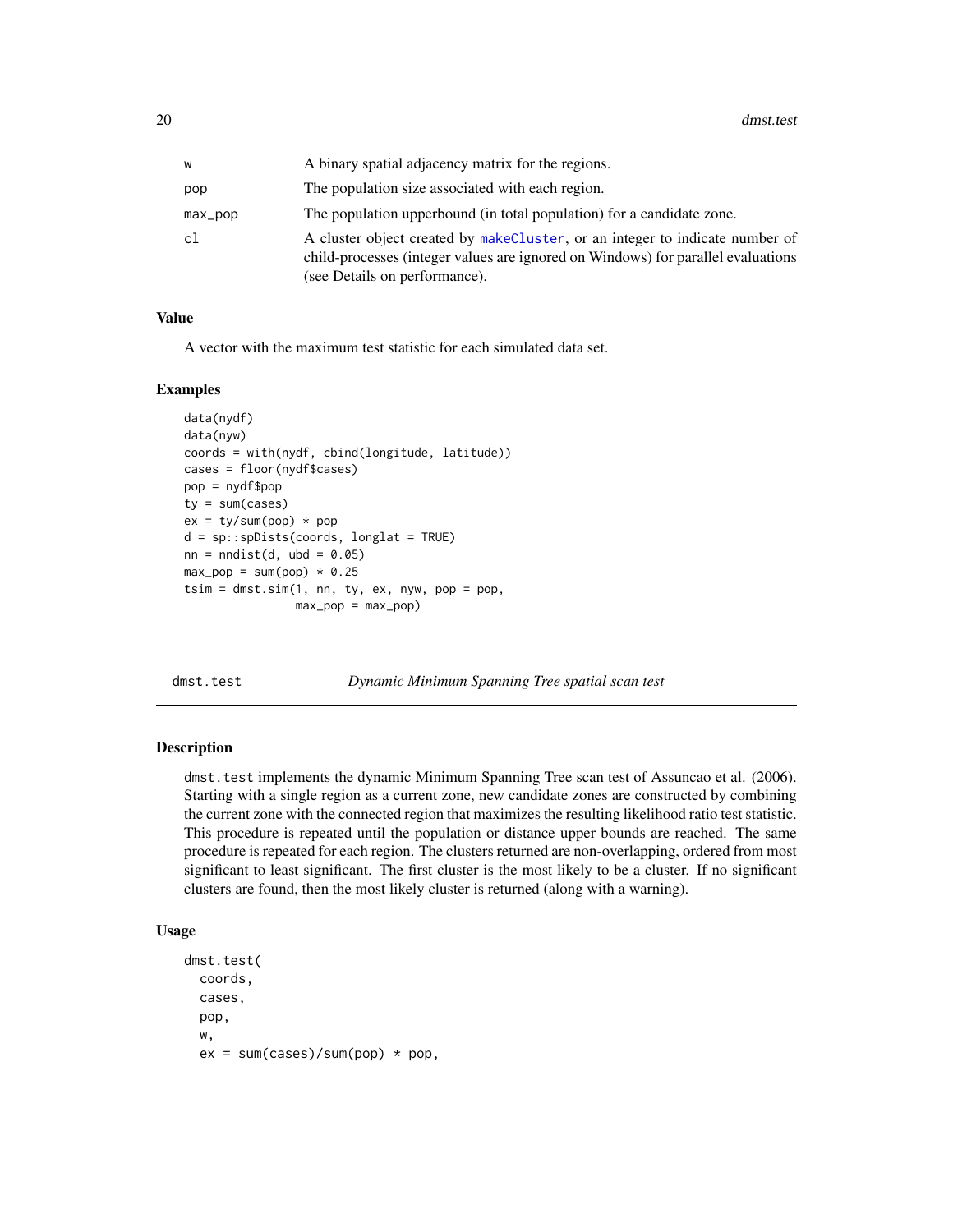| | |
|---|---|
| w | A binary spatial adjacency matrix for the regions. |
| pop | The population size associated with each region. |
| max_pop | The population upperbound (in total population) for a candidate zone. |
| cl | A cluster object created by makeCluster, or an integer to indicate number of child-processes (integer values are ignored on Windows) for parallel evaluations (see Details on performance). |

### Value

A vector with the maximum test statistic for each simulated data set.

### Examples

```
data(nydf)
data(nyw)
coords = with(nydf, cbind(longitude, latitude))
cases = floor(nydf$cases)
pop = nydf$pop
ty = sum(cases)
ex = ty/sum(pop) * pop
d = sp::spDists(coords, longlat = TRUE)
nn = nndist(d, ubd = 0.05)
max_pop = sum(pop) * 0.25
tsim = dmst.sim(1, nn, ty, ex, nyw, pop = pop,
                max_pop = max_pop)
```

---

## dmst.test *Dynamic Minimum Spanning Tree spatial scan test*

### Description

dmst.test implements the dynamic Minimum Spanning Tree scan test of Assuncao et al. (2006). Starting with a single region as a current zone, new candidate zones are constructed by combining the current zone with the connected region that maximizes the resulting likelihood ratio test statistic. This procedure is repeated until the population or distance upper bounds are reached. The same procedure is repeated for each region. The clusters returned are non-overlapping, ordered from most significant to least significant. The first cluster is the most likely to be a cluster. If no significant clusters are found, then the most likely cluster is returned (along with a warning).

### Usage

```
dmst.test(
  coords,
  cases,
  pop,
  w,
  ex = sum(cases)/sum(pop) * pop,
```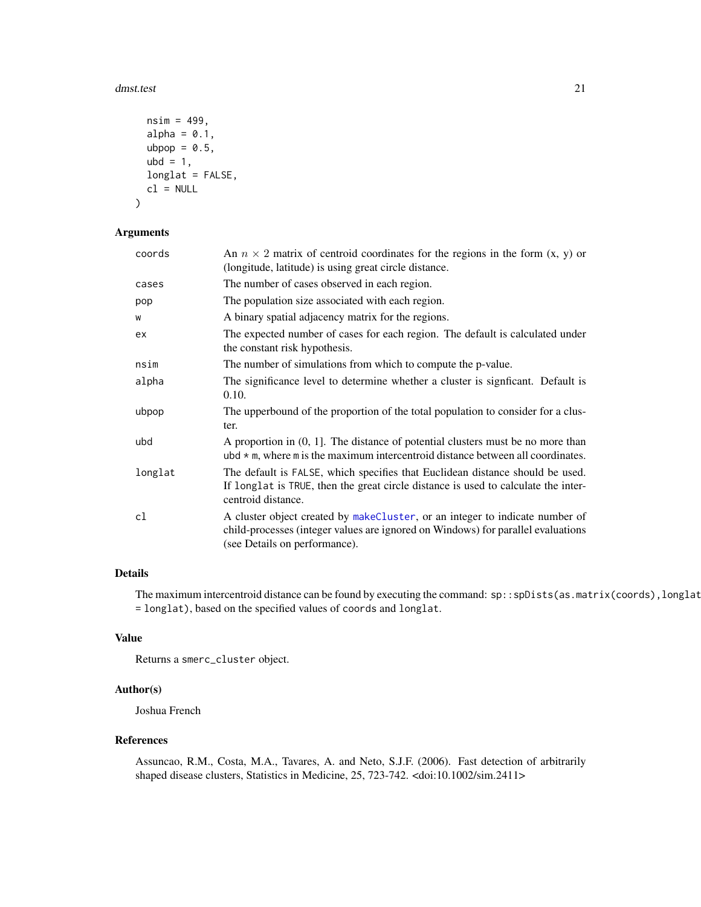```
  nsim = 499,
  alpha = 0.1,
  ubpop = 0.5,
  ubd = 1,
  longlat = FALSE,
  cl = NULL
)
```

## Arguments

| | |
|---|---|
| coords | An $n \times 2$ matrix of centroid coordinates for the regions in the form (x, y) or (longitude, latitude) is using great circle distance. |
| cases | The number of cases observed in each region. |
| pop | The population size associated with each region. |
| w | A binary spatial adjacency matrix for the regions. |
| ex | The expected number of cases for each region. The default is calculated under the constant risk hypothesis. |
| nsim | The number of simulations from which to compute the p-value. |
| alpha | The significance level to determine whether a cluster is signficant. Default is 0.10. |
| ubpop | The upperbound of the proportion of the total population to consider for a cluster. |
| ubd | A proportion in (0, 1]. The distance of potential clusters must be no more than `ubd * m`, where `m` is the maximum intercentroid distance between all coordinates. |
| longlat | The default is `FALSE`, which specifies that Euclidean distance should be used. If `longlat` is `TRUE`, then the great circle distance is used to calculate the intercentroid distance. |
| cl | A cluster object created by `makeCluster`, or an integer to indicate number of child-processes (integer values are ignored on Windows) for parallel evaluations (see Details on performance). |

## Details

The maximum intercentroid distance can be found by executing the command: `sp::spDists(as.matrix(coords),longlat = longlat)`, based on the specified values of `coords` and `longlat`.

## Value

Returns a `smerc_cluster` object.

## Author(s)

Joshua French

## References

Assuncao, R.M., Costa, M.A., Tavares, A. and Neto, S.J.F. (2006). Fast detection of arbitrarily shaped disease clusters, Statistics in Medicine, 25, 723-742. <doi:10.1002/sim.2411>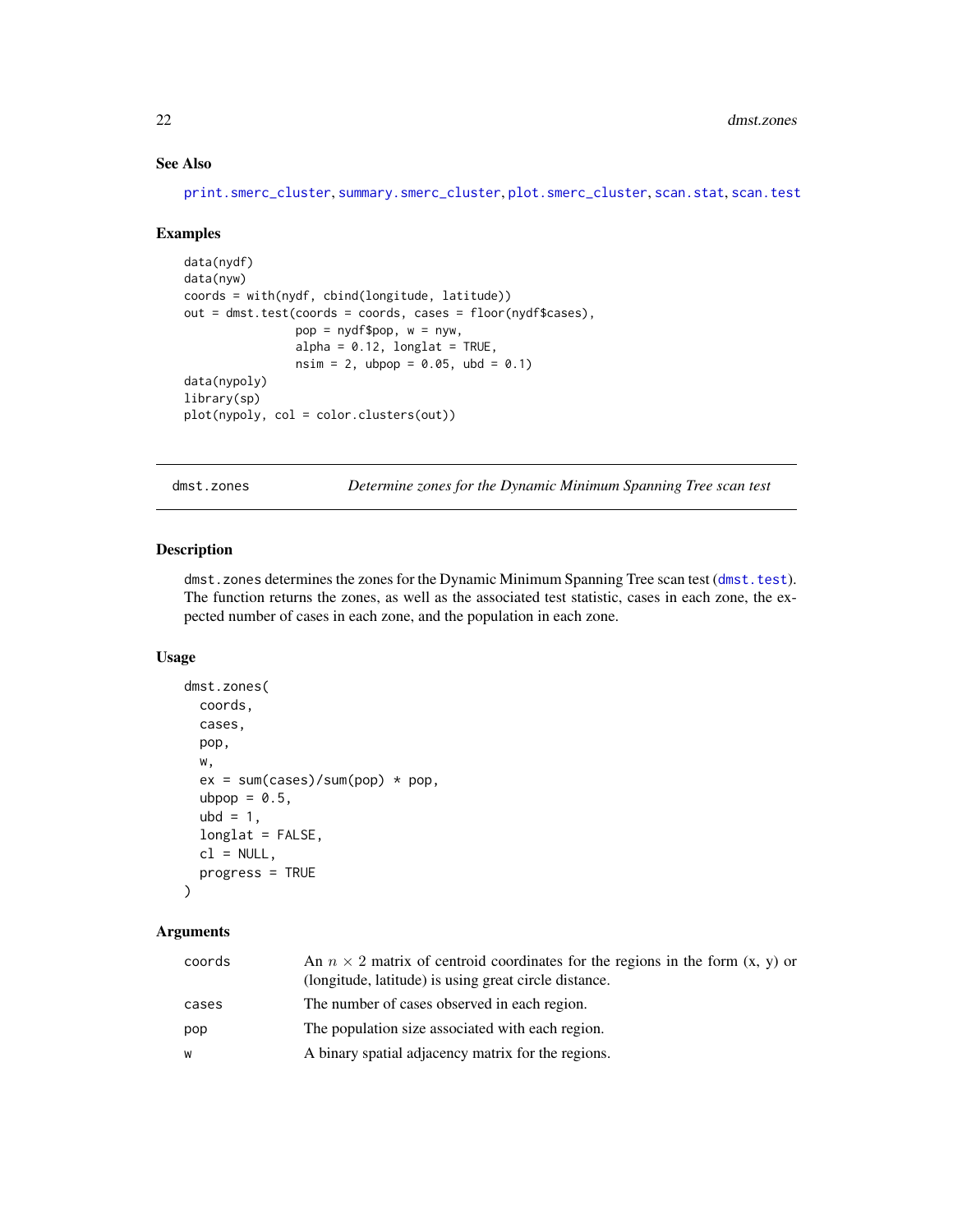### See Also

print.smerc_cluster, summary.smerc_cluster, plot.smerc_cluster, scan.stat, scan.test

### Examples

```
data(nydf)
data(nyw)
coords = with(nydf, cbind(longitude, latitude))
out = dmst.test(coords = coords, cases = floor(nydf$cases),
                pop = nydf$pop, w = nyw,
                alpha = 0.12, longlat = TRUE,
                nsim = 2, ubpop = 0.05, ubd = 0.1)
data(nypoly)
library(sp)
plot(nypoly, col = color.clusters(out))
```

---

## dmst.zones    *Determine zones for the Dynamic Minimum Spanning Tree scan test*

### Description

dmst.zones determines the zones for the Dynamic Minimum Spanning Tree scan test (dmst.test). The function returns the zones, as well as the associated test statistic, cases in each zone, the expected number of cases in each zone, and the population in each zone.

### Usage

```
dmst.zones(
  coords,
  cases,
  pop,
  w,
  ex = sum(cases)/sum(pop) * pop,
  ubpop = 0.5,
  ubd = 1,
  longlat = FALSE,
  cl = NULL,
  progress = TRUE
)
```

### Arguments

| | |
|---|---|
| coords | An $n \times 2$ matrix of centroid coordinates for the regions in the form (x, y) or (longitude, latitude) is using great circle distance. |
| cases | The number of cases observed in each region. |
| pop | The population size associated with each region. |
| w | A binary spatial adjacency matrix for the regions. |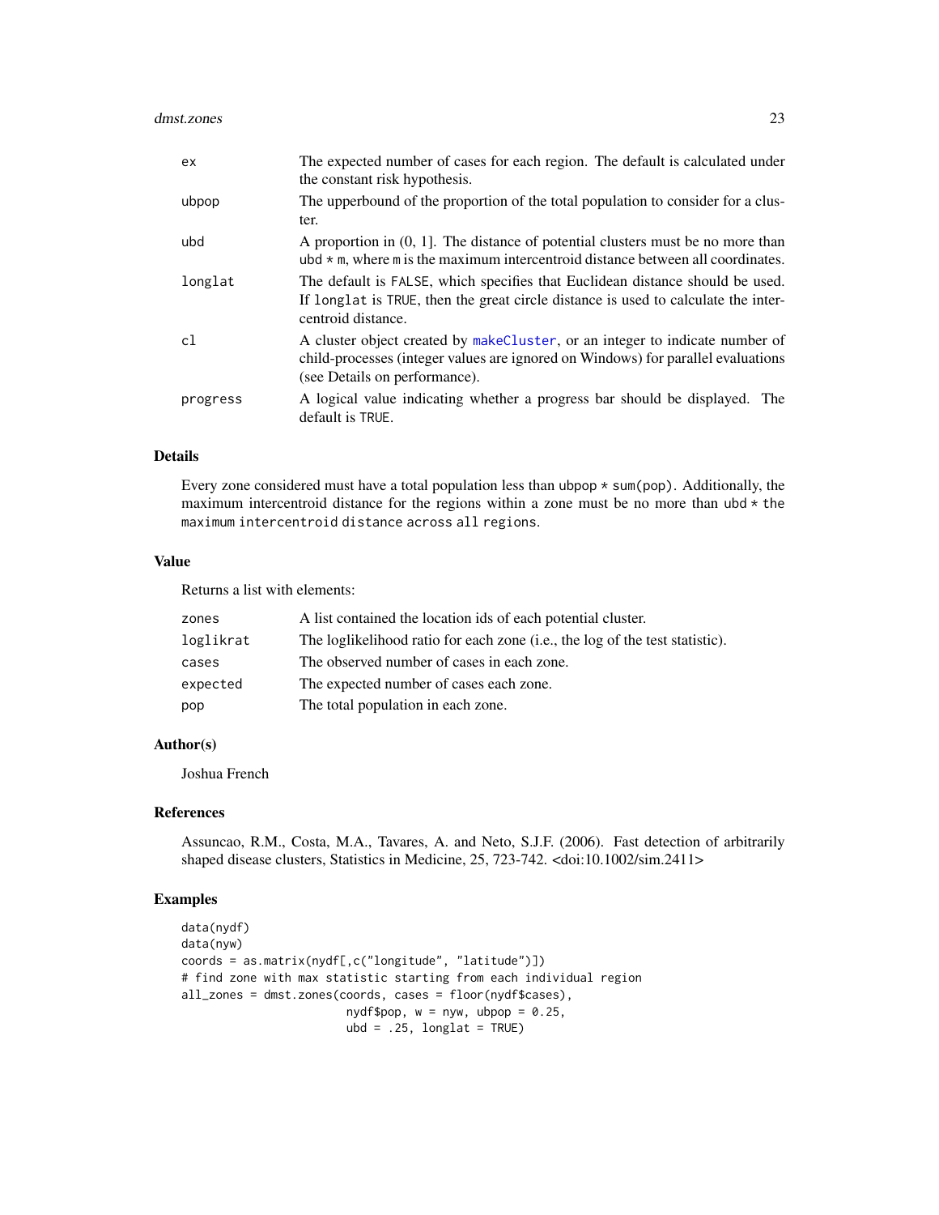| | |
|---|---|
| ex | The expected number of cases for each region. The default is calculated under the constant risk hypothesis. |
| ubpop | The upperbound of the proportion of the total population to consider for a cluster. |
| ubd | A proportion in (0, 1]. The distance of potential clusters must be no more than `ubd * m`, where `m` is the maximum intercentroid distance between all coordinates. |
| longlat | The default is `FALSE`, which specifies that Euclidean distance should be used. If `longlat` is `TRUE`, then the great circle distance is used to calculate the intercentroid distance. |
| cl | A cluster object created by `makeCluster`, or an integer to indicate number of child-processes (integer values are ignored on Windows) for parallel evaluations (see Details on performance). |
| progress | A logical value indicating whether a progress bar should be displayed. The default is `TRUE`. |

### Details

Every zone considered must have a total population less than `ubpop * sum(pop)`. Additionally, the maximum intercentroid distance for the regions within a zone must be no more than `ubd * the maximum intercentroid distance across all regions`.

### Value

Returns a list with elements:

| | |
|---|---|
| zones | A list contained the location ids of each potential cluster. |
| loglikrat | The loglikelihood ratio for each zone (i.e., the log of the test statistic). |
| cases | The observed number of cases in each zone. |
| expected | The expected number of cases each zone. |
| pop | The total population in each zone. |

### Author(s)

Joshua French

### References

Assuncao, R.M., Costa, M.A., Tavares, A. and Neto, S.J.F. (2006). Fast detection of arbitrarily shaped disease clusters, Statistics in Medicine, 25, 723-742. <doi:10.1002/sim.2411>

### Examples

```
data(nydf)
data(nyw)
coords = as.matrix(nydf[,c("longitude", "latitude")])
# find zone with max statistic starting from each individual region
all_zones = dmst.zones(coords, cases = floor(nydf$cases),
                       nydf$pop, w = nyw, ubpop = 0.25,
                       ubd = .25, longlat = TRUE)
```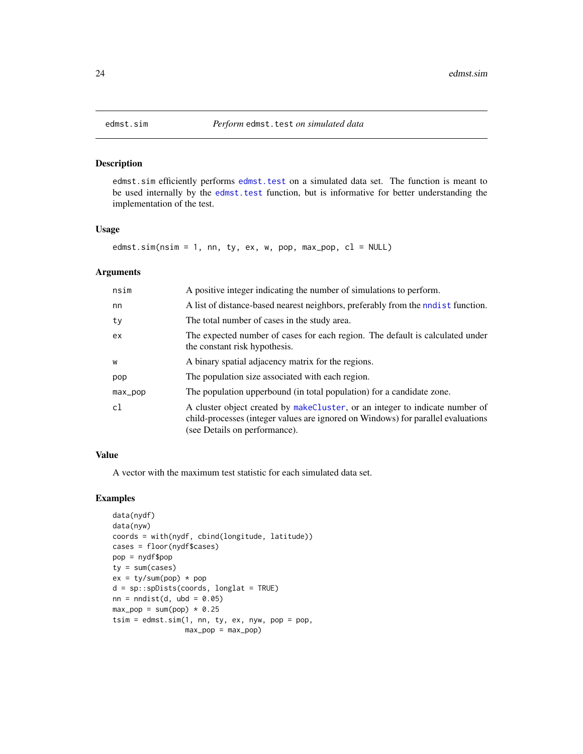# edmst.sim — *Perform* `edmst.test` *on simulated data*

## Description

`edmst.sim` efficiently performs `edmst.test` on a simulated data set. The function is meant to be used internally by the `edmst.test` function, but is informative for better understanding the implementation of the test.

## Usage

```
edmst.sim(nsim = 1, nn, ty, ex, w, pop, max_pop, cl = NULL)
```

## Arguments

| | |
|---|---|
| `nsim` | A positive integer indicating the number of simulations to perform. |
| `nn` | A list of distance-based nearest neighbors, preferably from the `nndist` function. |
| `ty` | The total number of cases in the study area. |
| `ex` | The expected number of cases for each region. The default is calculated under the constant risk hypothesis. |
| `w` | A binary spatial adjacency matrix for the regions. |
| `pop` | The population size associated with each region. |
| `max_pop` | The population upperbound (in total population) for a candidate zone. |
| `cl` | A cluster object created by `makeCluster`, or an integer to indicate number of child-processes (integer values are ignored on Windows) for parallel evaluations (see Details on performance). |

## Value

A vector with the maximum test statistic for each simulated data set.

## Examples

```
data(nydf)
data(nyw)
coords = with(nydf, cbind(longitude, latitude))
cases = floor(nydf$cases)
pop = nydf$pop
ty = sum(cases)
ex = ty/sum(pop) * pop
d = sp::spDists(coords, longlat = TRUE)
nn = nndist(d, ubd = 0.05)
max_pop = sum(pop) * 0.25
tsim = edmst.sim(1, nn, ty, ex, nyw, pop = pop,
                 max_pop = max_pop)
```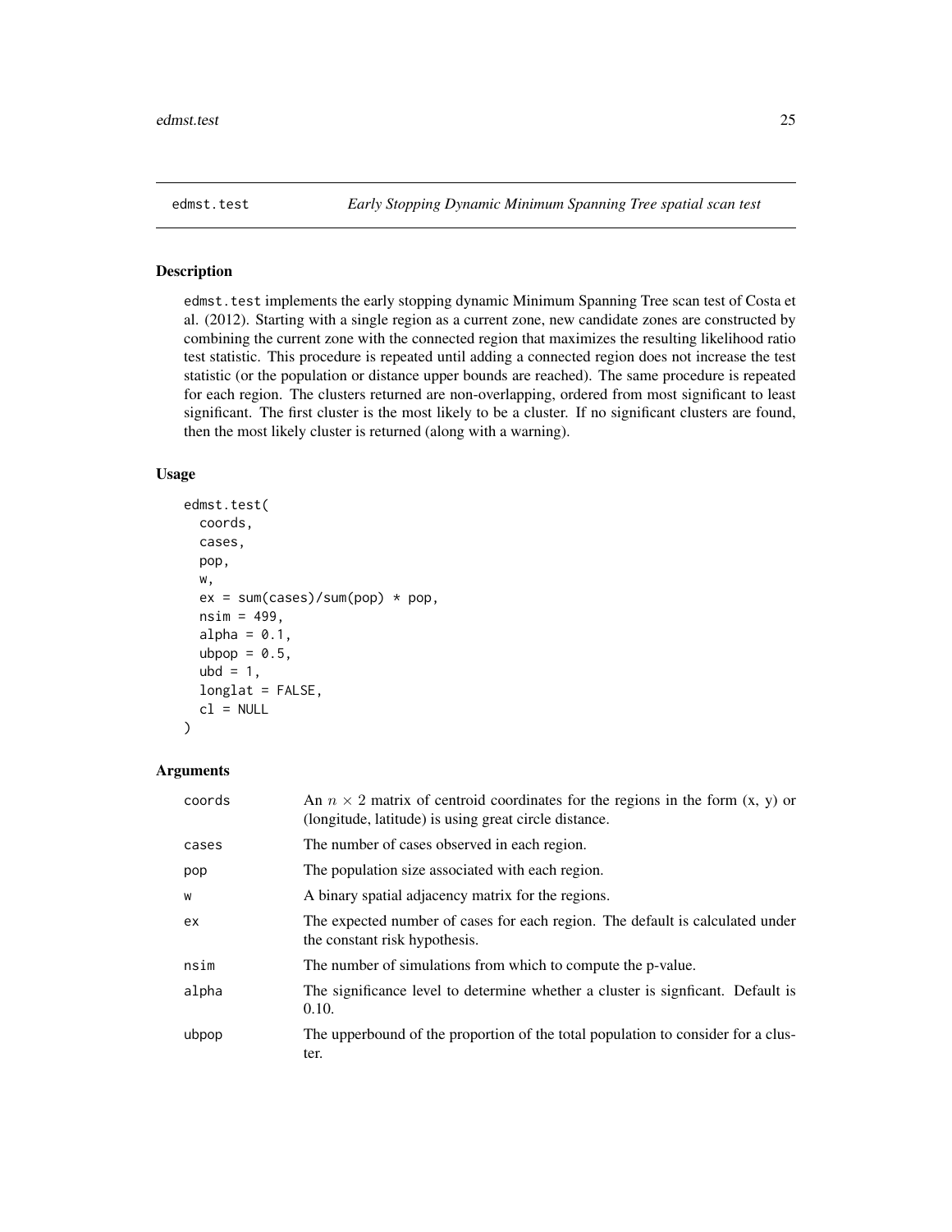# edmst.test — *Early Stopping Dynamic Minimum Spanning Tree spatial scan test*

## Description

edmst.test implements the early stopping dynamic Minimum Spanning Tree scan test of Costa et al. (2012). Starting with a single region as a current zone, new candidate zones are constructed by combining the current zone with the connected region that maximizes the resulting likelihood ratio test statistic. This procedure is repeated until adding a connected region does not increase the test statistic (or the population or distance upper bounds are reached). The same procedure is repeated for each region. The clusters returned are non-overlapping, ordered from most significant to least significant. The first cluster is the most likely to be a cluster. If no significant clusters are found, then the most likely cluster is returned (along with a warning).

## Usage

```
edmst.test(
  coords,
  cases,
  pop,
  w,
  ex = sum(cases)/sum(pop) * pop,
  nsim = 499,
  alpha = 0.1,
  ubpop = 0.5,
  ubd = 1,
  longlat = FALSE,
  cl = NULL
)
```

## Arguments

| Argument | Description |
|---|---|
| coords | An $n \times 2$ matrix of centroid coordinates for the regions in the form (x, y) or (longitude, latitude) is using great circle distance. |
| cases | The number of cases observed in each region. |
| pop | The population size associated with each region. |
| w | A binary spatial adjacency matrix for the regions. |
| ex | The expected number of cases for each region. The default is calculated under the constant risk hypothesis. |
| nsim | The number of simulations from which to compute the p-value. |
| alpha | The significance level to determine whether a cluster is signficant. Default is 0.10. |
| ubpop | The upperbound of the proportion of the total population to consider for a cluster. |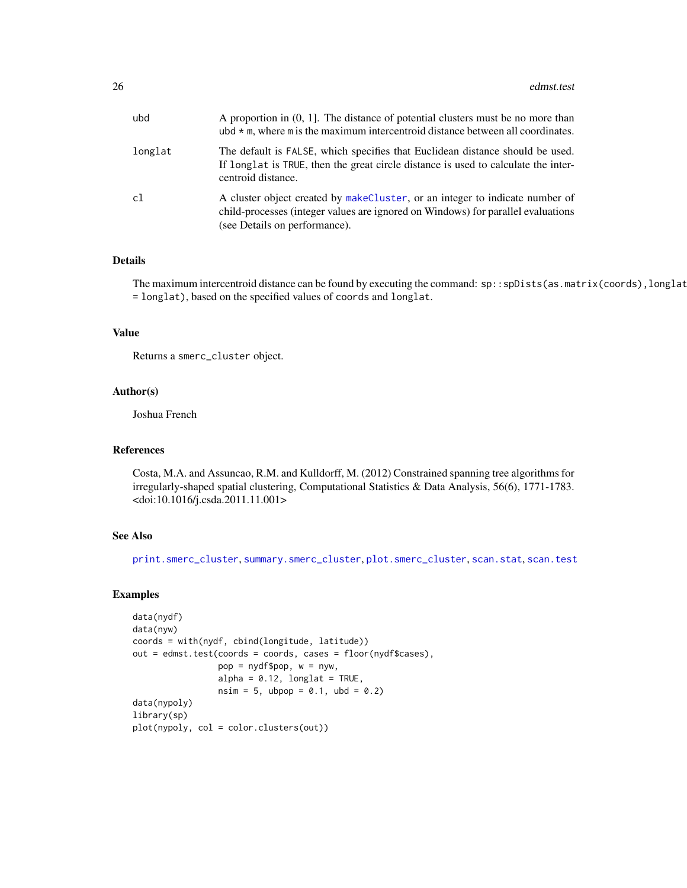| | |
|---|---|
| ubd | A proportion in (0, 1]. The distance of potential clusters must be no more than ubd * m, where m is the maximum intercentroid distance between all coordinates. |
| longlat | The default is FALSE, which specifies that Euclidean distance should be used. If longlat is TRUE, then the great circle distance is used to calculate the intercentroid distance. |
| cl | A cluster object created by makeCluster, or an integer to indicate number of child-processes (integer values are ignored on Windows) for parallel evaluations (see Details on performance). |

### Details

The maximum intercentroid distance can be found by executing the command: sp::spDists(as.matrix(coords),longlat = longlat), based on the specified values of coords and longlat.

### Value

Returns a smerc_cluster object.

### Author(s)

Joshua French

### References

Costa, M.A. and Assuncao, R.M. and Kulldorff, M. (2012) Constrained spanning tree algorithms for irregularly-shaped spatial clustering, Computational Statistics & Data Analysis, 56(6), 1771-1783. <doi:10.1016/j.csda.2011.11.001>

### See Also

print.smerc_cluster, summary.smerc_cluster, plot.smerc_cluster, scan.stat, scan.test

### Examples

```
data(nydf)
data(nyw)
coords = with(nydf, cbind(longitude, latitude))
out = edmst.test(coords = coords, cases = floor(nydf$cases),
                 pop = nydf$pop, w = nyw,
                 alpha = 0.12, longlat = TRUE,
                 nsim = 5, ubpop = 0.1, ubd = 0.2)
data(nypoly)
library(sp)
plot(nypoly, col = color.clusters(out))
```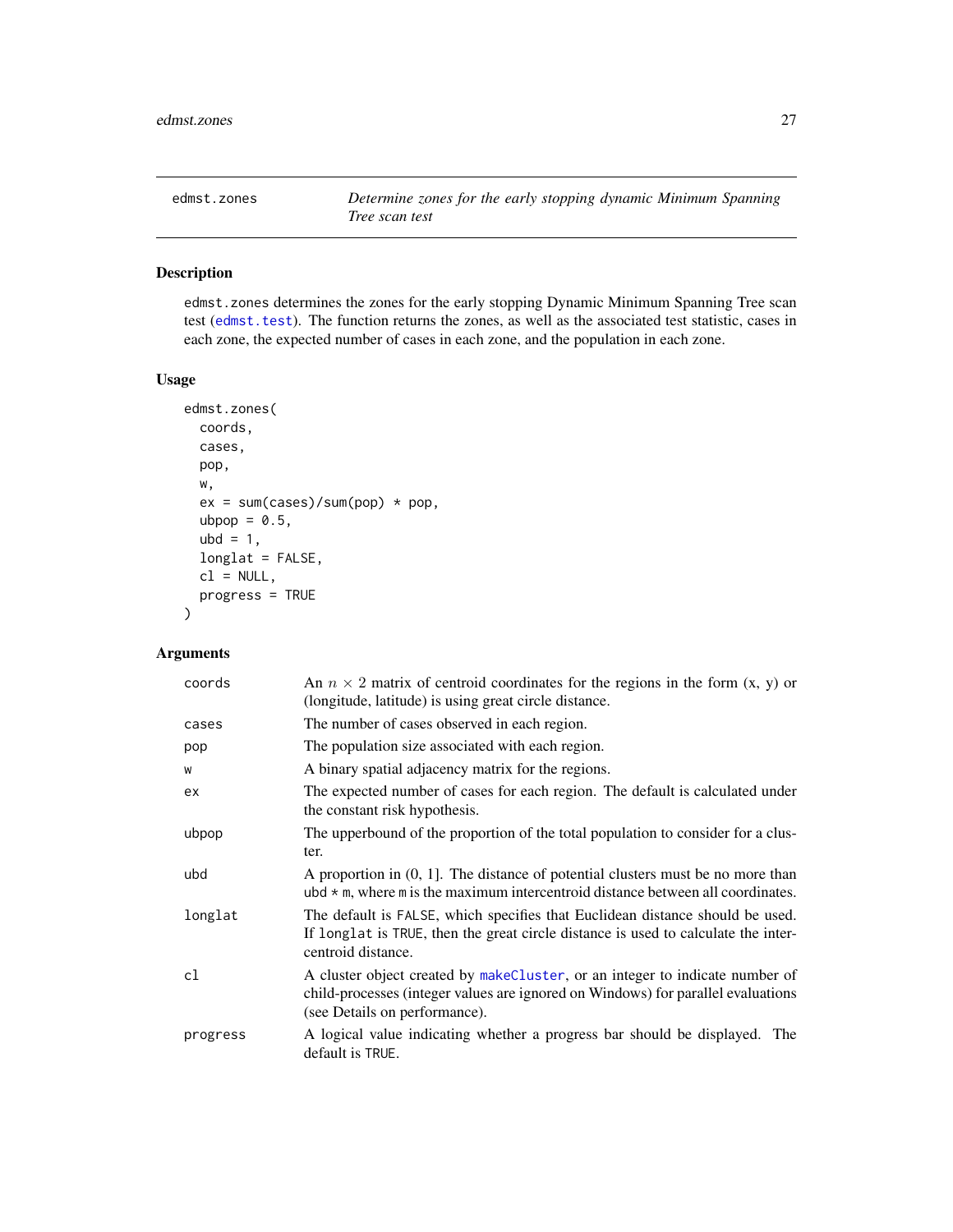## edmst.zones — *Determine zones for the early stopping dynamic Minimum Spanning Tree scan test*

### Description

edmst.zones determines the zones for the early stopping Dynamic Minimum Spanning Tree scan test (edmst.test). The function returns the zones, as well as the associated test statistic, cases in each zone, the expected number of cases in each zone, and the population in each zone.

### Usage

```
edmst.zones(
  coords,
  cases,
  pop,
  w,
  ex = sum(cases)/sum(pop) * pop,
  ubpop = 0.5,
  ubd = 1,
  longlat = FALSE,
  cl = NULL,
  progress = TRUE
)
```

### Arguments

| Argument | Description |
|---|---|
| coords | An $n \times 2$ matrix of centroid coordinates for the regions in the form (x, y) or (longitude, latitude) is using great circle distance. |
| cases | The number of cases observed in each region. |
| pop | The population size associated with each region. |
| w | A binary spatial adjacency matrix for the regions. |
| ex | The expected number of cases for each region. The default is calculated under the constant risk hypothesis. |
| ubpop | The upperbound of the proportion of the total population to consider for a cluster. |
| ubd | A proportion in (0, 1]. The distance of potential clusters must be no more than ubd * m, where m is the maximum intercentroid distance between all coordinates. |
| longlat | The default is FALSE, which specifies that Euclidean distance should be used. If longlat is TRUE, then the great circle distance is used to calculate the intercentroid distance. |
| cl | A cluster object created by makeCluster, or an integer to indicate number of child-processes (integer values are ignored on Windows) for parallel evaluations (see Details on performance). |
| progress | A logical value indicating whether a progress bar should be displayed. The default is TRUE. |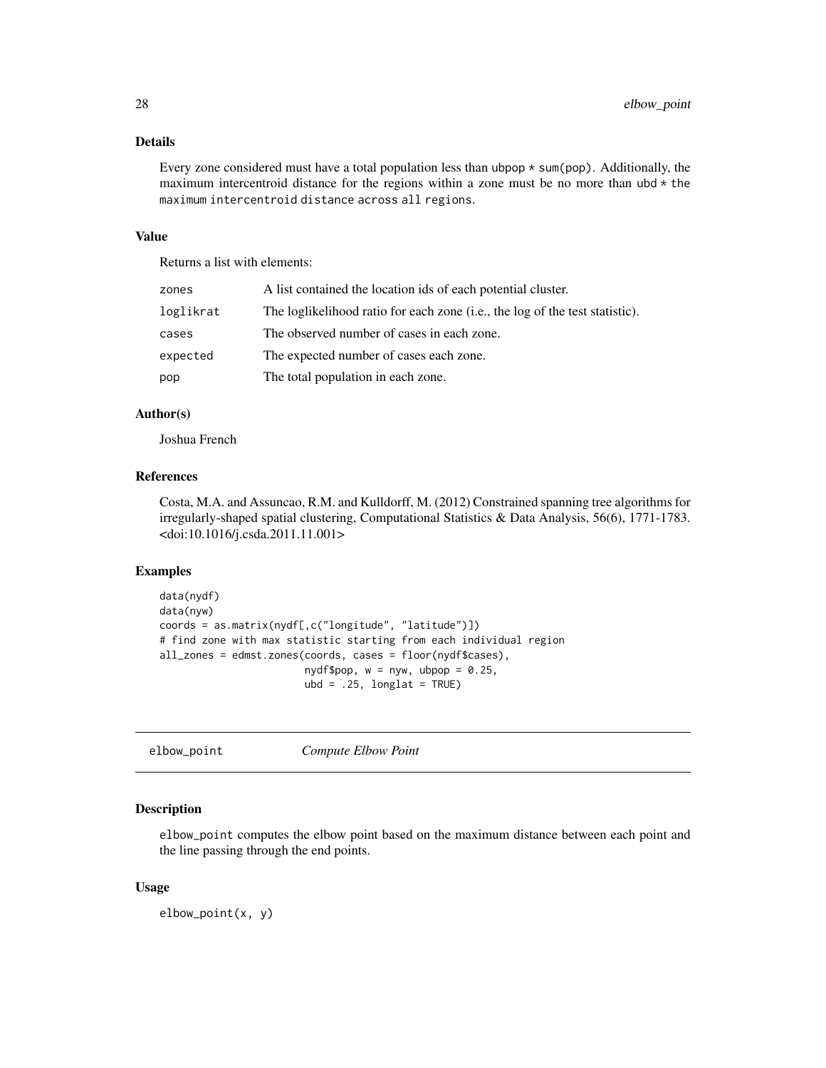## Details

Every zone considered must have a total population less than `ubpop * sum(pop)`. Additionally, the maximum intercentroid distance for the regions within a zone must be no more than `ubd * the maximum intercentroid distance across all regions`.

## Value

Returns a list with elements:

| | |
|---|---|
| `zones` | A list contained the location ids of each potential cluster. |
| `loglikrat` | The loglikelihood ratio for each zone (i.e., the log of the test statistic). |
| `cases` | The observed number of cases in each zone. |
| `expected` | The expected number of cases each zone. |
| `pop` | The total population in each zone. |

## Author(s)

Joshua French

## References

Costa, M.A. and Assuncao, R.M. and Kulldorff, M. (2012) Constrained spanning tree algorithms for irregularly-shaped spatial clustering, Computational Statistics & Data Analysis, 56(6), 1771-1783. <doi:10.1016/j.csda.2011.11.001>

## Examples

```
data(nydf)
data(nyw)
coords = as.matrix(nydf[,c("longitude", "latitude")])
# find zone with max statistic starting from each individual region
all_zones = edmst.zones(coords, cases = floor(nydf$cases),
                        nydf$pop, w = nyw, ubpop = 0.25,
                        ubd = .25, longlat = TRUE)
```

---

# elbow_point *Compute Elbow Point*

## Description

`elbow_point` computes the elbow point based on the maximum distance between each point and the line passing through the end points.

## Usage

```
elbow_point(x, y)
```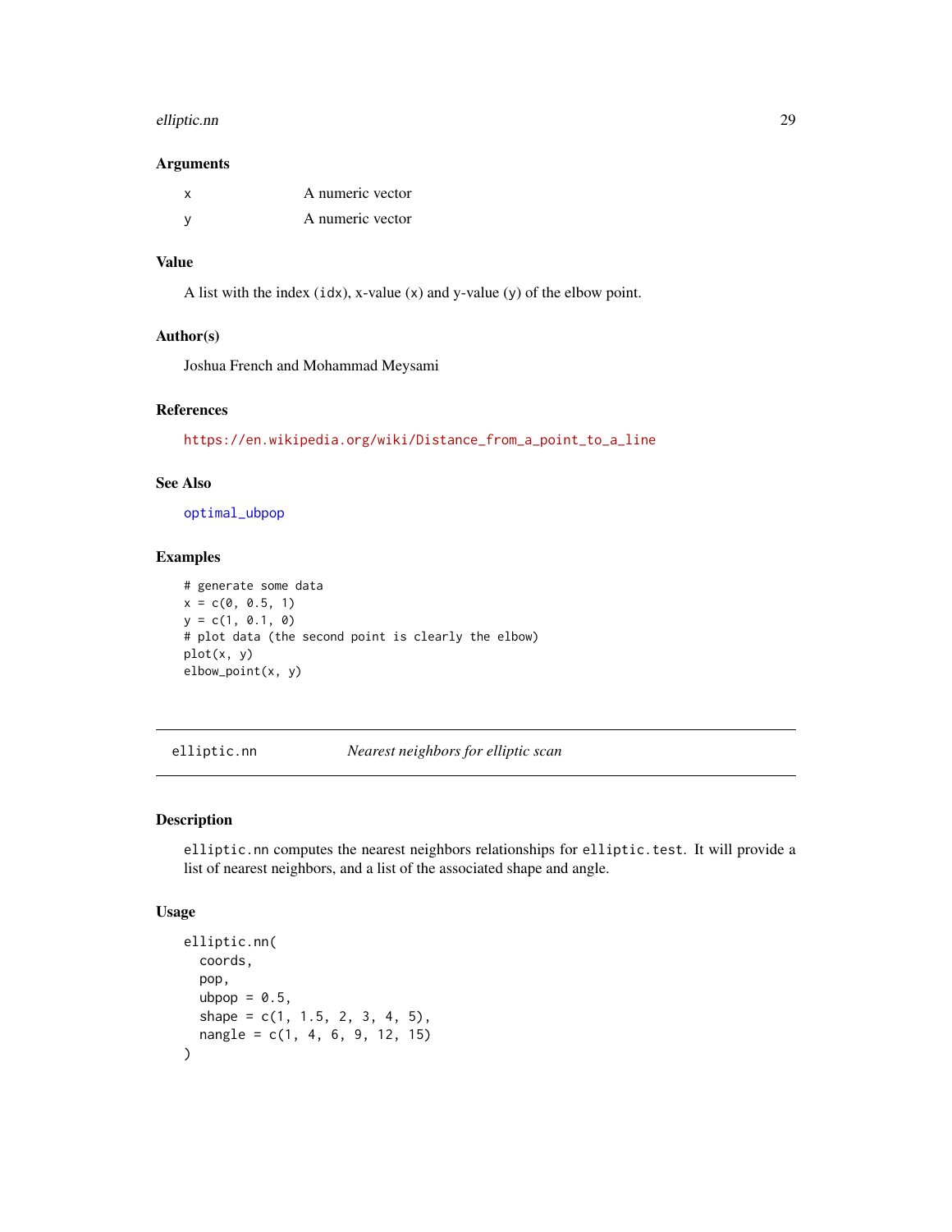### Arguments

| | |
|---|---|
| x | A numeric vector |
| y | A numeric vector |

### Value

A list with the index (idx), x-value (x) and y-value (y) of the elbow point.

### Author(s)

Joshua French and Mohammad Meysami

### References

https://en.wikipedia.org/wiki/Distance_from_a_point_to_a_line

### See Also

optimal_ubpop

### Examples

```
# generate some data
x = c(0, 0.5, 1)
y = c(1, 0.1, 0)
# plot data (the second point is clearly the elbow)
plot(x, y)
elbow_point(x, y)
```

---

## elliptic.nn — *Nearest neighbors for elliptic scan*

---

### Description

elliptic.nn computes the nearest neighbors relationships for elliptic.test. It will provide a list of nearest neighbors, and a list of the associated shape and angle.

### Usage

```
elliptic.nn(
  coords,
  pop,
  ubpop = 0.5,
  shape = c(1, 1.5, 2, 3, 4, 5),
  nangle = c(1, 4, 6, 9, 12, 15)
)
```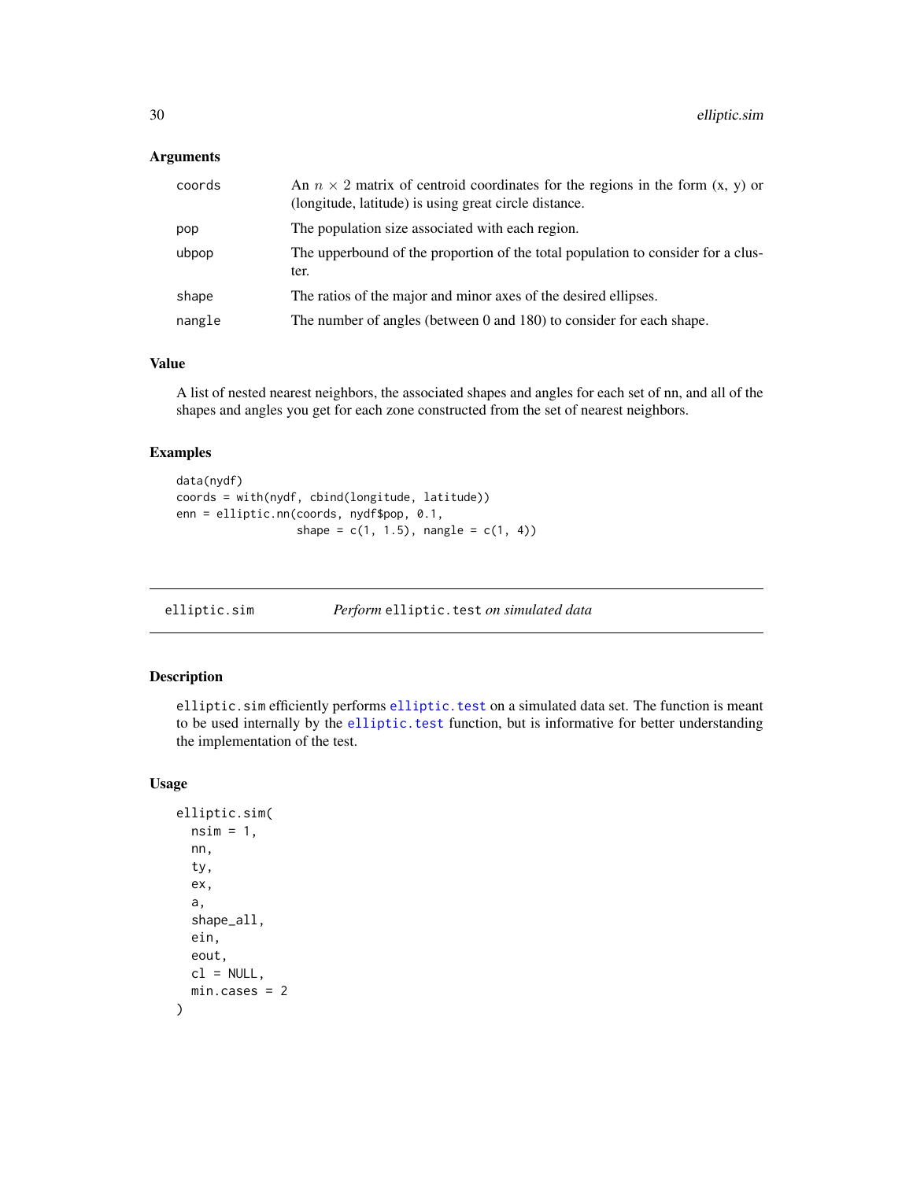### Arguments

| | |
|---|---|
| coords | An $n \times 2$ matrix of centroid coordinates for the regions in the form (x, y) or (longitude, latitude) is using great circle distance. |
| pop | The population size associated with each region. |
| ubpop | The upperbound of the proportion of the total population to consider for a cluster. |
| shape | The ratios of the major and minor axes of the desired ellipses. |
| nangle | The number of angles (between 0 and 180) to consider for each shape. |

### Value

A list of nested nearest neighbors, the associated shapes and angles for each set of nn, and all of the shapes and angles you get for each zone constructed from the set of nearest neighbors.

### Examples

```
data(nydf)
coords = with(nydf, cbind(longitude, latitude))
enn = elliptic.nn(coords, nydf$pop, 0.1,
                  shape = c(1, 1.5), nangle = c(1, 4))
```

---

## elliptic.sim — *Perform* `elliptic.test` *on simulated data*

### Description

`elliptic.sim` efficiently performs `elliptic.test` on a simulated data set. The function is meant to be used internally by the `elliptic.test` function, but is informative for better understanding the implementation of the test.

### Usage

```
elliptic.sim(
  nsim = 1,
  nn,
  ty,
  ex,
  a,
  shape_all,
  ein,
  eout,
  cl = NULL,
  min.cases = 2
)
```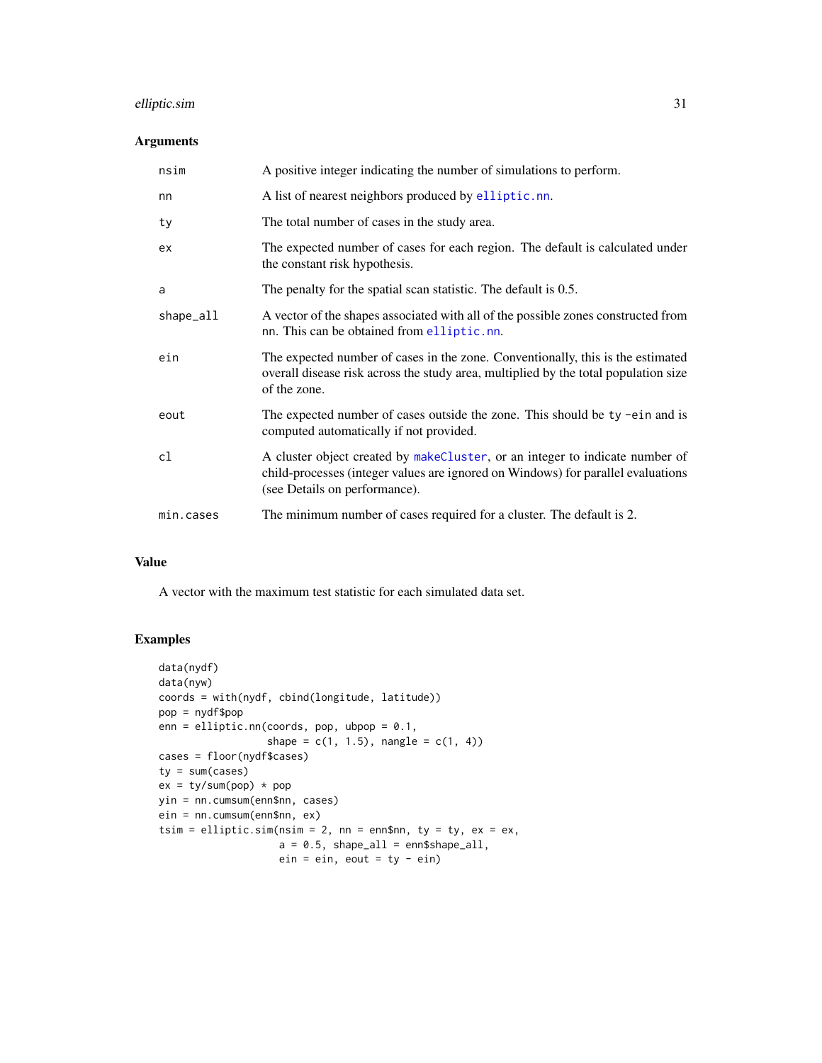### Arguments

| | |
|---|---|
| nsim | A positive integer indicating the number of simulations to perform. |
| nn | A list of nearest neighbors produced by elliptic.nn. |
| ty | The total number of cases in the study area. |
| ex | The expected number of cases for each region. The default is calculated under the constant risk hypothesis. |
| a | The penalty for the spatial scan statistic. The default is 0.5. |
| shape_all | A vector of the shapes associated with all of the possible zones constructed from nn. This can be obtained from elliptic.nn. |
| ein | The expected number of cases in the zone. Conventionally, this is the estimated overall disease risk across the study area, multiplied by the total population size of the zone. |
| eout | The expected number of cases outside the zone. This should be ty -ein and is computed automatically if not provided. |
| cl | A cluster object created by makeCluster, or an integer to indicate number of child-processes (integer values are ignored on Windows) for parallel evaluations (see Details on performance). |
| min.cases | The minimum number of cases required for a cluster. The default is 2. |

### Value

A vector with the maximum test statistic for each simulated data set.

### Examples

```
data(nydf)
data(nyw)
coords = with(nydf, cbind(longitude, latitude))
pop = nydf$pop
enn = elliptic.nn(coords, pop, ubpop = 0.1,
                  shape = c(1, 1.5), nangle = c(1, 4))
cases = floor(nydf$cases)
ty = sum(cases)
ex = ty/sum(pop) * pop
yin = nn.cumsum(enn$nn, cases)
ein = nn.cumsum(enn$nn, ex)
tsim = elliptic.sim(nsim = 2, nn = enn$nn, ty = ty, ex = ex,
                    a = 0.5, shape_all = enn$shape_all,
                    ein = ein, eout = ty - ein)
```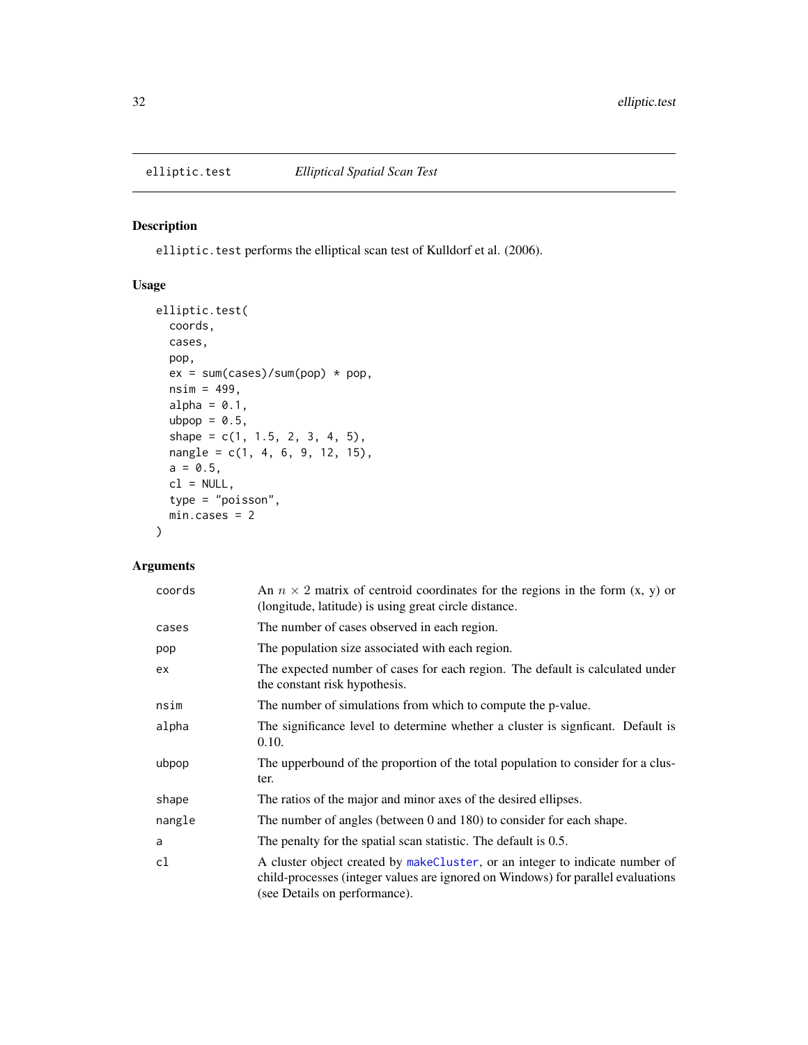# elliptic.test *Elliptical Spatial Scan Test*

## Description

`elliptic.test` performs the elliptical scan test of Kulldorf et al. (2006).

## Usage

```
elliptic.test(
  coords,
  cases,
  pop,
  ex = sum(cases)/sum(pop) * pop,
  nsim = 499,
  alpha = 0.1,
  ubpop = 0.5,
  shape = c(1, 1.5, 2, 3, 4, 5),
  nangle = c(1, 4, 6, 9, 12, 15),
  a = 0.5,
  cl = NULL,
  type = "poisson",
  min.cases = 2
)
```

## Arguments

| | |
|---|---|
| `coords` | An $n \times 2$ matrix of centroid coordinates for the regions in the form (x, y) or (longitude, latitude) is using great circle distance. |
| `cases` | The number of cases observed in each region. |
| `pop` | The population size associated with each region. |
| `ex` | The expected number of cases for each region. The default is calculated under the constant risk hypothesis. |
| `nsim` | The number of simulations from which to compute the p-value. |
| `alpha` | The significance level to determine whether a cluster is signficant. Default is 0.10. |
| `ubpop` | The upperbound of the proportion of the total population to consider for a cluster. |
| `shape` | The ratios of the major and minor axes of the desired ellipses. |
| `nangle` | The number of angles (between 0 and 180) to consider for each shape. |
| `a` | The penalty for the spatial scan statistic. The default is 0.5. |
| `cl` | A cluster object created by `makeCluster`, or an integer to indicate number of child-processes (integer values are ignored on Windows) for parallel evaluations (see Details on performance). |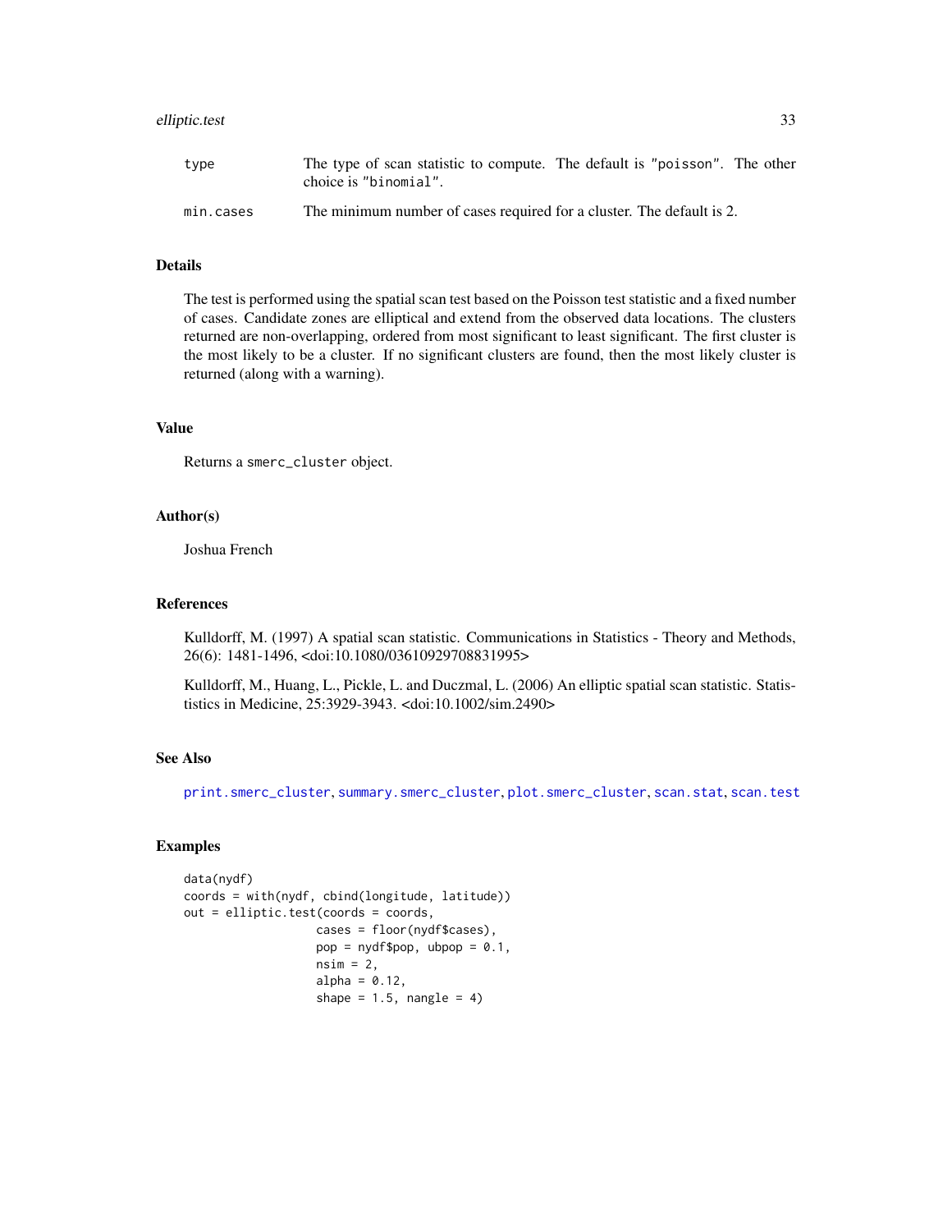| | |
|---|---|
| type | The type of scan statistic to compute. The default is "poisson". The other choice is "binomial". |
| min.cases | The minimum number of cases required for a cluster. The default is 2. |

## Details

The test is performed using the spatial scan test based on the Poisson test statistic and a fixed number of cases. Candidate zones are elliptical and extend from the observed data locations. The clusters returned are non-overlapping, ordered from most significant to least significant. The first cluster is the most likely to be a cluster. If no significant clusters are found, then the most likely cluster is returned (along with a warning).

## Value

Returns a smerc_cluster object.

## Author(s)

Joshua French

## References

Kulldorff, M. (1997) A spatial scan statistic. Communications in Statistics - Theory and Methods, 26(6): 1481-1496, <doi:10.1080/03610929708831995>

Kulldorff, M., Huang, L., Pickle, L. and Duczmal, L. (2006) An elliptic spatial scan statistic. Statististics in Medicine, 25:3929-3943. <doi:10.1002/sim.2490>

## See Also

print.smerc_cluster, summary.smerc_cluster, plot.smerc_cluster, scan.stat, scan.test

## Examples

```
data(nydf)
coords = with(nydf, cbind(longitude, latitude))
out = elliptic.test(coords = coords,
                    cases = floor(nydf$cases),
                    pop = nydf$pop, ubpop = 0.1,
                    nsim = 2,
                    alpha = 0.12,
                    shape = 1.5, nangle = 4)
```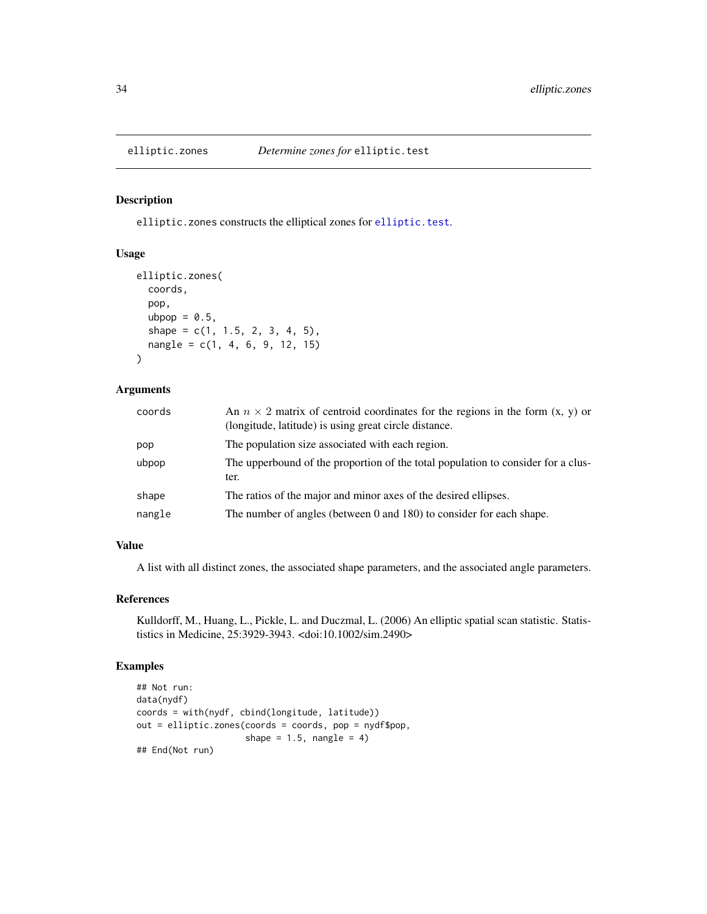# elliptic.zones *Determine zones for* elliptic.test

## Description

elliptic.zones constructs the elliptical zones for elliptic.test.

## Usage

```
elliptic.zones(
  coords,
  pop,
  ubpop = 0.5,
  shape = c(1, 1.5, 2, 3, 4, 5),
  nangle = c(1, 4, 6, 9, 12, 15)
)
```

## Arguments

| | |
|---|---|
| coords | An $n \times 2$ matrix of centroid coordinates for the regions in the form (x, y) or (longitude, latitude) is using great circle distance. |
| pop | The population size associated with each region. |
| ubpop | The upperbound of the proportion of the total population to consider for a cluster. |
| shape | The ratios of the major and minor axes of the desired ellipses. |
| nangle | The number of angles (between 0 and 180) to consider for each shape. |

## Value

A list with all distinct zones, the associated shape parameters, and the associated angle parameters.

## References

Kulldorff, M., Huang, L., Pickle, L. and Duczmal, L. (2006) An elliptic spatial scan statistic. Statistics in Medicine, 25:3929-3943. <doi:10.1002/sim.2490>

## Examples

```
## Not run:
data(nydf)
coords = with(nydf, cbind(longitude, latitude))
out = elliptic.zones(coords = coords, pop = nydf$pop,
                     shape = 1.5, nangle = 4)
## End(Not run)
```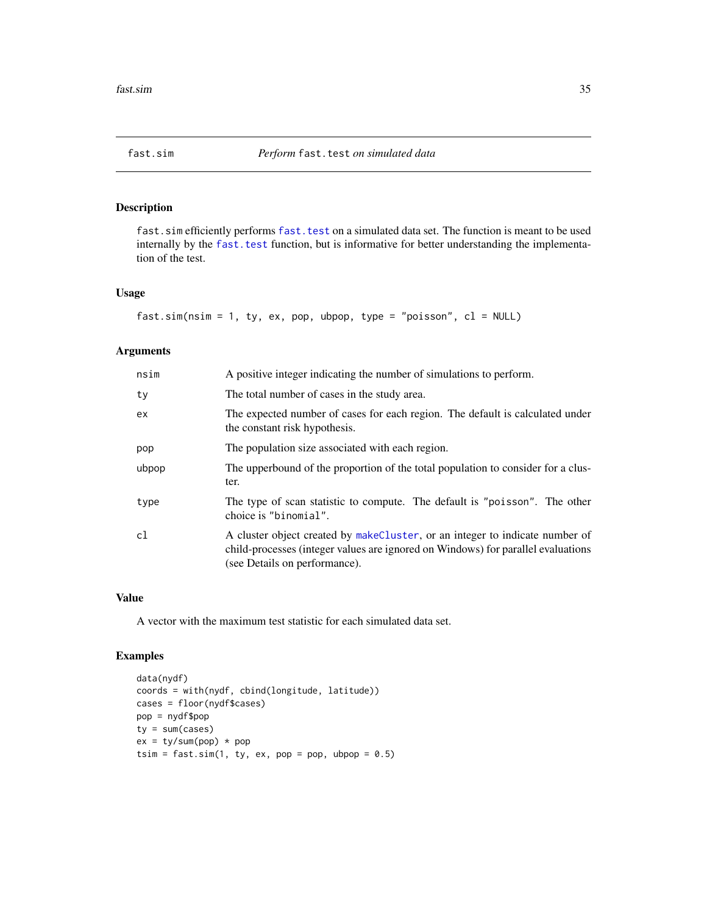# fast.sim — *Perform `fast.test` on simulated data*

## Description

`fast.sim` efficiently performs `fast.test` on a simulated data set. The function is meant to be used internally by the `fast.test` function, but is informative for better understanding the implementation of the test.

## Usage

```
fast.sim(nsim = 1, ty, ex, pop, ubpop, type = "poisson", cl = NULL)
```

## Arguments

| | |
|---|---|
| `nsim` | A positive integer indicating the number of simulations to perform. |
| `ty` | The total number of cases in the study area. |
| `ex` | The expected number of cases for each region. The default is calculated under the constant risk hypothesis. |
| `pop` | The population size associated with each region. |
| `ubpop` | The upperbound of the proportion of the total population to consider for a cluster. |
| `type` | The type of scan statistic to compute. The default is `"poisson"`. The other choice is `"binomial"`. |
| `cl` | A cluster object created by `makeCluster`, or an integer to indicate number of child-processes (integer values are ignored on Windows) for parallel evaluations (see Details on performance). |

## Value

A vector with the maximum test statistic for each simulated data set.

## Examples

```
data(nydf)
coords = with(nydf, cbind(longitude, latitude))
cases = floor(nydf$cases)
pop = nydf$pop
ty = sum(cases)
ex = ty/sum(pop) * pop
tsim = fast.sim(1, ty, ex, pop = pop, ubpop = 0.5)
```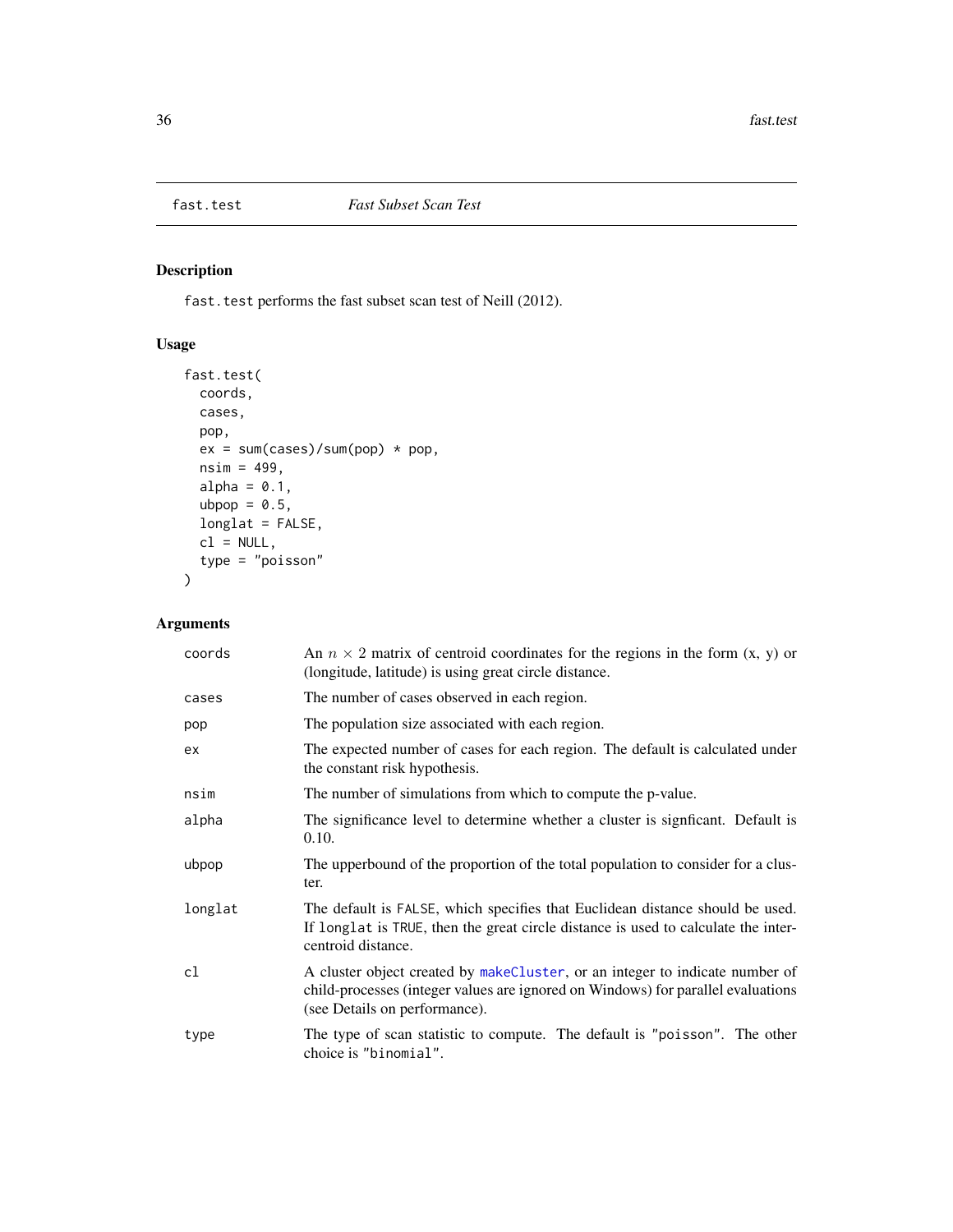# fast.test — *Fast Subset Scan Test*

## Description

`fast.test` performs the fast subset scan test of Neill (2012).

## Usage

```
fast.test(
  coords,
  cases,
  pop,
  ex = sum(cases)/sum(pop) * pop,
  nsim = 499,
  alpha = 0.1,
  ubpop = 0.5,
  longlat = FALSE,
  cl = NULL,
  type = "poisson"
)
```

## Arguments

| Argument | Description |
|---|---|
| `coords` | An $n \times 2$ matrix of centroid coordinates for the regions in the form (x, y) or (longitude, latitude) is using great circle distance. |
| `cases` | The number of cases observed in each region. |
| `pop` | The population size associated with each region. |
| `ex` | The expected number of cases for each region. The default is calculated under the constant risk hypothesis. |
| `nsim` | The number of simulations from which to compute the p-value. |
| `alpha` | The significance level to determine whether a cluster is signficant. Default is 0.10. |
| `ubpop` | The upperbound of the proportion of the total population to consider for a cluster. |
| `longlat` | The default is `FALSE`, which specifies that Euclidean distance should be used. If `longlat` is `TRUE`, then the great circle distance is used to calculate the inter-centroid distance. |
| `cl` | A cluster object created by `makeCluster`, or an integer to indicate number of child-processes (integer values are ignored on Windows) for parallel evaluations (see Details on performance). |
| `type` | The type of scan statistic to compute. The default is `"poisson"`. The other choice is `"binomial"`. |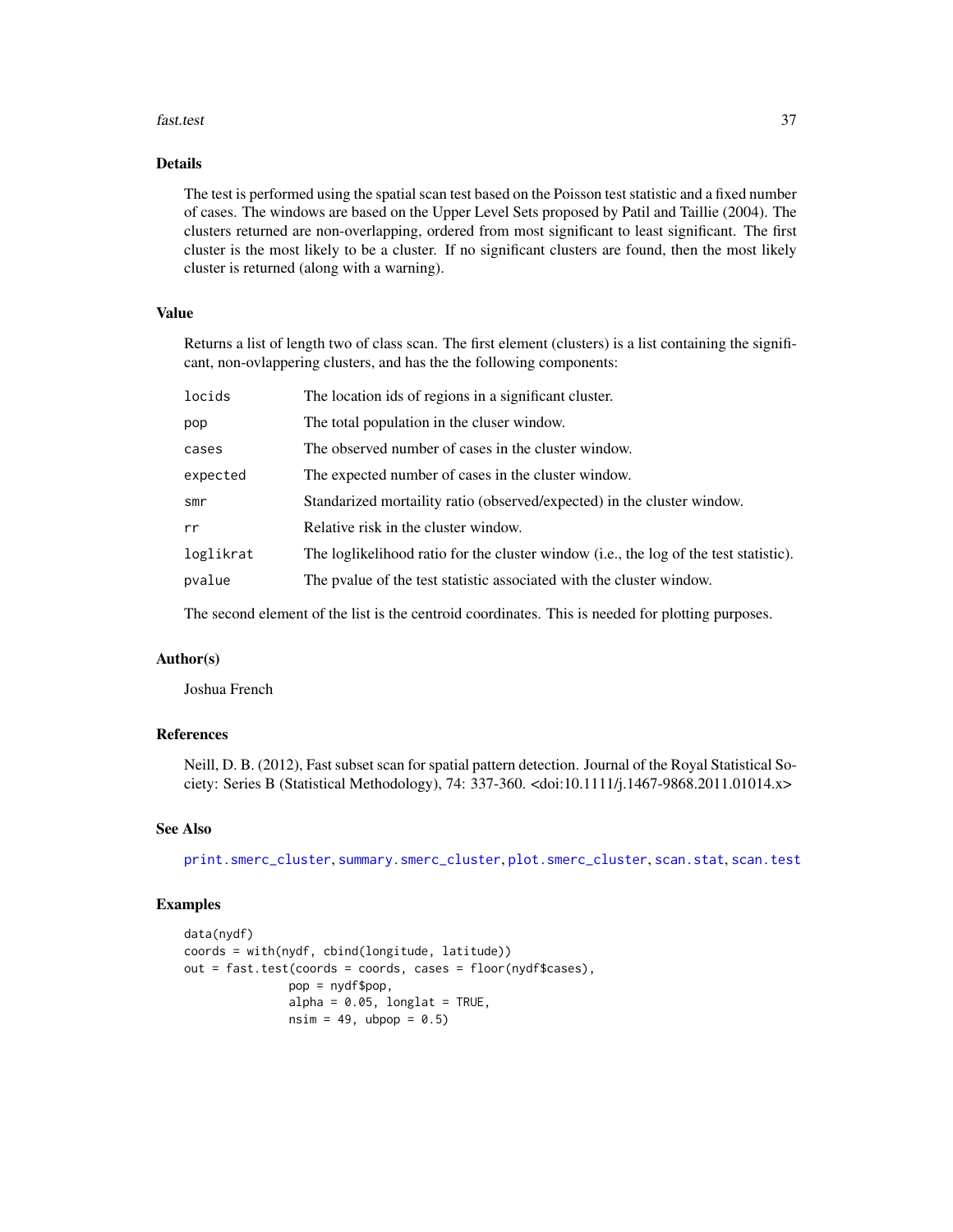## Details

The test is performed using the spatial scan test based on the Poisson test statistic and a fixed number of cases. The windows are based on the Upper Level Sets proposed by Patil and Taillie (2004). The clusters returned are non-overlapping, ordered from most significant to least significant. The first cluster is the most likely to be a cluster. If no significant clusters are found, then the most likely cluster is returned (along with a warning).

## Value

Returns a list of length two of class scan. The first element (clusters) is a list containing the significant, non-ovlappering clusters, and has the the following components:

| | |
|---|---|
| `locids` | The location ids of regions in a significant cluster. |
| `pop` | The total population in the cluser window. |
| `cases` | The observed number of cases in the cluster window. |
| `expected` | The expected number of cases in the cluster window. |
| `smr` | Standarized mortaility ratio (observed/expected) in the cluster window. |
| `rr` | Relative risk in the cluster window. |
| `loglikrat` | The loglikelihood ratio for the cluster window (i.e., the log of the test statistic). |
| `pvalue` | The pvalue of the test statistic associated with the cluster window. |

The second element of the list is the centroid coordinates. This is needed for plotting purposes.

## Author(s)

Joshua French

## References

Neill, D. B. (2012), Fast subset scan for spatial pattern detection. Journal of the Royal Statistical Society: Series B (Statistical Methodology), 74: 337-360. <doi:10.1111/j.1467-9868.2011.01014.x>

## See Also

print.smerc_cluster, summary.smerc_cluster, plot.smerc_cluster, scan.stat, scan.test

## Examples

```
data(nydf)
coords = with(nydf, cbind(longitude, latitude))
out = fast.test(coords = coords, cases = floor(nydf$cases),
               pop = nydf$pop,
               alpha = 0.05, longlat = TRUE,
               nsim = 49, ubpop = 0.5)
```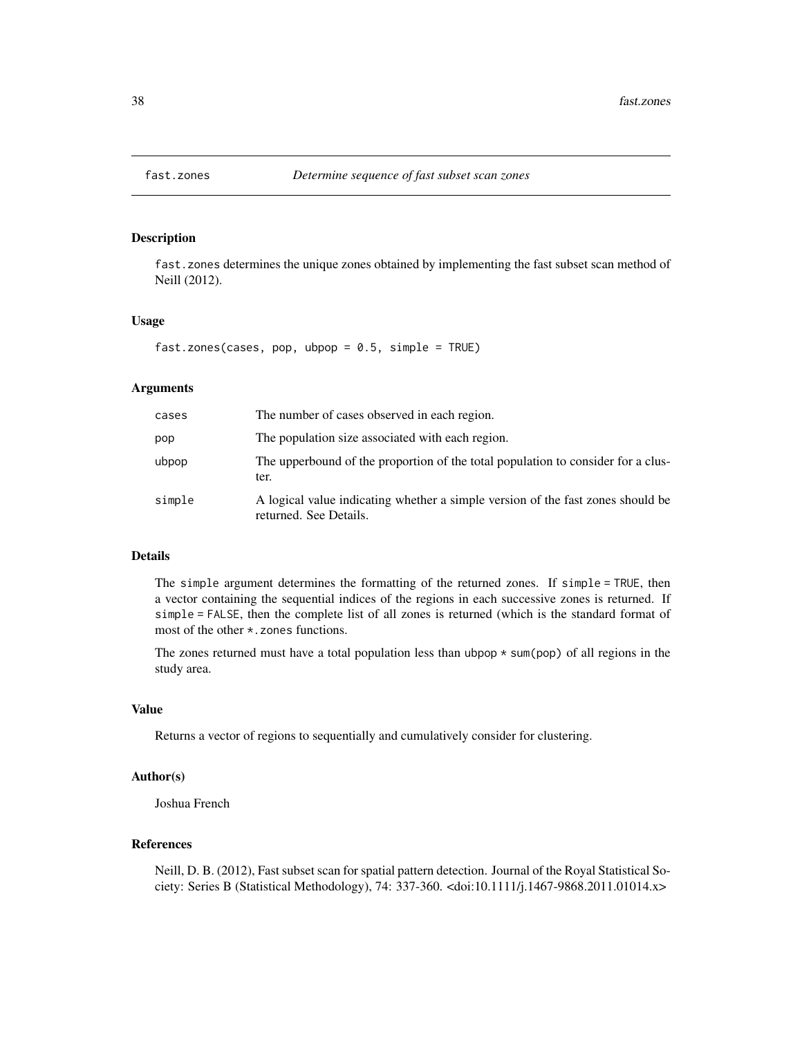# fast.zones — *Determine sequence of fast subset scan zones*

## Description

`fast.zones` determines the unique zones obtained by implementing the fast subset scan method of Neill (2012).

## Usage

```
fast.zones(cases, pop, ubpop = 0.5, simple = TRUE)
```

## Arguments

| | |
|---|---|
| `cases` | The number of cases observed in each region. |
| `pop` | The population size associated with each region. |
| `ubpop` | The upperbound of the proportion of the total population to consider for a cluster. |
| `simple` | A logical value indicating whether a simple version of the fast zones should be returned. See Details. |

## Details

The `simple` argument determines the formatting of the returned zones. If `simple = TRUE`, then a vector containing the sequential indices of the regions in each successive zones is returned. If `simple = FALSE`, then the complete list of all zones is returned (which is the standard format of most of the other `*.zones` functions.

The zones returned must have a total population less than `ubpop * sum(pop)` of all regions in the study area.

## Value

Returns a vector of regions to sequentially and cumulatively consider for clustering.

## Author(s)

Joshua French

## References

Neill, D. B. (2012), Fast subset scan for spatial pattern detection. Journal of the Royal Statistical Society: Series B (Statistical Methodology), 74: 337-360. <doi:10.1111/j.1467-9868.2011.01014.x>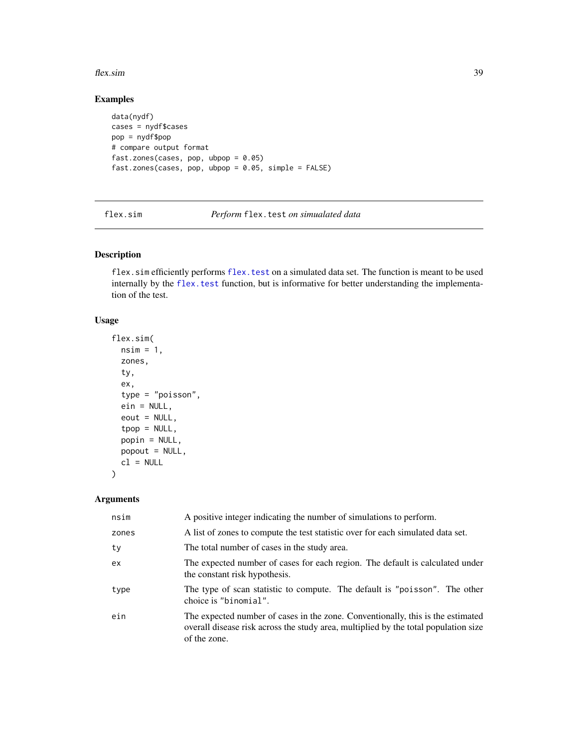## Examples

```
data(nydf)
cases = nydf$cases
pop = nydf$pop
# compare output format
fast.zones(cases, pop, ubpop = 0.05)
fast.zones(cases, pop, ubpop = 0.05, simple = FALSE)
```

---

# flex.sim — *Perform* `flex.test` *on simualated data*

## Description

`flex.sim` efficiently performs `flex.test` on a simulated data set. The function is meant to be used internally by the `flex.test` function, but is informative for better understanding the implementation of the test.

## Usage

```
flex.sim(
  nsim = 1,
  zones,
  ty,
  ex,
  type = "poisson",
  ein = NULL,
  eout = NULL,
  tpop = NULL,
  popin = NULL,
  popout = NULL,
  cl = NULL
)
```

## Arguments

| | |
|---|---|
| nsim | A positive integer indicating the number of simulations to perform. |
| zones | A list of zones to compute the test statistic over for each simulated data set. |
| ty | The total number of cases in the study area. |
| ex | The expected number of cases for each region. The default is calculated under the constant risk hypothesis. |
| type | The type of scan statistic to compute. The default is "poisson". The other choice is "binomial". |
| ein | The expected number of cases in the zone. Conventionally, this is the estimated overall disease risk across the study area, multiplied by the total population size of the zone. |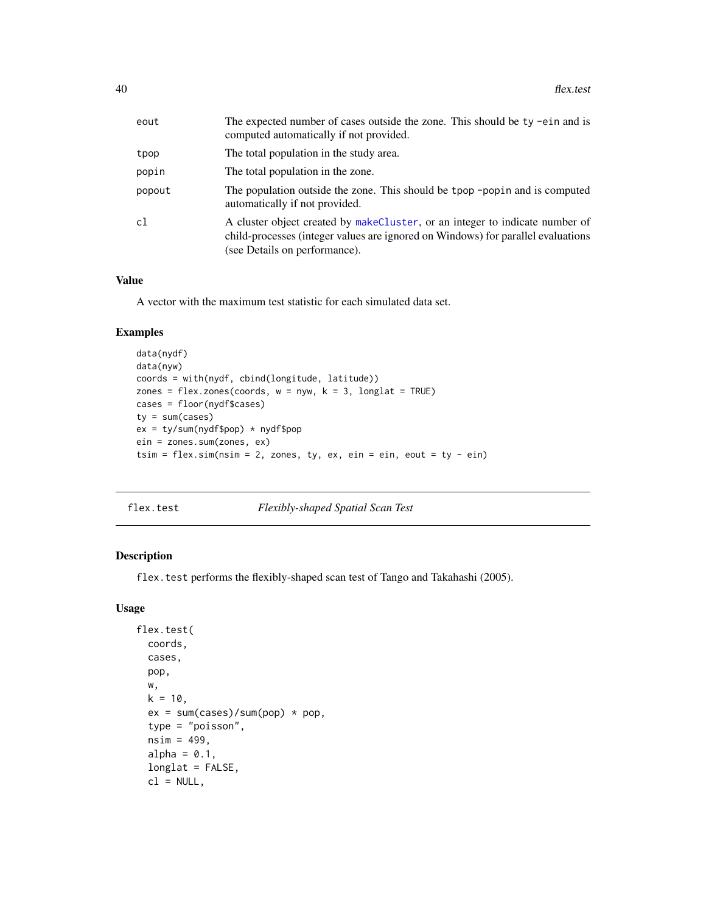| | |
|---|---|
| eout | The expected number of cases outside the zone. This should be ty -ein and is computed automatically if not provided. |
| tpop | The total population in the study area. |
| popin | The total population in the zone. |
| popout | The population outside the zone. This should be tpop -popin and is computed automatically if not provided. |
| cl | A cluster object created by makeCluster, or an integer to indicate number of child-processes (integer values are ignored on Windows) for parallel evaluations (see Details on performance). |

### Value

A vector with the maximum test statistic for each simulated data set.

### Examples

```
data(nydf)
data(nyw)
coords = with(nydf, cbind(longitude, latitude))
zones = flex.zones(coords, w = nyw, k = 3, longlat = TRUE)
cases = floor(nydf$cases)
ty = sum(cases)
ex = ty/sum(nydf$pop) * nydf$pop
ein = zones.sum(zones, ex)
tsim = flex.sim(nsim = 2, zones, ty, ex, ein = ein, eout = ty - ein)
```

---

## flex.test *Flexibly-shaped Spatial Scan Test*

### Description

flex.test performs the flexibly-shaped scan test of Tango and Takahashi (2005).

### Usage

```
flex.test(
  coords,
  cases,
  pop,
  w,
  k = 10,
  ex = sum(cases)/sum(pop) * pop,
  type = "poisson",
  nsim = 499,
  alpha = 0.1,
  longlat = FALSE,
  cl = NULL,
```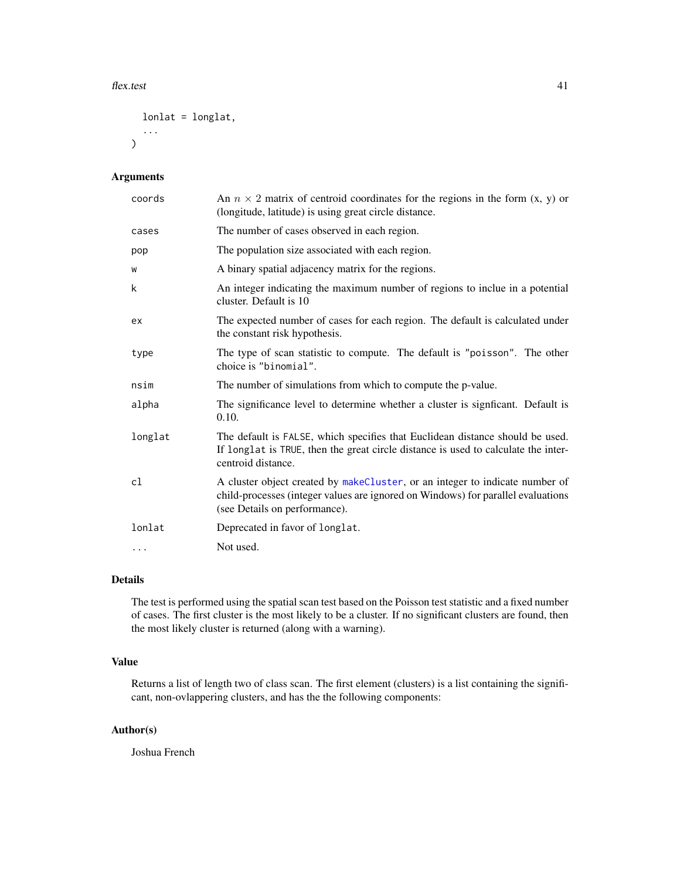```
  lonlat = longlat,
  ...
)
```

## Arguments

| | |
|---|---|
| coords | An $n \times 2$ matrix of centroid coordinates for the regions in the form (x, y) or (longitude, latitude) is using great circle distance. |
| cases | The number of cases observed in each region. |
| pop | The population size associated with each region. |
| w | A binary spatial adjacency matrix for the regions. |
| k | An integer indicating the maximum number of regions to inclue in a potential cluster. Default is 10 |
| ex | The expected number of cases for each region. The default is calculated under the constant risk hypothesis. |
| type | The type of scan statistic to compute. The default is "poisson". The other choice is "binomial". |
| nsim | The number of simulations from which to compute the p-value. |
| alpha | The significance level to determine whether a cluster is signficant. Default is 0.10. |
| longlat | The default is FALSE, which specifies that Euclidean distance should be used. If longlat is TRUE, then the great circle distance is used to calculate the inter-centroid distance. |
| cl | A cluster object created by makeCluster, or an integer to indicate number of child-processes (integer values are ignored on Windows) for parallel evaluations (see Details on performance). |
| lonlat | Deprecated in favor of longlat. |
| ... | Not used. |

## Details

The test is performed using the spatial scan test based on the Poisson test statistic and a fixed number of cases. The first cluster is the most likely to be a cluster. If no significant clusters are found, then the most likely cluster is returned (along with a warning).

## Value

Returns a list of length two of class scan. The first element (clusters) is a list containing the significant, non-ovlappering clusters, and has the the following components:

## Author(s)

Joshua French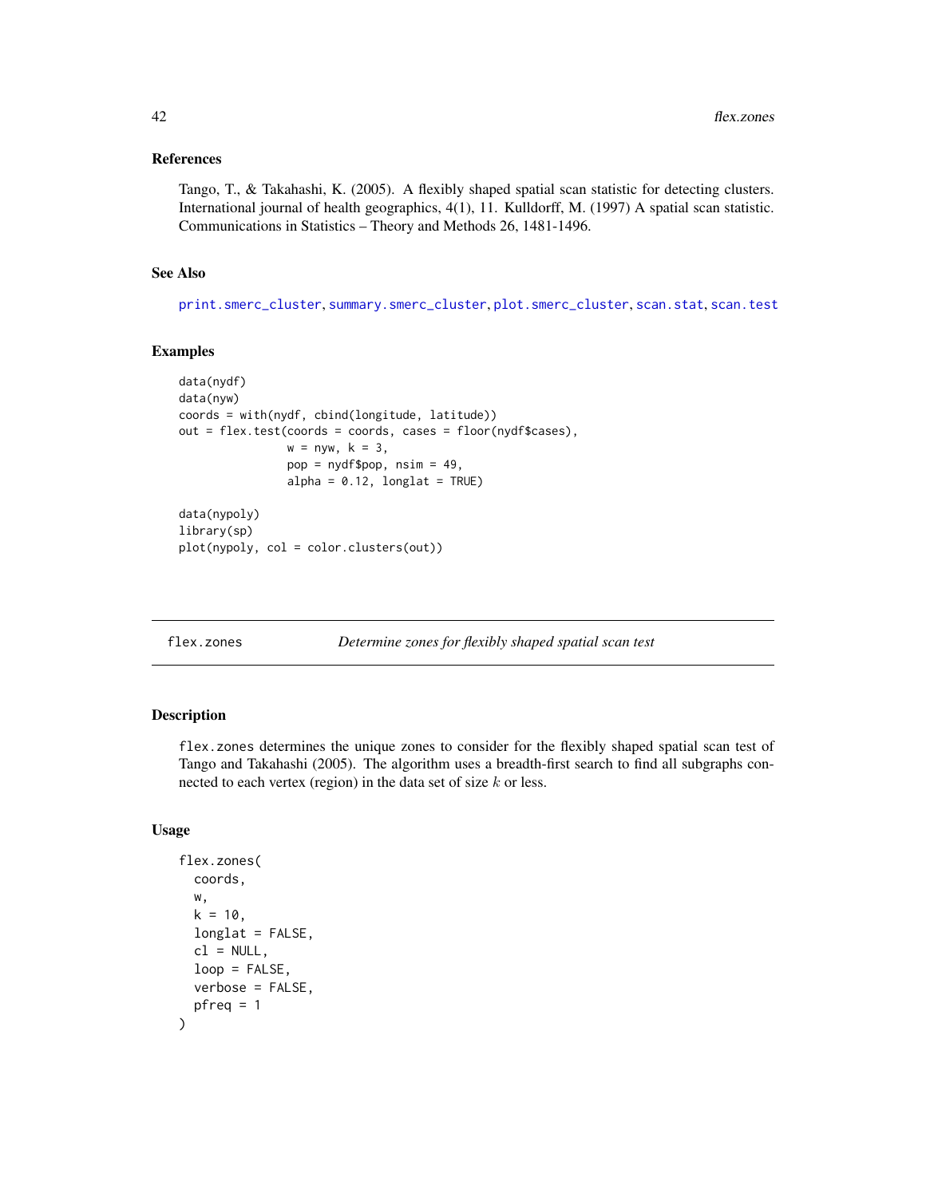### References

Tango, T., & Takahashi, K. (2005). A flexibly shaped spatial scan statistic for detecting clusters. International journal of health geographics, 4(1), 11. Kulldorff, M. (1997) A spatial scan statistic. Communications in Statistics – Theory and Methods 26, 1481-1496.

### See Also

print.smerc_cluster, summary.smerc_cluster, plot.smerc_cluster, scan.stat, scan.test

### Examples

```
data(nydf)
data(nyw)
coords = with(nydf, cbind(longitude, latitude))
out = flex.test(coords = coords, cases = floor(nydf$cases),
                w = nyw, k = 3,
                pop = nydf$pop, nsim = 49,
                alpha = 0.12, longlat = TRUE)

data(nypoly)
library(sp)
plot(nypoly, col = color.clusters(out))
```

---

## flex.zones — *Determine zones for flexibly shaped spatial scan test*

### Description

flex.zones determines the unique zones to consider for the flexibly shaped spatial scan test of Tango and Takahashi (2005). The algorithm uses a breadth-first search to find all subgraphs connected to each vertex (region) in the data set of size $k$ or less.

### Usage

```
flex.zones(
  coords,
  w,
  k = 10,
  longlat = FALSE,
  cl = NULL,
  loop = FALSE,
  verbose = FALSE,
  pfreq = 1
)
```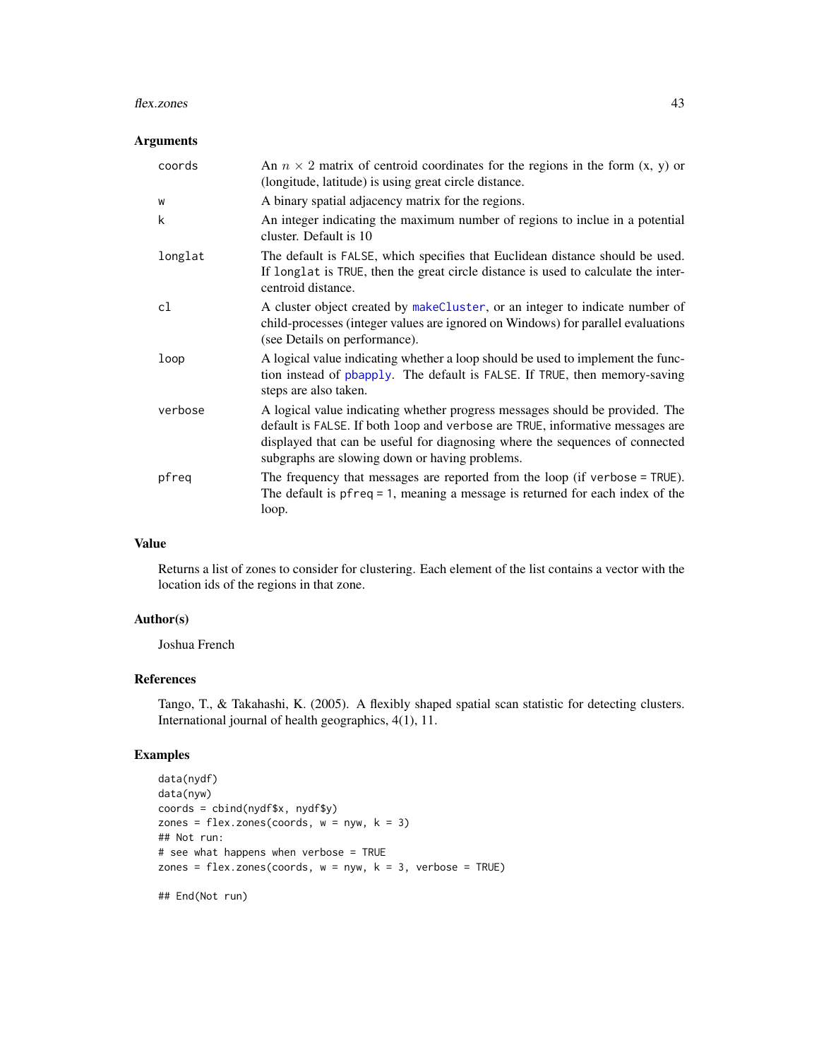## Arguments

| | |
|---|---|
| `coords` | An $n \times 2$ matrix of centroid coordinates for the regions in the form (x, y) or (longitude, latitude) is using great circle distance. |
| `w` | A binary spatial adjacency matrix for the regions. |
| `k` | An integer indicating the maximum number of regions to inclue in a potential cluster. Default is 10 |
| `longlat` | The default is `FALSE`, which specifies that Euclidean distance should be used. If `longlat` is `TRUE`, then the great circle distance is used to calculate the inter-centroid distance. |
| `cl` | A cluster object created by `makeCluster`, or an integer to indicate number of child-processes (integer values are ignored on Windows) for parallel evaluations (see Details on performance). |
| `loop` | A logical value indicating whether a loop should be used to implement the function instead of `pbapply`. The default is `FALSE`. If `TRUE`, then memory-saving steps are also taken. |
| `verbose` | A logical value indicating whether progress messages should be provided. The default is `FALSE`. If both `loop` and `verbose` are `TRUE`, informative messages are displayed that can be useful for diagnosing where the sequences of connected subgraphs are slowing down or having problems. |
| `pfreq` | The frequency that messages are reported from the loop (if `verbose = TRUE`). The default is `pfreq = 1`, meaning a message is returned for each index of the loop. |

## Value

Returns a list of zones to consider for clustering. Each element of the list contains a vector with the location ids of the regions in that zone.

## Author(s)

Joshua French

## References

Tango, T., & Takahashi, K. (2005). A flexibly shaped spatial scan statistic for detecting clusters. International journal of health geographics, 4(1), 11.

## Examples

```
data(nydf)
data(nyw)
coords = cbind(nydf$x, nydf$y)
zones = flex.zones(coords, w = nyw, k = 3)
## Not run:
# see what happens when verbose = TRUE
zones = flex.zones(coords, w = nyw, k = 3, verbose = TRUE)

## End(Not run)
```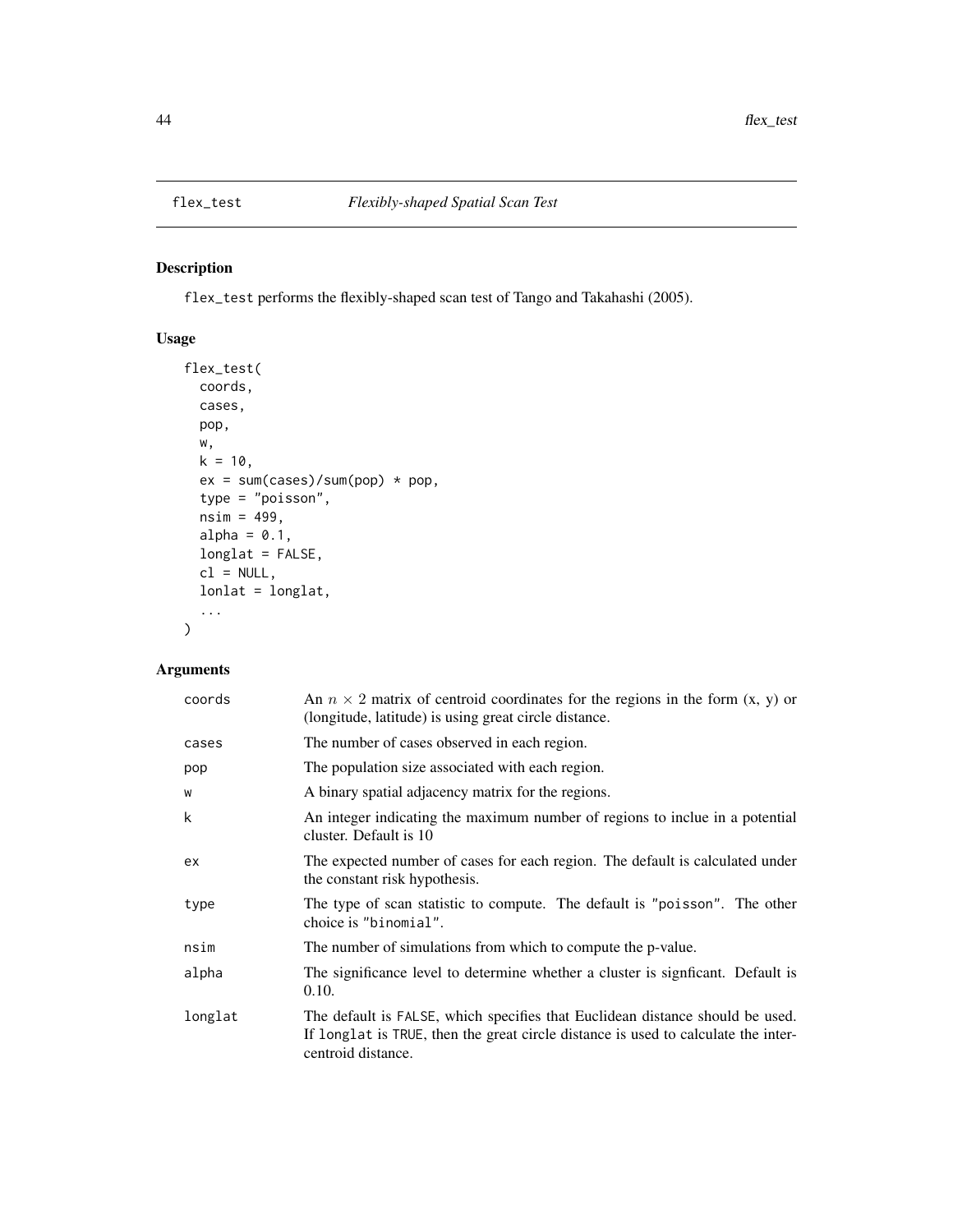## flex_test — *Flexibly-shaped Spatial Scan Test*

### Description

`flex_test` performs the flexibly-shaped scan test of Tango and Takahashi (2005).

### Usage

```
flex_test(
  coords,
  cases,
  pop,
  w,
  k = 10,
  ex = sum(cases)/sum(pop) * pop,
  type = "poisson",
  nsim = 499,
  alpha = 0.1,
  longlat = FALSE,
  cl = NULL,
  lonlat = longlat,
  ...
)
```

### Arguments

| Argument | Description |
|---|---|
| `coords` | An $n \times 2$ matrix of centroid coordinates for the regions in the form (x, y) or (longitude, latitude) is using great circle distance. |
| `cases` | The number of cases observed in each region. |
| `pop` | The population size associated with each region. |
| `w` | A binary spatial adjacency matrix for the regions. |
| `k` | An integer indicating the maximum number of regions to inclue in a potential cluster. Default is 10 |
| `ex` | The expected number of cases for each region. The default is calculated under the constant risk hypothesis. |
| `type` | The type of scan statistic to compute. The default is `"poisson"`. The other choice is `"binomial"`. |
| `nsim` | The number of simulations from which to compute the p-value. |
| `alpha` | The significance level to determine whether a cluster is signficant. Default is 0.10. |
| `longlat` | The default is `FALSE`, which specifies that Euclidean distance should be used. If `longlat` is `TRUE`, then the great circle distance is used to calculate the inter-centroid distance. |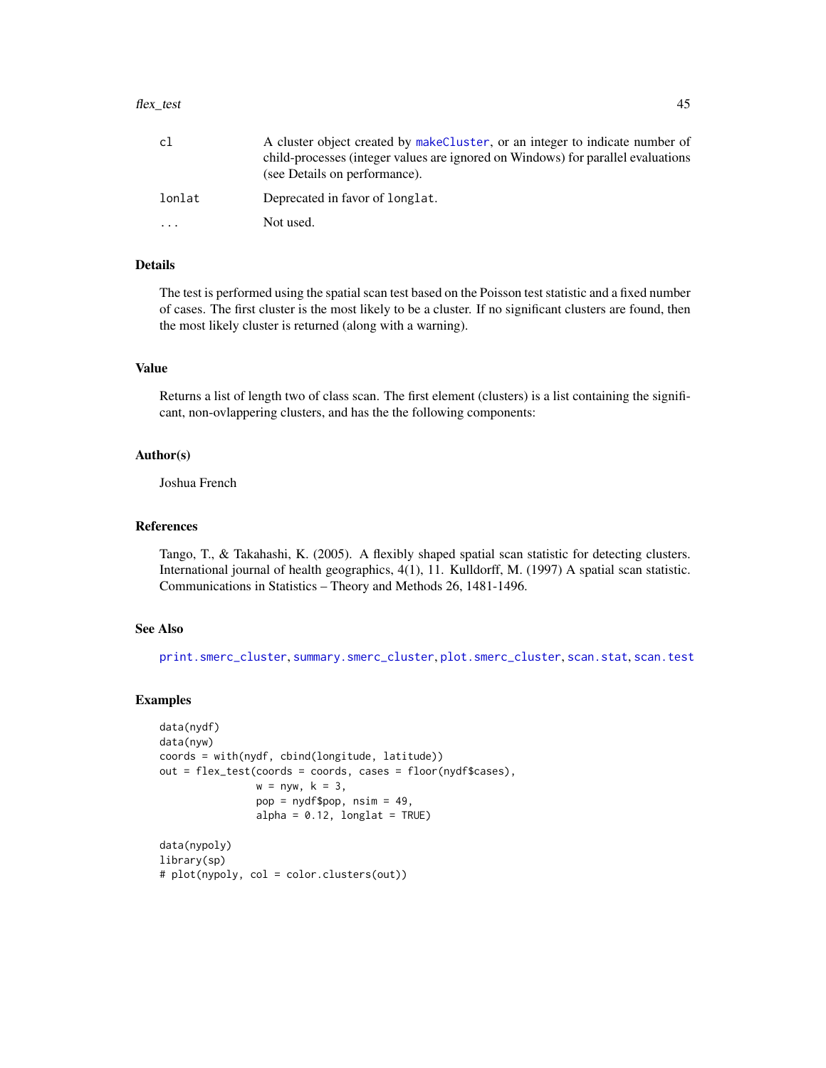| | |
|---|---|
| cl | A cluster object created by makeCluster, or an integer to indicate number of child-processes (integer values are ignored on Windows) for parallel evaluations (see Details on performance). |
| lonlat | Deprecated in favor of longlat. |
| ... | Not used. |

### Details

The test is performed using the spatial scan test based on the Poisson test statistic and a fixed number of cases. The first cluster is the most likely to be a cluster. If no significant clusters are found, then the most likely cluster is returned (along with a warning).

### Value

Returns a list of length two of class scan. The first element (clusters) is a list containing the significant, non-ovlappering clusters, and has the the following components:

### Author(s)

Joshua French

### References

Tango, T., & Takahashi, K. (2005). A flexibly shaped spatial scan statistic for detecting clusters. International journal of health geographics, 4(1), 11. Kulldorff, M. (1997) A spatial scan statistic. Communications in Statistics – Theory and Methods 26, 1481-1496.

### See Also

print.smerc_cluster, summary.smerc_cluster, plot.smerc_cluster, scan.stat, scan.test

### Examples

```
data(nydf)
data(nyw)
coords = with(nydf, cbind(longitude, latitude))
out = flex_test(coords = coords, cases = floor(nydf$cases),
                w = nyw, k = 3,
                pop = nydf$pop, nsim = 49,
                alpha = 0.12, longlat = TRUE)

data(nypoly)
library(sp)
# plot(nypoly, col = color.clusters(out))
```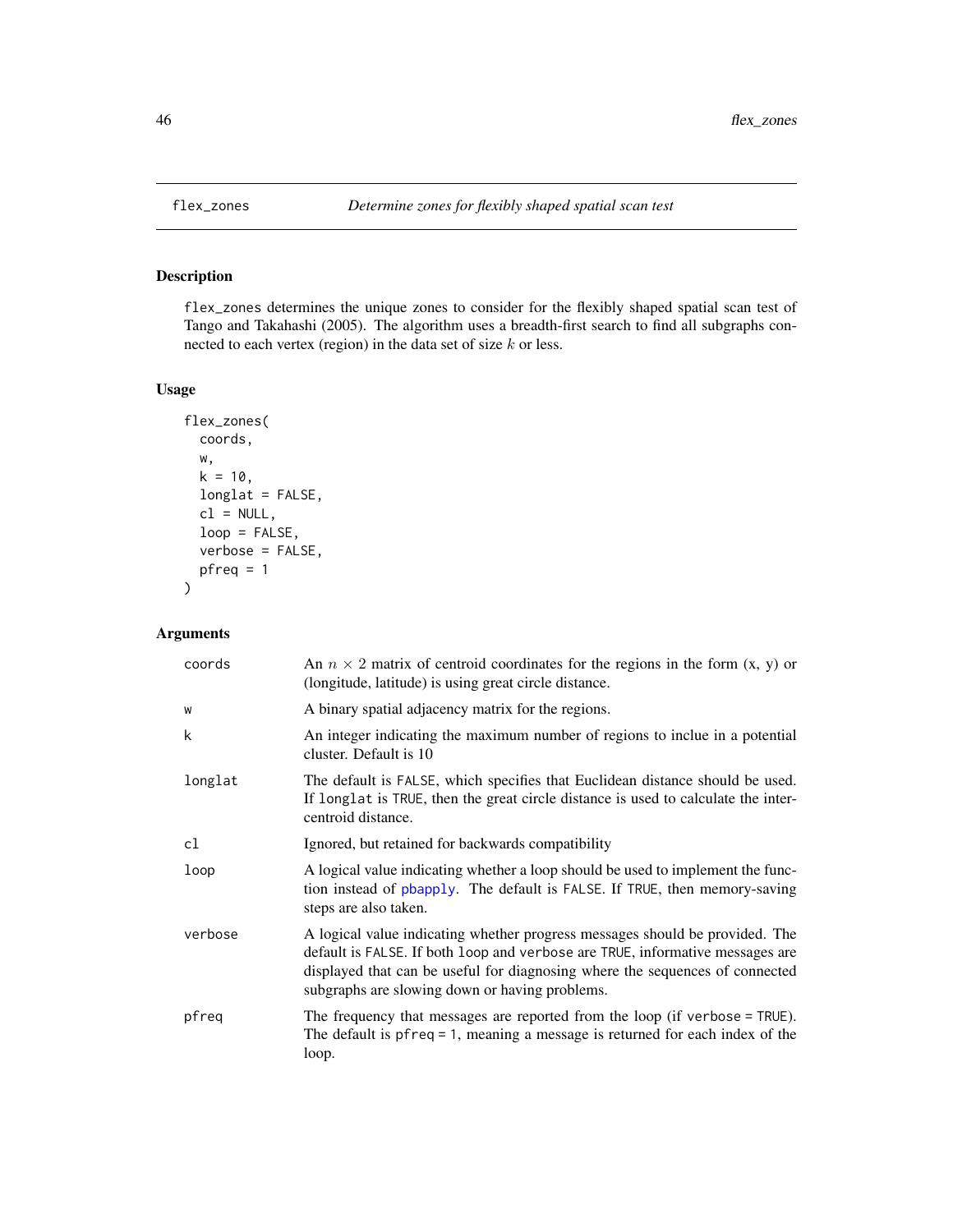## flex_zones — *Determine zones for flexibly shaped spatial scan test*

### Description

flex_zones determines the unique zones to consider for the flexibly shaped spatial scan test of Tango and Takahashi (2005). The algorithm uses a breadth-first search to find all subgraphs connected to each vertex (region) in the data set of size $k$ or less.

### Usage

```
flex_zones(
  coords,
  w,
  k = 10,
  longlat = FALSE,
  cl = NULL,
  loop = FALSE,
  verbose = FALSE,
  pfreq = 1
)
```

### Arguments

| | |
|---|---|
| coords | An $n \times 2$ matrix of centroid coordinates for the regions in the form (x, y) or (longitude, latitude) is using great circle distance. |
| w | A binary spatial adjacency matrix for the regions. |
| k | An integer indicating the maximum number of regions to inclue in a potential cluster. Default is 10 |
| longlat | The default is FALSE, which specifies that Euclidean distance should be used. If longlat is TRUE, then the great circle distance is used to calculate the inter-centroid distance. |
| cl | Ignored, but retained for backwards compatibility |
| loop | A logical value indicating whether a loop should be used to implement the function instead of pbapply. The default is FALSE. If TRUE, then memory-saving steps are also taken. |
| verbose | A logical value indicating whether progress messages should be provided. The default is FALSE. If both loop and verbose are TRUE, informative messages are displayed that can be useful for diagnosing where the sequences of connected subgraphs are slowing down or having problems. |
| pfreq | The frequency that messages are reported from the loop (if verbose = TRUE). The default is pfreq = 1, meaning a message is returned for each index of the loop. |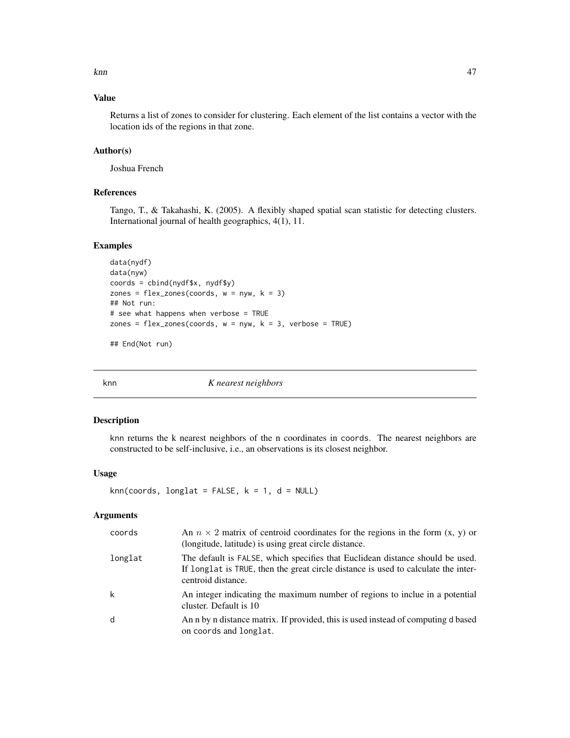### Value

Returns a list of zones to consider for clustering. Each element of the list contains a vector with the location ids of the regions in that zone.

### Author(s)

Joshua French

### References

Tango, T., & Takahashi, K. (2005). A flexibly shaped spatial scan statistic for detecting clusters. International journal of health geographics, 4(1), 11.

### Examples

```
data(nydf)
data(nyw)
coords = cbind(nydf$x, nydf$y)
zones = flex_zones(coords, w = nyw, k = 3)
## Not run:
# see what happens when verbose = TRUE
zones = flex_zones(coords, w = nyw, k = 3, verbose = TRUE)

## End(Not run)
```

---

## knn — *K nearest neighbors*

### Description

knn returns the k nearest neighbors of the n coordinates in coords. The nearest neighbors are constructed to be self-inclusive, i.e., an observations is its closest neighbor.

### Usage

```
knn(coords, longlat = FALSE, k = 1, d = NULL)
```

### Arguments

| | |
|---|---|
| coords | An $n \times 2$ matrix of centroid coordinates for the regions in the form (x, y) or (longitude, latitude) is using great circle distance. |
| longlat | The default is FALSE, which specifies that Euclidean distance should be used. If longlat is TRUE, then the great circle distance is used to calculate the inter-centroid distance. |
| k | An integer indicating the maximum number of regions to inclue in a potential cluster. Default is 10 |
| d | An n by n distance matrix. If provided, this is used instead of computing d based on coords and longlat. |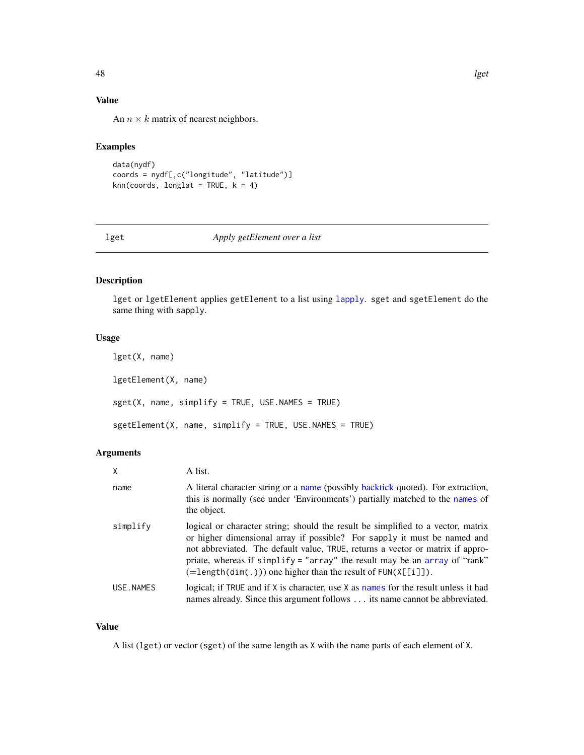## Value

An $n \times k$ matrix of nearest neighbors.

## Examples

```
data(nydf)
coords = nydf[,c("longitude", "latitude")]
knn(coords, longlat = TRUE, k = 4)
```

---

# lget *Apply getElement over a list*

## Description

`lget` or `lgetElement` applies `getElement` to a list using `lapply`. `sget` and `sgetElement` do the same thing with `sapply`.

## Usage

```
lget(X, name)

lgetElement(X, name)

sget(X, name, simplify = TRUE, USE.NAMES = TRUE)

sgetElement(X, name, simplify = TRUE, USE.NAMES = TRUE)
```

## Arguments

| | |
|---|---|
| `X` | A list. |
| `name` | A literal character string or a name (possibly backtick quoted). For extraction, this is normally (see under 'Environments') partially matched to the `names` of the object. |
| `simplify` | logical or character string; should the result be simplified to a vector, matrix or higher dimensional array if possible? For `sapply` it must be named and not abbreviated. The default value, `TRUE`, returns a vector or matrix if appropriate, whereas if `simplify = "array"` the result may be an `array` of "rank" (=`length(dim(.))`) one higher than the result of `FUN(X[[i]])`. |
| `USE.NAMES` | logical; if `TRUE` and if `X` is character, use `X` as `names` for the result unless it had names already. Since this argument follows `...` its name cannot be abbreviated. |

## Value

A list (`lget`) or vector (`sget`) of the same length as `X` with the `name` parts of each element of `X`.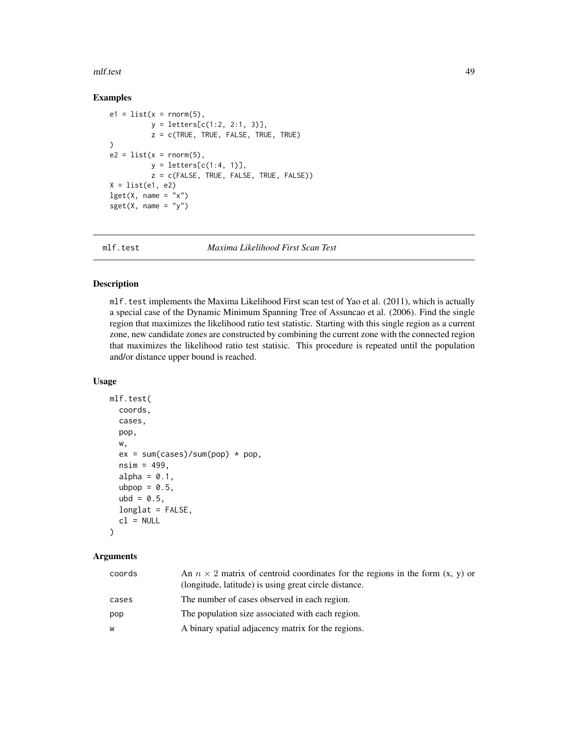## Examples

```
e1 = list(x = rnorm(5),
          y = letters[c(1:2, 2:1, 3)],
          z = c(TRUE, TRUE, FALSE, TRUE, TRUE)
)
e2 = list(x = rnorm(5),
          y = letters[c(1:4, 1)],
          z = c(FALSE, TRUE, FALSE, TRUE, FALSE))
X = list(e1, e2)
lget(X, name = "x")
sget(X, name = "y")
```

---

mlf.test *Maxima Likelihood First Scan Test*

---

## Description

mlf.test implements the Maxima Likelihood First scan test of Yao et al. (2011), which is actually a special case of the Dynamic Minimum Spanning Tree of Assuncao et al. (2006). Find the single region that maximizes the likelihood ratio test statistic. Starting with this single region as a current zone, new candidate zones are constructed by combining the current zone with the connected region that maximizes the likelihood ratio test statisic. This procedure is repeated until the population and/or distance upper bound is reached.

## Usage

```
mlf.test(
  coords,
  cases,
  pop,
  w,
  ex = sum(cases)/sum(pop) * pop,
  nsim = 499,
  alpha = 0.1,
  ubpop = 0.5,
  ubd = 0.5,
  longlat = FALSE,
  cl = NULL
)
```

## Arguments

| | |
|---|---|
| coords | An $n \times 2$ matrix of centroid coordinates for the regions in the form (x, y) or (longitude, latitude) is using great circle distance. |
| cases | The number of cases observed in each region. |
| pop | The population size associated with each region. |
| w | A binary spatial adjacency matrix for the regions. |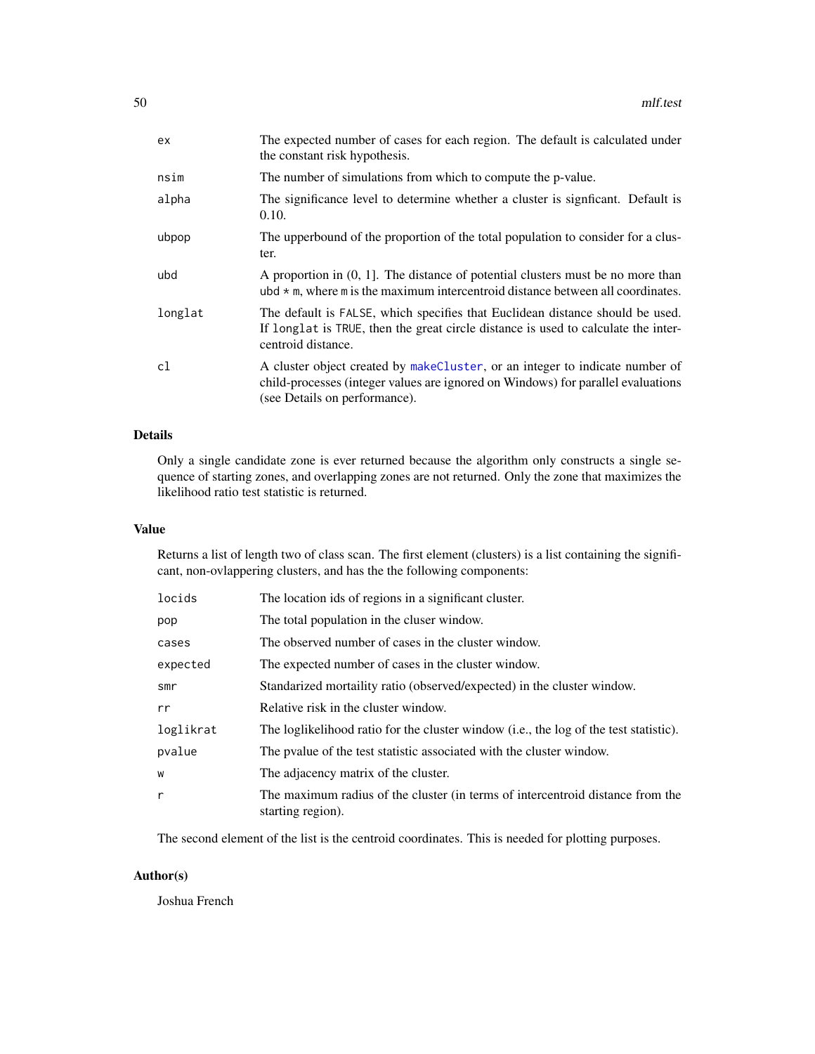| | |
|---|---|
| ex | The expected number of cases for each region. The default is calculated under the constant risk hypothesis. |
| nsim | The number of simulations from which to compute the p-value. |
| alpha | The significance level to determine whether a cluster is signficant. Default is 0.10. |
| ubpop | The upperbound of the proportion of the total population to consider for a cluster. |
| ubd | A proportion in (0, 1]. The distance of potential clusters must be no more than `ubd * m`, where `m` is the maximum intercentroid distance between all coordinates. |
| longlat | The default is `FALSE`, which specifies that Euclidean distance should be used. If `longlat` is `TRUE`, then the great circle distance is used to calculate the intercentroid distance. |
| cl | A cluster object created by `makeCluster`, or an integer to indicate number of child-processes (integer values are ignored on Windows) for parallel evaluations (see Details on performance). |

## Details

Only a single candidate zone is ever returned because the algorithm only constructs a single sequence of starting zones, and overlapping zones are not returned. Only the zone that maximizes the likelihood ratio test statistic is returned.

## Value

Returns a list of length two of class scan. The first element (clusters) is a list containing the significant, non-ovlappering clusters, and has the the following components:

| | |
|---|---|
| locids | The location ids of regions in a significant cluster. |
| pop | The total population in the cluser window. |
| cases | The observed number of cases in the cluster window. |
| expected | The expected number of cases in the cluster window. |
| smr | Standarized mortaility ratio (observed/expected) in the cluster window. |
| rr | Relative risk in the cluster window. |
| loglikrat | The loglikelihood ratio for the cluster window (i.e., the log of the test statistic). |
| pvalue | The pvalue of the test statistic associated with the cluster window. |
| w | The adjacency matrix of the cluster. |
| r | The maximum radius of the cluster (in terms of intercentroid distance from the starting region). |

The second element of the list is the centroid coordinates. This is needed for plotting purposes.

## Author(s)

Joshua French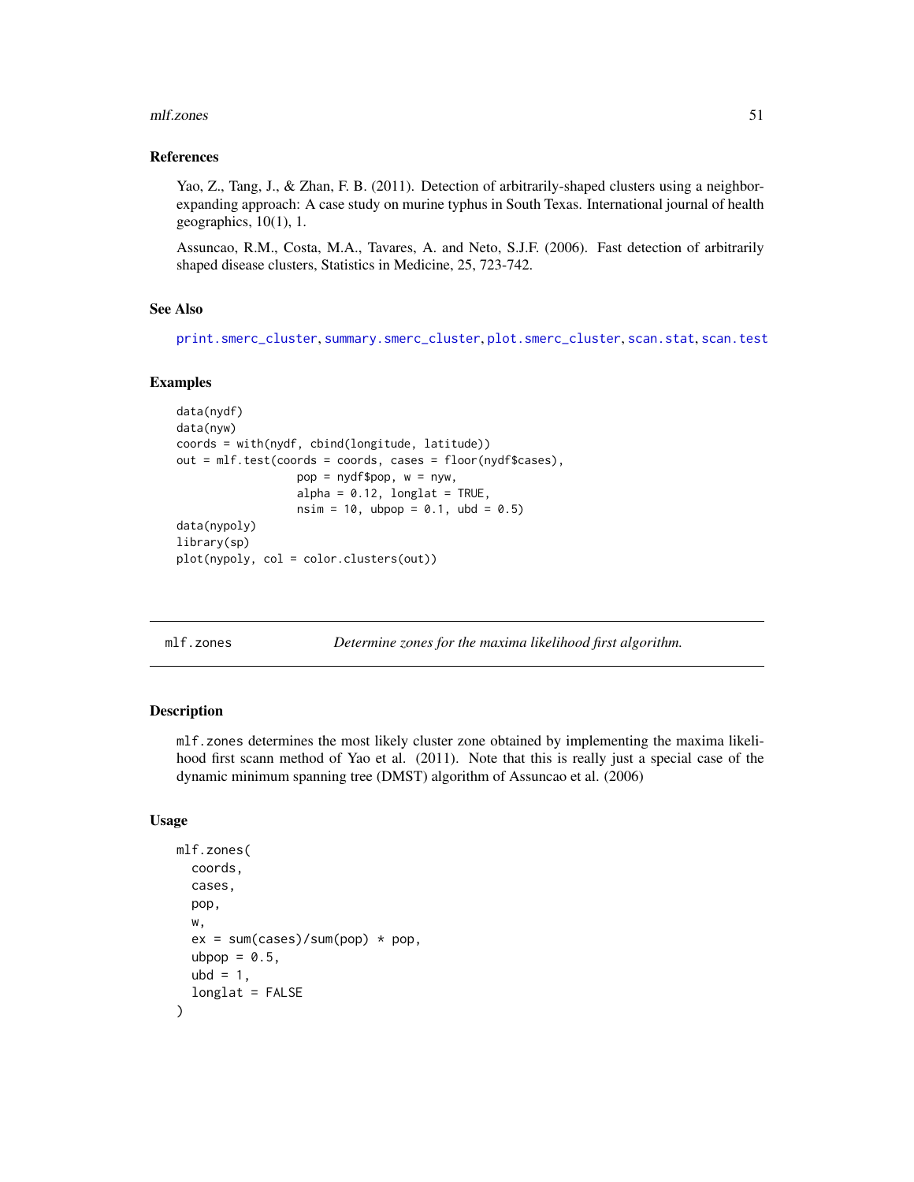## References

Yao, Z., Tang, J., & Zhan, F. B. (2011). Detection of arbitrarily-shaped clusters using a neighbor-expanding approach: A case study on murine typhus in South Texas. International journal of health geographics, 10(1), 1.

Assuncao, R.M., Costa, M.A., Tavares, A. and Neto, S.J.F. (2006). Fast detection of arbitrarily shaped disease clusters, Statistics in Medicine, 25, 723-742.

## See Also

print.smerc_cluster, summary.smerc_cluster, plot.smerc_cluster, scan.stat, scan.test

## Examples

```
data(nydf)
data(nyw)
coords = with(nydf, cbind(longitude, latitude))
out = mlf.test(coords = coords, cases = floor(nydf$cases),
                  pop = nydf$pop, w = nyw,
                  alpha = 0.12, longlat = TRUE,
                  nsim = 10, ubpop = 0.1, ubd = 0.5)
data(nypoly)
library(sp)
plot(nypoly, col = color.clusters(out))
```

---

# mlf.zones — *Determine zones for the maxima likelihood first algorithm.*

## Description

mlf.zones determines the most likely cluster zone obtained by implementing the maxima likelihood first scann method of Yao et al. (2011). Note that this is really just a special case of the dynamic minimum spanning tree (DMST) algorithm of Assuncao et al. (2006)

## Usage

```
mlf.zones(
  coords,
  cases,
  pop,
  w,
  ex = sum(cases)/sum(pop) * pop,
  ubpop = 0.5,
  ubd = 1,
  longlat = FALSE
)
```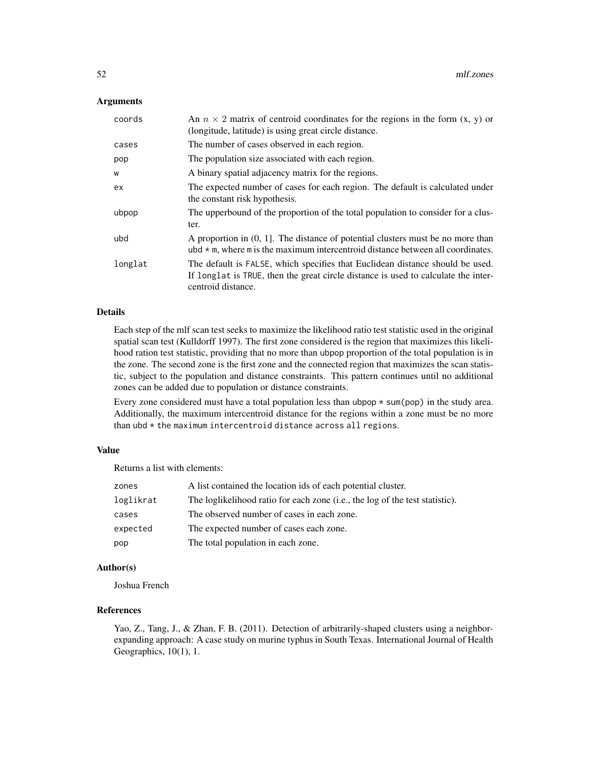### Arguments

| | |
|---|---|
| coords | An $n \times 2$ matrix of centroid coordinates for the regions in the form (x, y) or (longitude, latitude) is using great circle distance. |
| cases | The number of cases observed in each region. |
| pop | The population size associated with each region. |
| w | A binary spatial adjacency matrix for the regions. |
| ex | The expected number of cases for each region. The default is calculated under the constant risk hypothesis. |
| ubpop | The upperbound of the proportion of the total population to consider for a cluster. |
| ubd | A proportion in (0, 1]. The distance of potential clusters must be no more than `ubd * m`, where `m` is the maximum intercentroid distance between all coordinates. |
| longlat | The default is `FALSE`, which specifies that Euclidean distance should be used. If `longlat` is `TRUE`, then the great circle distance is used to calculate the intercentroid distance. |

### Details

Each step of the mlf scan test seeks to maximize the likelihood ratio test statistic used in the original spatial scan test (Kulldorff 1997). The first zone considered is the region that maximizes this likelihood ration test statistic, providing that no more than ubpop proportion of the total population is in the zone. The second zone is the first zone and the connected region that maximizes the scan statistic, subject to the population and distance constraints. This pattern continues until no additional zones can be added due to population or distance constraints.

Every zone considered must have a total population less than `ubpop * sum(pop)` in the study area. Additionally, the maximum intercentroid distance for the regions within a zone must be no more than `ubd * the maximum intercentroid distance across all regions`.

### Value

Returns a list with elements:

| | |
|---|---|
| zones | A list contained the location ids of each potential cluster. |
| loglikrat | The loglikelihood ratio for each zone (i.e., the log of the test statistic). |
| cases | The observed number of cases in each zone. |
| expected | The expected number of cases each zone. |
| pop | The total population in each zone. |

### Author(s)

Joshua French

### References

Yao, Z., Tang, J., & Zhan, F. B. (2011). Detection of arbitrarily-shaped clusters using a neighbor-expanding approach: A case study on murine typhus in South Texas. International Journal of Health Geographics, 10(1), 1.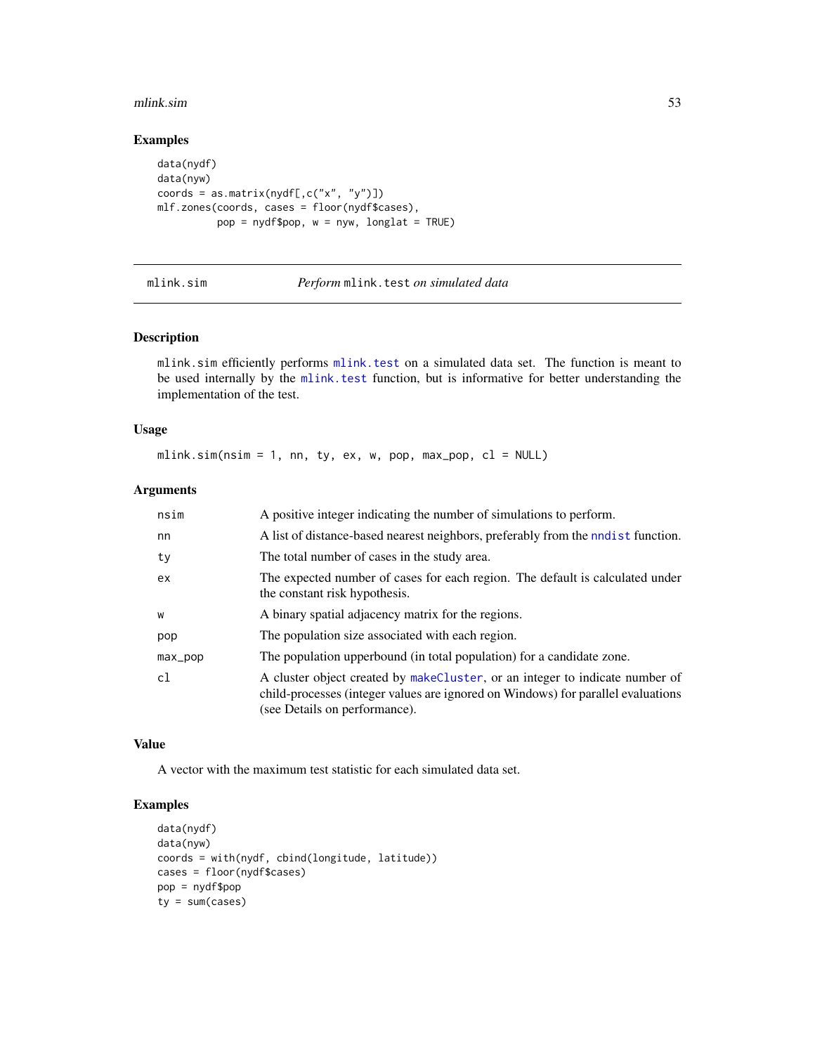### Examples

```
data(nydf)
data(nyw)
coords = as.matrix(nydf[,c("x", "y")])
mlf.zones(coords, cases = floor(nydf$cases),
          pop = nydf$pop, w = nyw, longlat = TRUE)
```

---

## mlink.sim — *Perform* `mlink.test` *on simulated data*

### Description

mlink.sim efficiently performs mlink.test on a simulated data set. The function is meant to be used internally by the mlink.test function, but is informative for better understanding the implementation of the test.

### Usage

```
mlink.sim(nsim = 1, nn, ty, ex, w, pop, max_pop, cl = NULL)
```

### Arguments

| | |
|---|---|
| nsim | A positive integer indicating the number of simulations to perform. |
| nn | A list of distance-based nearest neighbors, preferably from the nndist function. |
| ty | The total number of cases in the study area. |
| ex | The expected number of cases for each region. The default is calculated under the constant risk hypothesis. |
| w | A binary spatial adjacency matrix for the regions. |
| pop | The population size associated with each region. |
| max_pop | The population upperbound (in total population) for a candidate zone. |
| cl | A cluster object created by makeCluster, or an integer to indicate number of child-processes (integer values are ignored on Windows) for parallel evaluations (see Details on performance). |

### Value

A vector with the maximum test statistic for each simulated data set.

### Examples

```
data(nydf)
data(nyw)
coords = with(nydf, cbind(longitude, latitude))
cases = floor(nydf$cases)
pop = nydf$pop
ty = sum(cases)
```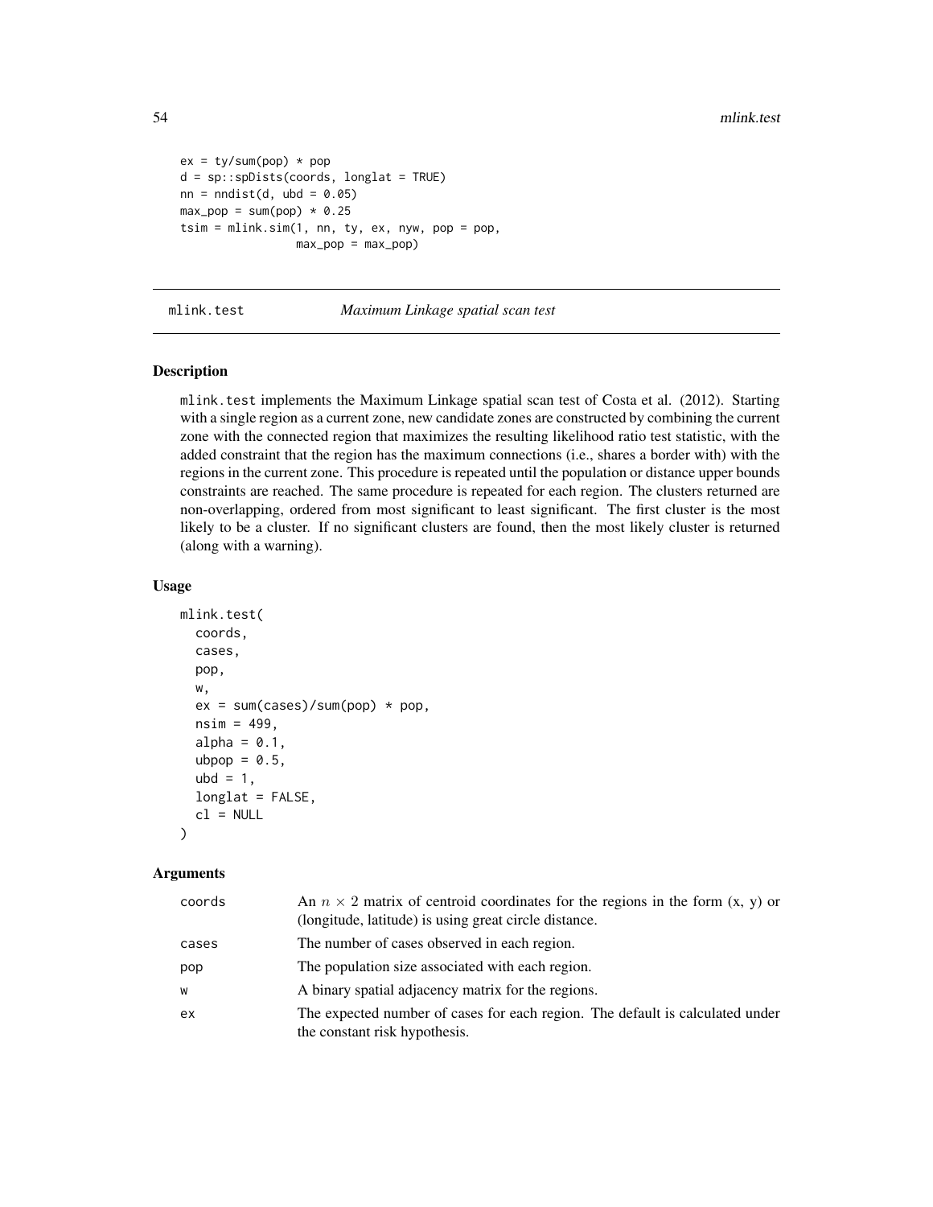```
ex = ty/sum(pop) * pop
d = sp::spDists(coords, longlat = TRUE)
nn = nndist(d, ubd = 0.05)
max_pop = sum(pop) * 0.25
tsim = mlink.sim(1, nn, ty, ex, nyw, pop = pop,
                 max_pop = max_pop)
```

---

mlink.test *Maximum Linkage spatial scan test*

---

### Description

mlink.test implements the Maximum Linkage spatial scan test of Costa et al. (2012). Starting with a single region as a current zone, new candidate zones are constructed by combining the current zone with the connected region that maximizes the resulting likelihood ratio test statistic, with the added constraint that the region has the maximum connections (i.e., shares a border with) with the regions in the current zone. This procedure is repeated until the population or distance upper bounds constraints are reached. The same procedure is repeated for each region. The clusters returned are non-overlapping, ordered from most significant to least significant. The first cluster is the most likely to be a cluster. If no significant clusters are found, then the most likely cluster is returned (along with a warning).

### Usage

```
mlink.test(
  coords,
  cases,
  pop,
  w,
  ex = sum(cases)/sum(pop) * pop,
  nsim = 499,
  alpha = 0.1,
  ubpop = 0.5,
  ubd = 1,
  longlat = FALSE,
  cl = NULL
)
```

### Arguments

| | |
|---|---|
| coords | An $n \times 2$ matrix of centroid coordinates for the regions in the form (x, y) or (longitude, latitude) is using great circle distance. |
| cases | The number of cases observed in each region. |
| pop | The population size associated with each region. |
| w | A binary spatial adjacency matrix for the regions. |
| ex | The expected number of cases for each region. The default is calculated under the constant risk hypothesis. |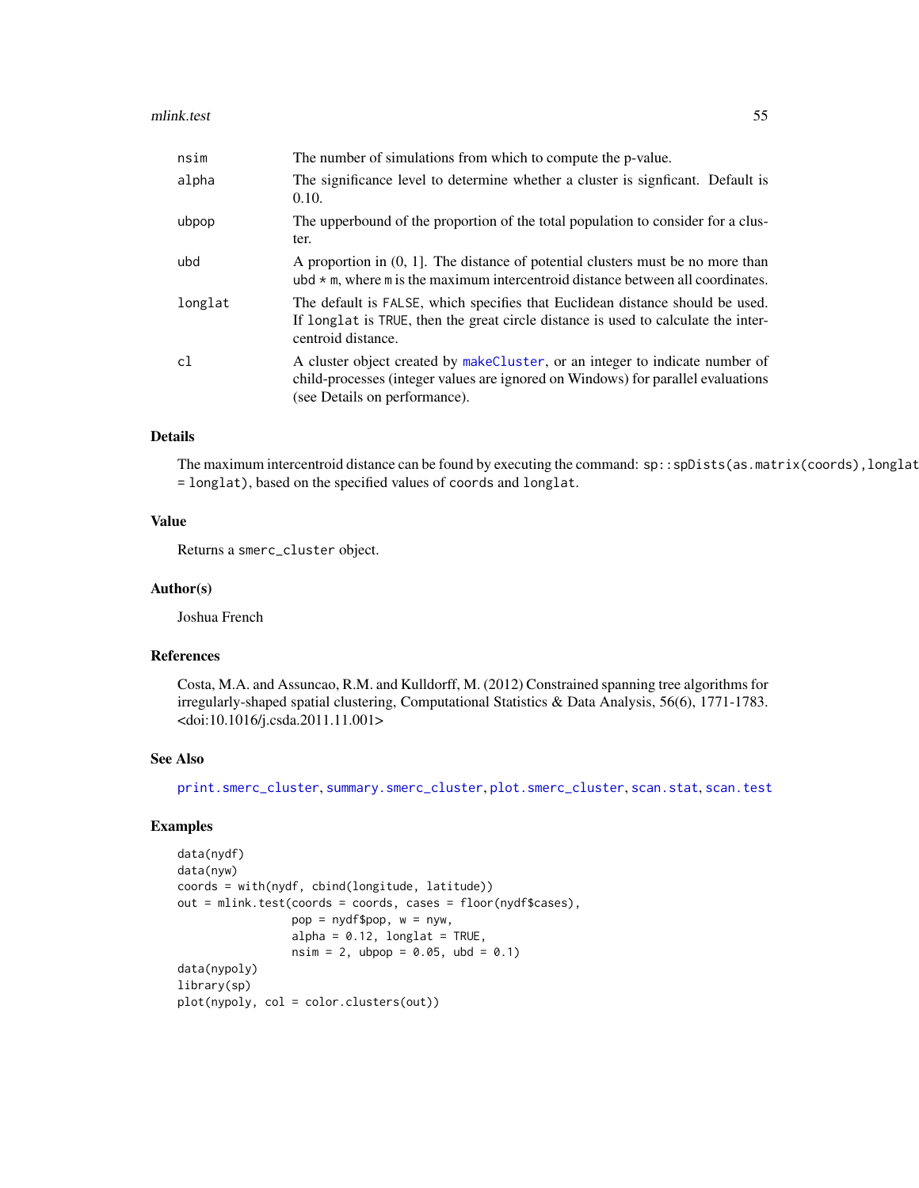| | |
|---|---|
| nsim | The number of simulations from which to compute the p-value. |
| alpha | The significance level to determine whether a cluster is signficant. Default is 0.10. |
| ubpop | The upperbound of the proportion of the total population to consider for a cluster. |
| ubd | A proportion in (0, 1]. The distance of potential clusters must be no more than ubd * m, where m is the maximum intercentroid distance between all coordinates. |
| longlat | The default is FALSE, which specifies that Euclidean distance should be used. If longlat is TRUE, then the great circle distance is used to calculate the intercentroid distance. |
| cl | A cluster object created by makeCluster, or an integer to indicate number of child-processes (integer values are ignored on Windows) for parallel evaluations (see Details on performance). |

## Details

The maximum intercentroid distance can be found by executing the command: `sp::spDists(as.matrix(coords),longlat = longlat)`, based on the specified values of coords and longlat.

## Value

Returns a smerc_cluster object.

## Author(s)

Joshua French

## References

Costa, M.A. and Assuncao, R.M. and Kulldorff, M. (2012) Constrained spanning tree algorithms for irregularly-shaped spatial clustering, Computational Statistics & Data Analysis, 56(6), 1771-1783. <doi:10.1016/j.csda.2011.11.001>

## See Also

print.smerc_cluster, summary.smerc_cluster, plot.smerc_cluster, scan.stat, scan.test

## Examples

```
data(nydf)
data(nyw)
coords = with(nydf, cbind(longitude, latitude))
out = mlink.test(coords = coords, cases = floor(nydf$cases),
                 pop = nydf$pop, w = nyw,
                 alpha = 0.12, longlat = TRUE,
                 nsim = 2, ubpop = 0.05, ubd = 0.1)
data(nypoly)
library(sp)
plot(nypoly, col = color.clusters(out))
```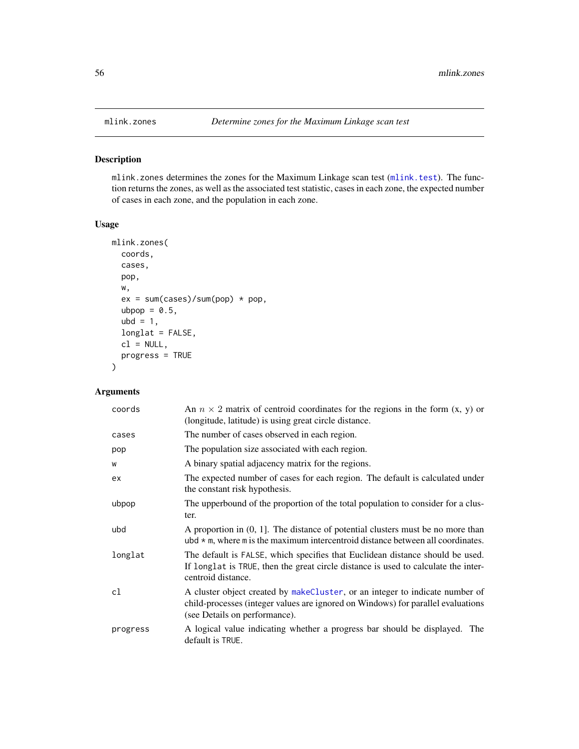## mlink.zones — *Determine zones for the Maximum Linkage scan test*

### Description

mlink.zones determines the zones for the Maximum Linkage scan test (mlink.test). The function returns the zones, as well as the associated test statistic, cases in each zone, the expected number of cases in each zone, and the population in each zone.

### Usage

```
mlink.zones(
  coords,
  cases,
  pop,
  w,
  ex = sum(cases)/sum(pop) * pop,
  ubpop = 0.5,
  ubd = 1,
  longlat = FALSE,
  cl = NULL,
  progress = TRUE
)
```

### Arguments

| Argument | Description |
|---|---|
| coords | An $n \times 2$ matrix of centroid coordinates for the regions in the form (x, y) or (longitude, latitude) is using great circle distance. |
| cases | The number of cases observed in each region. |
| pop | The population size associated with each region. |
| w | A binary spatial adjacency matrix for the regions. |
| ex | The expected number of cases for each region. The default is calculated under the constant risk hypothesis. |
| ubpop | The upperbound of the proportion of the total population to consider for a cluster. |
| ubd | A proportion in (0, 1]. The distance of potential clusters must be no more than ubd * m, where m is the maximum intercentroid distance between all coordinates. |
| longlat | The default is FALSE, which specifies that Euclidean distance should be used. If longlat is TRUE, then the great circle distance is used to calculate the intercentroid distance. |
| cl | A cluster object created by makeCluster, or an integer to indicate number of child-processes (integer values are ignored on Windows) for parallel evaluations (see Details on performance). |
| progress | A logical value indicating whether a progress bar should be displayed. The default is TRUE. |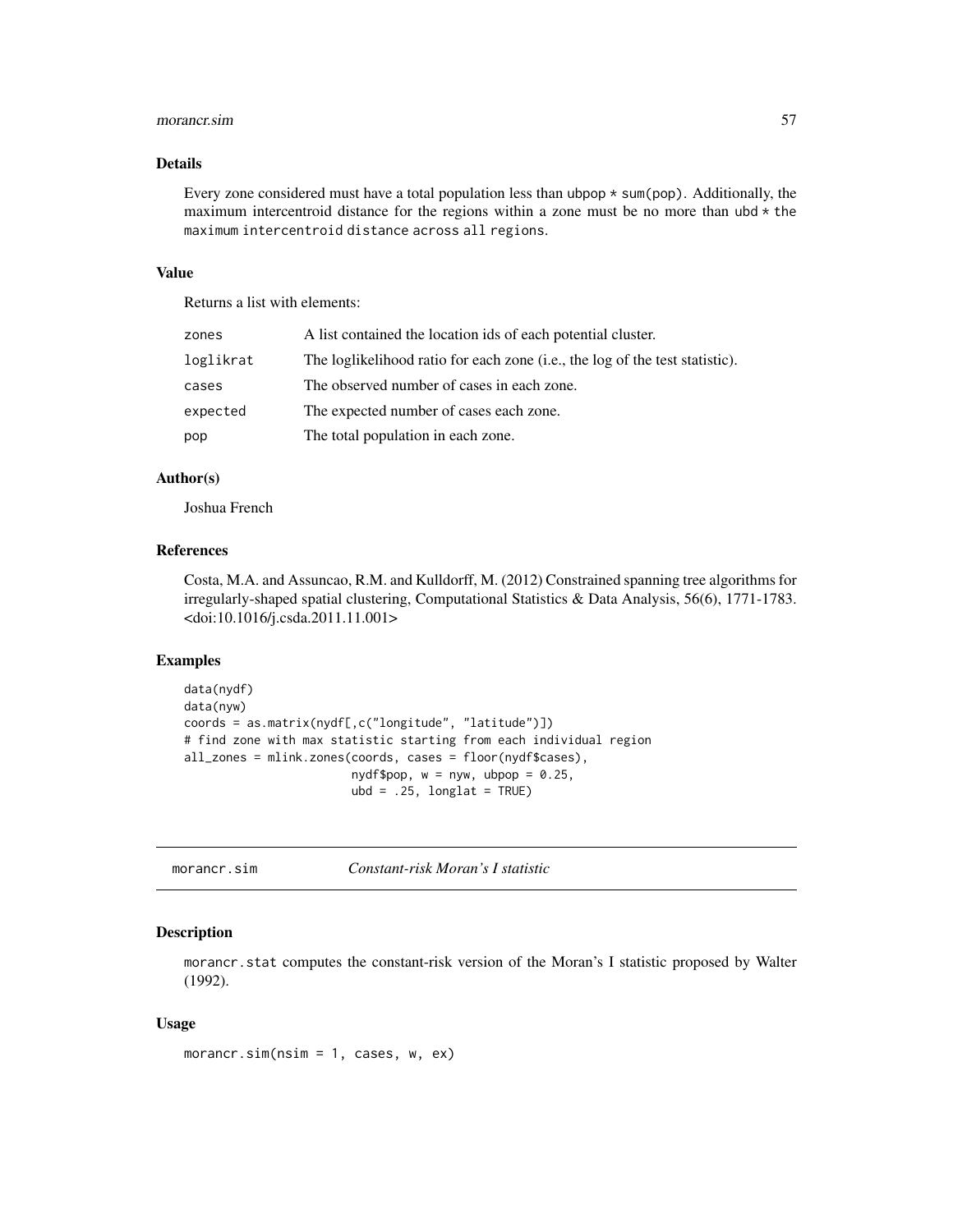## Details

Every zone considered must have a total population less than ubpop * sum(pop). Additionally, the maximum intercentroid distance for the regions within a zone must be no more than ubd * the maximum intercentroid distance across all regions.

## Value

Returns a list with elements:

| | |
|---|---|
| zones | A list contained the location ids of each potential cluster. |
| loglikrat | The loglikelihood ratio for each zone (i.e., the log of the test statistic). |
| cases | The observed number of cases in each zone. |
| expected | The expected number of cases each zone. |
| pop | The total population in each zone. |

## Author(s)

Joshua French

## References

Costa, M.A. and Assuncao, R.M. and Kulldorff, M. (2012) Constrained spanning tree algorithms for irregularly-shaped spatial clustering, Computational Statistics & Data Analysis, 56(6), 1771-1783. <doi:10.1016/j.csda.2011.11.001>

## Examples

```
data(nydf)
data(nyw)
coords = as.matrix(nydf[,c("longitude", "latitude")])
# find zone with max statistic starting from each individual region
all_zones = mlink.zones(coords, cases = floor(nydf$cases),
                        nydf$pop, w = nyw, ubpop = 0.25,
                        ubd = .25, longlat = TRUE)
```

---

# morancr.sim — *Constant-risk Moran's I statistic*

## Description

morancr.stat computes the constant-risk version of the Moran's I statistic proposed by Walter (1992).

## Usage

```
morancr.sim(nsim = 1, cases, w, ex)
```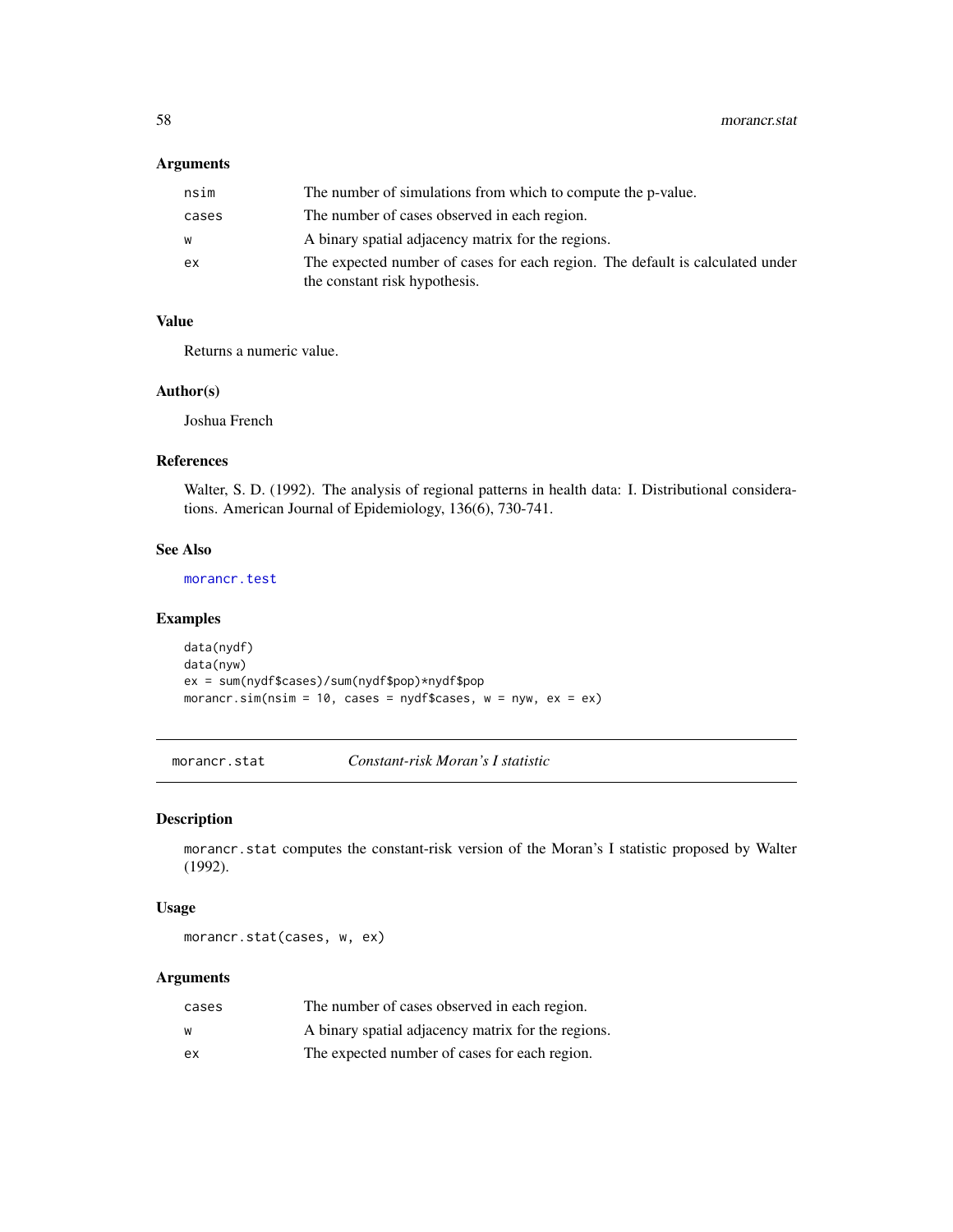### Arguments

| | |
|---|---|
| nsim | The number of simulations from which to compute the p-value. |
| cases | The number of cases observed in each region. |
| w | A binary spatial adjacency matrix for the regions. |
| ex | The expected number of cases for each region. The default is calculated under the constant risk hypothesis. |

### Value

Returns a numeric value.

### Author(s)

Joshua French

### References

Walter, S. D. (1992). The analysis of regional patterns in health data: I. Distributional considerations. American Journal of Epidemiology, 136(6), 730-741.

### See Also

morancr.test

### Examples

```
data(nydf)
data(nyw)
ex = sum(nydf$cases)/sum(nydf$pop)*nydf$pop
morancr.sim(nsim = 10, cases = nydf$cases, w = nyw, ex = ex)
```

---

## morancr.stat *Constant-risk Moran's I statistic*

### Description

morancr.stat computes the constant-risk version of the Moran's I statistic proposed by Walter (1992).

### Usage

```
morancr.stat(cases, w, ex)
```

### Arguments

| | |
|---|---|
| cases | The number of cases observed in each region. |
| w | A binary spatial adjacency matrix for the regions. |
| ex | The expected number of cases for each region. |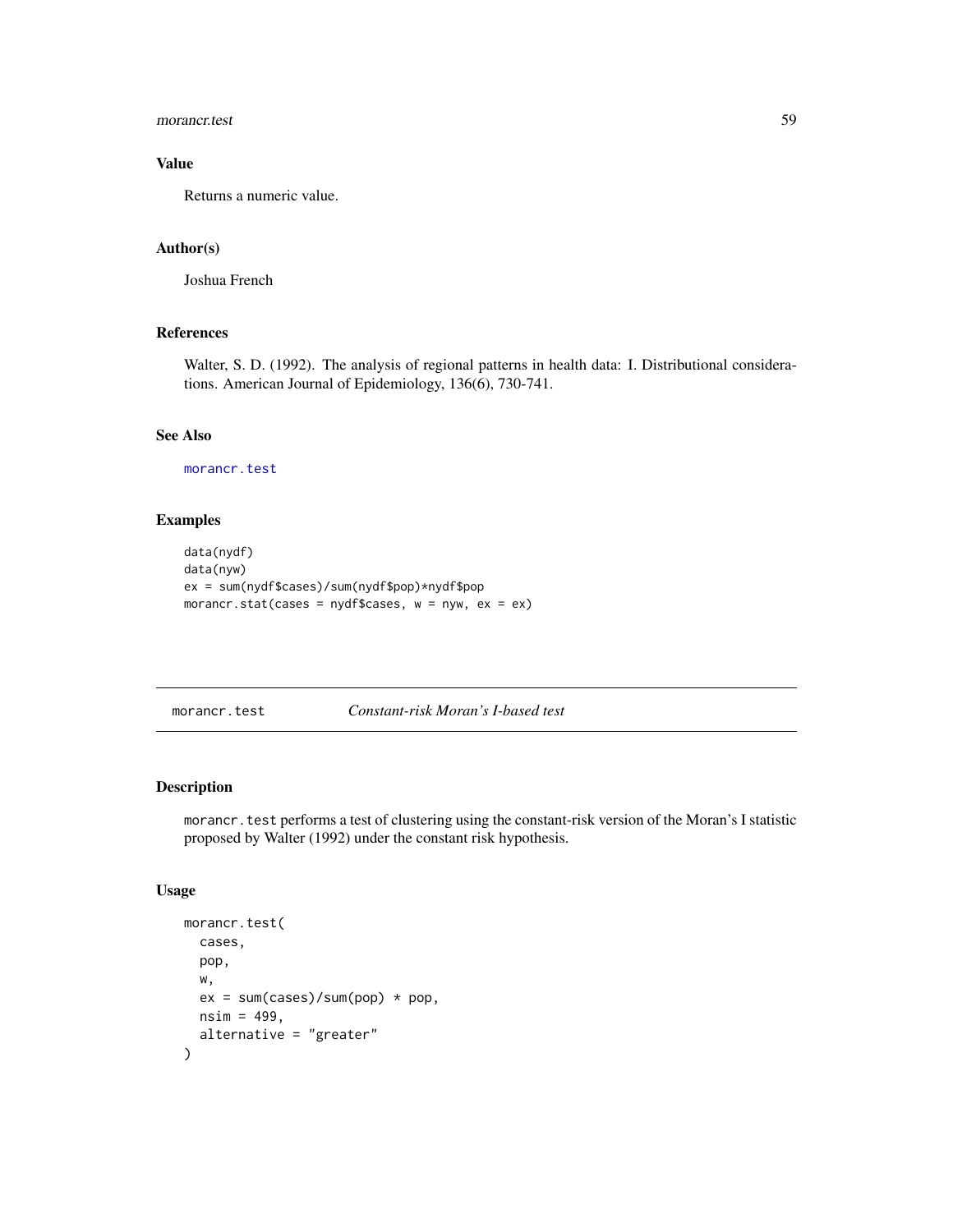### Value

Returns a numeric value.

### Author(s)

Joshua French

### References

Walter, S. D. (1992). The analysis of regional patterns in health data: I. Distributional considerations. American Journal of Epidemiology, 136(6), 730-741.

### See Also

morancr.test

### Examples

```
data(nydf)
data(nyw)
ex = sum(nydf$cases)/sum(nydf$pop)*nydf$pop
morancr.stat(cases = nydf$cases, w = nyw, ex = ex)
```

---

## morancr.test *Constant-risk Moran's I-based test*

---

### Description

morancr.test performs a test of clustering using the constant-risk version of the Moran's I statistic proposed by Walter (1992) under the constant risk hypothesis.

### Usage

```
morancr.test(
  cases,
  pop,
  w,
  ex = sum(cases)/sum(pop) * pop,
  nsim = 499,
  alternative = "greater"
)
```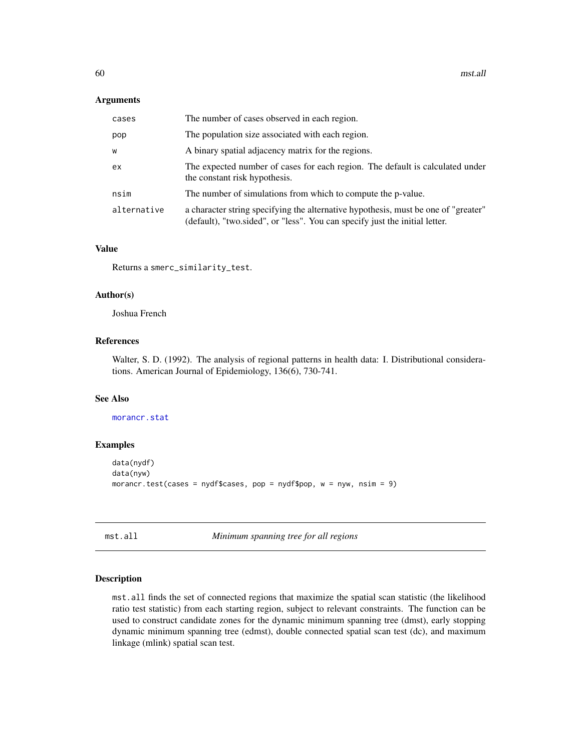### Arguments

| | |
|---|---|
| `cases` | The number of cases observed in each region. |
| `pop` | The population size associated with each region. |
| `w` | A binary spatial adjacency matrix for the regions. |
| `ex` | The expected number of cases for each region. The default is calculated under the constant risk hypothesis. |
| `nsim` | The number of simulations from which to compute the p-value. |
| `alternative` | a character string specifying the alternative hypothesis, must be one of "greater" (default), "two.sided", or "less". You can specify just the initial letter. |

### Value

Returns a `smerc_similarity_test`.

### Author(s)

Joshua French

### References

Walter, S. D. (1992). The analysis of regional patterns in health data: I. Distributional considerations. American Journal of Epidemiology, 136(6), 730-741.

### See Also

`morancr.stat`

### Examples

```
data(nydf)
data(nyw)
morancr.test(cases = nydf$cases, pop = nydf$pop, w = nyw, nsim = 9)
```

---

## `mst.all` — *Minimum spanning tree for all regions*

### Description

`mst.all` finds the set of connected regions that maximize the spatial scan statistic (the likelihood ratio test statistic) from each starting region, subject to relevant constraints. The function can be used to construct candidate zones for the dynamic minimum spanning tree (dmst), early stopping dynamic minimum spanning tree (edmst), double connected spatial scan test (dc), and maximum linkage (mlink) spatial scan test.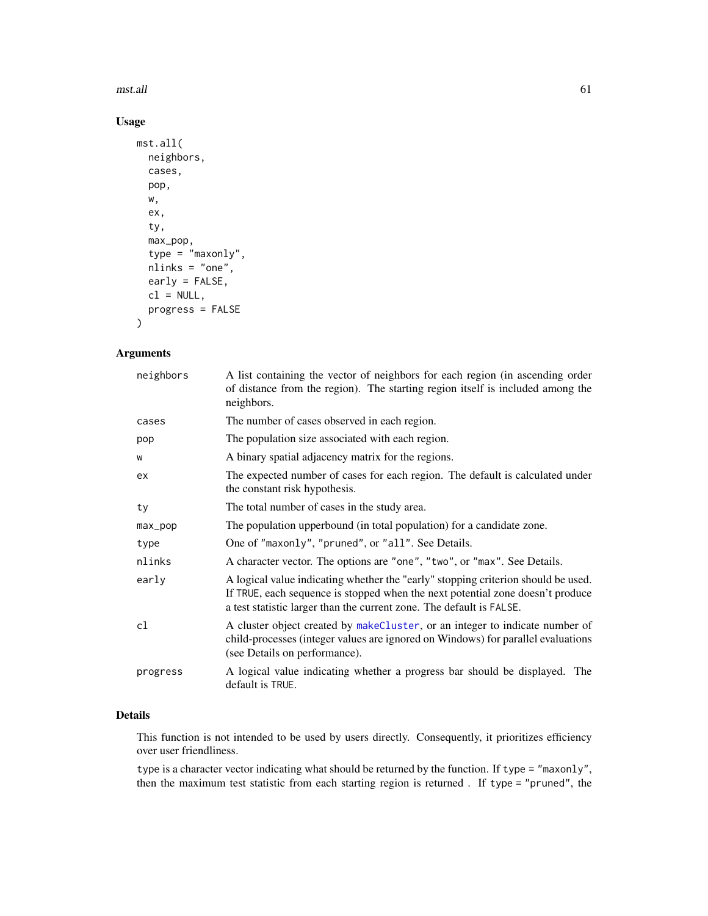## Usage

```
mst.all(
  neighbors,
  cases,
  pop,
  w,
  ex,
  ty,
  max_pop,
  type = "maxonly",
  nlinks = "one",
  early = FALSE,
  cl = NULL,
  progress = FALSE
)
```

## Arguments

| | |
|---|---|
| neighbors | A list containing the vector of neighbors for each region (in ascending order of distance from the region). The starting region itself is included among the neighbors. |
| cases | The number of cases observed in each region. |
| pop | The population size associated with each region. |
| w | A binary spatial adjacency matrix for the regions. |
| ex | The expected number of cases for each region. The default is calculated under the constant risk hypothesis. |
| ty | The total number of cases in the study area. |
| max_pop | The population upperbound (in total population) for a candidate zone. |
| type | One of "maxonly", "pruned", or "all". See Details. |
| nlinks | A character vector. The options are "one", "two", or "max". See Details. |
| early | A logical value indicating whether the "early" stopping criterion should be used. If TRUE, each sequence is stopped when the next potential zone doesn't produce a test statistic larger than the current zone. The default is FALSE. |
| cl | A cluster object created by makeCluster, or an integer to indicate number of child-processes (integer values are ignored on Windows) for parallel evaluations (see Details on performance). |
| progress | A logical value indicating whether a progress bar should be displayed. The default is TRUE. |

## Details

This function is not intended to be used by users directly. Consequently, it prioritizes efficiency over user friendliness.

type is a character vector indicating what should be returned by the function. If type = "maxonly", then the maximum test statistic from each starting region is returned . If type = "pruned", the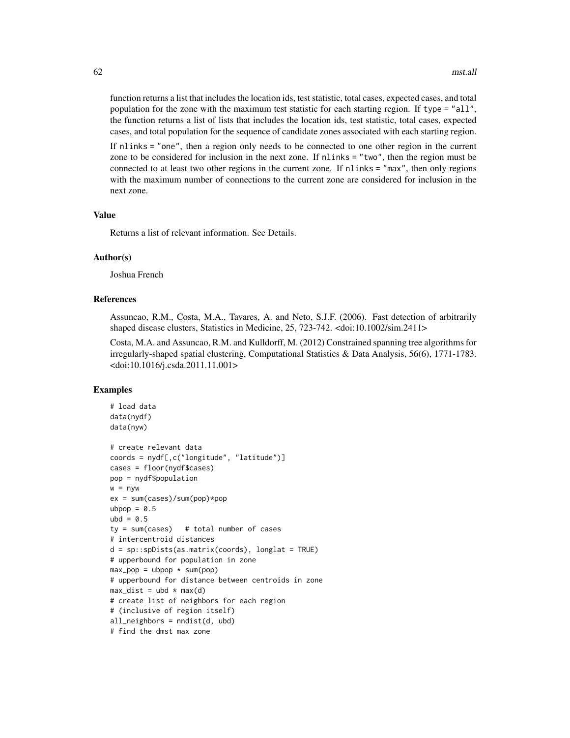function returns a list that includes the location ids, test statistic, total cases, expected cases, and total population for the zone with the maximum test statistic for each starting region. If `type = "all"`, the function returns a list of lists that includes the location ids, test statistic, total cases, expected cases, and total population for the sequence of candidate zones associated with each starting region.

If `nlinks = "one"`, then a region only needs to be connected to one other region in the current zone to be considered for inclusion in the next zone. If `nlinks = "two"`, then the region must be connected to at least two other regions in the current zone. If `nlinks = "max"`, then only regions with the maximum number of connections to the current zone are considered for inclusion in the next zone.

### Value

Returns a list of relevant information. See Details.

### Author(s)

Joshua French

### References

Assuncao, R.M., Costa, M.A., Tavares, A. and Neto, S.J.F. (2006). Fast detection of arbitrarily shaped disease clusters, Statistics in Medicine, 25, 723-742. <doi:10.1002/sim.2411>

Costa, M.A. and Assuncao, R.M. and Kulldorff, M. (2012) Constrained spanning tree algorithms for irregularly-shaped spatial clustering, Computational Statistics & Data Analysis, 56(6), 1771-1783. <doi:10.1016/j.csda.2011.11.001>

### Examples

```
# load data
data(nydf)
data(nyw)

# create relevant data
coords = nydf[,c("longitude", "latitude")]
cases = floor(nydf$cases)
pop = nydf$population
w = nyw
ex = sum(cases)/sum(pop)*pop
ubpop = 0.5
ubd = 0.5
ty = sum(cases)   # total number of cases
# intercentroid distances
d = sp::spDists(as.matrix(coords), longlat = TRUE)
# upperbound for population in zone
max_pop = ubpop * sum(pop)
# upperbound for distance between centroids in zone
max_dist = ubd * max(d)
# create list of neighbors for each region
# (inclusive of region itself)
all_neighbors = nndist(d, ubd)
# find the dmst max zone
```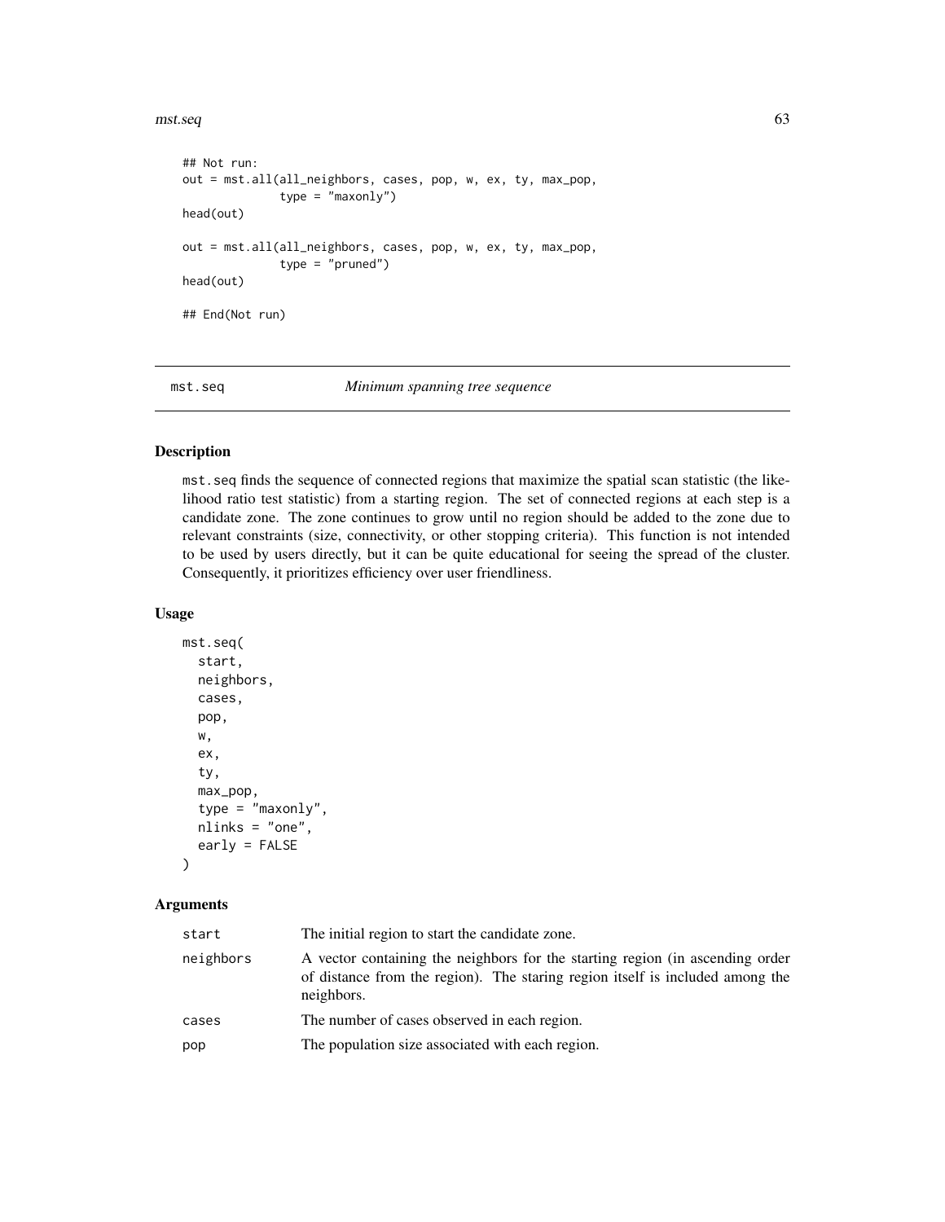```
## Not run:
out = mst.all(all_neighbors, cases, pop, w, ex, ty, max_pop,
            type = "maxonly")
head(out)

out = mst.all(all_neighbors, cases, pop, w, ex, ty, max_pop,
            type = "pruned")
head(out)

## End(Not run)
```

---

## mst.seq — *Minimum spanning tree sequence*

### Description

mst.seq finds the sequence of connected regions that maximize the spatial scan statistic (the likelihood ratio test statistic) from a starting region. The set of connected regions at each step is a candidate zone. The zone continues to grow until no region should be added to the zone due to relevant constraints (size, connectivity, or other stopping criteria). This function is not intended to be used by users directly, but it can be quite educational for seeing the spread of the cluster. Consequently, it prioritizes efficiency over user friendliness.

### Usage

```
mst.seq(
  start,
  neighbors,
  cases,
  pop,
  w,
  ex,
  ty,
  max_pop,
  type = "maxonly",
  nlinks = "one",
  early = FALSE
)
```

### Arguments

| | |
|---|---|
| start | The initial region to start the candidate zone. |
| neighbors | A vector containing the neighbors for the starting region (in ascending order of distance from the region). The staring region itself is included among the neighbors. |
| cases | The number of cases observed in each region. |
| pop | The population size associated with each region. |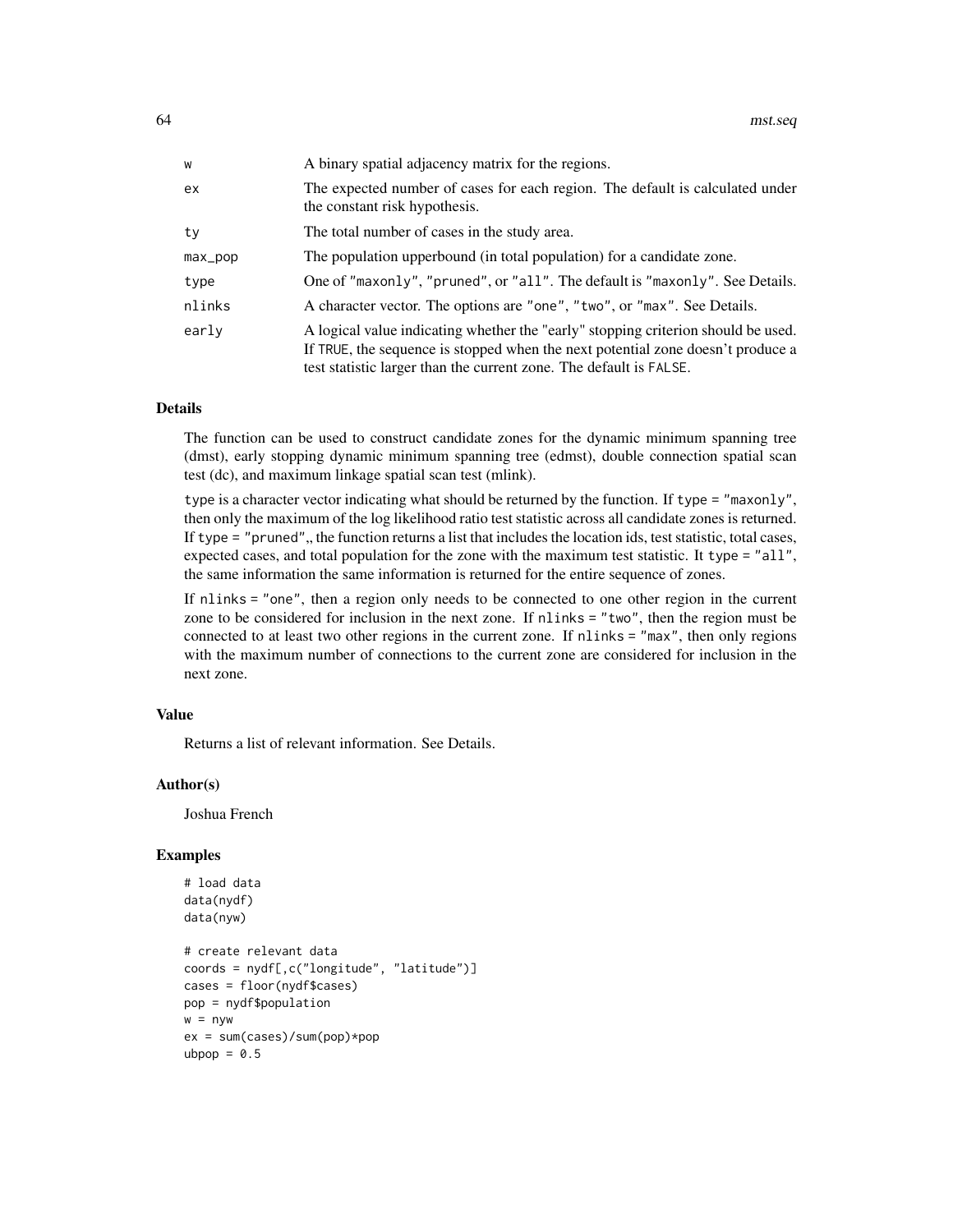| | |
|---|---|
| w | A binary spatial adjacency matrix for the regions. |
| ex | The expected number of cases for each region. The default is calculated under the constant risk hypothesis. |
| ty | The total number of cases in the study area. |
| max_pop | The population upperbound (in total population) for a candidate zone. |
| type | One of "maxonly", "pruned", or "all". The default is "maxonly". See Details. |
| nlinks | A character vector. The options are "one", "two", or "max". See Details. |
| early | A logical value indicating whether the "early" stopping criterion should be used. If TRUE, the sequence is stopped when the next potential zone doesn't produce a test statistic larger than the current zone. The default is FALSE. |

## Details

The function can be used to construct candidate zones for the dynamic minimum spanning tree (dmst), early stopping dynamic minimum spanning tree (edmst), double connection spatial scan test (dc), and maximum linkage spatial scan test (mlink).

type is a character vector indicating what should be returned by the function. If type = "maxonly", then only the maximum of the log likelihood ratio test statistic across all candidate zones is returned. If type = "pruned",, the function returns a list that includes the location ids, test statistic, total cases, expected cases, and total population for the zone with the maximum test statistic. It type = "all", the same information the same information is returned for the entire sequence of zones.

If nlinks = "one", then a region only needs to be connected to one other region in the current zone to be considered for inclusion in the next zone. If nlinks = "two", then the region must be connected to at least two other regions in the current zone. If nlinks = "max", then only regions with the maximum number of connections to the current zone are considered for inclusion in the next zone.

## Value

Returns a list of relevant information. See Details.

## Author(s)

Joshua French

## Examples

```
# load data
data(nydf)
data(nyw)

# create relevant data
coords = nydf[,c("longitude", "latitude")]
cases = floor(nydf$cases)
pop = nydf$population
w = nyw
ex = sum(cases)/sum(pop)*pop
ubpop = 0.5
```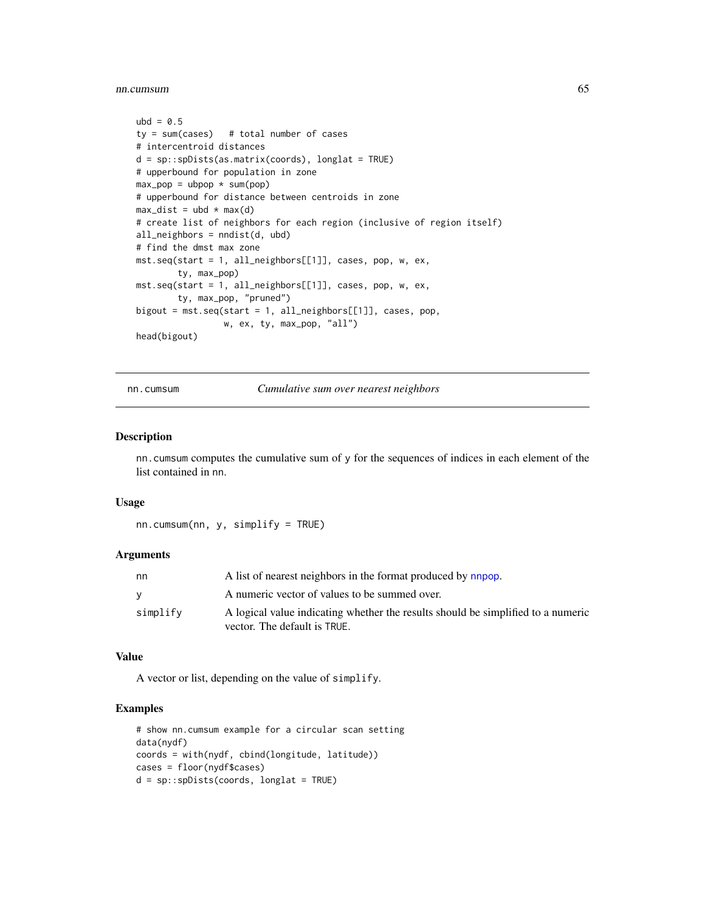```
ubd = 0.5
ty = sum(cases)   # total number of cases
# intercentroid distances
d = sp::spDists(as.matrix(coords), longlat = TRUE)
# upperbound for population in zone
max_pop = ubpop * sum(pop)
# upperbound for distance between centroids in zone
max_dist = ubd * max(d)
# create list of neighbors for each region (inclusive of region itself)
all_neighbors = nndist(d, ubd)
# find the dmst max zone
mst.seq(start = 1, all_neighbors[[1]], cases, pop, w, ex,
        ty, max_pop)
mst.seq(start = 1, all_neighbors[[1]], cases, pop, w, ex,
        ty, max_pop, "pruned")
bigout = mst.seq(start = 1, all_neighbors[[1]], cases, pop,
                 w, ex, ty, max_pop, "all")
head(bigout)
```

## nn.cumsum — *Cumulative sum over nearest neighbors*

### Description

nn.cumsum computes the cumulative sum of y for the sequences of indices in each element of the list contained in nn.

### Usage

```
nn.cumsum(nn, y, simplify = TRUE)
```

### Arguments

| | |
|---|---|
| nn | A list of nearest neighbors in the format produced by nnpop. |
| y | A numeric vector of values to be summed over. |
| simplify | A logical value indicating whether the results should be simplified to a numeric vector. The default is TRUE. |

### Value

A vector or list, depending on the value of simplify.

### Examples

```
# show nn.cumsum example for a circular scan setting
data(nydf)
coords = with(nydf, cbind(longitude, latitude))
cases = floor(nydf$cases)
d = sp::spDists(coords, longlat = TRUE)
```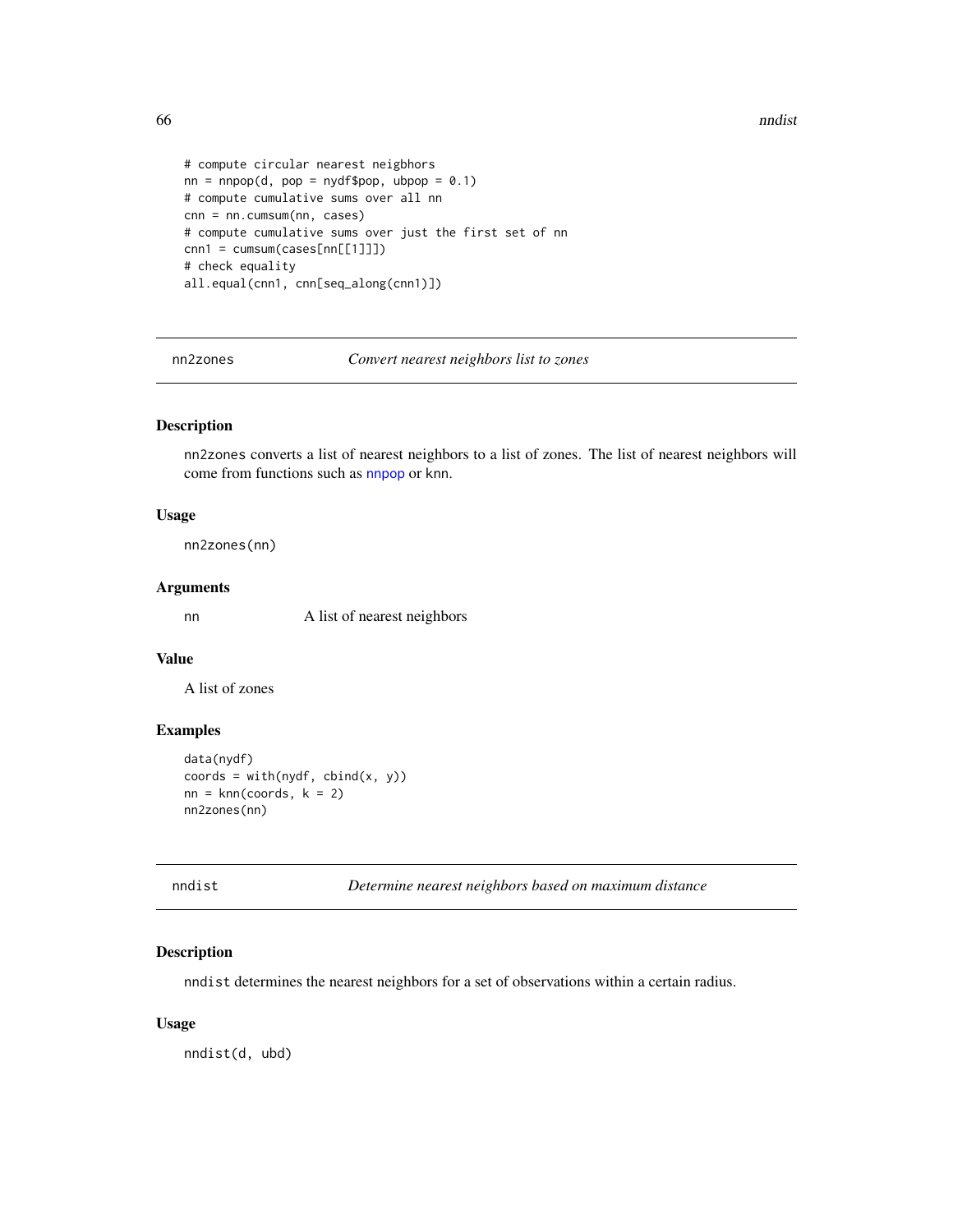```
# compute circular nearest neigbhors
nn = nnpop(d, pop = nydf$pop, ubpop = 0.1)
# compute cumulative sums over all nn
cnn = nn.cumsum(nn, cases)
# compute cumulative sums over just the first set of nn
cnn1 = cumsum(cases[nn[[1]]])
# check equality
all.equal(cnn1, cnn[seq_along(cnn1)])
```

## nn2zones — *Convert nearest neighbors list to zones*

### Description

nn2zones converts a list of nearest neighbors to a list of zones. The list of nearest neighbors will come from functions such as nnpop or knn.

### Usage

```
nn2zones(nn)
```

### Arguments

| | |
|---|---|
| nn | A list of nearest neighbors |

### Value

A list of zones

### Examples

```
data(nydf)
coords = with(nydf, cbind(x, y))
nn = knn(coords, k = 2)
nn2zones(nn)
```

## nndist — *Determine nearest neighbors based on maximum distance*

### Description

nndist determines the nearest neighbors for a set of observations within a certain radius.

### Usage

```
nndist(d, ubd)
```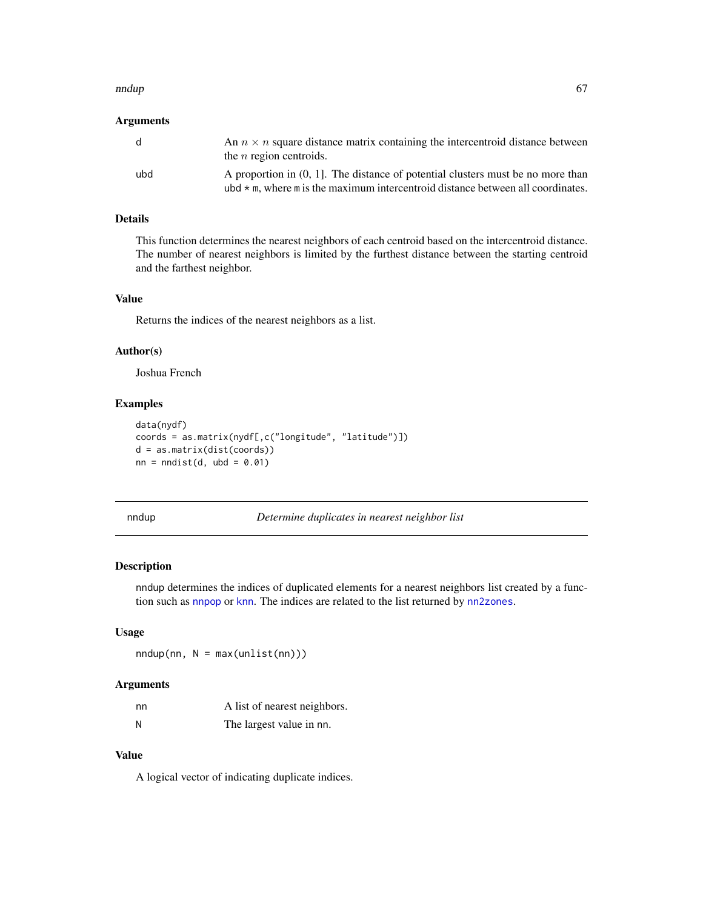### Arguments

| | |
|---|---|
| d | An $n \times n$ square distance matrix containing the intercentroid distance between the $n$ region centroids. |
| ubd | A proportion in (0, 1]. The distance of potential clusters must be no more than ubd * m, where m is the maximum intercentroid distance between all coordinates. |

### Details

This function determines the nearest neighbors of each centroid based on the intercentroid distance. The number of nearest neighbors is limited by the furthest distance between the starting centroid and the farthest neighbor.

### Value

Returns the indices of the nearest neighbors as a list.

### Author(s)

Joshua French

### Examples

```
data(nydf)
coords = as.matrix(nydf[,c("longitude", "latitude")])
d = as.matrix(dist(coords))
nn = nndist(d, ubd = 0.01)
```

---

## nndup — *Determine duplicates in nearest neighbor list*

### Description

nndup determines the indices of duplicated elements for a nearest neighbors list created by a function such as nnpop or knn. The indices are related to the list returned by nn2zones.

### Usage

```
nndup(nn, N = max(unlist(nn)))
```

### Arguments

| | |
|---|---|
| nn | A list of nearest neighbors. |
| N | The largest value in nn. |

### Value

A logical vector of indicating duplicate indices.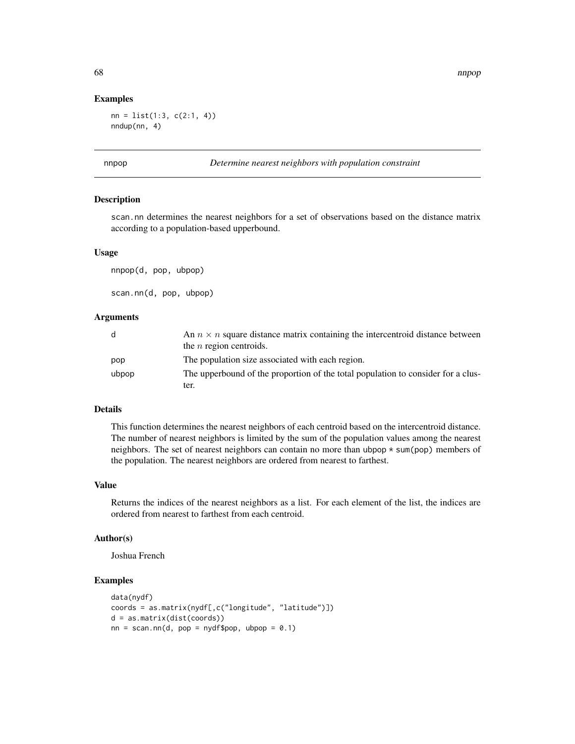## Examples

```
nn = list(1:3, c(2:1, 4))
nndup(nn, 4)
```

---

# nnpop — *Determine nearest neighbors with population constraint*

## Description

scan.nn determines the nearest neighbors for a set of observations based on the distance matrix according to a population-based upperbound.

## Usage

```
nnpop(d, pop, ubpop)

scan.nn(d, pop, ubpop)
```

## Arguments

| | |
|---|---|
| d | An $n \times n$ square distance matrix containing the intercentroid distance between the $n$ region centroids. |
| pop | The population size associated with each region. |
| ubpop | The upperbound of the proportion of the total population to consider for a cluster. |

## Details

This function determines the nearest neighbors of each centroid based on the intercentroid distance. The number of nearest neighbors is limited by the sum of the population values among the nearest neighbors. The set of nearest neighbors can contain no more than ubpop * sum(pop) members of the population. The nearest neighbors are ordered from nearest to farthest.

## Value

Returns the indices of the nearest neighbors as a list. For each element of the list, the indices are ordered from nearest to farthest from each centroid.

## Author(s)

Joshua French

## Examples

```
data(nydf)
coords = as.matrix(nydf[,c("longitude", "latitude")])
d = as.matrix(dist(coords))
nn = scan.nn(d, pop = nydf$pop, ubpop = 0.1)
```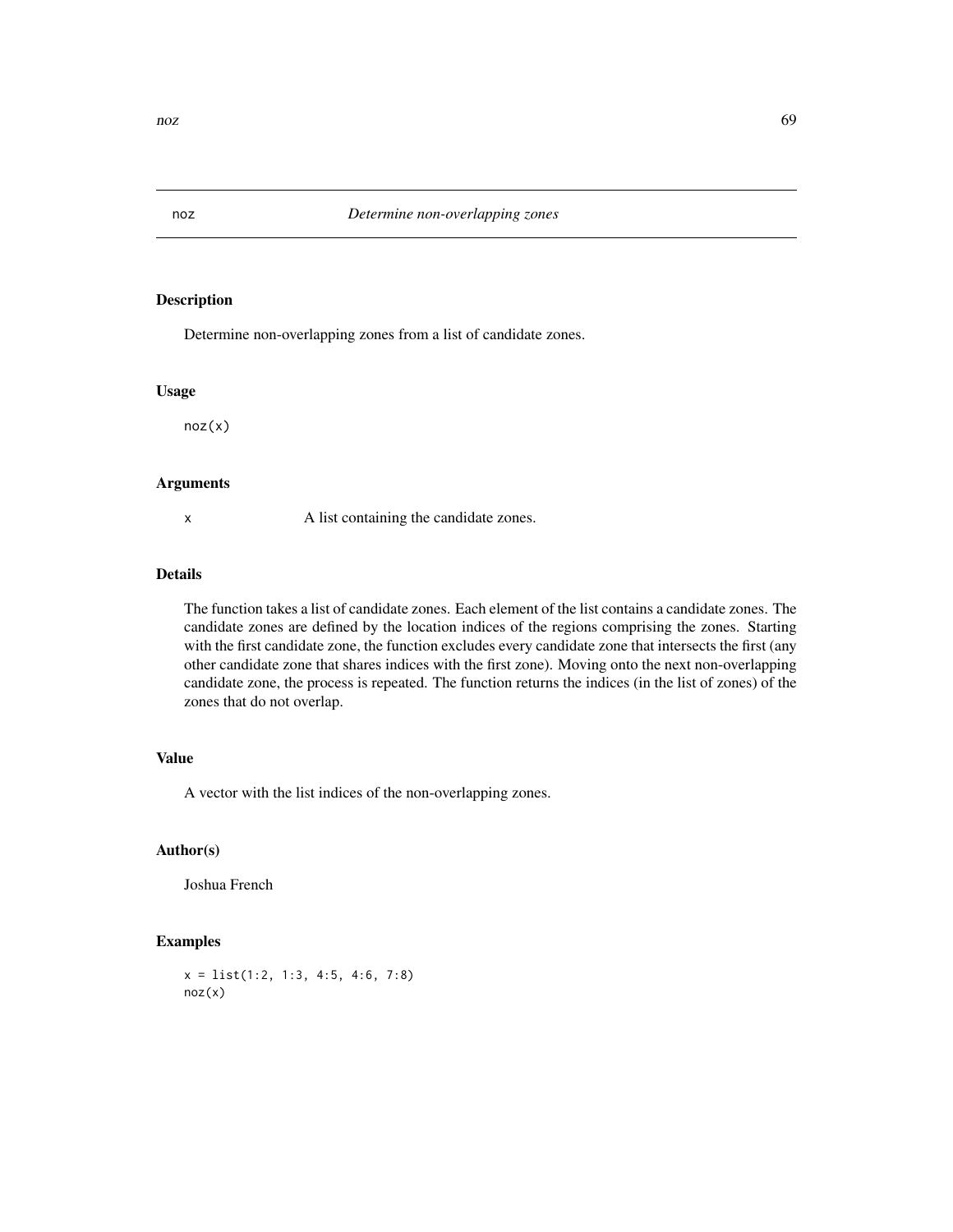# noz — *Determine non-overlapping zones*

## Description

Determine non-overlapping zones from a list of candidate zones.

## Usage

```
noz(x)
```

## Arguments

| | |
|---|---|
| x | A list containing the candidate zones. |

## Details

The function takes a list of candidate zones. Each element of the list contains a candidate zones. The candidate zones are defined by the location indices of the regions comprising the zones. Starting with the first candidate zone, the function excludes every candidate zone that intersects the first (any other candidate zone that shares indices with the first zone). Moving onto the next non-overlapping candidate zone, the process is repeated. The function returns the indices (in the list of zones) of the zones that do not overlap.

## Value

A vector with the list indices of the non-overlapping zones.

## Author(s)

Joshua French

## Examples

```
x = list(1:2, 1:3, 4:5, 4:6, 7:8)
noz(x)
```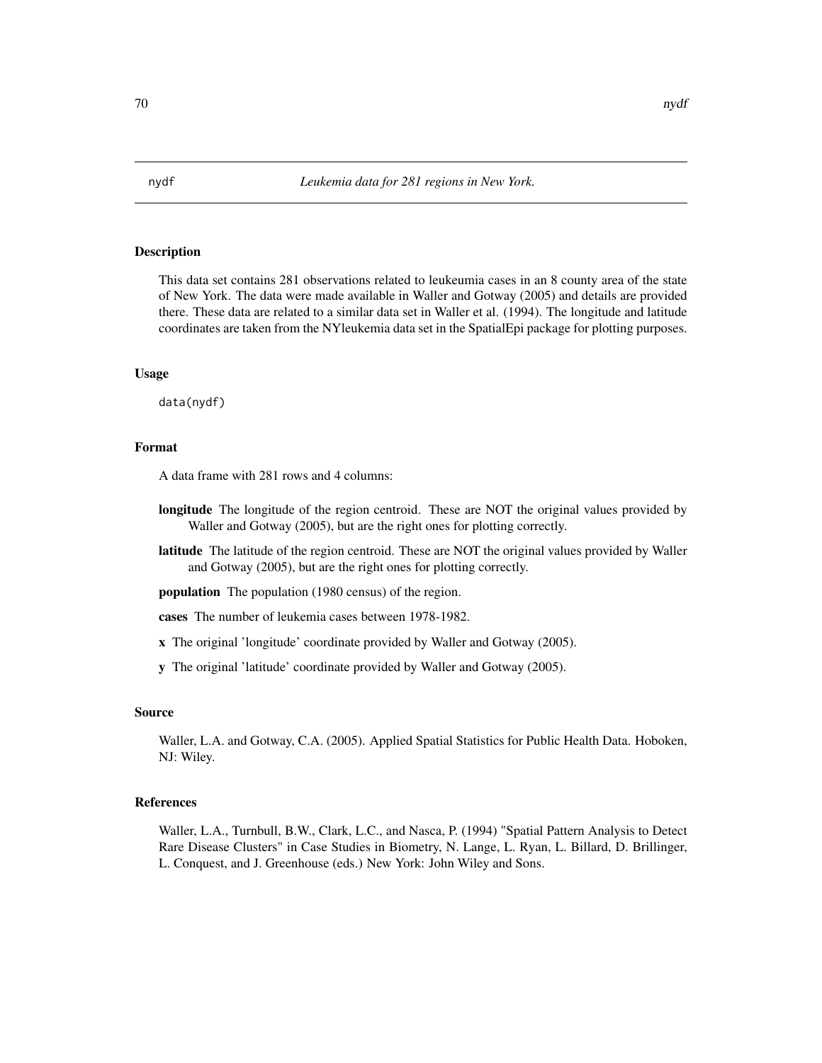nydf *Leukemia data for 281 regions in New York.*

## Description

This data set contains 281 observations related to leukeumia cases in an 8 county area of the state of New York. The data were made available in Waller and Gotway (2005) and details are provided there. These data are related to a similar data set in Waller et al. (1994). The longitude and latitude coordinates are taken from the NYleukemia data set in the SpatialEpi package for plotting purposes.

## Usage

```
data(nydf)
```

## Format

A data frame with 281 rows and 4 columns:

**longitude** The longitude of the region centroid. These are NOT the original values provided by Waller and Gotway (2005), but are the right ones for plotting correctly.

**latitude** The latitude of the region centroid. These are NOT the original values provided by Waller and Gotway (2005), but are the right ones for plotting correctly.

**population** The population (1980 census) of the region.

**cases** The number of leukemia cases between 1978-1982.

**x** The original 'longitude' coordinate provided by Waller and Gotway (2005).

**y** The original 'latitude' coordinate provided by Waller and Gotway (2005).

## Source

Waller, L.A. and Gotway, C.A. (2005). Applied Spatial Statistics for Public Health Data. Hoboken, NJ: Wiley.

## References

Waller, L.A., Turnbull, B.W., Clark, L.C., and Nasca, P. (1994) "Spatial Pattern Analysis to Detect Rare Disease Clusters" in Case Studies in Biometry, N. Lange, L. Ryan, L. Billard, D. Brillinger, L. Conquest, and J. Greenhouse (eds.) New York: John Wiley and Sons.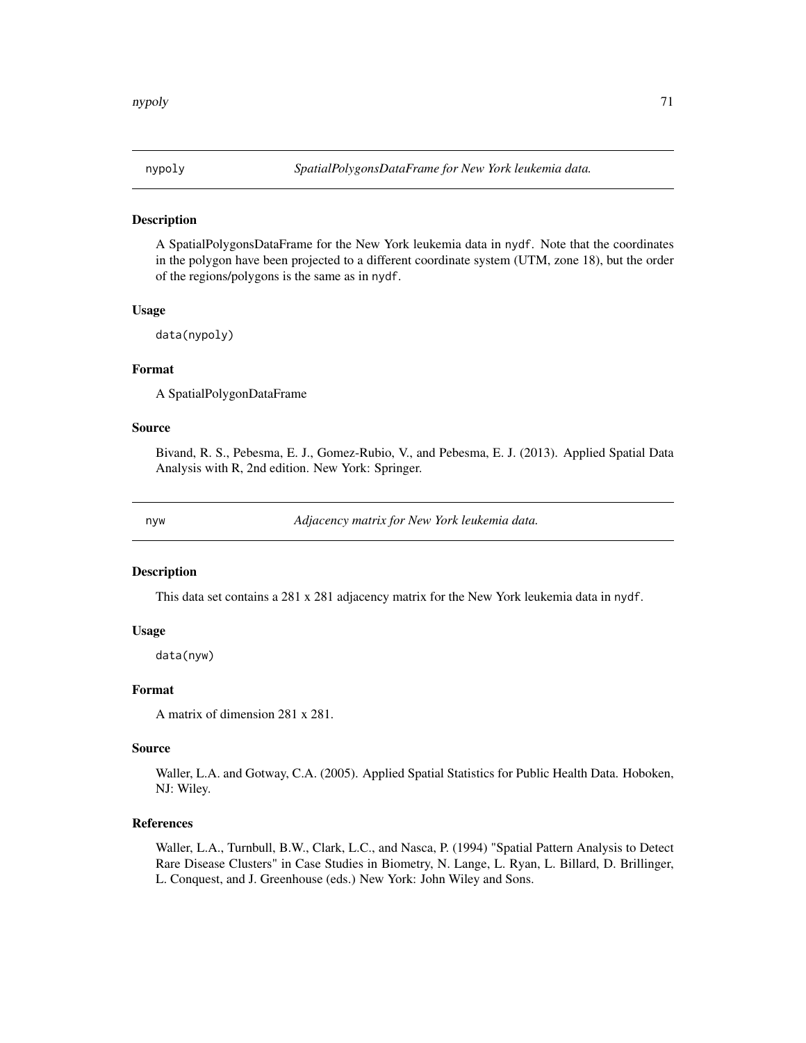## nypoly *SpatialPolygonsDataFrame for New York leukemia data.*

### Description

A SpatialPolygonsDataFrame for the New York leukemia data in `nydf`. Note that the coordinates in the polygon have been projected to a different coordinate system (UTM, zone 18), but the order of the regions/polygons is the same as in `nydf`.

### Usage

```
data(nypoly)
```

### Format

A SpatialPolygonDataFrame

### Source

Bivand, R. S., Pebesma, E. J., Gomez-Rubio, V., and Pebesma, E. J. (2013). Applied Spatial Data Analysis with R, 2nd edition. New York: Springer.

## nyw *Adjacency matrix for New York leukemia data.*

### Description

This data set contains a 281 x 281 adjacency matrix for the New York leukemia data in `nydf`.

### Usage

```
data(nyw)
```

### Format

A matrix of dimension 281 x 281.

### Source

Waller, L.A. and Gotway, C.A. (2005). Applied Spatial Statistics for Public Health Data. Hoboken, NJ: Wiley.

### References

Waller, L.A., Turnbull, B.W., Clark, L.C., and Nasca, P. (1994) "Spatial Pattern Analysis to Detect Rare Disease Clusters" in Case Studies in Biometry, N. Lange, L. Ryan, L. Billard, D. Brillinger, L. Conquest, and J. Greenhouse (eds.) New York: John Wiley and Sons.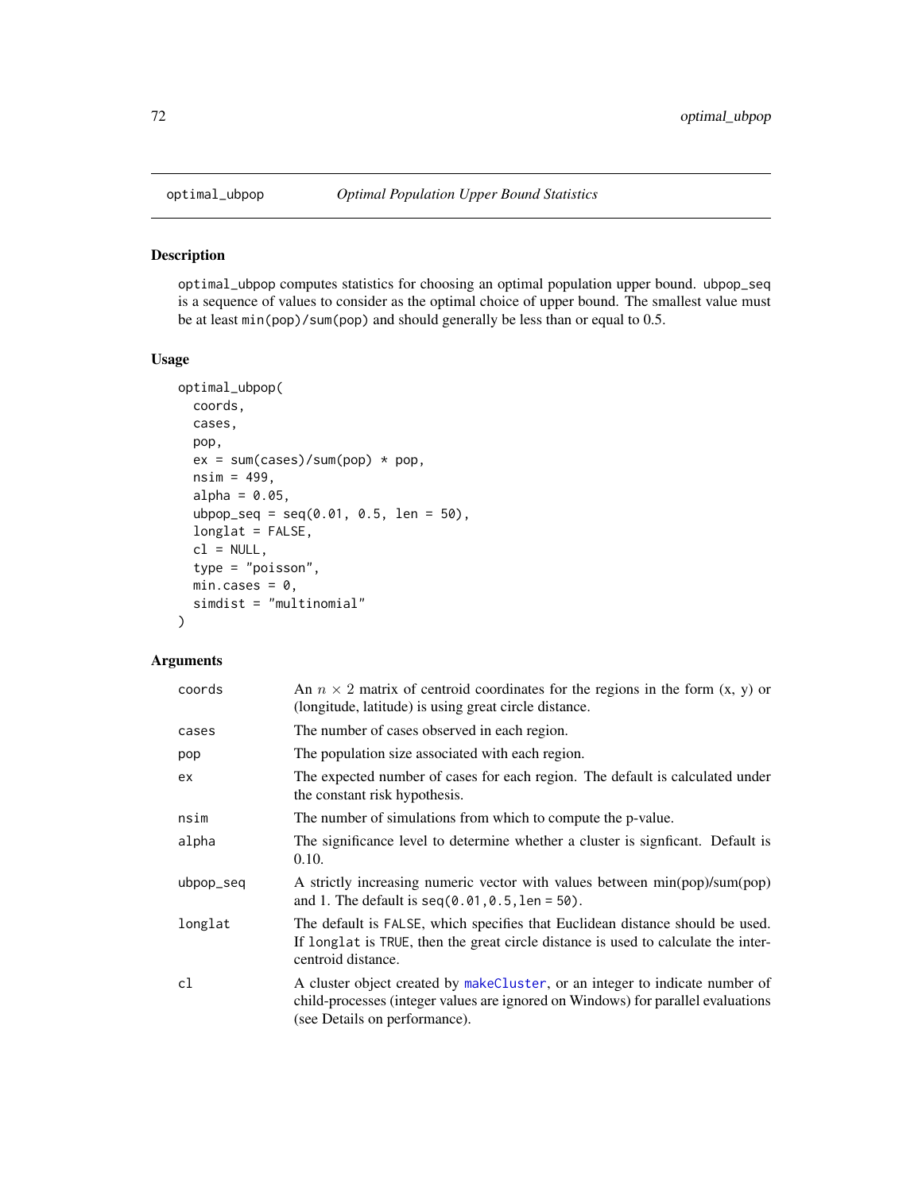# optimal_ubpop — *Optimal Population Upper Bound Statistics*

## Description

optimal_ubpop computes statistics for choosing an optimal population upper bound. ubpop_seq is a sequence of values to consider as the optimal choice of upper bound. The smallest value must be at least min(pop)/sum(pop) and should generally be less than or equal to 0.5.

## Usage

```
optimal_ubpop(
  coords,
  cases,
  pop,
  ex = sum(cases)/sum(pop) * pop,
  nsim = 499,
  alpha = 0.05,
  ubpop_seq = seq(0.01, 0.5, len = 50),
  longlat = FALSE,
  cl = NULL,
  type = "poisson",
  min.cases = 0,
  simdist = "multinomial"
)
```

## Arguments

| | |
|---|---|
| coords | An $n \times 2$ matrix of centroid coordinates for the regions in the form (x, y) or (longitude, latitude) is using great circle distance. |
| cases | The number of cases observed in each region. |
| pop | The population size associated with each region. |
| ex | The expected number of cases for each region. The default is calculated under the constant risk hypothesis. |
| nsim | The number of simulations from which to compute the p-value. |
| alpha | The significance level to determine whether a cluster is signficant. Default is 0.10. |
| ubpop_seq | A strictly increasing numeric vector with values between min(pop)/sum(pop) and 1. The default is seq(0.01,0.5,len = 50). |
| longlat | The default is FALSE, which specifies that Euclidean distance should be used. If longlat is TRUE, then the great circle distance is used to calculate the inter-centroid distance. |
| cl | A cluster object created by makeCluster, or an integer to indicate number of child-processes (integer values are ignored on Windows) for parallel evaluations (see Details on performance). |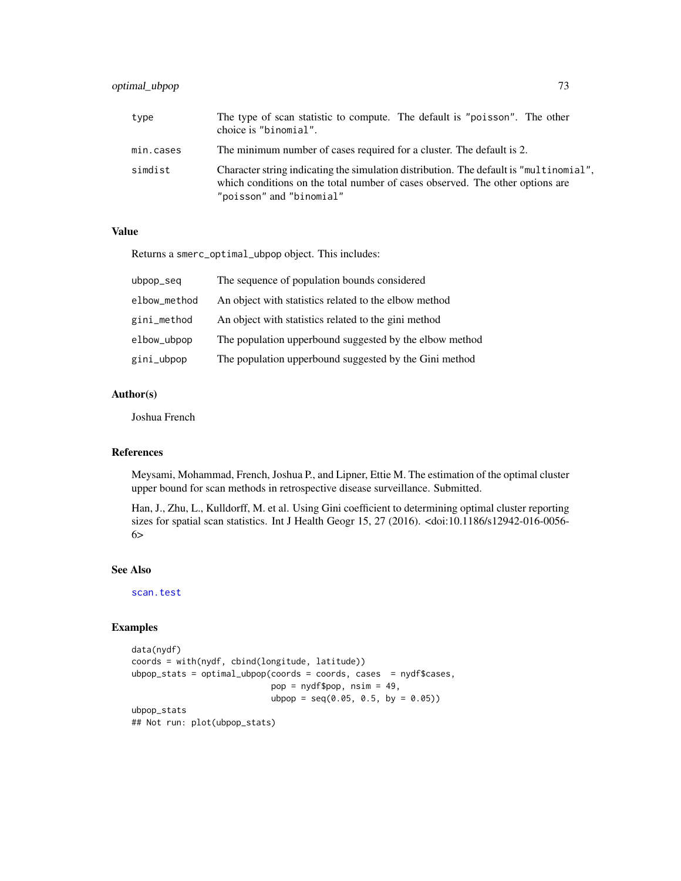| | |
|---|---|
| type | The type of scan statistic to compute. The default is "poisson". The other choice is "binomial". |
| min.cases | The minimum number of cases required for a cluster. The default is 2. |
| simdist | Character string indicating the simulation distribution. The default is "multinomial", which conditions on the total number of cases observed. The other options are "poisson" and "binomial" |

## Value

Returns a smerc_optimal_ubpop object. This includes:

| | |
|---|---|
| ubpop_seq | The sequence of population bounds considered |
| elbow_method | An object with statistics related to the elbow method |
| gini_method | An object with statistics related to the gini method |
| elbow_ubpop | The population upperbound suggested by the elbow method |
| gini_ubpop | The population upperbound suggested by the Gini method |

## Author(s)

Joshua French

## References

Meysami, Mohammad, French, Joshua P., and Lipner, Ettie M. The estimation of the optimal cluster upper bound for scan methods in retrospective disease surveillance. Submitted.

Han, J., Zhu, L., Kulldorff, M. et al. Using Gini coefficient to determining optimal cluster reporting sizes for spatial scan statistics. Int J Health Geogr 15, 27 (2016). <doi:10.1186/s12942-016-0056-6>

## See Also

scan.test

## Examples

```
data(nydf)
coords = with(nydf, cbind(longitude, latitude))
ubpop_stats = optimal_ubpop(coords = coords, cases  = nydf$cases,
                            pop = nydf$pop, nsim = 49,
                            ubpop = seq(0.05, 0.5, by = 0.05))
ubpop_stats
## Not run: plot(ubpop_stats)
```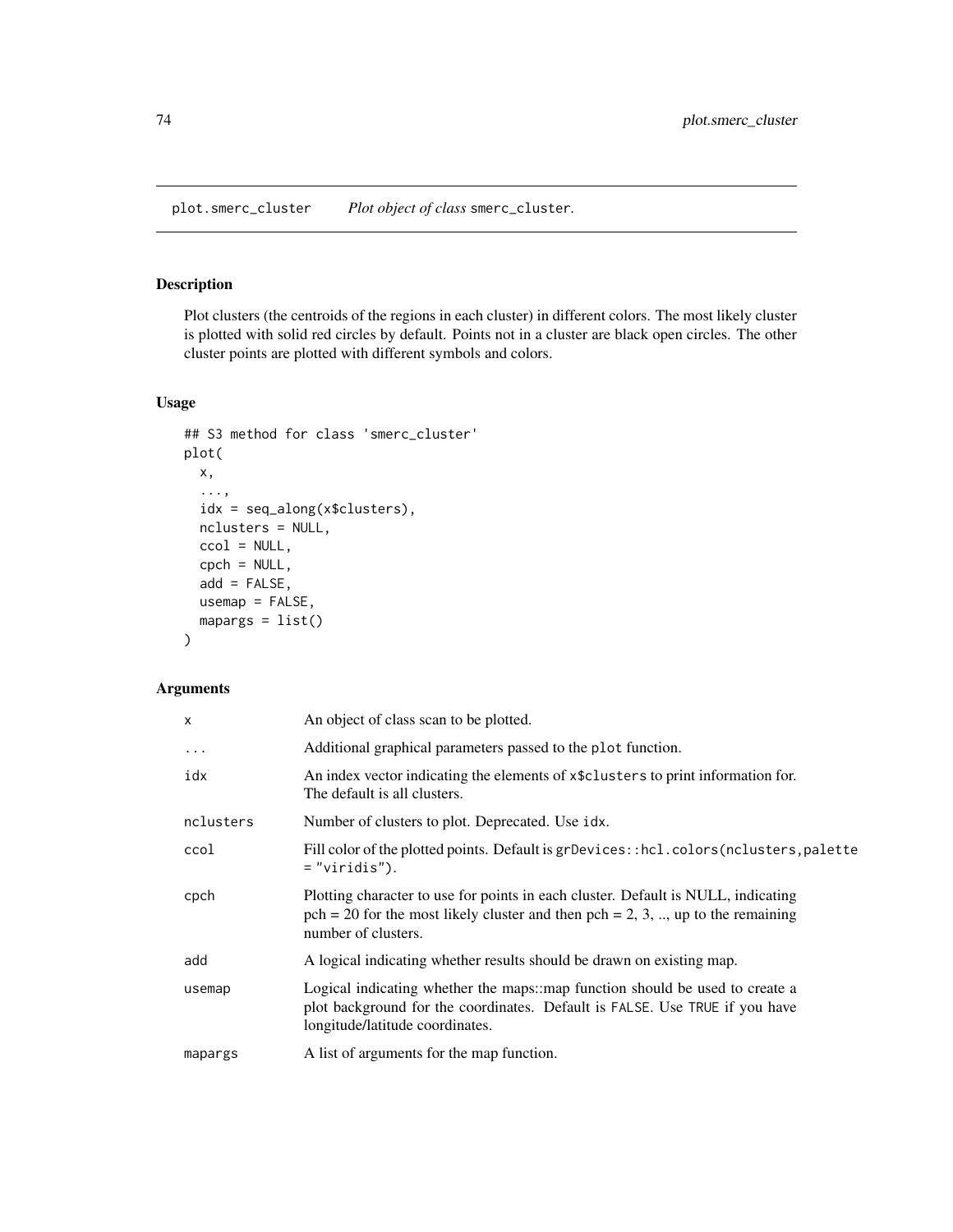# plot.smerc_cluster — *Plot object of class* `smerc_cluster`.

## Description

Plot clusters (the centroids of the regions in each cluster) in different colors. The most likely cluster is plotted with solid red circles by default. Points not in a cluster are black open circles. The other cluster points are plotted with different symbols and colors.

## Usage

```
## S3 method for class 'smerc_cluster'
plot(
  x,
  ...,
  idx = seq_along(x$clusters),
  nclusters = NULL,
  ccol = NULL,
  cpch = NULL,
  add = FALSE,
  usemap = FALSE,
  mapargs = list()
)
```

## Arguments

| Argument | Description |
|---|---|
| `x` | An object of class scan to be plotted. |
| `...` | Additional graphical parameters passed to the `plot` function. |
| `idx` | An index vector indicating the elements of `x$clusters` to print information for. The default is all clusters. |
| `nclusters` | Number of clusters to plot. Deprecated. Use `idx`. |
| `ccol` | Fill color of the plotted points. Default is `grDevices::hcl.colors(nclusters,palette = "viridis")`. |
| `cpch` | Plotting character to use for points in each cluster. Default is NULL, indicating pch = 20 for the most likely cluster and then pch = 2, 3, .., up to the remaining number of clusters. |
| `add` | A logical indicating whether results should be drawn on existing map. |
| `usemap` | Logical indicating whether the maps::map function should be used to create a plot background for the coordinates. Default is `FALSE`. Use `TRUE` if you have longitude/latitude coordinates. |
| `mapargs` | A list of arguments for the map function. |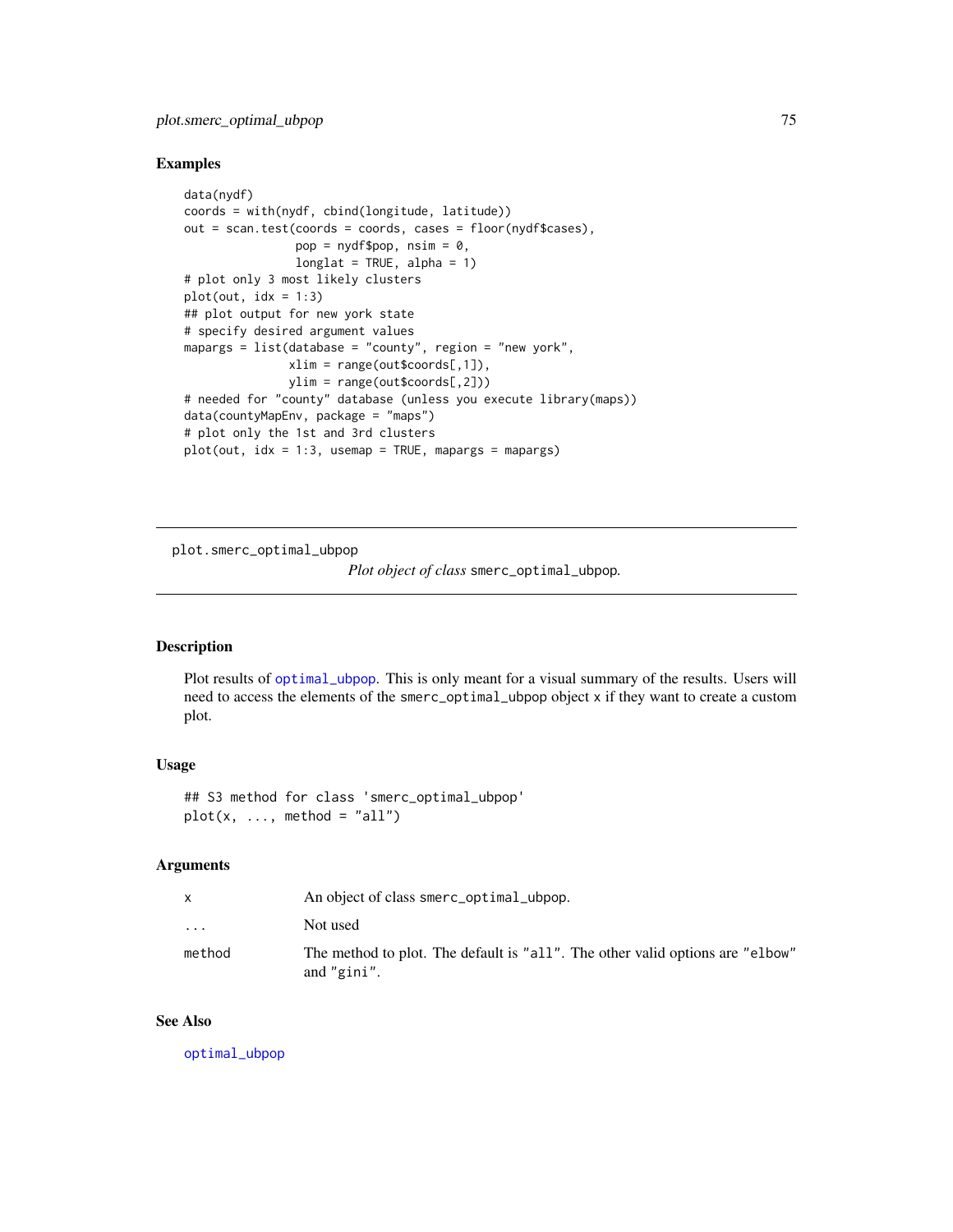### Examples

```
data(nydf)
coords = with(nydf, cbind(longitude, latitude))
out = scan.test(coords = coords, cases = floor(nydf$cases),
                pop = nydf$pop, nsim = 0,
                longlat = TRUE, alpha = 1)
# plot only 3 most likely clusters
plot(out, idx = 1:3)
## plot output for new york state
# specify desired argument values
mapargs = list(database = "county", region = "new york",
               xlim = range(out$coords[,1]),
               ylim = range(out$coords[,2]))
# needed for "county" database (unless you execute library(maps))
data(countyMapEnv, package = "maps")
# plot only the 1st and 3rd clusters
plot(out, idx = 1:3, usemap = TRUE, mapargs = mapargs)
```

---

## plot.smerc_optimal_ubpop — *Plot object of class* smerc_optimal_ubpop.

---

### Description

Plot results of optimal_ubpop. This is only meant for a visual summary of the results. Users will need to access the elements of the smerc_optimal_ubpop object x if they want to create a custom plot.

### Usage

```
## S3 method for class 'smerc_optimal_ubpop'
plot(x, ..., method = "all")
```

### Arguments

| | |
|---|---|
| x | An object of class smerc_optimal_ubpop. |
| ... | Not used |
| method | The method to plot. The default is "all". The other valid options are "elbow" and "gini". |

### See Also

optimal_ubpop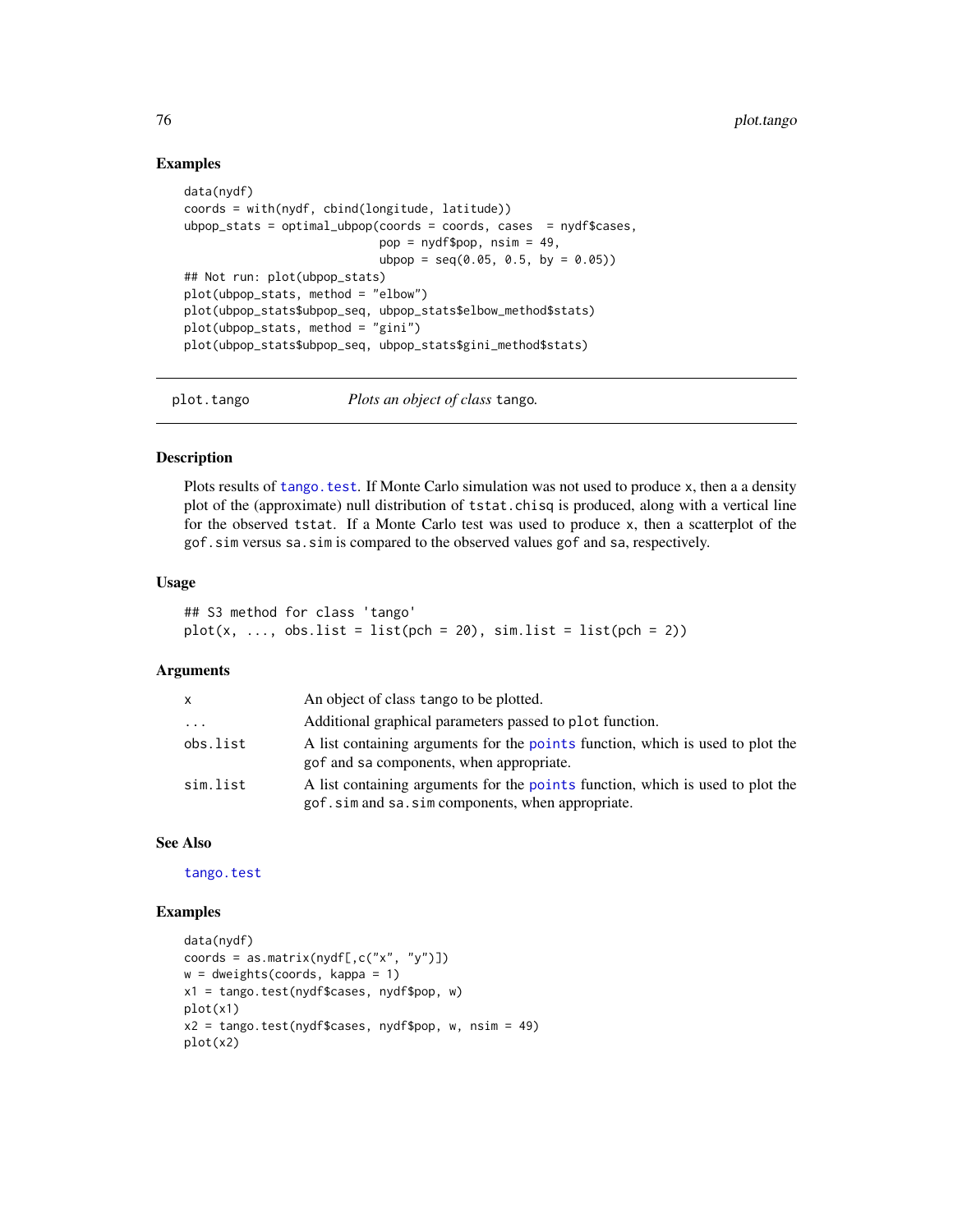## Examples

```
data(nydf)
coords = with(nydf, cbind(longitude, latitude))
ubpop_stats = optimal_ubpop(coords = coords, cases  = nydf$cases,
                            pop = nydf$pop, nsim = 49,
                            ubpop = seq(0.05, 0.5, by = 0.05))
## Not run: plot(ubpop_stats)
plot(ubpop_stats, method = "elbow")
plot(ubpop_stats$ubpop_seq, ubpop_stats$elbow_method$stats)
plot(ubpop_stats, method = "gini")
plot(ubpop_stats$ubpop_seq, ubpop_stats$gini_method$stats)
```

---

# plot.tango    *Plots an object of class* tango.

---

## Description

Plots results of tango.test. If Monte Carlo simulation was not used to produce x, then a a density plot of the (approximate) null distribution of tstat.chisq is produced, along with a vertical line for the observed tstat. If a Monte Carlo test was used to produce x, then a scatterplot of the gof.sim versus sa.sim is compared to the observed values gof and sa, respectively.

## Usage

```
## S3 method for class 'tango'
plot(x, ..., obs.list = list(pch = 20), sim.list = list(pch = 2))
```

## Arguments

| | |
|---|---|
| x | An object of class tango to be plotted. |
| ... | Additional graphical parameters passed to plot function. |
| obs.list | A list containing arguments for the points function, which is used to plot the gof and sa components, when appropriate. |
| sim.list | A list containing arguments for the points function, which is used to plot the gof.sim and sa.sim components, when appropriate. |

## See Also

tango.test

## Examples

```
data(nydf)
coords = as.matrix(nydf[,c("x", "y")])
w = dweights(coords, kappa = 1)
x1 = tango.test(nydf$cases, nydf$pop, w)
plot(x1)
x2 = tango.test(nydf$cases, nydf$pop, w, nsim = 49)
plot(x2)
```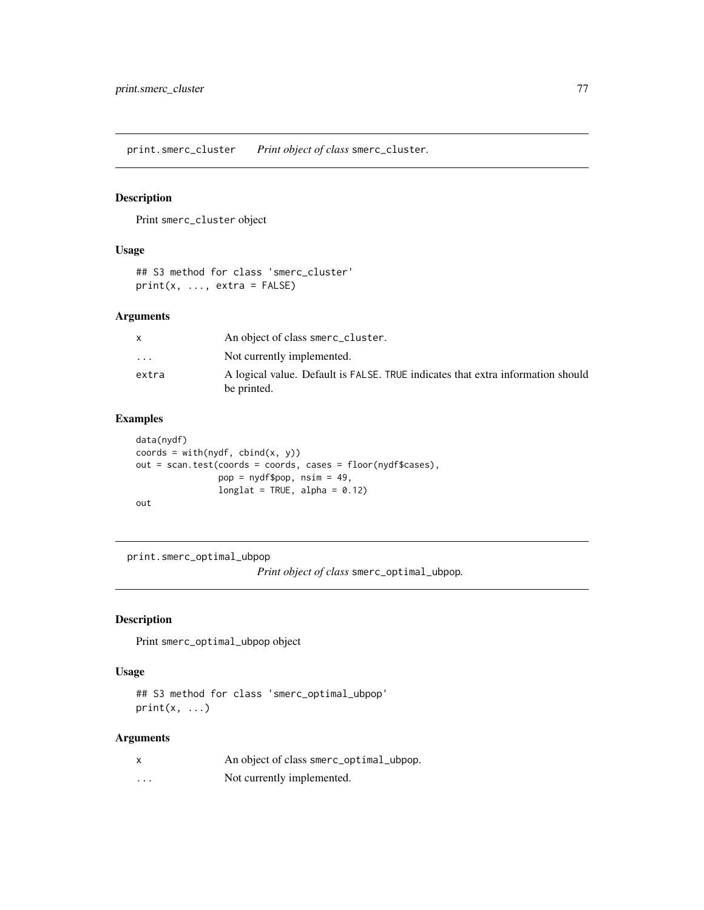## print.smerc_cluster *Print object of class* smerc_cluster.

### Description

Print smerc_cluster object

### Usage

```
## S3 method for class 'smerc_cluster'
print(x, ..., extra = FALSE)
```

### Arguments

| | |
|---|---|
| x | An object of class smerc_cluster. |
| ... | Not currently implemented. |
| extra | A logical value. Default is FALSE. TRUE indicates that extra information should be printed. |

### Examples

```
data(nydf)
coords = with(nydf, cbind(x, y))
out = scan.test(coords = coords, cases = floor(nydf$cases),
                pop = nydf$pop, nsim = 49,
                longlat = TRUE, alpha = 0.12)
out
```

## print.smerc_optimal_ubpop *Print object of class* smerc_optimal_ubpop.

### Description

Print smerc_optimal_ubpop object

### Usage

```
## S3 method for class 'smerc_optimal_ubpop'
print(x, ...)
```

### Arguments

| | |
|---|---|
| x | An object of class smerc_optimal_ubpop. |
| ... | Not currently implemented. |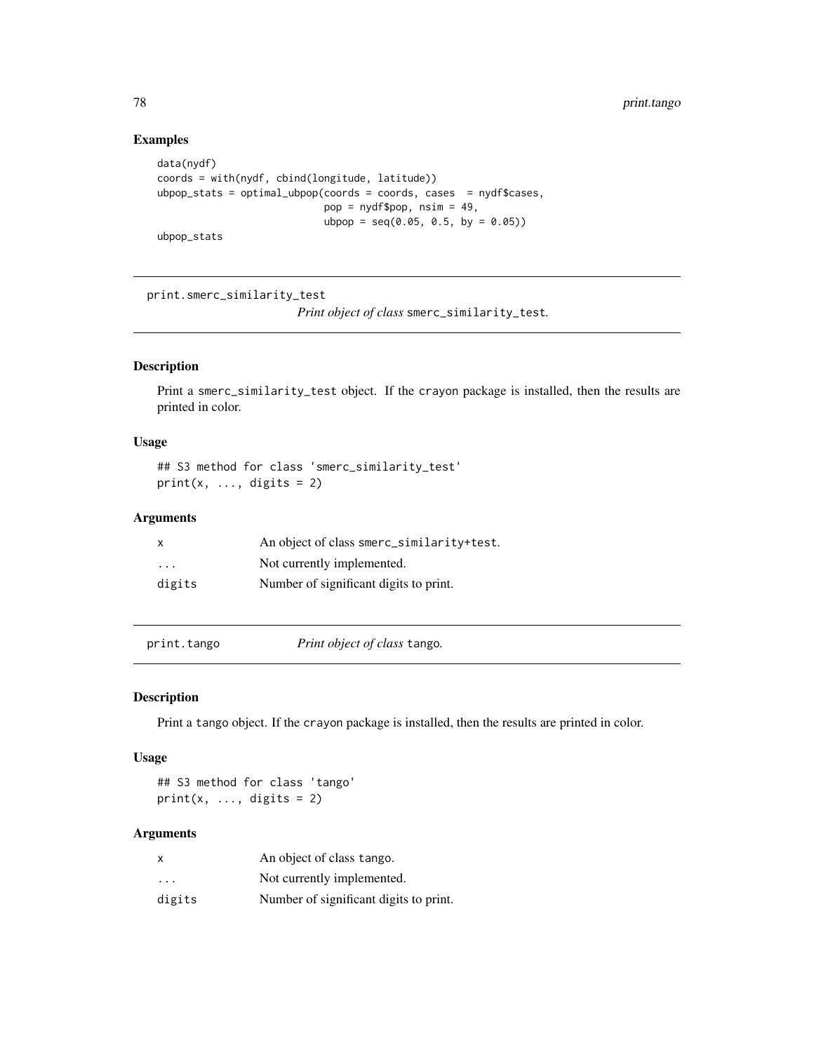## Examples

```
data(nydf)
coords = with(nydf, cbind(longitude, latitude))
ubpop_stats = optimal_ubpop(coords = coords, cases  = nydf$cases,
                            pop = nydf$pop, nsim = 49,
                            ubpop = seq(0.05, 0.5, by = 0.05))
ubpop_stats
```

---

# print.smerc_similarity_test    *Print object of class* `smerc_similarity_test`.

## Description

Print a `smerc_similarity_test` object. If the `crayon` package is installed, then the results are printed in color.

## Usage

```
## S3 method for class 'smerc_similarity_test'
print(x, ..., digits = 2)
```

## Arguments

| | |
|---|---|
| `x` | An object of class `smerc_similarity+test`. |
| `...` | Not currently implemented. |
| `digits` | Number of significant digits to print. |

---

# print.tango    *Print object of class* `tango`.

## Description

Print a `tango` object. If the `crayon` package is installed, then the results are printed in color.

## Usage

```
## S3 method for class 'tango'
print(x, ..., digits = 2)
```

## Arguments

| | |
|---|---|
| `x` | An object of class `tango`. |
| `...` | Not currently implemented. |
| `digits` | Number of significant digits to print. |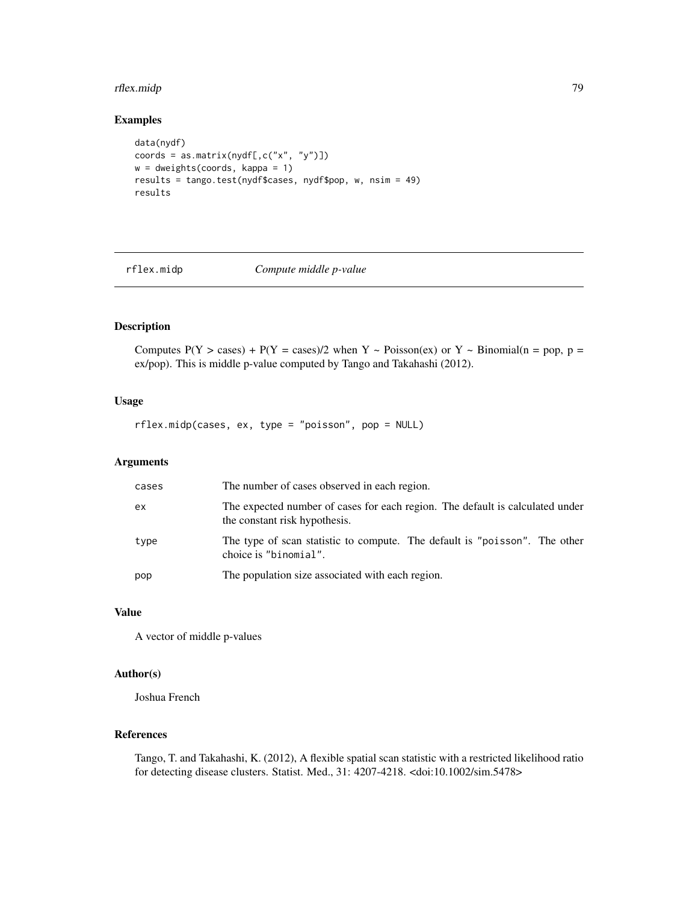## Examples

```
data(nydf)
coords = as.matrix(nydf[,c("x", "y")])
w = dweights(coords, kappa = 1)
results = tango.test(nydf$cases, nydf$pop, w, nsim = 49)
results
```

---

## rflex.midp    *Compute middle p-value*

---

### Description

Computes $P(Y > cases) + P(Y = cases)/2$ when $Y \sim Poisson(ex)$ or $Y \sim Binomial(n = pop, p = ex/pop)$. This is middle p-value computed by Tango and Takahashi (2012).

### Usage

```
rflex.midp(cases, ex, type = "poisson", pop = NULL)
```

### Arguments

| | |
|---|---|
| cases | The number of cases observed in each region. |
| ex | The expected number of cases for each region. The default is calculated under the constant risk hypothesis. |
| type | The type of scan statistic to compute. The default is "poisson". The other choice is "binomial". |
| pop | The population size associated with each region. |

### Value

A vector of middle p-values

### Author(s)

Joshua French

### References

Tango, T. and Takahashi, K. (2012), A flexible spatial scan statistic with a restricted likelihood ratio for detecting disease clusters. Statist. Med., 31: 4207-4218. <doi:10.1002/sim.5478>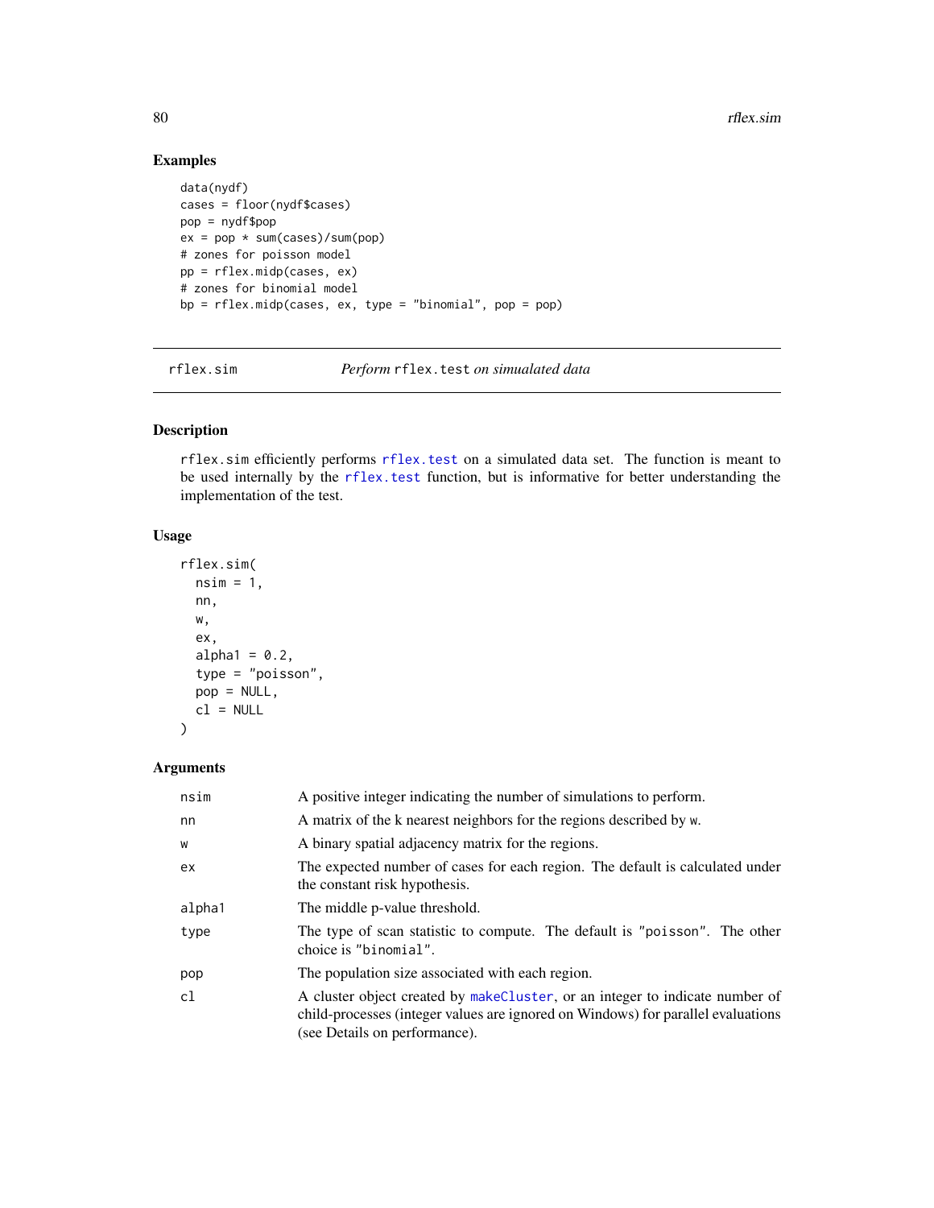## Examples

```
data(nydf)
cases = floor(nydf$cases)
pop = nydf$pop
ex = pop * sum(cases)/sum(pop)
# zones for poisson model
pp = rflex.midp(cases, ex)
# zones for binomial model
bp = rflex.midp(cases, ex, type = "binomial", pop = pop)
```

---

# rflex.sim — *Perform `rflex.test` on simulated data*

## Description

`rflex.sim` efficiently performs `rflex.test` on a simulated data set. The function is meant to be used internally by the `rflex.test` function, but is informative for better understanding the implementation of the test.

## Usage

```
rflex.sim(
  nsim = 1,
  nn,
  w,
  ex,
  alpha1 = 0.2,
  type = "poisson",
  pop = NULL,
  cl = NULL
)
```

## Arguments

| Argument | Description |
|---|---|
| `nsim` | A positive integer indicating the number of simulations to perform. |
| `nn` | A matrix of the k nearest neighbors for the regions described by `w`. |
| `w` | A binary spatial adjacency matrix for the regions. |
| `ex` | The expected number of cases for each region. The default is calculated under the constant risk hypothesis. |
| `alpha1` | The middle p-value threshold. |
| `type` | The type of scan statistic to compute. The default is `"poisson"`. The other choice is `"binomial"`. |
| `pop` | The population size associated with each region. |
| `cl` | A cluster object created by `makeCluster`, or an integer to indicate number of child-processes (integer values are ignored on Windows) for parallel evaluations (see Details on performance). |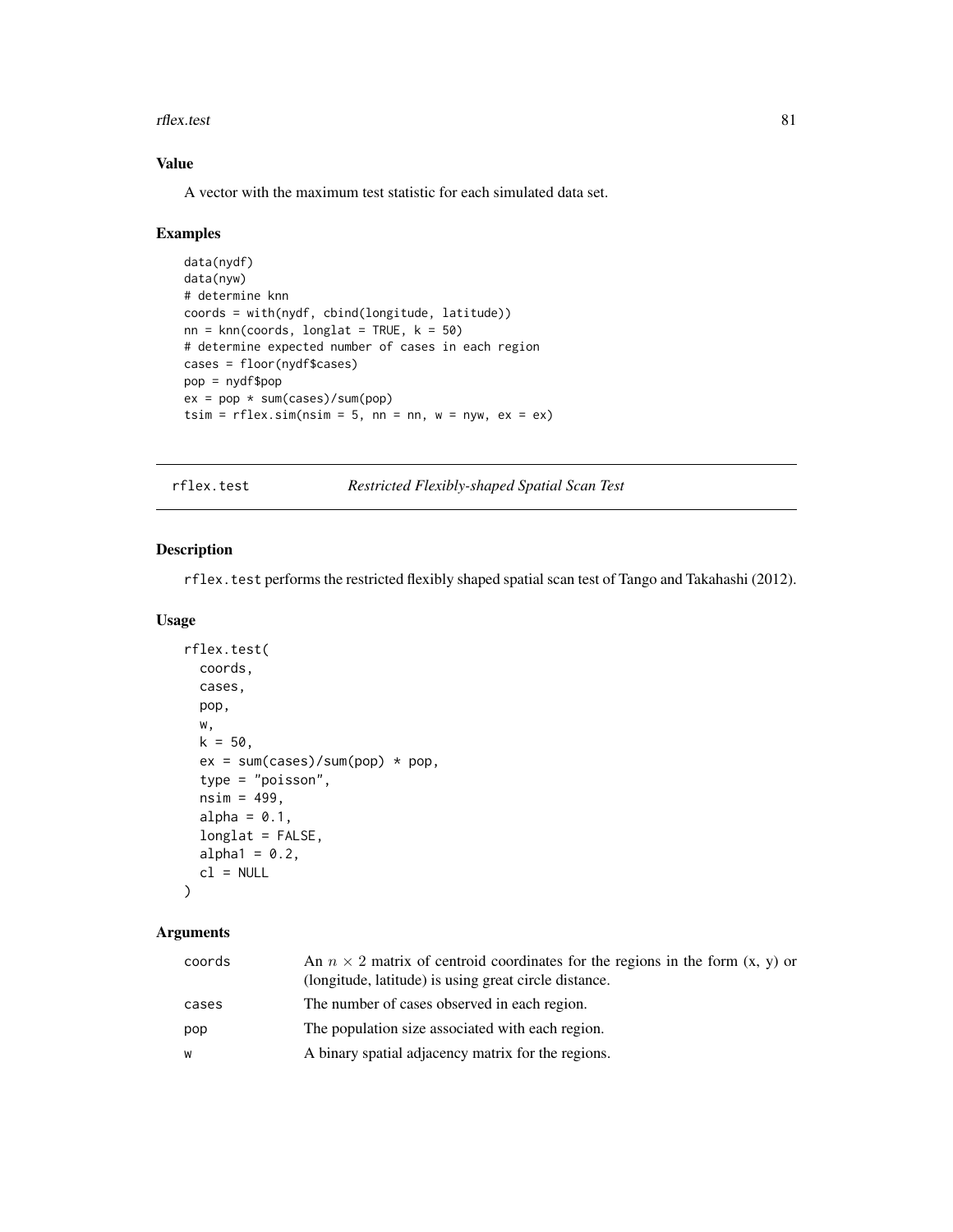### Value

A vector with the maximum test statistic for each simulated data set.

### Examples

```
data(nydf)
data(nyw)
# determine knn
coords = with(nydf, cbind(longitude, latitude))
nn = knn(coords, longlat = TRUE, k = 50)
# determine expected number of cases in each region
cases = floor(nydf$cases)
pop = nydf$pop
ex = pop * sum(cases)/sum(pop)
tsim = rflex.sim(nsim = 5, nn = nn, w = nyw, ex = ex)
```

---

## rflex.test *Restricted Flexibly-shaped Spatial Scan Test*

### Description

`rflex.test` performs the restricted flexibly shaped spatial scan test of Tango and Takahashi (2012).

### Usage

```
rflex.test(
  coords,
  cases,
  pop,
  w,
  k = 50,
  ex = sum(cases)/sum(pop) * pop,
  type = "poisson",
  nsim = 499,
  alpha = 0.1,
  longlat = FALSE,
  alpha1 = 0.2,
  cl = NULL
)
```

### Arguments

| | |
|---|---|
| coords | An $n \times 2$ matrix of centroid coordinates for the regions in the form (x, y) or (longitude, latitude) is using great circle distance. |
| cases | The number of cases observed in each region. |
| pop | The population size associated with each region. |
| w | A binary spatial adjacency matrix for the regions. |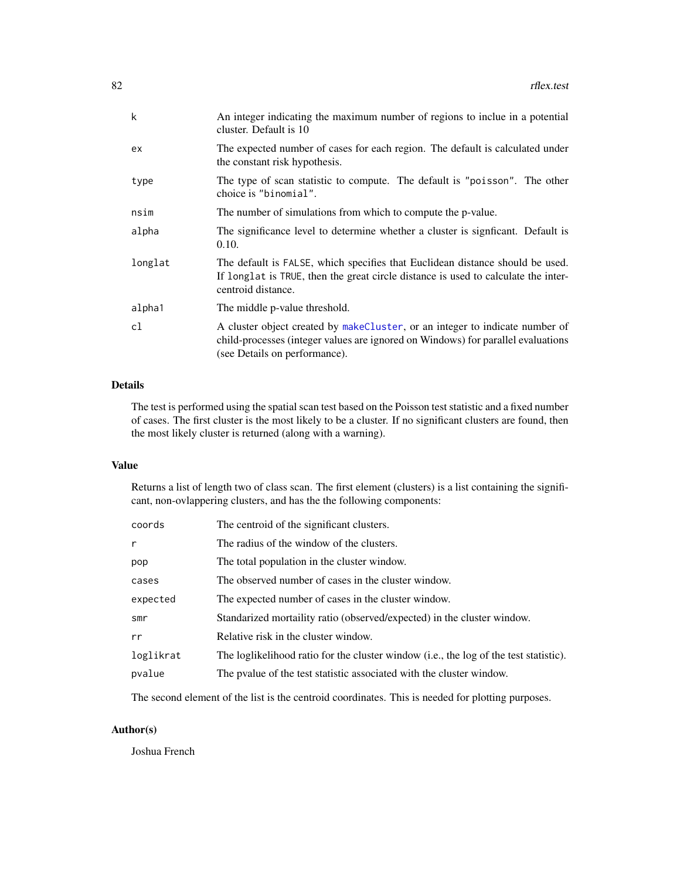| | |
|---|---|
| `k` | An integer indicating the maximum number of regions to inclue in a potential cluster. Default is 10 |
| `ex` | The expected number of cases for each region. The default is calculated under the constant risk hypothesis. |
| `type` | The type of scan statistic to compute. The default is `"poisson"`. The other choice is `"binomial"`. |
| `nsim` | The number of simulations from which to compute the p-value. |
| `alpha` | The significance level to determine whether a cluster is signficant. Default is 0.10. |
| `longlat` | The default is `FALSE`, which specifies that Euclidean distance should be used. If `longlat` is `TRUE`, then the great circle distance is used to calculate the inter-centroid distance. |
| `alpha1` | The middle p-value threshold. |
| `cl` | A cluster object created by `makeCluster`, or an integer to indicate number of child-processes (integer values are ignored on Windows) for parallel evaluations (see Details on performance). |

### Details

The test is performed using the spatial scan test based on the Poisson test statistic and a fixed number of cases. The first cluster is the most likely to be a cluster. If no significant clusters are found, then the most likely cluster is returned (along with a warning).

### Value

Returns a list of length two of class scan. The first element (clusters) is a list containing the significant, non-ovlappering clusters, and has the the following components:

| | |
|---|---|
| `coords` | The centroid of the significant clusters. |
| `r` | The radius of the window of the clusters. |
| `pop` | The total population in the cluster window. |
| `cases` | The observed number of cases in the cluster window. |
| `expected` | The expected number of cases in the cluster window. |
| `smr` | Standarized mortaility ratio (observed/expected) in the cluster window. |
| `rr` | Relative risk in the cluster window. |
| `loglikrat` | The loglikelihood ratio for the cluster window (i.e., the log of the test statistic). |
| `pvalue` | The pvalue of the test statistic associated with the cluster window. |

The second element of the list is the centroid coordinates. This is needed for plotting purposes.

### Author(s)

Joshua French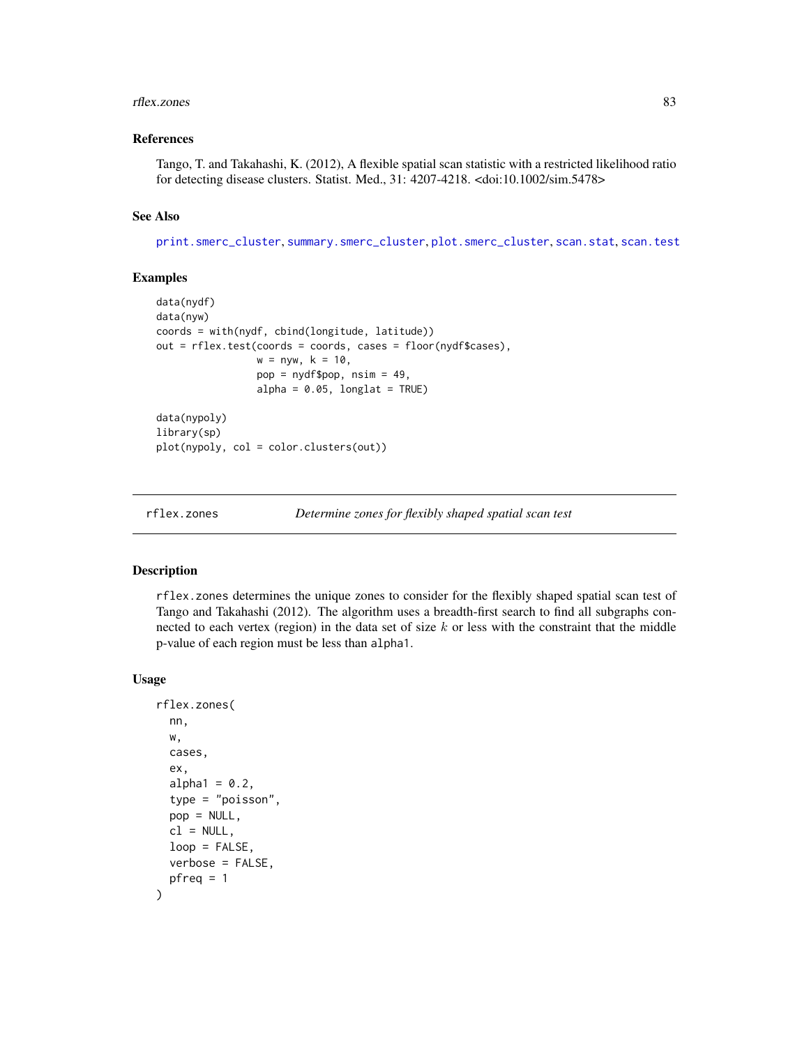## References

Tango, T. and Takahashi, K. (2012), A flexible spatial scan statistic with a restricted likelihood ratio for detecting disease clusters. Statist. Med., 31: 4207-4218. <doi:10.1002/sim.5478>

## See Also

print.smerc_cluster, summary.smerc_cluster, plot.smerc_cluster, scan.stat, scan.test

## Examples

```
data(nydf)
data(nyw)
coords = with(nydf, cbind(longitude, latitude))
out = rflex.test(coords = coords, cases = floor(nydf$cases),
                 w = nyw, k = 10,
                 pop = nydf$pop, nsim = 49,
                 alpha = 0.05, longlat = TRUE)

data(nypoly)
library(sp)
plot(nypoly, col = color.clusters(out))
```

---

# rflex.zones — *Determine zones for flexibly shaped spatial scan test*

## Description

rflex.zones determines the unique zones to consider for the flexibly shaped spatial scan test of Tango and Takahashi (2012). The algorithm uses a breadth-first search to find all subgraphs connected to each vertex (region) in the data set of size $k$ or less with the constraint that the middle p-value of each region must be less than alpha1.

## Usage

```
rflex.zones(
  nn,
  w,
  cases,
  ex,
  alpha1 = 0.2,
  type = "poisson",
  pop = NULL,
  cl = NULL,
  loop = FALSE,
  verbose = FALSE,
  pfreq = 1
)
```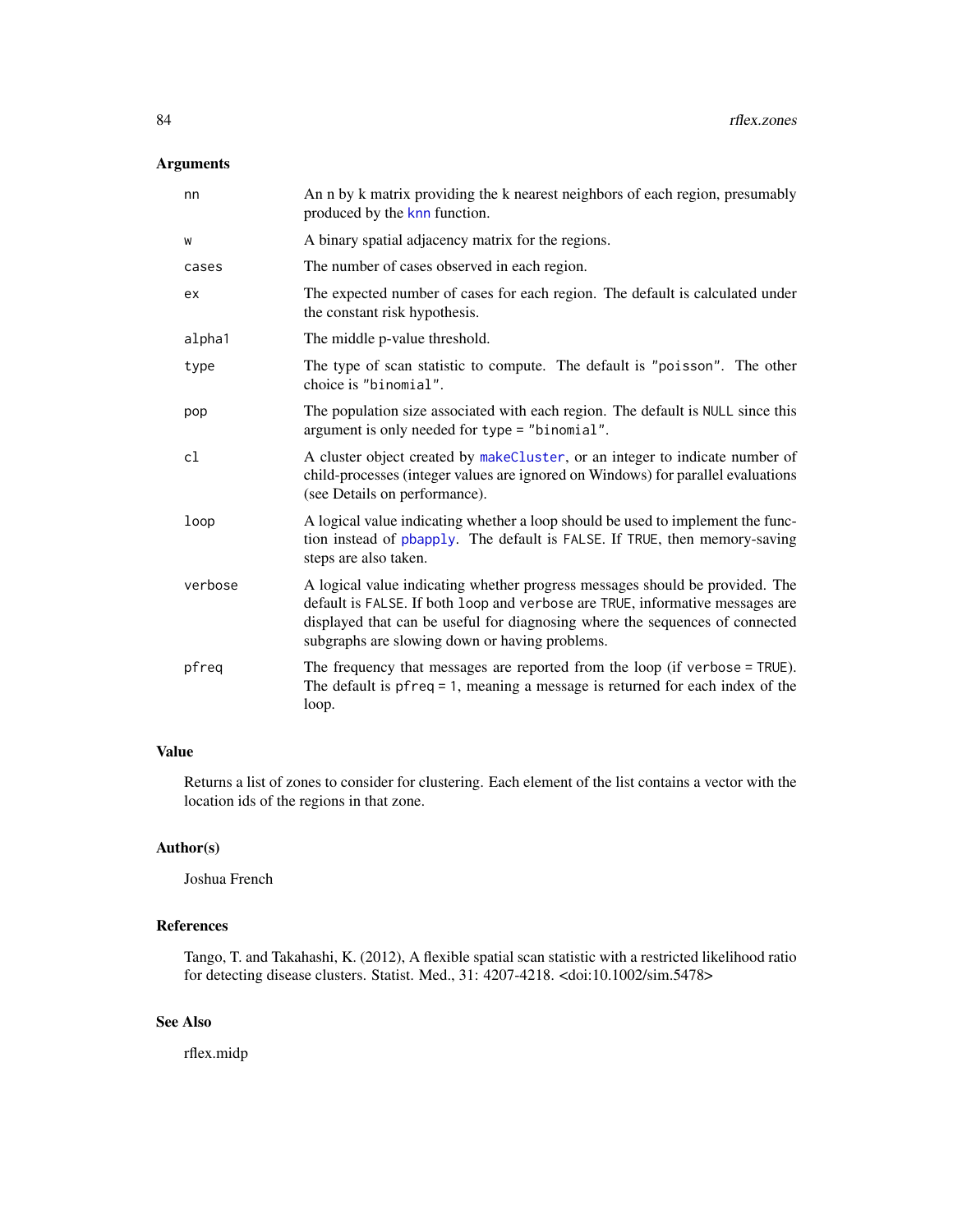## Arguments

| | |
|---|---|
| `nn` | An n by k matrix providing the k nearest neighbors of each region, presumably produced by the knn function. |
| `w` | A binary spatial adjacency matrix for the regions. |
| `cases` | The number of cases observed in each region. |
| `ex` | The expected number of cases for each region. The default is calculated under the constant risk hypothesis. |
| `alpha1` | The middle p-value threshold. |
| `type` | The type of scan statistic to compute. The default is `"poisson"`. The other choice is `"binomial"`. |
| `pop` | The population size associated with each region. The default is `NULL` since this argument is only needed for `type = "binomial"`. |
| `cl` | A cluster object created by makeCluster, or an integer to indicate number of child-processes (integer values are ignored on Windows) for parallel evaluations (see Details on performance). |
| `loop` | A logical value indicating whether a loop should be used to implement the function instead of pbapply. The default is `FALSE`. If `TRUE`, then memory-saving steps are also taken. |
| `verbose` | A logical value indicating whether progress messages should be provided. The default is `FALSE`. If both `loop` and `verbose` are `TRUE`, informative messages are displayed that can be useful for diagnosing where the sequences of connected subgraphs are slowing down or having problems. |
| `pfreq` | The frequency that messages are reported from the loop (if `verbose = TRUE`). The default is `pfreq = 1`, meaning a message is returned for each index of the loop. |

## Value

Returns a list of zones to consider for clustering. Each element of the list contains a vector with the location ids of the regions in that zone.

## Author(s)

Joshua French

## References

Tango, T. and Takahashi, K. (2012), A flexible spatial scan statistic with a restricted likelihood ratio for detecting disease clusters. Statist. Med., 31: 4207-4218. <doi:10.1002/sim.5478>

## See Also

rflex.midp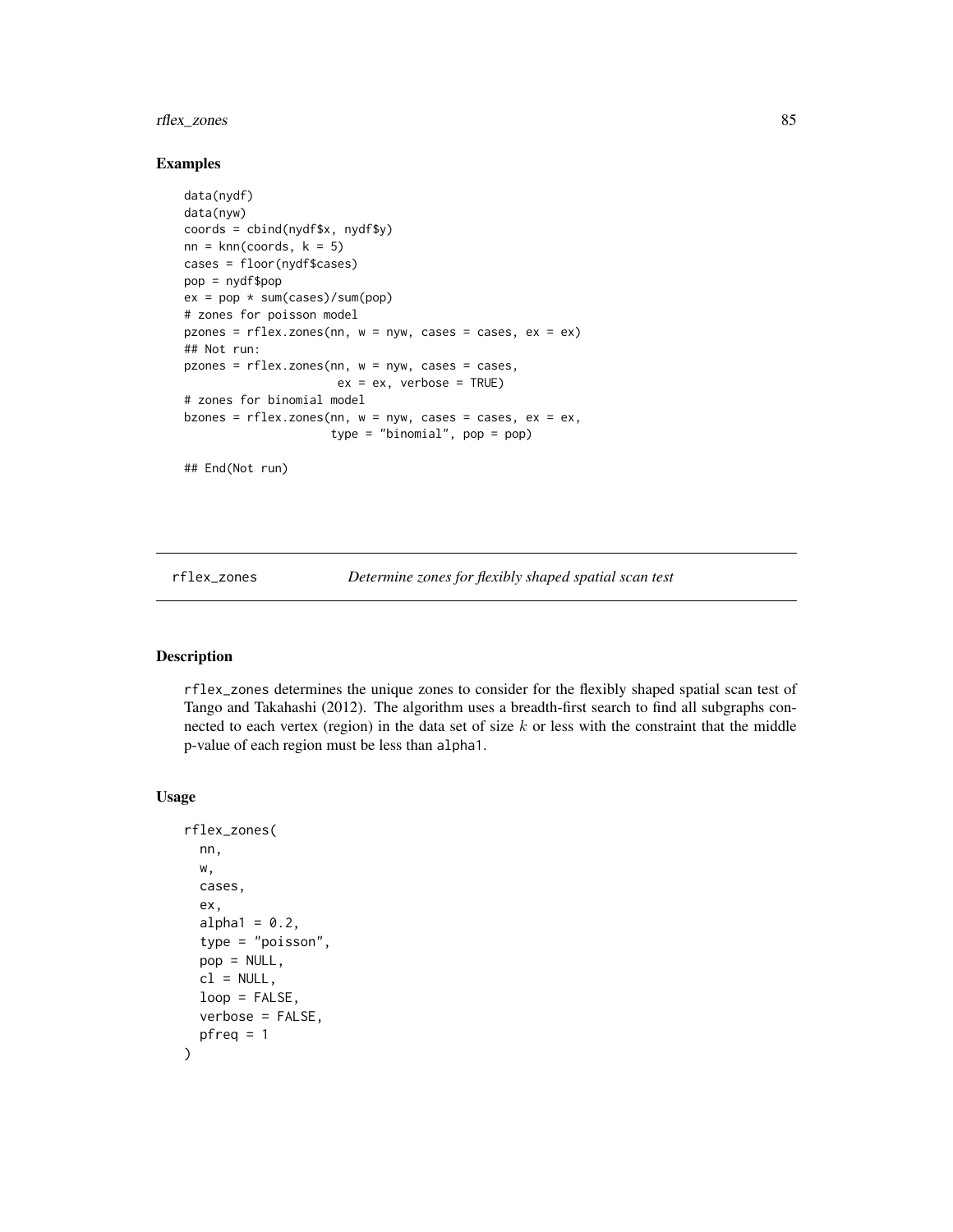### Examples

```
data(nydf)
data(nyw)
coords = cbind(nydf$x, nydf$y)
nn = knn(coords, k = 5)
cases = floor(nydf$cases)
pop = nydf$pop
ex = pop * sum(cases)/sum(pop)
# zones for poisson model
pzones = rflex.zones(nn, w = nyw, cases = cases, ex = ex)
## Not run:
pzones = rflex.zones(nn, w = nyw, cases = cases,
                     ex = ex, verbose = TRUE)
# zones for binomial model
bzones = rflex.zones(nn, w = nyw, cases = cases, ex = ex,
                    type = "binomial", pop = pop)

## End(Not run)
```

---

rflex_zones *Determine zones for flexibly shaped spatial scan test*

---

### Description

rflex_zones determines the unique zones to consider for the flexibly shaped spatial scan test of Tango and Takahashi (2012). The algorithm uses a breadth-first search to find all subgraphs connected to each vertex (region) in the data set of size $k$ or less with the constraint that the middle p-value of each region must be less than alpha1.

### Usage

```
rflex_zones(
  nn,
  w,
  cases,
  ex,
  alpha1 = 0.2,
  type = "poisson",
  pop = NULL,
  cl = NULL,
  loop = FALSE,
  verbose = FALSE,
  pfreq = 1
)
```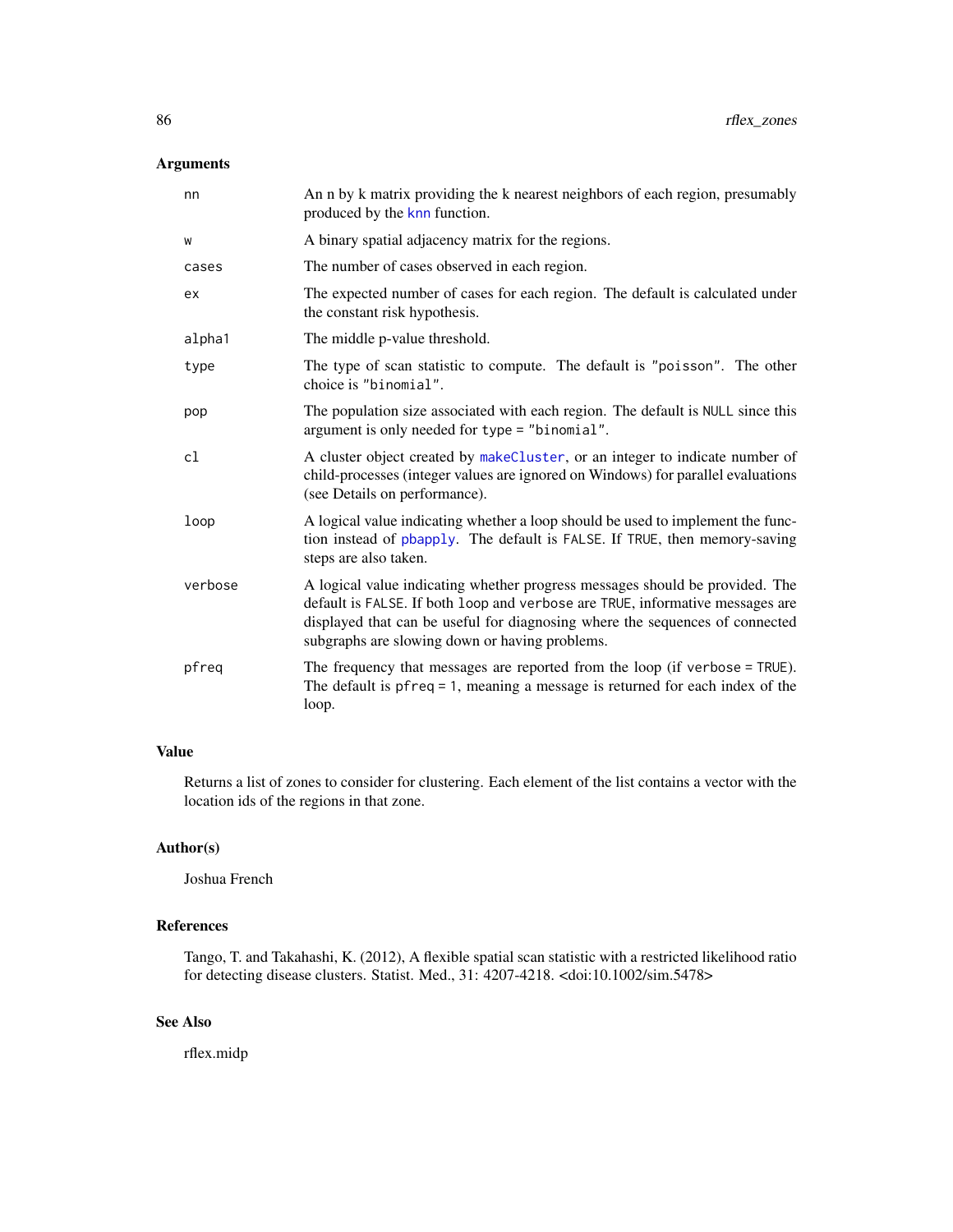## Arguments

| | |
|---|---|
| nn | An n by k matrix providing the k nearest neighbors of each region, presumably produced by the knn function. |
| w | A binary spatial adjacency matrix for the regions. |
| cases | The number of cases observed in each region. |
| ex | The expected number of cases for each region. The default is calculated under the constant risk hypothesis. |
| alpha1 | The middle p-value threshold. |
| type | The type of scan statistic to compute. The default is "poisson". The other choice is "binomial". |
| pop | The population size associated with each region. The default is NULL since this argument is only needed for type = "binomial". |
| cl | A cluster object created by makeCluster, or an integer to indicate number of child-processes (integer values are ignored on Windows) for parallel evaluations (see Details on performance). |
| loop | A logical value indicating whether a loop should be used to implement the function instead of pbapply. The default is FALSE. If TRUE, then memory-saving steps are also taken. |
| verbose | A logical value indicating whether progress messages should be provided. The default is FALSE. If both loop and verbose are TRUE, informative messages are displayed that can be useful for diagnosing where the sequences of connected subgraphs are slowing down or having problems. |
| pfreq | The frequency that messages are reported from the loop (if verbose = TRUE). The default is pfreq = 1, meaning a message is returned for each index of the loop. |

## Value

Returns a list of zones to consider for clustering. Each element of the list contains a vector with the location ids of the regions in that zone.

## Author(s)

Joshua French

## References

Tango, T. and Takahashi, K. (2012), A flexible spatial scan statistic with a restricted likelihood ratio for detecting disease clusters. Statist. Med., 31: 4207-4218. <doi:10.1002/sim.5478>

## See Also

rflex.midp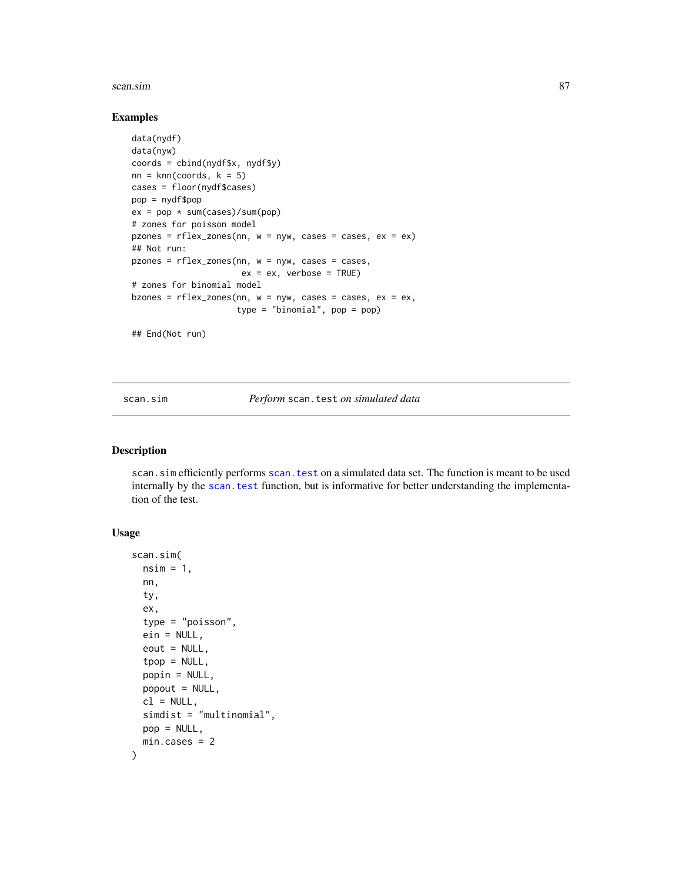## Examples

```
data(nydf)
data(nyw)
coords = cbind(nydf$x, nydf$y)
nn = knn(coords, k = 5)
cases = floor(nydf$cases)
pop = nydf$pop
ex = pop * sum(cases)/sum(pop)
# zones for poisson model
pzones = rflex_zones(nn, w = nyw, cases = cases, ex = ex)
## Not run:
pzones = rflex_zones(nn, w = nyw, cases = cases,
                     ex = ex, verbose = TRUE)
# zones for binomial model
bzones = rflex_zones(nn, w = nyw, cases = cases, ex = ex,
                    type = "binomial", pop = pop)

## End(Not run)
```

---

scan.sim    *Perform* scan.test *on simulated data*

---

## Description

scan.sim efficiently performs scan.test on a simulated data set. The function is meant to be used internally by the scan.test function, but is informative for better understanding the implementation of the test.

## Usage

```
scan.sim(
  nsim = 1,
  nn,
  ty,
  ex,
  type = "poisson",
  ein = NULL,
  eout = NULL,
  tpop = NULL,
  popin = NULL,
  popout = NULL,
  cl = NULL,
  simdist = "multinomial",
  pop = NULL,
  min.cases = 2
)
```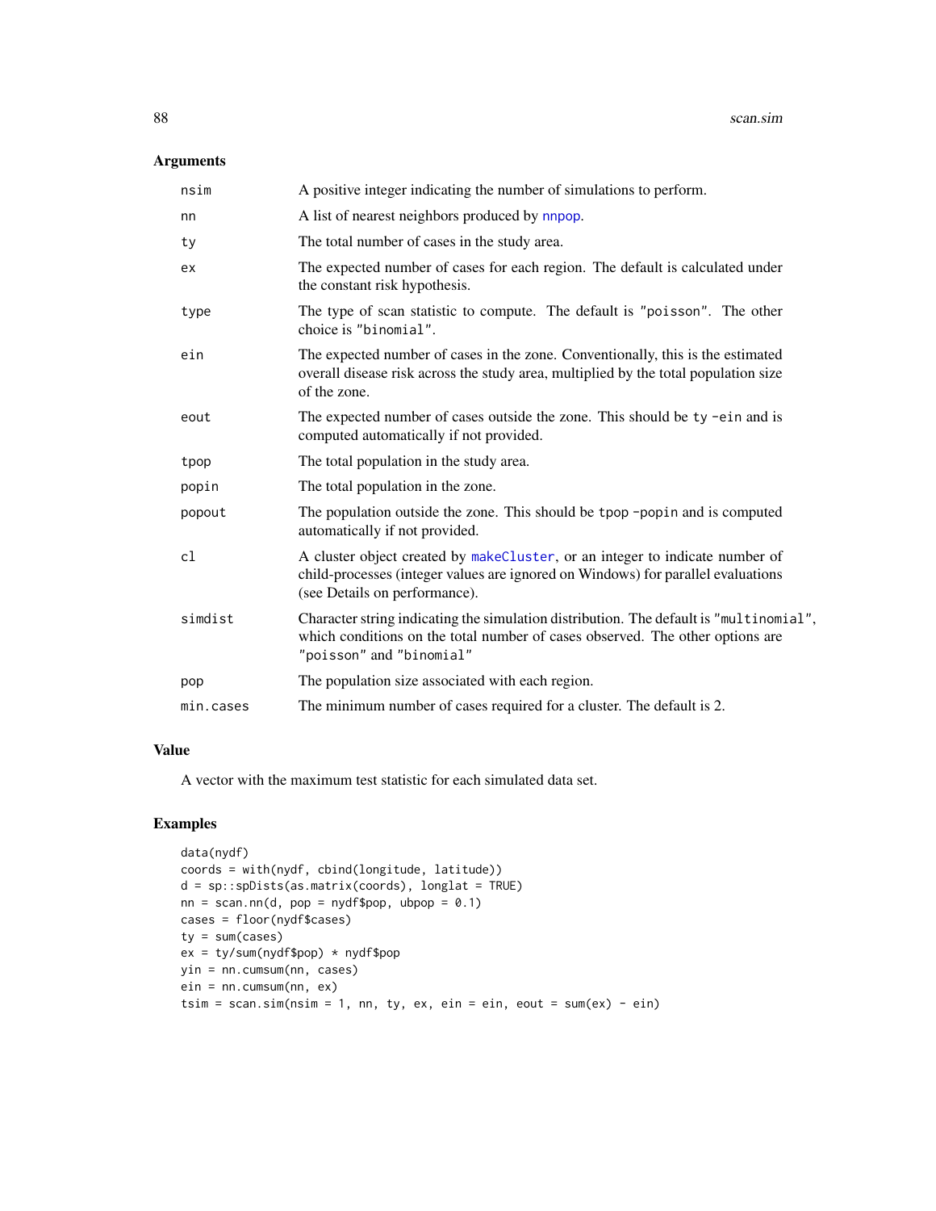## Arguments

| | |
|---|---|
| nsim | A positive integer indicating the number of simulations to perform. |
| nn | A list of nearest neighbors produced by nnpop. |
| ty | The total number of cases in the study area. |
| ex | The expected number of cases for each region. The default is calculated under the constant risk hypothesis. |
| type | The type of scan statistic to compute. The default is "poisson". The other choice is "binomial". |
| ein | The expected number of cases in the zone. Conventionally, this is the estimated overall disease risk across the study area, multiplied by the total population size of the zone. |
| eout | The expected number of cases outside the zone. This should be ty -ein and is computed automatically if not provided. |
| tpop | The total population in the study area. |
| popin | The total population in the zone. |
| popout | The population outside the zone. This should be tpop -popin and is computed automatically if not provided. |
| cl | A cluster object created by makeCluster, or an integer to indicate number of child-processes (integer values are ignored on Windows) for parallel evaluations (see Details on performance). |
| simdist | Character string indicating the simulation distribution. The default is "multinomial", which conditions on the total number of cases observed. The other options are "poisson" and "binomial" |
| pop | The population size associated with each region. |
| min.cases | The minimum number of cases required for a cluster. The default is 2. |

## Value

A vector with the maximum test statistic for each simulated data set.

## Examples

```
data(nydf)
coords = with(nydf, cbind(longitude, latitude))
d = sp::spDists(as.matrix(coords), longlat = TRUE)
nn = scan.nn(d, pop = nydf$pop, ubpop = 0.1)
cases = floor(nydf$cases)
ty = sum(cases)
ex = ty/sum(nydf$pop) * nydf$pop
yin = nn.cumsum(nn, cases)
ein = nn.cumsum(nn, ex)
tsim = scan.sim(nsim = 1, nn, ty, ex, ein = ein, eout = sum(ex) - ein)
```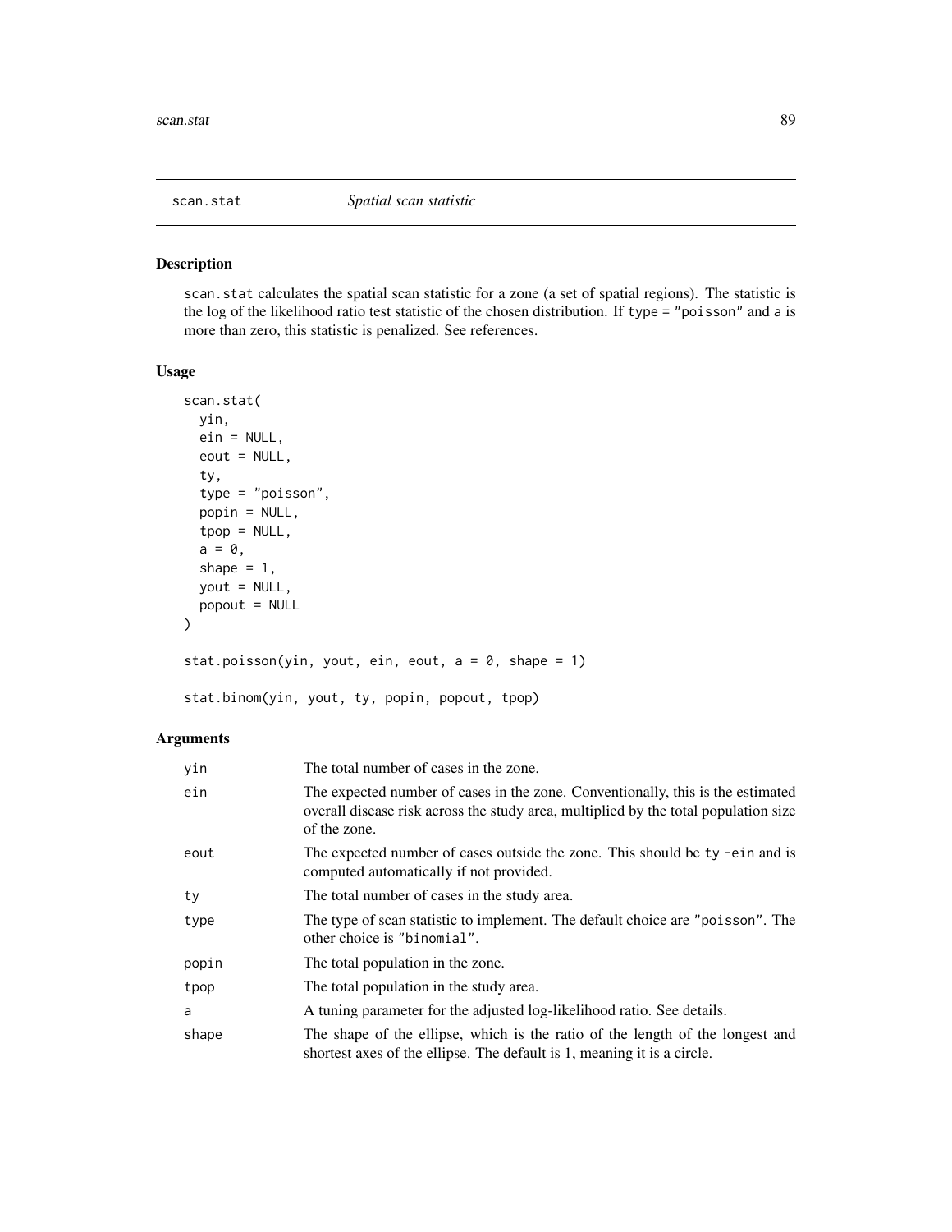## scan.stat — *Spatial scan statistic*

### Description

scan.stat calculates the spatial scan statistic for a zone (a set of spatial regions). The statistic is the log of the likelihood ratio test statistic of the chosen distribution. If type = "poisson" and a is more than zero, this statistic is penalized. See references.

### Usage

```
scan.stat(
  yin,
  ein = NULL,
  eout = NULL,
  ty,
  type = "poisson",
  popin = NULL,
  tpop = NULL,
  a = 0,
  shape = 1,
  yout = NULL,
  popout = NULL
)

stat.poisson(yin, yout, ein, eout, a = 0, shape = 1)

stat.binom(yin, yout, ty, popin, popout, tpop)
```

### Arguments

| | |
|---|---|
| yin | The total number of cases in the zone. |
| ein | The expected number of cases in the zone. Conventionally, this is the estimated overall disease risk across the study area, multiplied by the total population size of the zone. |
| eout | The expected number of cases outside the zone. This should be ty -ein and is computed automatically if not provided. |
| ty | The total number of cases in the study area. |
| type | The type of scan statistic to implement. The default choice are "poisson". The other choice is "binomial". |
| popin | The total population in the zone. |
| tpop | The total population in the study area. |
| a | A tuning parameter for the adjusted log-likelihood ratio. See details. |
| shape | The shape of the ellipse, which is the ratio of the length of the longest and shortest axes of the ellipse. The default is 1, meaning it is a circle. |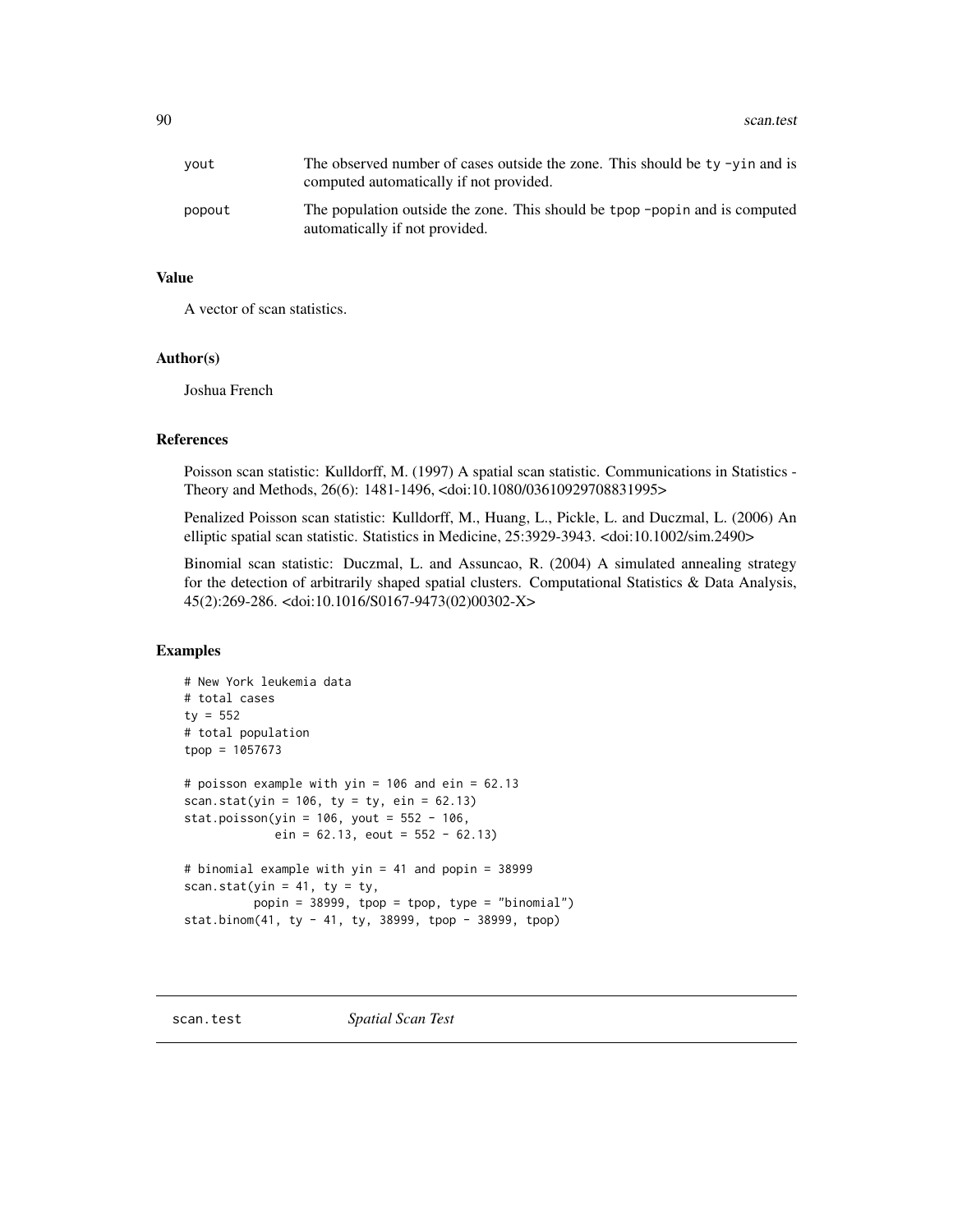| | |
|---|---|
| yout | The observed number of cases outside the zone. This should be `ty -yin` and is computed automatically if not provided. |
| popout | The population outside the zone. This should be `tpop -popin` and is computed automatically if not provided. |

## Value

A vector of scan statistics.

## Author(s)

Joshua French

## References

Poisson scan statistic: Kulldorff, M. (1997) A spatial scan statistic. Communications in Statistics - Theory and Methods, 26(6): 1481-1496, <doi:10.1080/03610929708831995>

Penalized Poisson scan statistic: Kulldorff, M., Huang, L., Pickle, L. and Duczmal, L. (2006) An elliptic spatial scan statistic. Statistics in Medicine, 25:3929-3943. <doi:10.1002/sim.2490>

Binomial scan statistic: Duczmal, L. and Assuncao, R. (2004) A simulated annealing strategy for the detection of arbitrarily shaped spatial clusters. Computational Statistics & Data Analysis, 45(2):269-286. <doi:10.1016/S0167-9473(02)00302-X>

## Examples

```
# New York leukemia data
# total cases
ty = 552
# total population
tpop = 1057673

# poisson example with yin = 106 and ein = 62.13
scan.stat(yin = 106, ty = ty, ein = 62.13)
stat.poisson(yin = 106, yout = 552 - 106,
             ein = 62.13, eout = 552 - 62.13)

# binomial example with yin = 41 and popin = 38999
scan.stat(yin = 41, ty = ty,
          popin = 38999, tpop = tpop, type = "binomial")
stat.binom(41, ty - 41, ty, 38999, tpop - 38999, tpop)
```

---

scan.test &nbsp;&nbsp;&nbsp;&nbsp; *Spatial Scan Test*

---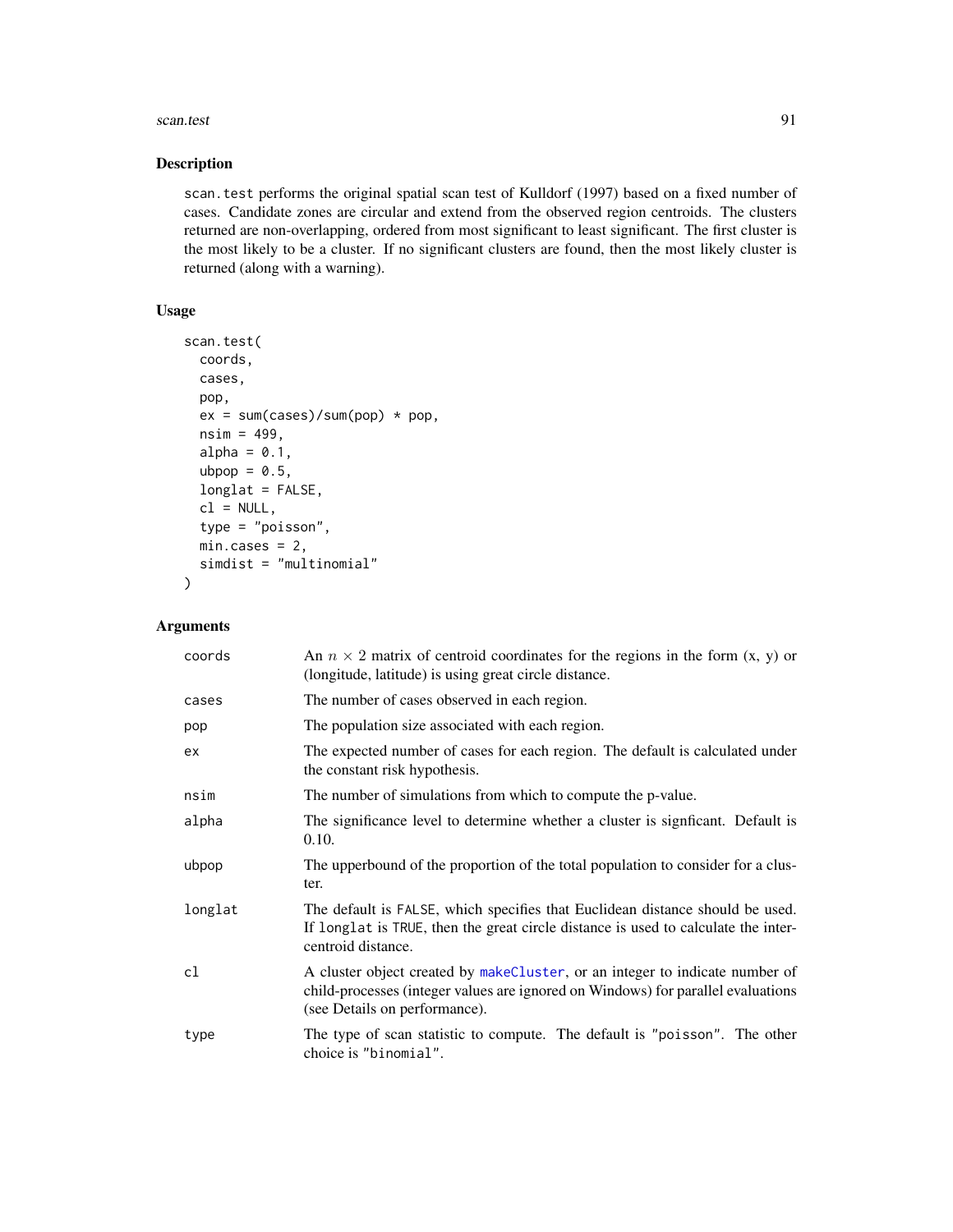## Description

`scan.test` performs the original spatial scan test of Kulldorf (1997) based on a fixed number of cases. Candidate zones are circular and extend from the observed region centroids. The clusters returned are non-overlapping, ordered from most significant to least significant. The first cluster is the most likely to be a cluster. If no significant clusters are found, then the most likely cluster is returned (along with a warning).

## Usage

```
scan.test(
  coords,
  cases,
  pop,
  ex = sum(cases)/sum(pop) * pop,
  nsim = 499,
  alpha = 0.1,
  ubpop = 0.5,
  longlat = FALSE,
  cl = NULL,
  type = "poisson",
  min.cases = 2,
  simdist = "multinomial"
)
```

## Arguments

| | |
|---|---|
| `coords` | An $n \times 2$ matrix of centroid coordinates for the regions in the form (x, y) or (longitude, latitude) is using great circle distance. |
| `cases` | The number of cases observed in each region. |
| `pop` | The population size associated with each region. |
| `ex` | The expected number of cases for each region. The default is calculated under the constant risk hypothesis. |
| `nsim` | The number of simulations from which to compute the p-value. |
| `alpha` | The significance level to determine whether a cluster is signficant. Default is 0.10. |
| `ubpop` | The upperbound of the proportion of the total population to consider for a cluster. |
| `longlat` | The default is `FALSE`, which specifies that Euclidean distance should be used. If `longlat` is `TRUE`, then the great circle distance is used to calculate the inter-centroid distance. |
| `cl` | A cluster object created by `makeCluster`, or an integer to indicate number of child-processes (integer values are ignored on Windows) for parallel evaluations (see Details on performance). |
| `type` | The type of scan statistic to compute. The default is `"poisson"`. The other choice is `"binomial"`. |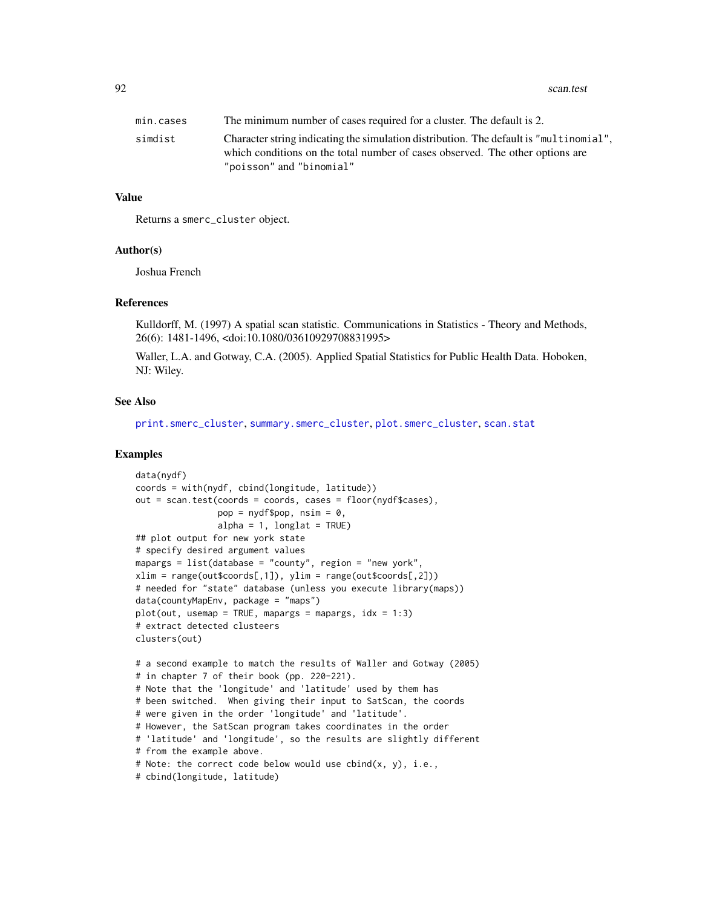| | |
|---|---|
| min.cases | The minimum number of cases required for a cluster. The default is 2. |
| simdist | Character string indicating the simulation distribution. The default is "multinomial", which conditions on the total number of cases observed. The other options are "poisson" and "binomial" |

## Value

Returns a smerc_cluster object.

## Author(s)

Joshua French

## References

Kulldorff, M. (1997) A spatial scan statistic. Communications in Statistics - Theory and Methods, 26(6): 1481-1496, <doi:10.1080/03610929708831995>

Waller, L.A. and Gotway, C.A. (2005). Applied Spatial Statistics for Public Health Data. Hoboken, NJ: Wiley.

## See Also

print.smerc_cluster, summary.smerc_cluster, plot.smerc_cluster, scan.stat

## Examples

```
data(nydf)
coords = with(nydf, cbind(longitude, latitude))
out = scan.test(coords = coords, cases = floor(nydf$cases),
                pop = nydf$pop, nsim = 0,
                alpha = 1, longlat = TRUE)
## plot output for new york state
# specify desired argument values
mapargs = list(database = "county", region = "new york",
xlim = range(out$coords[,1]), ylim = range(out$coords[,2]))
# needed for "state" database (unless you execute library(maps))
data(countyMapEnv, package = "maps")
plot(out, usemap = TRUE, mapargs = mapargs, idx = 1:3)
# extract detected clusteers
clusters(out)

# a second example to match the results of Waller and Gotway (2005)
# in chapter 7 of their book (pp. 220-221).
# Note that the 'longitude' and 'latitude' used by them has
# been switched.  When giving their input to SatScan, the coords
# were given in the order 'longitude' and 'latitude'.
# However, the SatScan program takes coordinates in the order
# 'latitude' and 'longitude', so the results are slightly different
# from the example above.
# Note: the correct code below would use cbind(x, y), i.e.,
# cbind(longitude, latitude)
```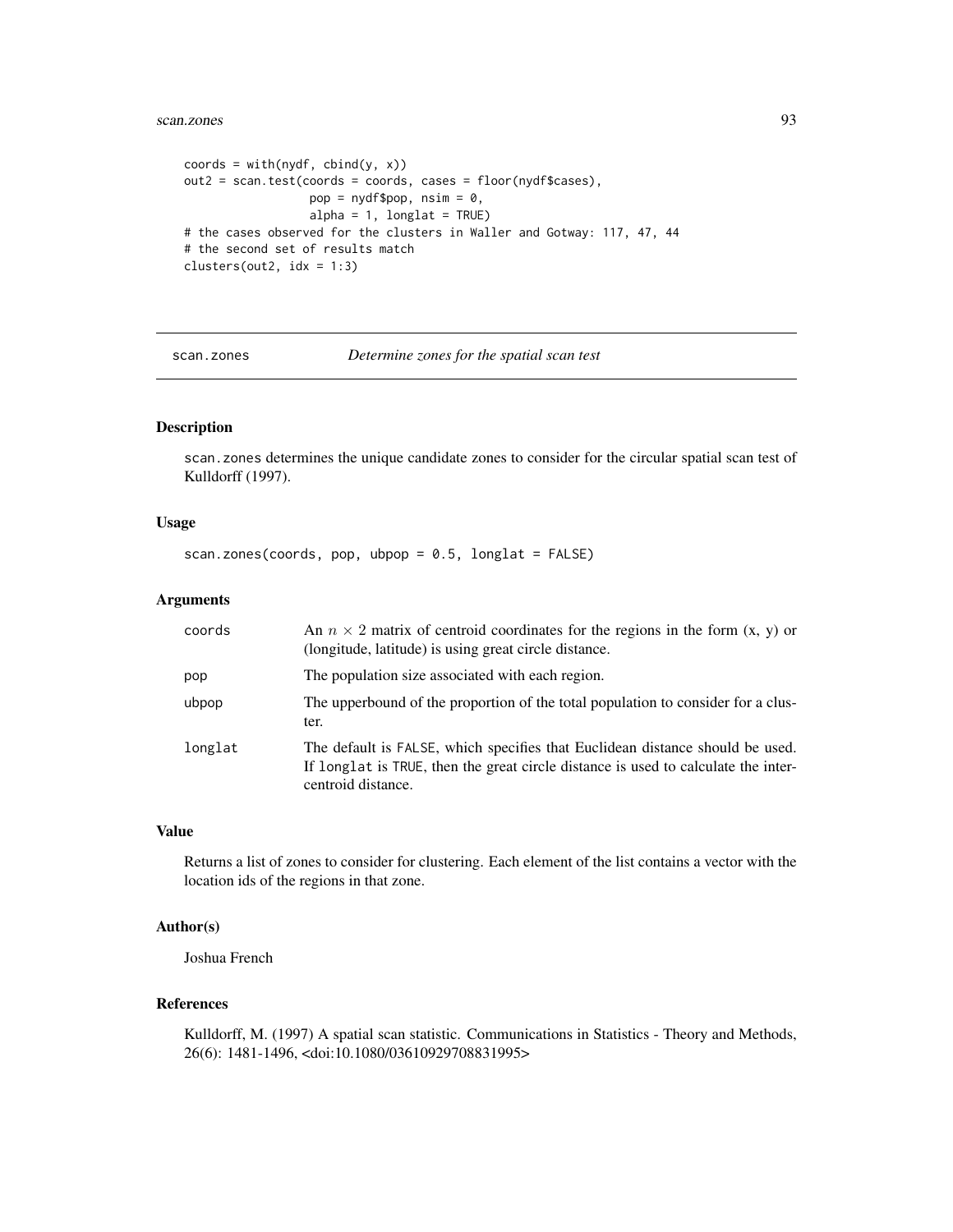```
coords = with(nydf, cbind(y, x))
out2 = scan.test(coords = coords, cases = floor(nydf$cases),
                 pop = nydf$pop, nsim = 0,
                 alpha = 1, longlat = TRUE)
# the cases observed for the clusters in Waller and Gotway: 117, 47, 44
# the second set of results match
clusters(out2, idx = 1:3)
```

---

## scan.zones — *Determine zones for the spatial scan test*

---

### Description

scan.zones determines the unique candidate zones to consider for the circular spatial scan test of Kulldorff (1997).

### Usage

```
scan.zones(coords, pop, ubpop = 0.5, longlat = FALSE)
```

### Arguments

| | |
|---|---|
| coords | An $n \times 2$ matrix of centroid coordinates for the regions in the form (x, y) or (longitude, latitude) is using great circle distance. |
| pop | The population size associated with each region. |
| ubpop | The upperbound of the proportion of the total population to consider for a cluster. |
| longlat | The default is FALSE, which specifies that Euclidean distance should be used. If longlat is TRUE, then the great circle distance is used to calculate the intercentroid distance. |

### Value

Returns a list of zones to consider for clustering. Each element of the list contains a vector with the location ids of the regions in that zone.

### Author(s)

Joshua French

### References

Kulldorff, M. (1997) A spatial scan statistic. Communications in Statistics - Theory and Methods, 26(6): 1481-1496, <doi:10.1080/03610929708831995>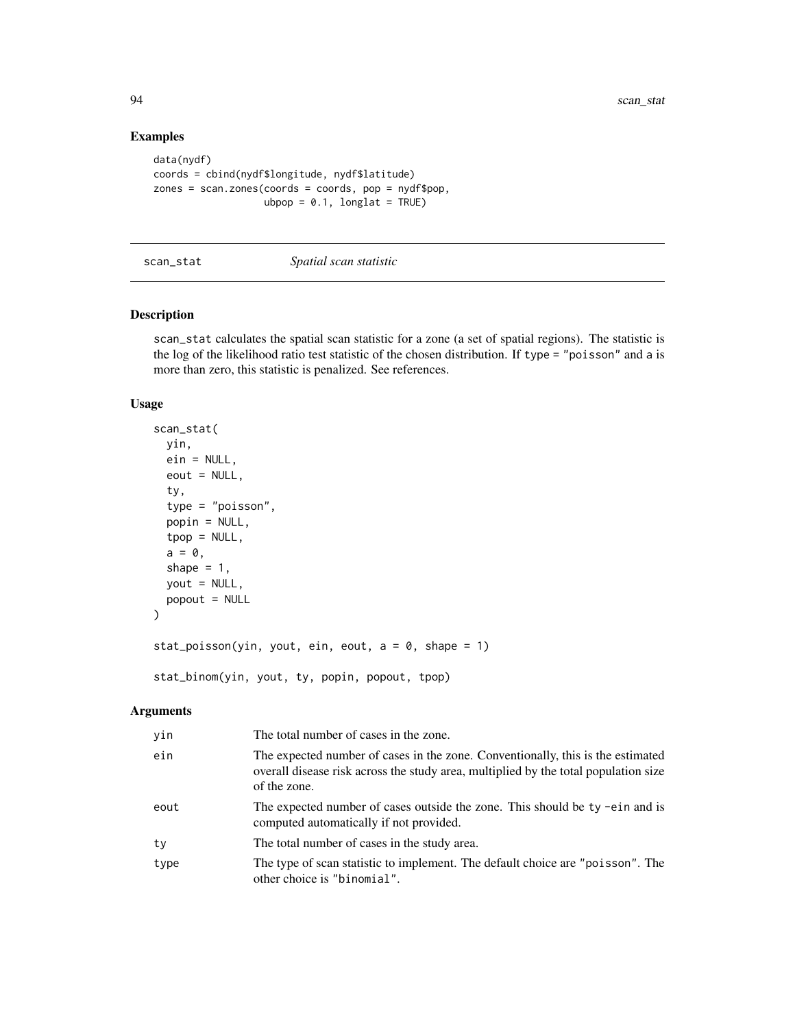## Examples

```
data(nydf)
coords = cbind(nydf$longitude, nydf$latitude)
zones = scan.zones(coords = coords, pop = nydf$pop,
                   ubpop = 0.1, longlat = TRUE)
```

---

# scan_stat — *Spatial scan statistic*

---

## Description

scan_stat calculates the spatial scan statistic for a zone (a set of spatial regions). The statistic is the log of the likelihood ratio test statistic of the chosen distribution. If type = "poisson" and a is more than zero, this statistic is penalized. See references.

## Usage

```
scan_stat(
  yin,
  ein = NULL,
  eout = NULL,
  ty,
  type = "poisson",
  popin = NULL,
  tpop = NULL,
  a = 0,
  shape = 1,
  yout = NULL,
  popout = NULL
)

stat_poisson(yin, yout, ein, eout, a = 0, shape = 1)

stat_binom(yin, yout, ty, popin, popout, tpop)
```

## Arguments

| | |
|---|---|
| yin | The total number of cases in the zone. |
| ein | The expected number of cases in the zone. Conventionally, this is the estimated overall disease risk across the study area, multiplied by the total population size of the zone. |
| eout | The expected number of cases outside the zone. This should be ty -ein and is computed automatically if not provided. |
| ty | The total number of cases in the study area. |
| type | The type of scan statistic to implement. The default choice are "poisson". The other choice is "binomial". |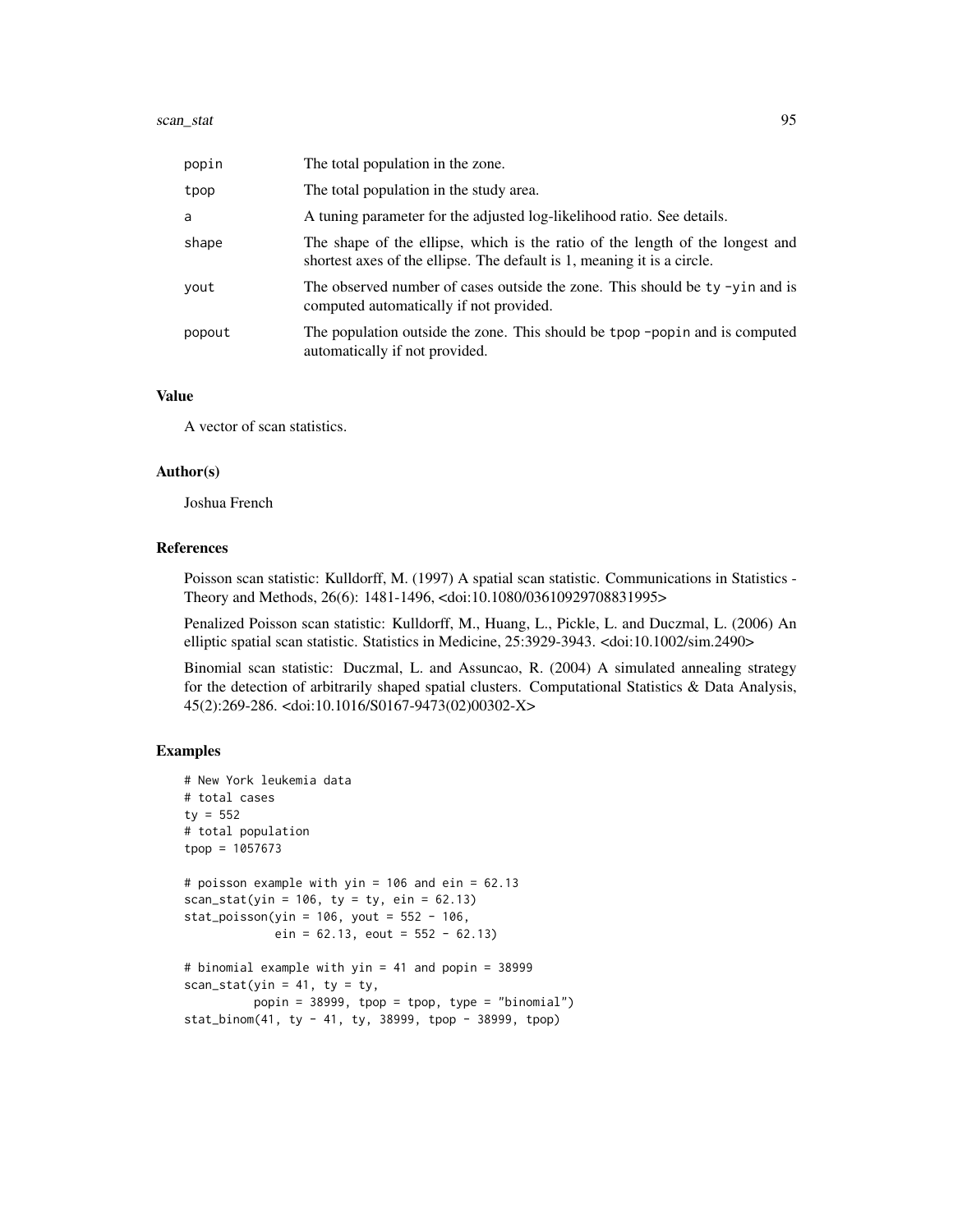| | |
|---|---|
| popin | The total population in the zone. |
| tpop | The total population in the study area. |
| a | A tuning parameter for the adjusted log-likelihood ratio. See details. |
| shape | The shape of the ellipse, which is the ratio of the length of the longest and shortest axes of the ellipse. The default is 1, meaning it is a circle. |
| yout | The observed number of cases outside the zone. This should be `ty -yin` and is computed automatically if not provided. |
| popout | The population outside the zone. This should be `tpop -popin` and is computed automatically if not provided. |

### Value

A vector of scan statistics.

### Author(s)

Joshua French

### References

Poisson scan statistic: Kulldorff, M. (1997) A spatial scan statistic. Communications in Statistics - Theory and Methods, 26(6): 1481-1496, <doi:10.1080/03610929708831995>

Penalized Poisson scan statistic: Kulldorff, M., Huang, L., Pickle, L. and Duczmal, L. (2006) An elliptic spatial scan statistic. Statistics in Medicine, 25:3929-3943. <doi:10.1002/sim.2490>

Binomial scan statistic: Duczmal, L. and Assuncao, R. (2004) A simulated annealing strategy for the detection of arbitrarily shaped spatial clusters. Computational Statistics & Data Analysis, 45(2):269-286. <doi:10.1016/S0167-9473(02)00302-X>

### Examples

```
# New York leukemia data
# total cases
ty = 552
# total population
tpop = 1057673

# poisson example with yin = 106 and ein = 62.13
scan_stat(yin = 106, ty = ty, ein = 62.13)
stat_poisson(yin = 106, yout = 552 - 106,
             ein = 62.13, eout = 552 - 62.13)

# binomial example with yin = 41 and popin = 38999
scan_stat(yin = 41, ty = ty,
          popin = 38999, tpop = tpop, type = "binomial")
stat_binom(41, ty - 41, ty, 38999, tpop - 38999, tpop)
```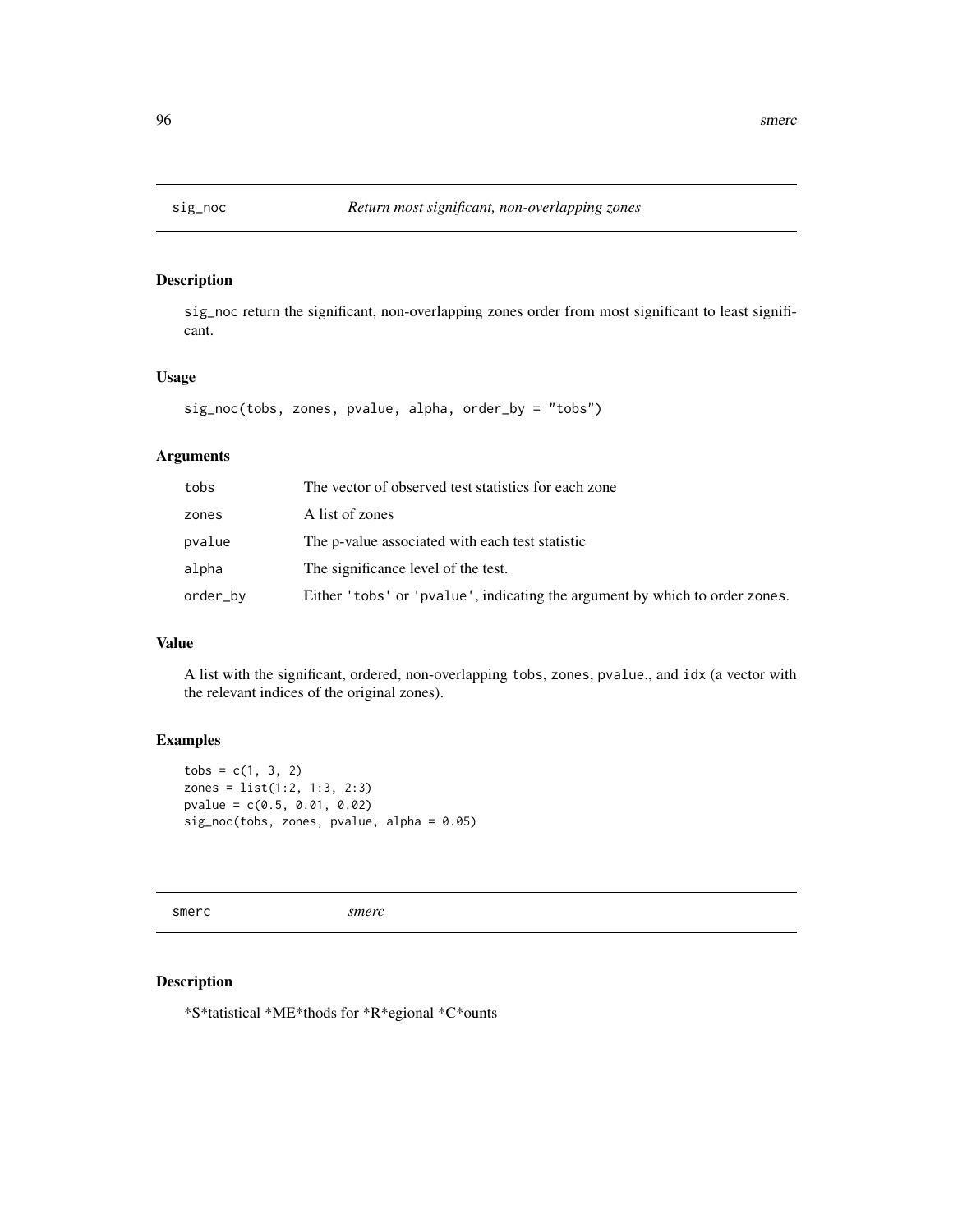## sig_noc — *Return most significant, non-overlapping zones*

### Description

sig_noc return the significant, non-overlapping zones order from most significant to least significant.

### Usage

```
sig_noc(tobs, zones, pvalue, alpha, order_by = "tobs")
```

### Arguments

| | |
|---|---|
| tobs | The vector of observed test statistics for each zone |
| zones | A list of zones |
| pvalue | The p-value associated with each test statistic |
| alpha | The significance level of the test. |
| order_by | Either 'tobs' or 'pvalue', indicating the argument by which to order zones. |

### Value

A list with the significant, ordered, non-overlapping tobs, zones, pvalue., and idx (a vector with the relevant indices of the original zones).

### Examples

```
tobs = c(1, 3, 2)
zones = list(1:2, 1:3, 2:3)
pvalue = c(0.5, 0.01, 0.02)
sig_noc(tobs, zones, pvalue, alpha = 0.05)
```

## smerc — *smerc*

### Description

*S*tatistical *ME*thods for *R*egional *C*ounts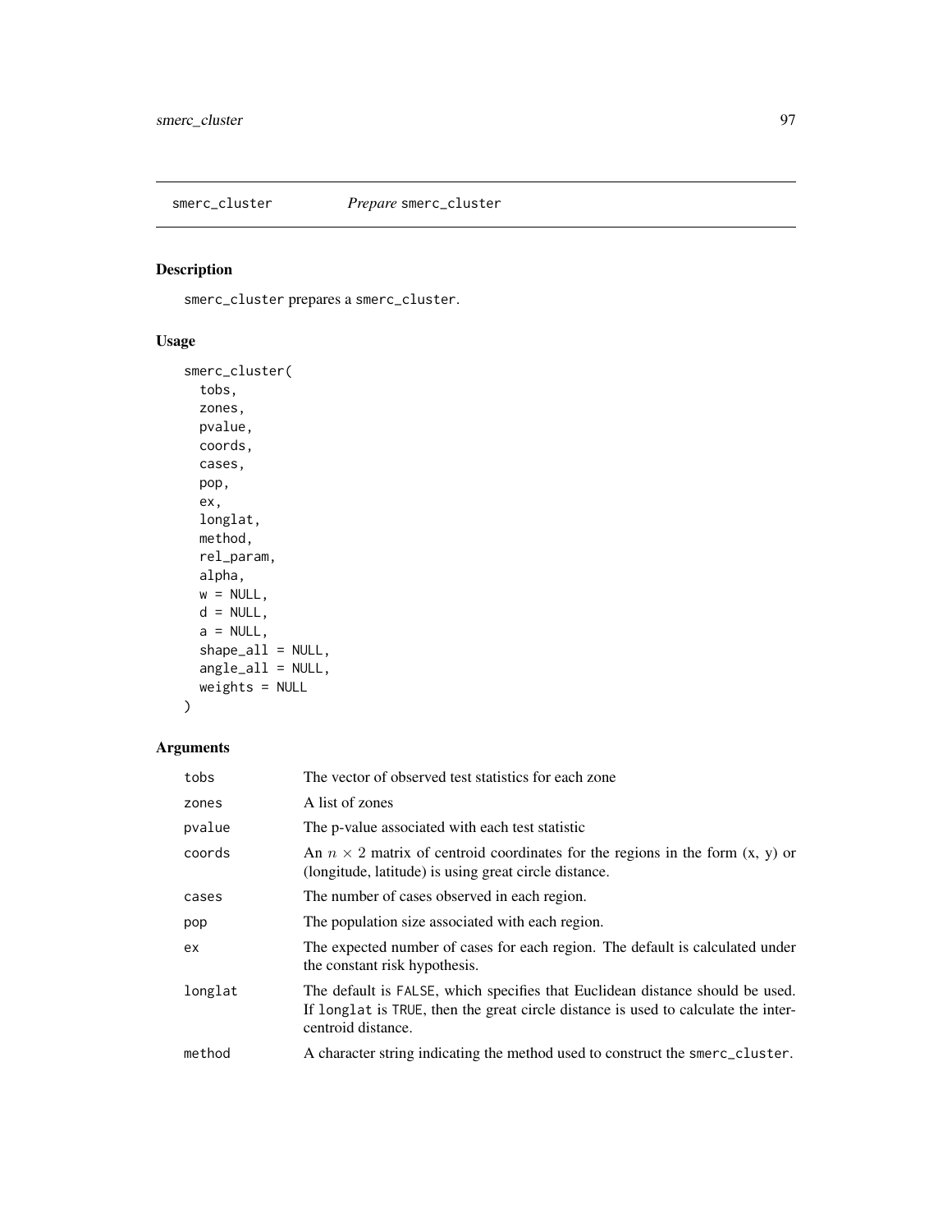## smerc_cluster *Prepare* smerc_cluster

### Description

smerc_cluster prepares a smerc_cluster.

### Usage

```
smerc_cluster(
  tobs,
  zones,
  pvalue,
  coords,
  cases,
  pop,
  ex,
  longlat,
  method,
  rel_param,
  alpha,
  w = NULL,
  d = NULL,
  a = NULL,
  shape_all = NULL,
  angle_all = NULL,
  weights = NULL
)
```

### Arguments

| | |
|---|---|
| tobs | The vector of observed test statistics for each zone |
| zones | A list of zones |
| pvalue | The p-value associated with each test statistic |
| coords | An $n \times 2$ matrix of centroid coordinates for the regions in the form (x, y) or (longitude, latitude) is using great circle distance. |
| cases | The number of cases observed in each region. |
| pop | The population size associated with each region. |
| ex | The expected number of cases for each region. The default is calculated under the constant risk hypothesis. |
| longlat | The default is FALSE, which specifies that Euclidean distance should be used. If longlat is TRUE, then the great circle distance is used to calculate the intercentroid distance. |
| method | A character string indicating the method used to construct the smerc_cluster. |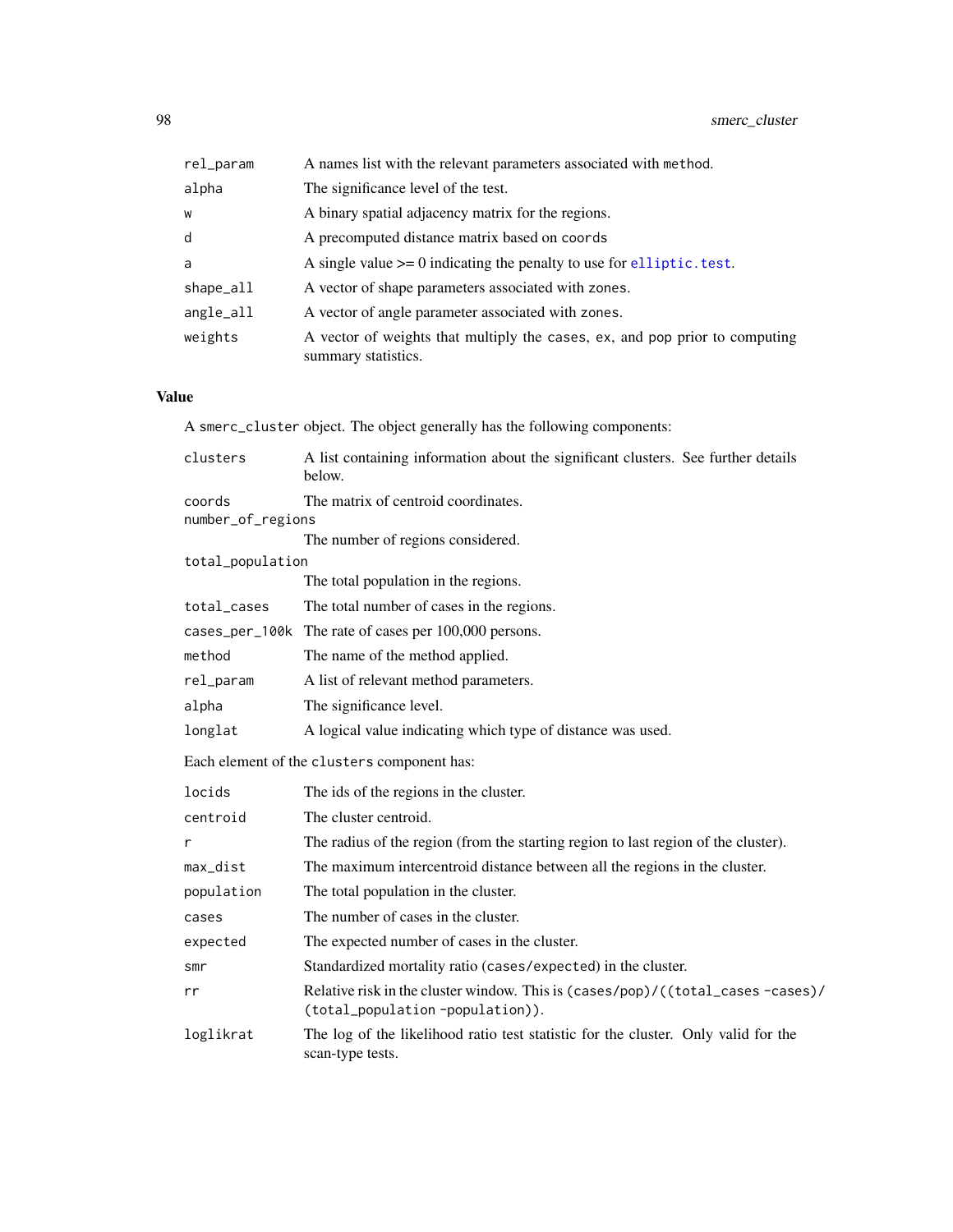| | |
|---|---|
| `rel_param` | A names list with the relevant parameters associated with `method`. |
| `alpha` | The significance level of the test. |
| `w` | A binary spatial adjacency matrix for the regions. |
| `d` | A precomputed distance matrix based on `coords` |
| `a` | A single value >= 0 indicating the penalty to use for `elliptic.test`. |
| `shape_all` | A vector of shape parameters associated with `zones`. |
| `angle_all` | A vector of angle parameter associated with `zones`. |
| `weights` | A vector of weights that multiply the `cases`, `ex`, and `pop` prior to computing summary statistics. |

## Value

A `smerc_cluster` object. The object generally has the following components:

| | |
|---|---|
| `clusters` | A list containing information about the significant clusters. See further details below. |
| `coords` | The matrix of centroid coordinates. |
| `number_of_regions` | The number of regions considered. |
| `total_population` | The total population in the regions. |
| `total_cases` | The total number of cases in the regions. |
| `cases_per_100k` | The rate of cases per 100,000 persons. |
| `method` | The name of the method applied. |
| `rel_param` | A list of relevant method parameters. |
| `alpha` | The significance level. |
| `longlat` | A logical value indicating which type of distance was used. |

Each element of the `clusters` component has:

| | |
|---|---|
| `locids` | The ids of the regions in the cluster. |
| `centroid` | The cluster centroid. |
| `r` | The radius of the region (from the starting region to last region of the cluster). |
| `max_dist` | The maximum intercentroid distance between all the regions in the cluster. |
| `population` | The total population in the cluster. |
| `cases` | The number of cases in the cluster. |
| `expected` | The expected number of cases in the cluster. |
| `smr` | Standardized mortality ratio (`cases/expected`) in the cluster. |
| `rr` | Relative risk in the cluster window. This is `(cases/pop)/((total_cases -cases)/(total_population -population))`. |
| `loglikrat` | The log of the likelihood ratio test statistic for the cluster. Only valid for the scan-type tests. |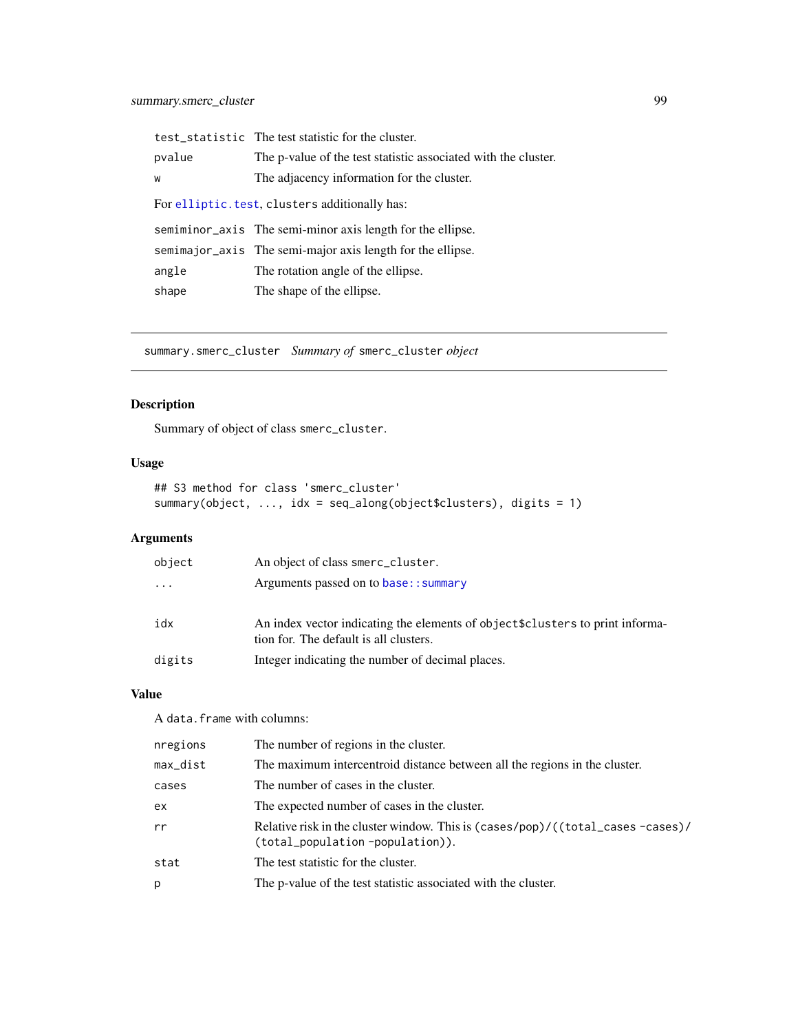| | |
|---|---|
| `test_statistic` | The test statistic for the cluster. |
| `pvalue` | The p-value of the test statistic associated with the cluster. |
| `w` | The adjacency information for the cluster. |

For `elliptic.test`, `clusters` additionally has:

| | |
|---|---|
| `semiminor_axis` | The semi-minor axis length for the ellipse. |
| `semimajor_axis` | The semi-major axis length for the ellipse. |
| `angle` | The rotation angle of the ellipse. |
| `shape` | The shape of the ellipse. |

---

## `summary.smerc_cluster` *Summary of* `smerc_cluster` *object*

---

### Description

Summary of object of class `smerc_cluster`.

### Usage

```
## S3 method for class 'smerc_cluster'
summary(object, ..., idx = seq_along(object$clusters), digits = 1)
```

### Arguments

| | |
|---|---|
| `object` | An object of class `smerc_cluster`. |
| `...` | Arguments passed on to `base::summary` |
| `idx` | An index vector indicating the elements of `object$clusters` to print information for. The default is all clusters. |
| `digits` | Integer indicating the number of decimal places. |

### Value

A `data.frame` with columns:

| | |
|---|---|
| `nregions` | The number of regions in the cluster. |
| `max_dist` | The maximum intercentroid distance between all the regions in the cluster. |
| `cases` | The number of cases in the cluster. |
| `ex` | The expected number of cases in the cluster. |
| `rr` | Relative risk in the cluster window. This is `(cases/pop)/((total_cases -cases)/(total_population -population))`. |
| `stat` | The test statistic for the cluster. |
| `p` | The p-value of the test statistic associated with the cluster. |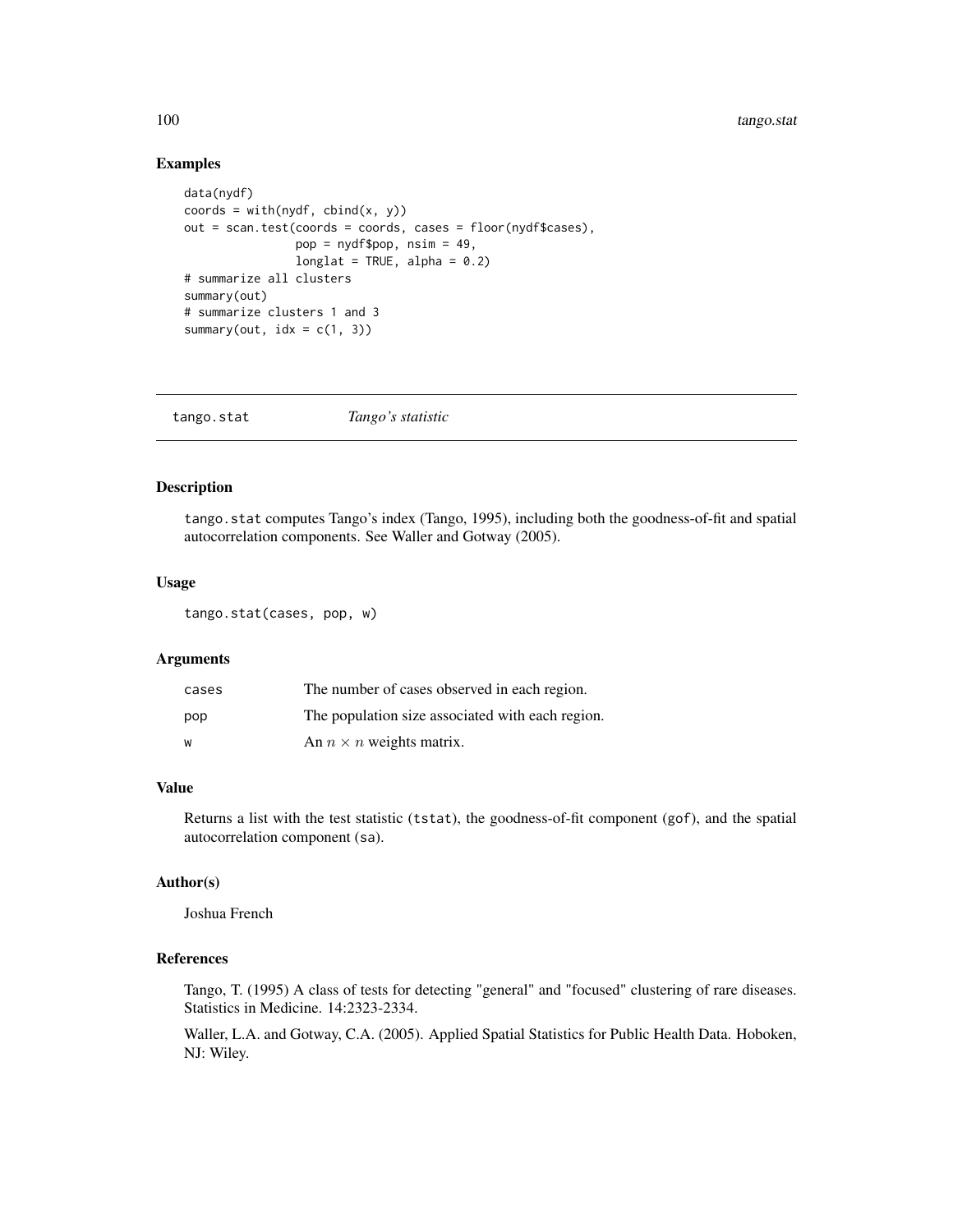## Examples

```
data(nydf)
coords = with(nydf, cbind(x, y))
out = scan.test(coords = coords, cases = floor(nydf$cases),
                pop = nydf$pop, nsim = 49,
                longlat = TRUE, alpha = 0.2)
# summarize all clusters
summary(out)
# summarize clusters 1 and 3
summary(out, idx = c(1, 3))
```

---

`tango.stat` *Tango's statistic*

---

## Description

`tango.stat` computes Tango's index (Tango, 1995), including both the goodness-of-fit and spatial autocorrelation components. See Waller and Gotway (2005).

## Usage

```
tango.stat(cases, pop, w)
```

## Arguments

| | |
|---|---|
| `cases` | The number of cases observed in each region. |
| `pop` | The population size associated with each region. |
| `w` | An $n \times n$ weights matrix. |

## Value

Returns a list with the test statistic (`tstat`), the goodness-of-fit component (`gof`), and the spatial autocorrelation component (`sa`).

## Author(s)

Joshua French

## References

Tango, T. (1995) A class of tests for detecting "general" and "focused" clustering of rare diseases. Statistics in Medicine. 14:2323-2334.

Waller, L.A. and Gotway, C.A. (2005). Applied Spatial Statistics for Public Health Data. Hoboken, NJ: Wiley.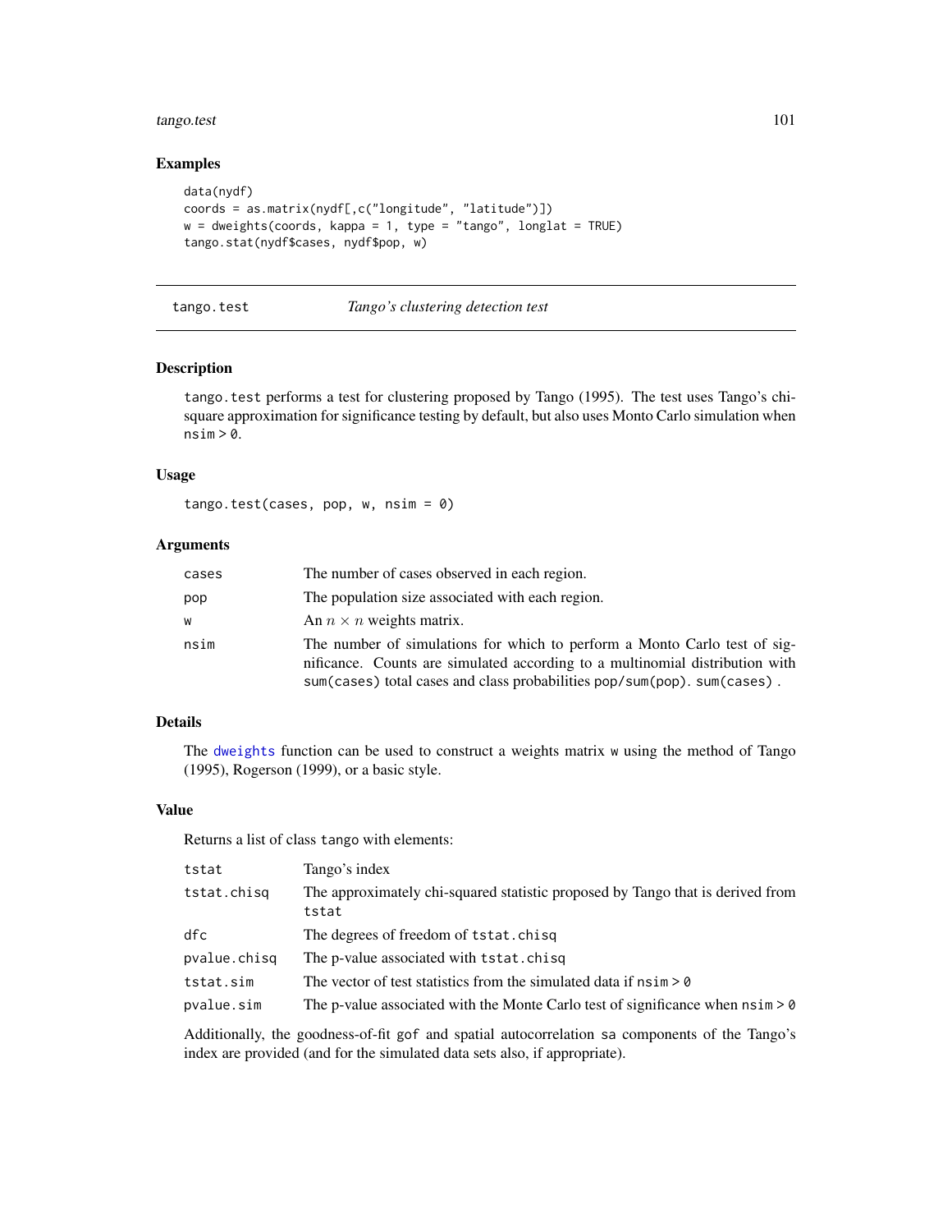## Examples

```
data(nydf)
coords = as.matrix(nydf[,c("longitude", "latitude")])
w = dweights(coords, kappa = 1, type = "tango", longlat = TRUE)
tango.stat(nydf$cases, nydf$pop, w)
```

---

# tango.test *Tango's clustering detection test*

## Description

tango.test performs a test for clustering proposed by Tango (1995). The test uses Tango's chi-square approximation for significance testing by default, but also uses Monto Carlo simulation when nsim > 0.

## Usage

```
tango.test(cases, pop, w, nsim = 0)
```

## Arguments

| | |
|---|---|
| cases | The number of cases observed in each region. |
| pop | The population size associated with each region. |
| w | An $n \times n$ weights matrix. |
| nsim | The number of simulations for which to perform a Monto Carlo test of significance. Counts are simulated according to a multinomial distribution with sum(cases) total cases and class probabilities pop/sum(pop). sum(cases) . |

## Details

The dweights function can be used to construct a weights matrix w using the method of Tango (1995), Rogerson (1999), or a basic style.

## Value

Returns a list of class tango with elements:

| | |
|---|---|
| tstat | Tango's index |
| tstat.chisq | The approximately chi-squared statistic proposed by Tango that is derived from tstat |
| dfc | The degrees of freedom of tstat.chisq |
| pvalue.chisq | The p-value associated with tstat.chisq |
| tstat.sim | The vector of test statistics from the simulated data if nsim > 0 |
| pvalue.sim | The p-value associated with the Monte Carlo test of significance when nsim > 0 |

Additionally, the goodness-of-fit gof and spatial autocorrelation sa components of the Tango's index are provided (and for the simulated data sets also, if appropriate).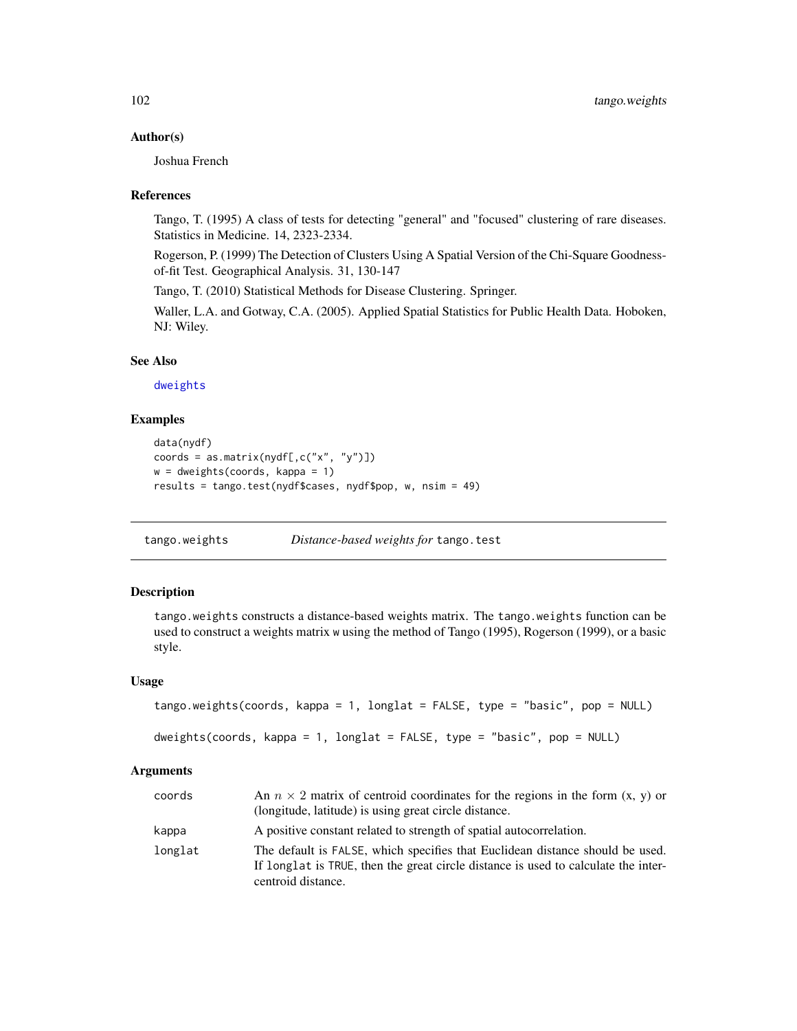### Author(s)

Joshua French

### References

Tango, T. (1995) A class of tests for detecting "general" and "focused" clustering of rare diseases. Statistics in Medicine. 14, 2323-2334.

Rogerson, P. (1999) The Detection of Clusters Using A Spatial Version of the Chi-Square Goodness-of-fit Test. Geographical Analysis. 31, 130-147

Tango, T. (2010) Statistical Methods for Disease Clustering. Springer.

Waller, L.A. and Gotway, C.A. (2005). Applied Spatial Statistics for Public Health Data. Hoboken, NJ: Wiley.

### See Also

dweights

### Examples

```
data(nydf)
coords = as.matrix(nydf[,c("x", "y")])
w = dweights(coords, kappa = 1)
results = tango.test(nydf$cases, nydf$pop, w, nsim = 49)
```

---

## tango.weights *Distance-based weights for* tango.test

---

### Description

tango.weights constructs a distance-based weights matrix. The tango.weights function can be used to construct a weights matrix w using the method of Tango (1995), Rogerson (1999), or a basic style.

### Usage

```
tango.weights(coords, kappa = 1, longlat = FALSE, type = "basic", pop = NULL)

dweights(coords, kappa = 1, longlat = FALSE, type = "basic", pop = NULL)
```

### Arguments

| | |
|---|---|
| coords | An $n \times 2$ matrix of centroid coordinates for the regions in the form (x, y) or (longitude, latitude) is using great circle distance. |
| kappa | A positive constant related to strength of spatial autocorrelation. |
| longlat | The default is FALSE, which specifies that Euclidean distance should be used. If longlat is TRUE, then the great circle distance is used to calculate the inter-centroid distance. |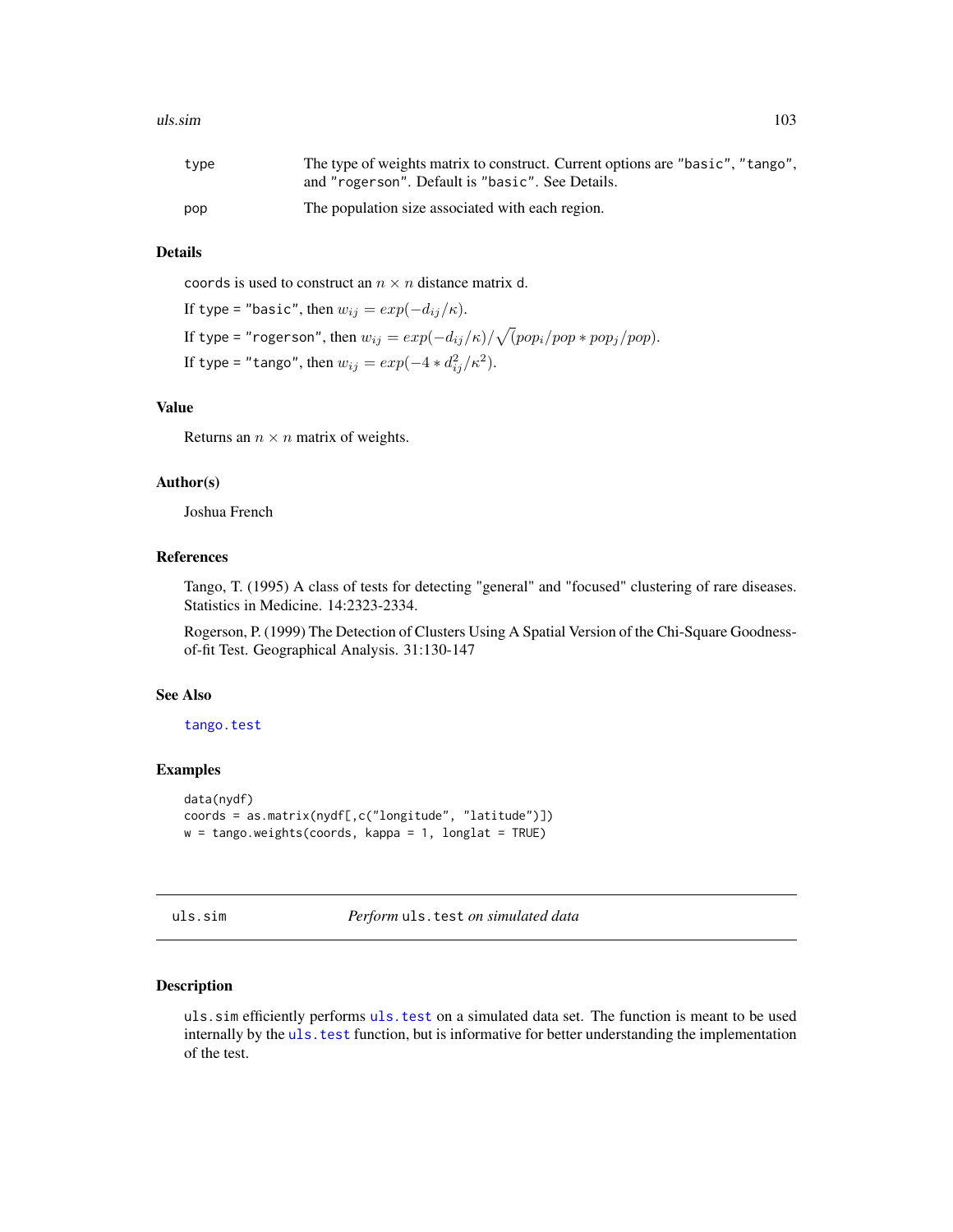| | |
|---|---|
| type | The type of weights matrix to construct. Current options are "basic", "tango", and "rogerson". Default is "basic". See Details. |
| pop | The population size associated with each region. |

## Details

coords is used to construct an $n \times n$ distance matrix d.

If type = "basic", then $w_{ij} = exp(-d_{ij}/\kappa)$.

If type = "rogerson", then $w_{ij} = exp(-d_{ij}/\kappa)/\sqrt{(}pop_i/pop * pop_j/pop)$.

If type = "tango", then $w_{ij} = exp(-4 * d_{ij}^2/\kappa^2)$.

## Value

Returns an $n \times n$ matrix of weights.

## Author(s)

Joshua French

## References

Tango, T. (1995) A class of tests for detecting "general" and "focused" clustering of rare diseases. Statistics in Medicine. 14:2323-2334.

Rogerson, P. (1999) The Detection of Clusters Using A Spatial Version of the Chi-Square Goodness-of-fit Test. Geographical Analysis. 31:130-147

## See Also

tango.test

## Examples

```
data(nydf)
coords = as.matrix(nydf[,c("longitude", "latitude")])
w = tango.weights(coords, kappa = 1, longlat = TRUE)
```

---

# uls.sim *Perform* uls.test *on simulated data*

## Description

uls.sim efficiently performs uls.test on a simulated data set. The function is meant to be used internally by the uls.test function, but is informative for better understanding the implementation of the test.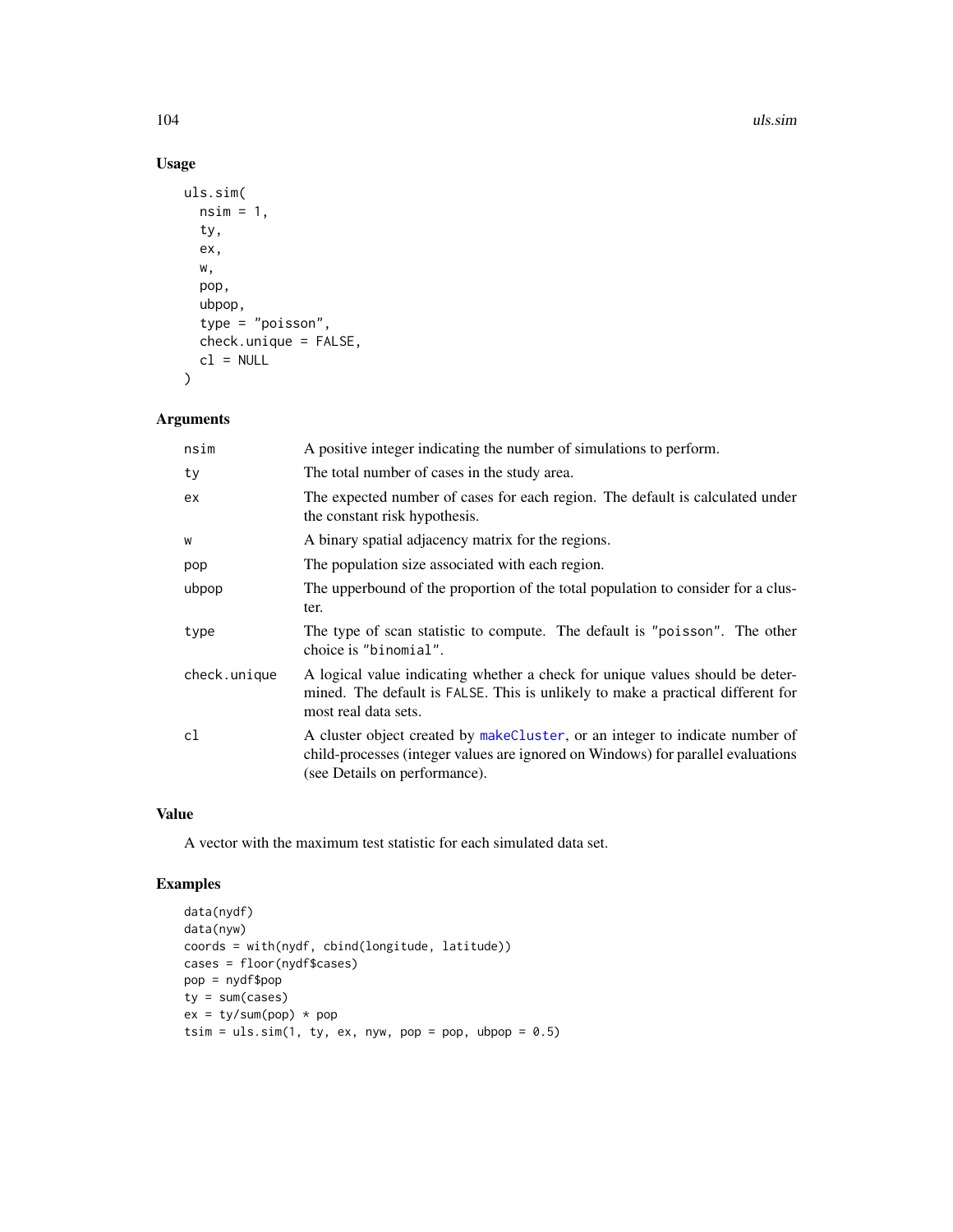## Usage

```
uls.sim(
  nsim = 1,
  ty,
  ex,
  w,
  pop,
  ubpop,
  type = "poisson",
  check.unique = FALSE,
  cl = NULL
)
```

## Arguments

| Argument | Description |
|---|---|
| nsim | A positive integer indicating the number of simulations to perform. |
| ty | The total number of cases in the study area. |
| ex | The expected number of cases for each region. The default is calculated under the constant risk hypothesis. |
| w | A binary spatial adjacency matrix for the regions. |
| pop | The population size associated with each region. |
| ubpop | The upperbound of the proportion of the total population to consider for a cluster. |
| type | The type of scan statistic to compute. The default is "poisson". The other choice is "binomial". |
| check.unique | A logical value indicating whether a check for unique values should be determined. The default is FALSE. This is unlikely to make a practical different for most real data sets. |
| cl | A cluster object created by makeCluster, or an integer to indicate number of child-processes (integer values are ignored on Windows) for parallel evaluations (see Details on performance). |

## Value

A vector with the maximum test statistic for each simulated data set.

## Examples

```
data(nydf)
data(nyw)
coords = with(nydf, cbind(longitude, latitude))
cases = floor(nydf$cases)
pop = nydf$pop
ty = sum(cases)
ex = ty/sum(pop) * pop
tsim = uls.sim(1, ty, ex, nyw, pop = pop, ubpop = 0.5)
```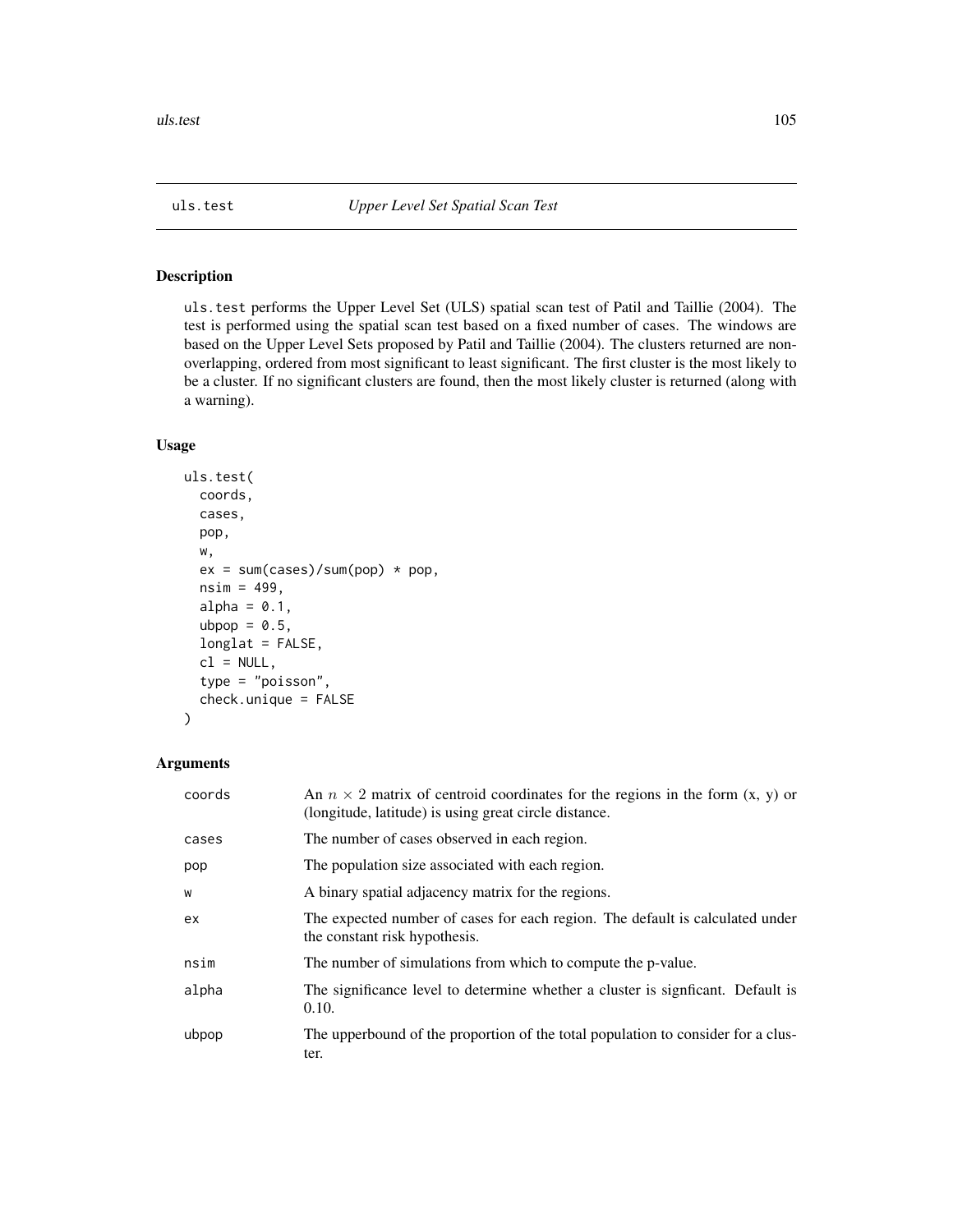## uls.test *Upper Level Set Spatial Scan Test*

### Description

uls.test performs the Upper Level Set (ULS) spatial scan test of Patil and Taillie (2004). The test is performed using the spatial scan test based on a fixed number of cases. The windows are based on the Upper Level Sets proposed by Patil and Taillie (2004). The clusters returned are non-overlapping, ordered from most significant to least significant. The first cluster is the most likely to be a cluster. If no significant clusters are found, then the most likely cluster is returned (along with a warning).

### Usage

```
uls.test(
  coords,
  cases,
  pop,
  w,
  ex = sum(cases)/sum(pop) * pop,
  nsim = 499,
  alpha = 0.1,
  ubpop = 0.5,
  longlat = FALSE,
  cl = NULL,
  type = "poisson",
  check.unique = FALSE
)
```

### Arguments

| | |
|---|---|
| coords | An $n \times 2$ matrix of centroid coordinates for the regions in the form (x, y) or (longitude, latitude) is using great circle distance. |
| cases | The number of cases observed in each region. |
| pop | The population size associated with each region. |
| w | A binary spatial adjacency matrix for the regions. |
| ex | The expected number of cases for each region. The default is calculated under the constant risk hypothesis. |
| nsim | The number of simulations from which to compute the p-value. |
| alpha | The significance level to determine whether a cluster is signficant. Default is 0.10. |
| ubpop | The upperbound of the proportion of the total population to consider for a cluster. |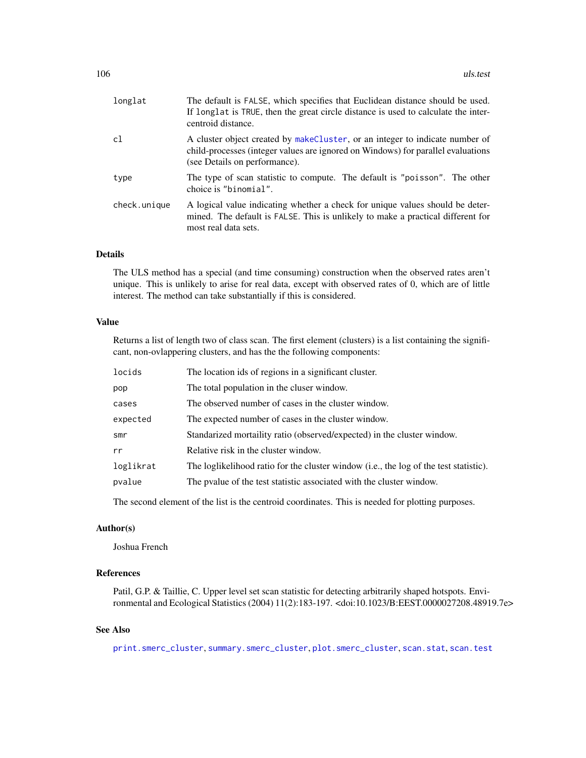| | |
|---|---|
| `longlat` | The default is `FALSE`, which specifies that Euclidean distance should be used. If `longlat` is `TRUE`, then the great circle distance is used to calculate the intercentroid distance. |
| `cl` | A cluster object created by `makeCluster`, or an integer to indicate number of child-processes (integer values are ignored on Windows) for parallel evaluations (see Details on performance). |
| `type` | The type of scan statistic to compute. The default is `"poisson"`. The other choice is `"binomial"`. |
| `check.unique` | A logical value indicating whether a check for unique values should be determined. The default is `FALSE`. This is unlikely to make a practical different for most real data sets. |

## Details

The ULS method has a special (and time consuming) construction when the observed rates aren't unique. This is unlikely to arise for real data, except with observed rates of 0, which are of little interest. The method can take substantially if this is considered.

## Value

Returns a list of length two of class scan. The first element (clusters) is a list containing the significant, non-ovlappering clusters, and has the the following components:

| | |
|---|---|
| `locids` | The location ids of regions in a significant cluster. |
| `pop` | The total population in the cluser window. |
| `cases` | The observed number of cases in the cluster window. |
| `expected` | The expected number of cases in the cluster window. |
| `smr` | Standarized mortaility ratio (observed/expected) in the cluster window. |
| `rr` | Relative risk in the cluster window. |
| `loglikrat` | The loglikelihood ratio for the cluster window (i.e., the log of the test statistic). |
| `pvalue` | The pvalue of the test statistic associated with the cluster window. |

The second element of the list is the centroid coordinates. This is needed for plotting purposes.

## Author(s)

Joshua French

## References

Patil, G.P. & Taillie, C. Upper level set scan statistic for detecting arbitrarily shaped hotspots. Environmental and Ecological Statistics (2004) 11(2):183-197. <doi:10.1023/B:EEST.0000027208.48919.7e>

## See Also

`print.smerc_cluster`, `summary.smerc_cluster`, `plot.smerc_cluster`, `scan.stat`, `scan.test`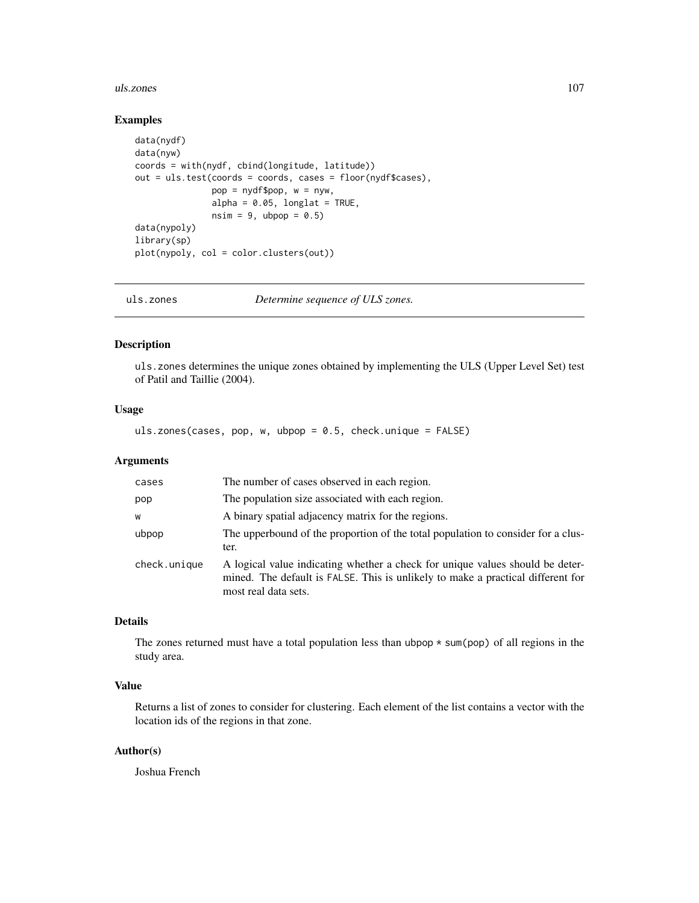## Examples

```
data(nydf)
data(nyw)
coords = with(nydf, cbind(longitude, latitude))
out = uls.test(coords = coords, cases = floor(nydf$cases),
               pop = nydf$pop, w = nyw,
               alpha = 0.05, longlat = TRUE,
               nsim = 9, ubpop = 0.5)
data(nypoly)
library(sp)
plot(nypoly, col = color.clusters(out))
```

---

# uls.zones — *Determine sequence of ULS zones.*

---

## Description

uls.zones determines the unique zones obtained by implementing the ULS (Upper Level Set) test of Patil and Taillie (2004).

## Usage

```
uls.zones(cases, pop, w, ubpop = 0.5, check.unique = FALSE)
```

## Arguments

| | |
|---|---|
| cases | The number of cases observed in each region. |
| pop | The population size associated with each region. |
| w | A binary spatial adjacency matrix for the regions. |
| ubpop | The upperbound of the proportion of the total population to consider for a cluster. |
| check.unique | A logical value indicating whether a check for unique values should be determined. The default is FALSE. This is unlikely to make a practical different for most real data sets. |

## Details

The zones returned must have a total population less than ubpop * sum(pop) of all regions in the study area.

## Value

Returns a list of zones to consider for clustering. Each element of the list contains a vector with the location ids of the regions in that zone.

## Author(s)

Joshua French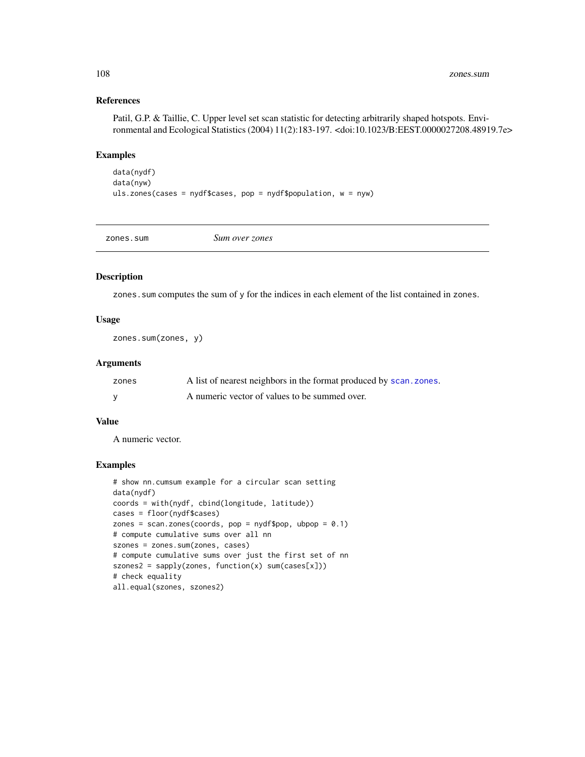## References

Patil, G.P. & Taillie, C. Upper level set scan statistic for detecting arbitrarily shaped hotspots. Environmental and Ecological Statistics (2004) 11(2):183-197. <doi:10.1023/B:EEST.0000027208.48919.7e>

## Examples

```
data(nydf)
data(nyw)
uls.zones(cases = nydf$cases, pop = nydf$population, w = nyw)
```

---

# zones.sum — *Sum over zones*

## Description

zones.sum computes the sum of y for the indices in each element of the list contained in zones.

## Usage

```
zones.sum(zones, y)
```

## Arguments

| | |
|---|---|
| zones | A list of nearest neighbors in the format produced by scan.zones. |
| y | A numeric vector of values to be summed over. |

## Value

A numeric vector.

## Examples

```
# show nn.cumsum example for a circular scan setting
data(nydf)
coords = with(nydf, cbind(longitude, latitude))
cases = floor(nydf$cases)
zones = scan.zones(coords, pop = nydf$pop, ubpop = 0.1)
# compute cumulative sums over all nn
szones = zones.sum(zones, cases)
# compute cumulative sums over just the first set of nn
szones2 = sapply(zones, function(x) sum(cases[x]))
# check equality
all.equal(szones, szones2)
```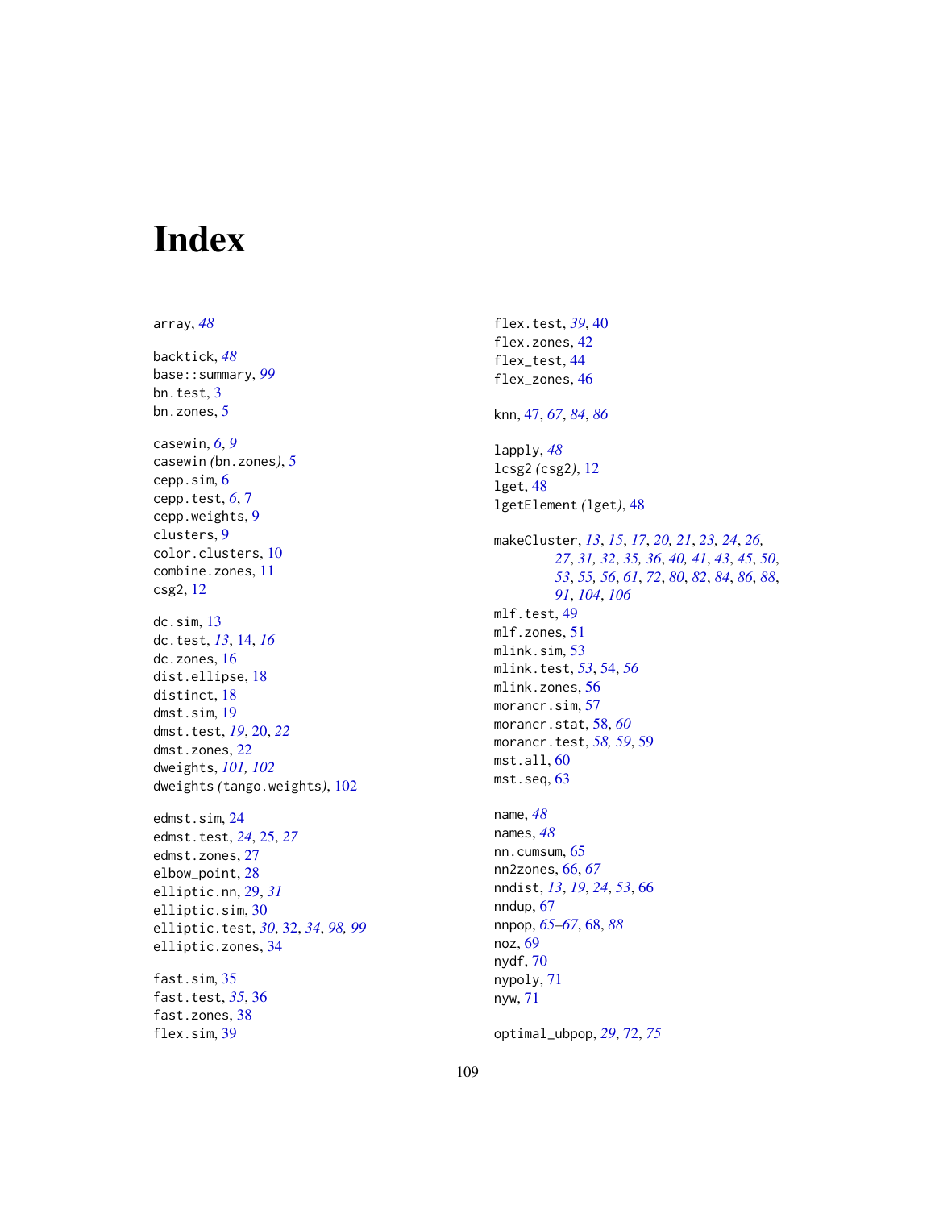# Index

array, *48*

backtick, *48*
base::summary, *99*
bn.test, 3
bn.zones, 5

casewin, *6*, *9*
casewin *(*bn.zones*)*, 5
cepp.sim, 6
cepp.test, *6*, 7
cepp.weights, 9
clusters, 9
color.clusters, 10
combine.zones, 11
csg2, 12

dc.sim, 13
dc.test, *13*, 14, *16*
dc.zones, 16
dist.ellipse, 18
distinct, 18
dmst.sim, 19
dmst.test, *19*, 20, *22*
dmst.zones, 22
dweights, *101, 102*
dweights *(*tango.weights*)*, 102

edmst.sim, 24
edmst.test, *24*, 25, *27*
edmst.zones, 27
elbow_point, 28
elliptic.nn, 29, *31*
elliptic.sim, 30
elliptic.test, *30*, 32, *34*, *98, 99*
elliptic.zones, 34

fast.sim, 35
fast.test, *35*, 36
fast.zones, 38
flex.sim, 39
flex.test, *39*, 40
flex.zones, 42
flex_test, 44
flex_zones, 46

knn, 47, *67*, *84*, *86*

lapply, *48*
lcsg2 *(*csg2*)*, 12
lget, 48
lgetElement *(*lget*)*, 48

makeCluster, *13*, *15*, *17*, *20, 21*, *23*, *24*, *26, 27*, *31, 32*, *35, 36*, *40, 41*, *43*, *45*, *50, 53*, *55, 56*, *61*, *72*, *80*, *82*, *84*, *86*, *88, 91*, *104*, *106*
mlf.test, 49
mlf.zones, 51
mlink.sim, 53
mlink.test, *53*, 54, *56*
mlink.zones, 56
morancr.sim, 57
morancr.stat, 58, *60*
morancr.test, *58, 59*, 59
mst.all, 60
mst.seq, 63

name, *48*
names, *48*
nn.cumsum, 65
nn2zones, 66, *67*
nndist, *13*, *19*, *24*, *53*, 66
nndup, 67
nnpop, *65–67*, 68, *88*
noz, 69
nydf, 70
nypoly, 71
nyw, 71

optimal_ubpop, *29*, 72, *75*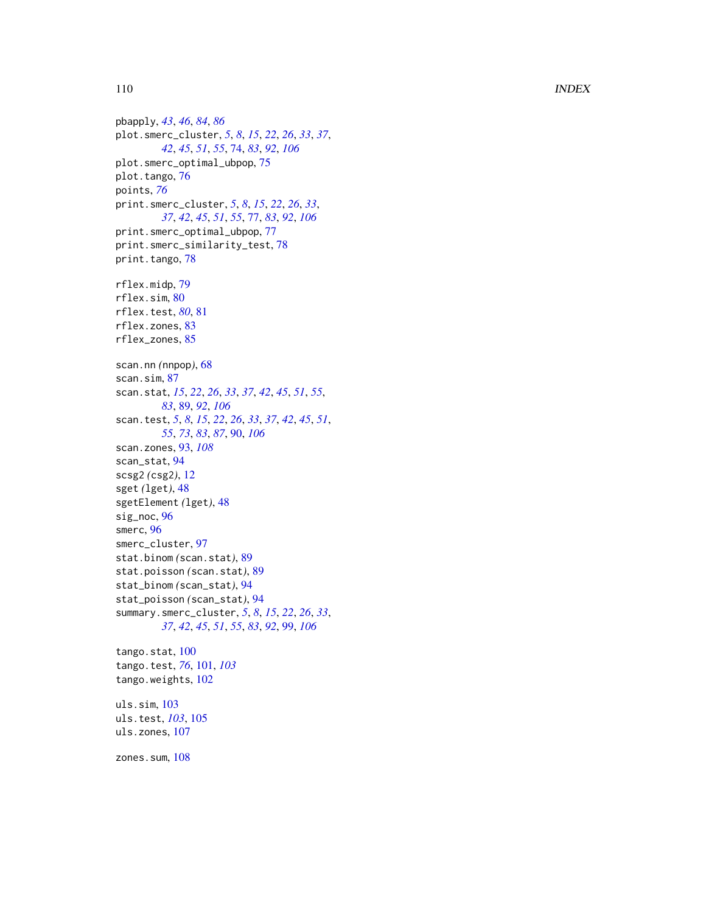pbapply, *43*, *46*, *84*, *86*
plot.smerc_cluster, *5*, *8*, *15*, *22*, *26*, *33*, *37*, *42*, *45*, *51*, *55*, 74, *83*, *92*, *106*
plot.smerc_optimal_ubpop, 75
plot.tango, 76
points, *76*
print.smerc_cluster, *5*, *8*, *15*, *22*, *26*, *33*, *37*, *42*, *45*, *51*, *55*, 77, *83*, *92*, *106*
print.smerc_optimal_ubpop, 77
print.smerc_similarity_test, 78
print.tango, 78

rflex.midp, 79
rflex.sim, 80
rflex.test, *80*, 81
rflex.zones, 83
rflex_zones, 85

scan.nn *(*nnpop*)*, 68
scan.sim, 87
scan.stat, *15*, *22*, *26*, *33*, *37*, *42*, *45*, *51*, *55*, *83*, 89, *92*, *106*
scan.test, *5*, *8*, *15*, *22*, *26*, *33*, *37*, *42*, *45*, *51*, *55*, *73*, *83*, *87*, 90, *106*
scan.zones, 93, *108*
scan_stat, 94
scsg2 *(*csg2*)*, 12
sget *(*lget*)*, 48
sgetElement *(*lget*)*, 48
sig_noc, 96
smerc, 96
smerc_cluster, 97
stat.binom *(*scan.stat*)*, 89
stat.poisson *(*scan.stat*)*, 89
stat_binom *(*scan_stat*)*, 94
stat_poisson *(*scan_stat*)*, 94
summary.smerc_cluster, *5*, *8*, *15*, *22*, *26*, *33*, *37*, *42*, *45*, *51*, *55*, *83*, *92*, 99, *106*

tango.stat, 100
tango.test, *76*, 101, *103*
tango.weights, 102

uls.sim, 103
uls.test, *103*, 105
uls.zones, 107

zones.sum, 108